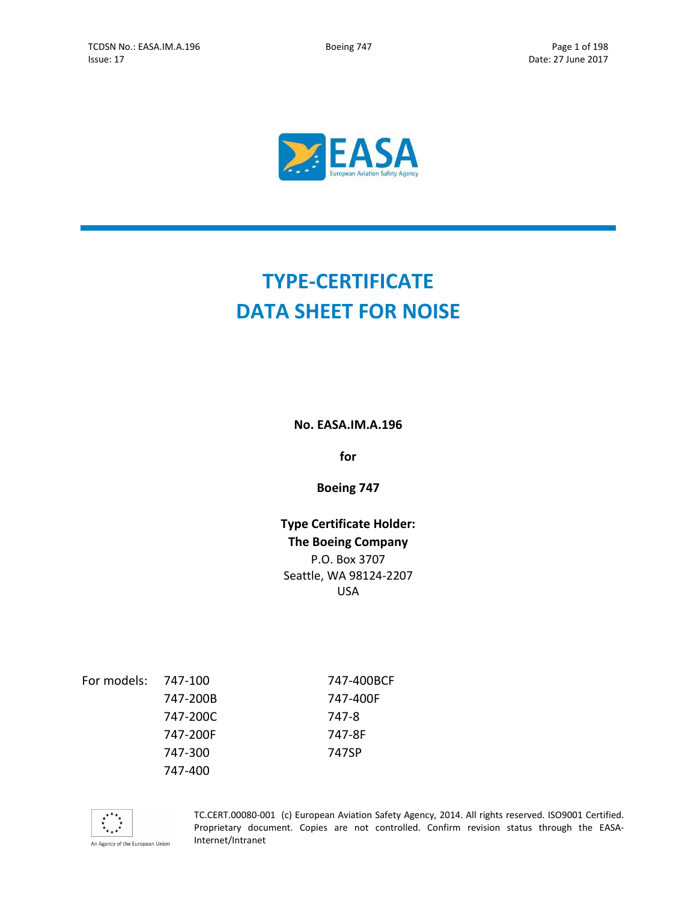# TYPE-CERTIFICATE DATA SHEET FOR NOISE

**No. EASA.IM.A.196**

**for**

**Boeing 747**

**Type Certificate Holder:**
**The Boeing Company**
P.O. Box 3707
Seattle, WA 98124-2207
USA

For models:

| | |
|---|---|
| 747-100 | 747-400BCF |
| 747-200B | 747-400F |
| 747-200C | 747-8 |
| 747-200F | 747-8F |
| 747-300 | 747SP |
| 747-400 | |

TC.CERT.00080-001 (c) European Aviation Safety Agency, 2014. All rights reserved. ISO9001 Certified. Proprietary document. Copies are not controlled. Confirm revision status through the EASA-Internet/Intranet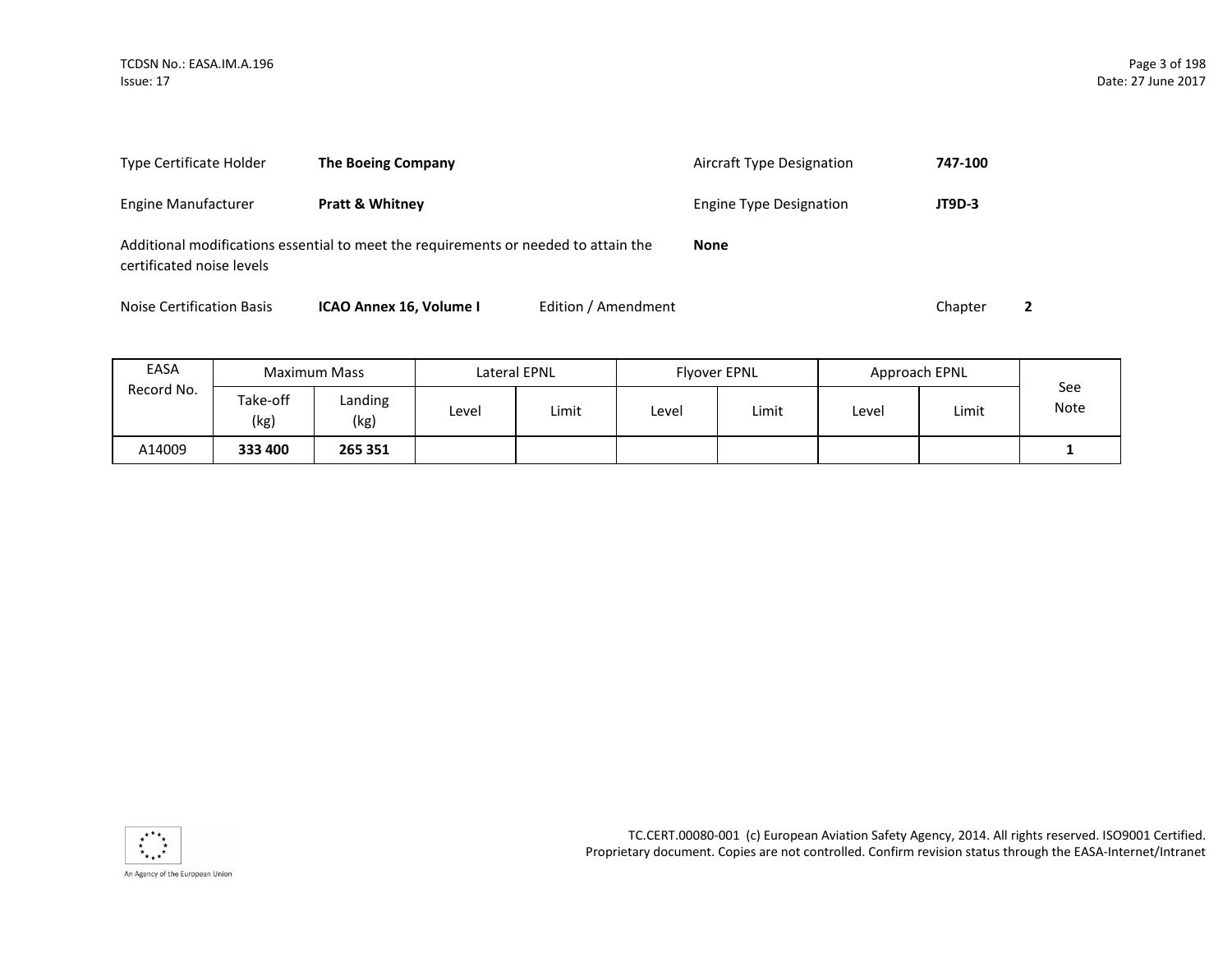| Type Certificate Holder | **The Boeing Company** | Aircraft Type Designation | **747-100** |
|---|---|---|---|
| Engine Manufacturer | **Pratt & Whitney** | Engine Type Designation | **JT9D-3** |

Additional modifications essential to meet the requirements or needed to attain the certificated noise levels **None**

Noise Certification Basis **ICAO Annex 16, Volume I** Edition / Amendment Chapter **2**

| EASA Record No. | Maximum Mass | | Lateral EPNL | | Flyover EPNL | | Approach EPNL | | See Note |
|---|---|---|---|---|---|---|---|---|---|
| | Take-off (kg) | Landing (kg) | Level | Limit | Level | Limit | Level | Limit | |
| A14009 | **333 400** | **265 351** | | | | | | | **1** |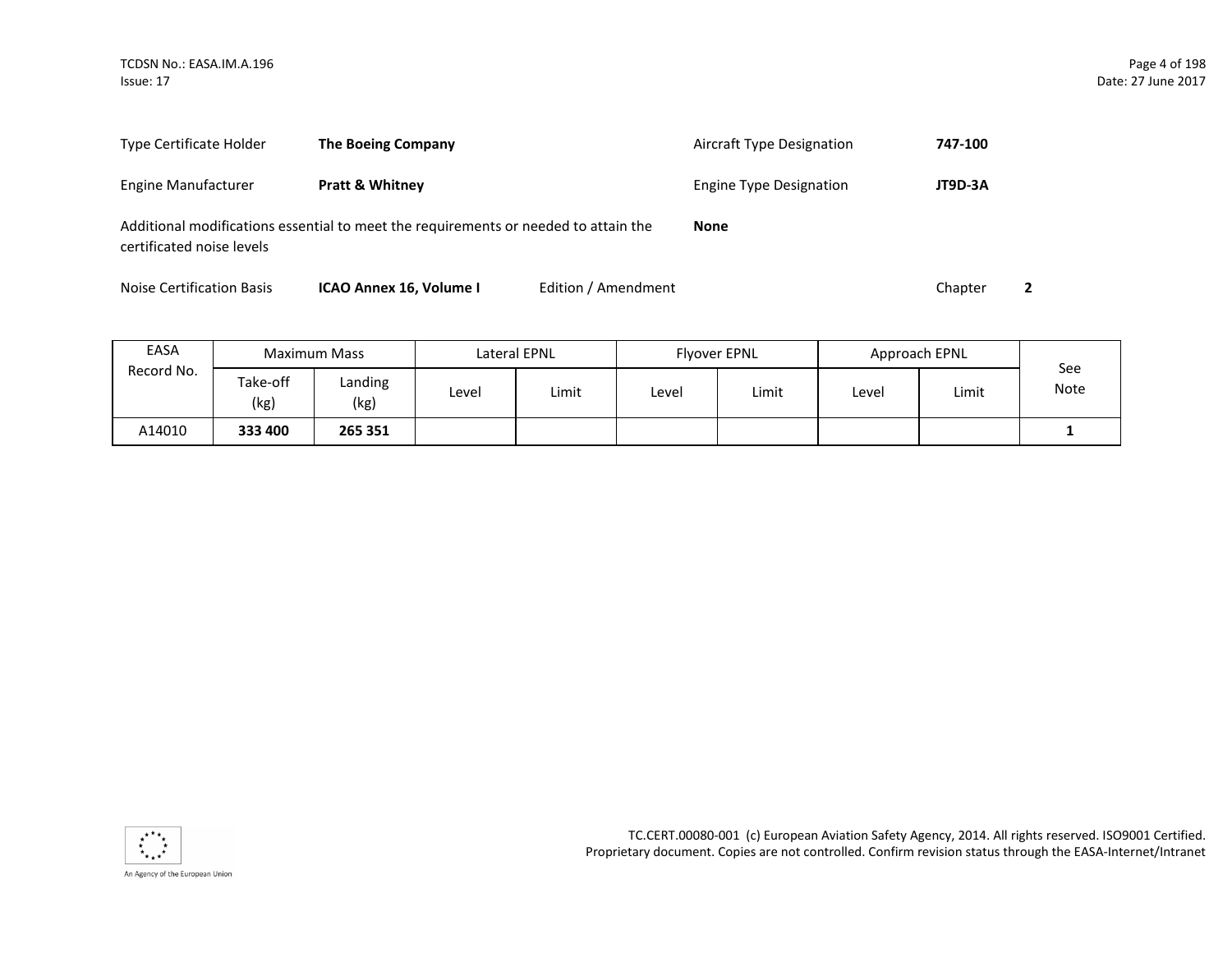| | | | |
|---|---|---|---|
| Type Certificate Holder | **The Boeing Company** | Aircraft Type Designation | **747-100** |
| Engine Manufacturer | **Pratt & Whitney** | Engine Type Designation | **JT9D-3A** |

Additional modifications essential to meet the requirements or needed to attain the certificated noise levels **None**

Noise Certification Basis **ICAO Annex 16, Volume I** Edition / Amendment Chapter **2**

| EASA Record No. | Maximum Mass | | Lateral EPNL | | Flyover EPNL | | Approach EPNL | | See Note |
|---|---|---|---|---|---|---|---|---|---|
| | Take-off (kg) | Landing (kg) | Level | Limit | Level | Limit | Level | Limit | |
| A14010 | **333 400** | **265 351** | | | | | | | **1** |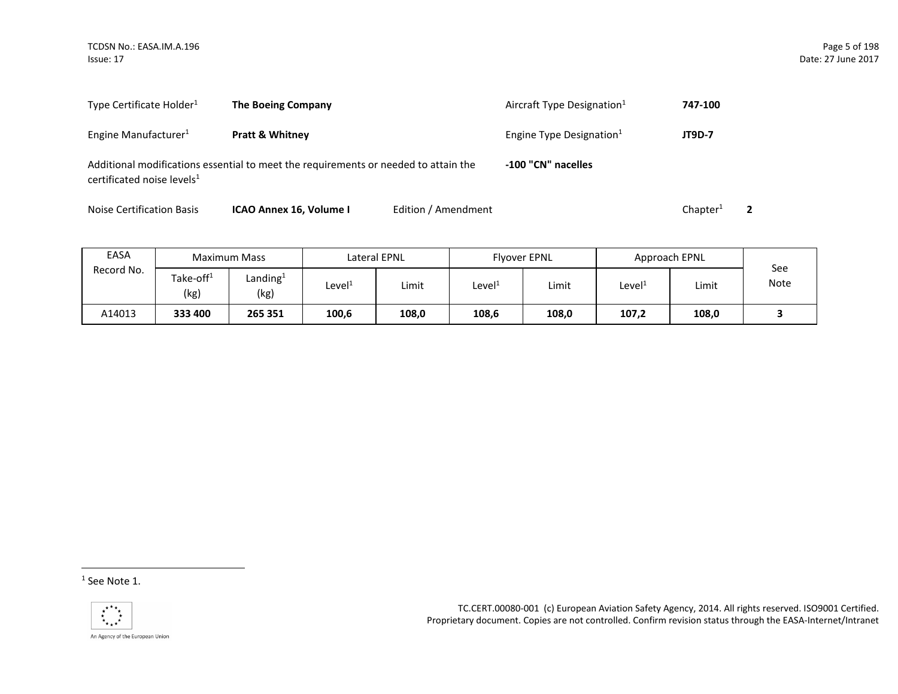Type Certificate Holder[1] **The Boeing Company**

Aircraft Type Designation[1] **747-100**

Engine Manufacturer[1] **Pratt & Whitney**

Engine Type Designation[1] **JT9D-7**

Additional modifications essential to meet the requirements or needed to attain the certificated noise levels[1] **-100 "CN" nacelles**

Noise Certification Basis **ICAO Annex 16, Volume I** Edition / Amendment Chapter[1] **2**

| EASA Record No. | Maximum Mass | | Lateral EPNL | | Flyover EPNL | | Approach EPNL | | See Note |
|---|---|---|---|---|---|---|---|---|---|
| | Take-off[1] (kg) | Landing[1] (kg) | Level[1] | Limit | Level[1] | Limit | Level[1] | Limit | |
| A14013 | **333 400** | **265 351** | **100,6** | **108,0** | **108,6** | **108,0** | **107,2** | **108,0** | **3** |

[1] See Note 1.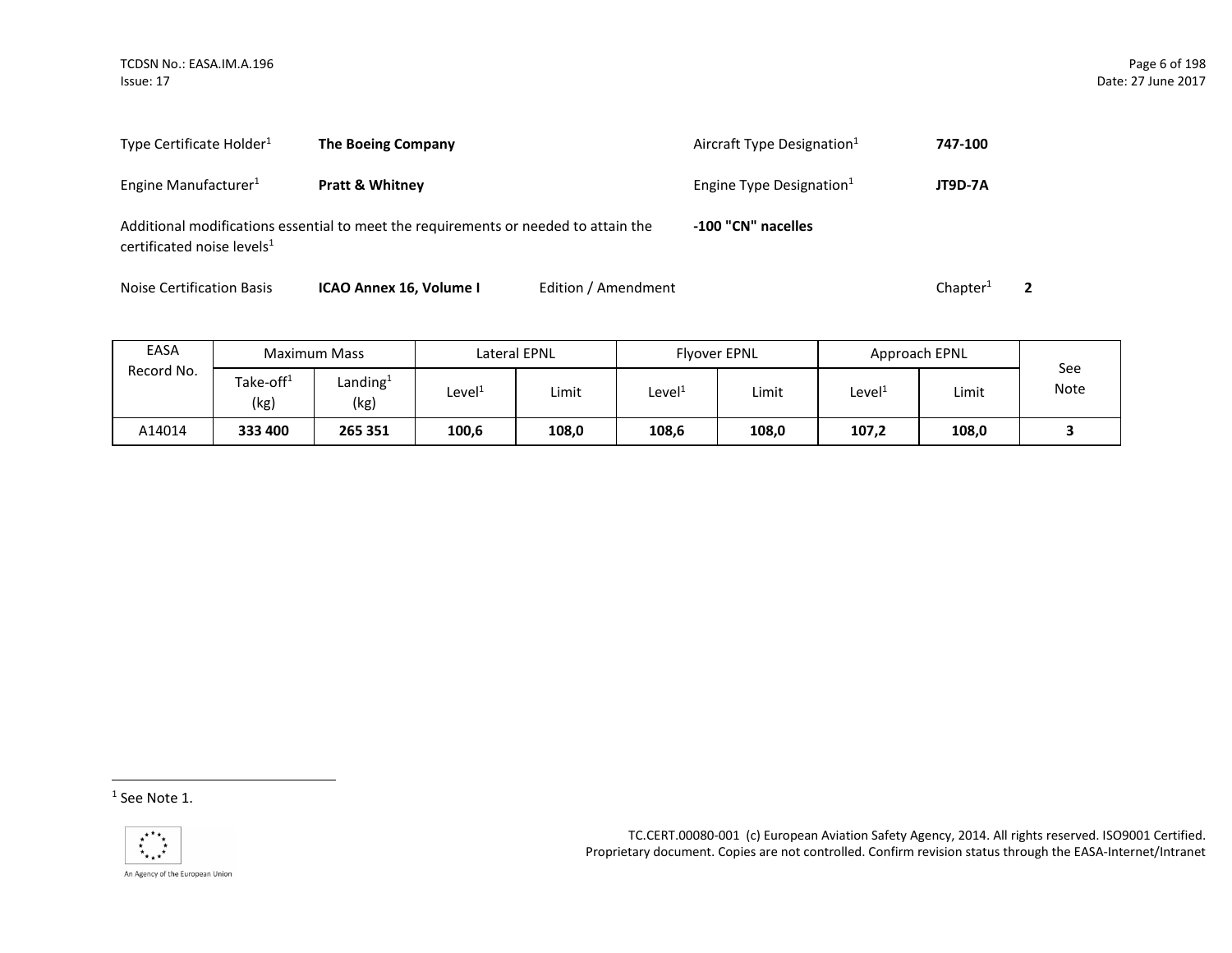| | | | |
|---|---|---|---|
| Type Certificate Holder[1] | **The Boeing Company** | Aircraft Type Designation[1] | **747-100** |
| Engine Manufacturer[1] | **Pratt & Whitney** | Engine Type Designation[1] | **JT9D-7A** |

Additional modifications essential to meet the requirements or needed to attain the certificated noise levels[1] **-100 "CN" nacelles**

Noise Certification Basis **ICAO Annex 16, Volume I** Edition / Amendment Chapter[1] **2**

| EASA Record No. | Maximum Mass | | Lateral EPNL | | Flyover EPNL | | Approach EPNL | | See Note |
|---|---|---|---|---|---|---|---|---|---|
| | Take-off[1] (kg) | Landing[1] (kg) | Level[1] | Limit | Level[1] | Limit | Level[1] | Limit | |
| A14014 | **333 400** | **265 351** | **100,6** | **108,0** | **108,6** | **108,0** | **107,2** | **108,0** | **3** |

[1] See Note 1.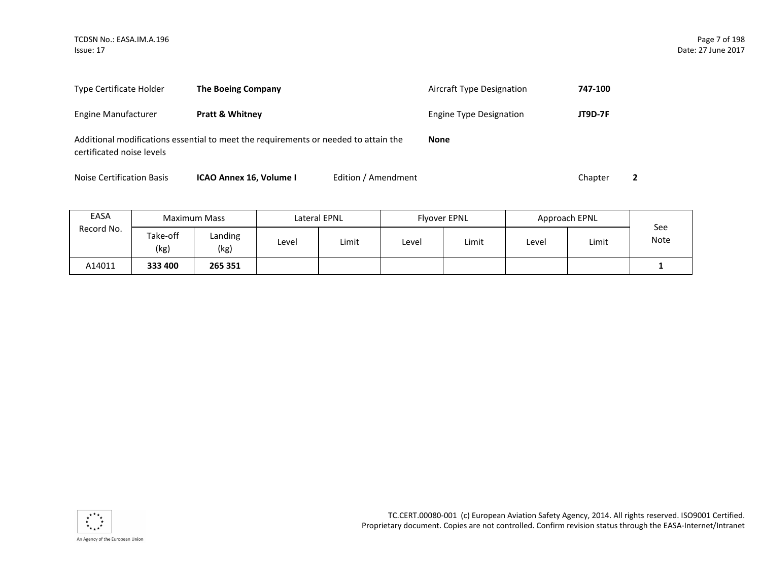| | | | |
|---|---|---|---|
| Type Certificate Holder | **The Boeing Company** | Aircraft Type Designation | **747-100** |
| Engine Manufacturer | **Pratt & Whitney** | Engine Type Designation | **JT9D-7F** |

Additional modifications essential to meet the requirements or needed to attain the certificated noise levels **None**

Noise Certification Basis **ICAO Annex 16, Volume I** Edition / Amendment Chapter **2**

| EASA Record No. | Maximum Mass | | Lateral EPNL | | Flyover EPNL | | Approach EPNL | | See Note |
|---|---|---|---|---|---|---|---|---|---|
| | Take-off (kg) | Landing (kg) | Level | Limit | Level | Limit | Level | Limit | |
| A14011 | **333 400** | **265 351** | | | | | | | **1** |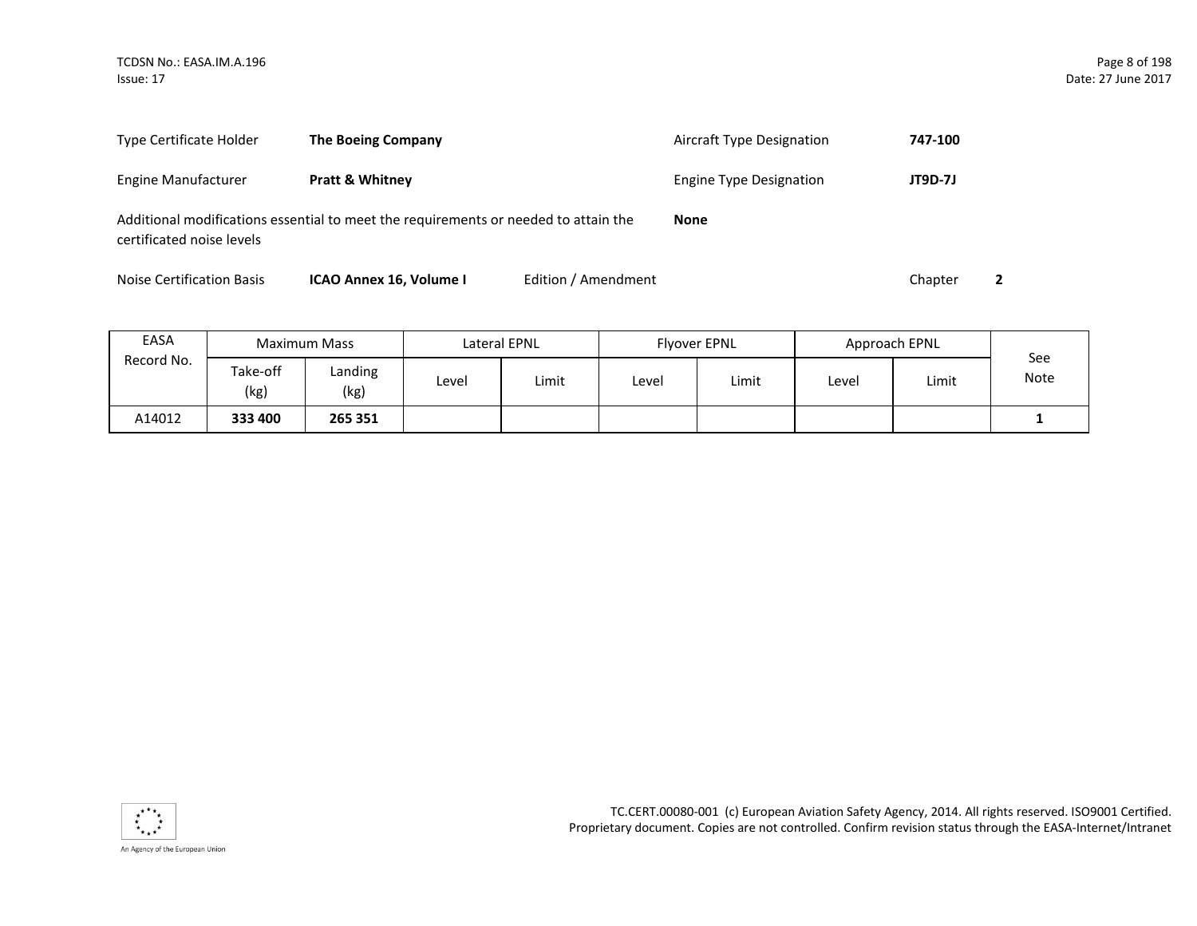| | | | |
|---|---|---|---|
| Type Certificate Holder | **The Boeing Company** | Aircraft Type Designation | **747-100** |
| Engine Manufacturer | **Pratt & Whitney** | Engine Type Designation | **JT9D-7J** |

Additional modifications essential to meet the requirements or needed to attain the certificated noise levels **None**

Noise Certification Basis **ICAO Annex 16, Volume I** Edition / Amendment Chapter **2**

| EASA Record No. | Maximum Mass | | Lateral EPNL | | Flyover EPNL | | Approach EPNL | | See Note |
|---|---|---|---|---|---|---|---|---|---|
| | Take-off (kg) | Landing (kg) | Level | Limit | Level | Limit | Level | Limit | |
| A14012 | **333 400** | **265 351** | | | | | | | **1** |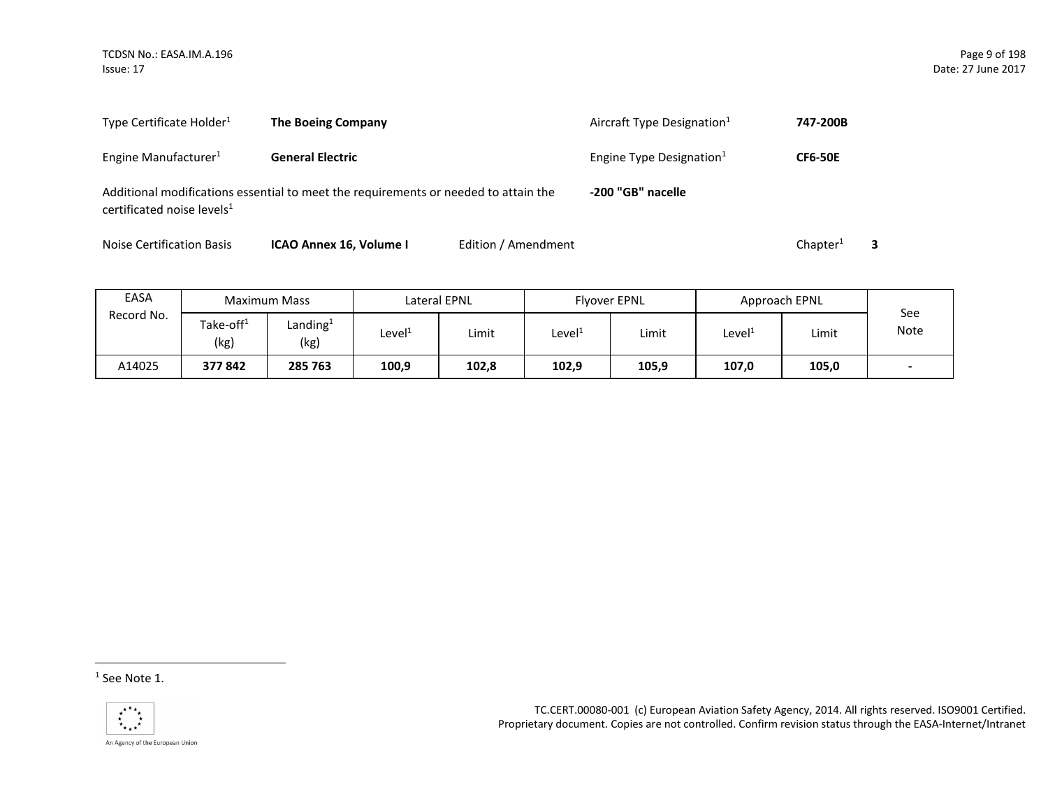| | | | |
|---|---|---|---|
| Type Certificate Holder[1] | **The Boeing Company** | Aircraft Type Designation[1] | **747-200B** |
| Engine Manufacturer[1] | **General Electric** | Engine Type Designation[1] | **CF6-50E** |

Additional modifications essential to meet the requirements or needed to attain the certificated noise levels[1] **-200 "GB" nacelle**

Noise Certification Basis **ICAO Annex 16, Volume I** Edition / Amendment Chapter[1] **3**

| EASA Record No. | Maximum Mass | | Lateral EPNL | | Flyover EPNL | | Approach EPNL | | See Note |
|---|---|---|---|---|---|---|---|---|---|
| | Take-off[1] (kg) | Landing[1] (kg) | Level[1] | Limit | Level[1] | Limit | Level[1] | Limit | |
| A14025 | **377 842** | **285 763** | **100,9** | **102,8** | **102,9** | **105,9** | **107,0** | **105,0** | **-** |

[1] See Note 1.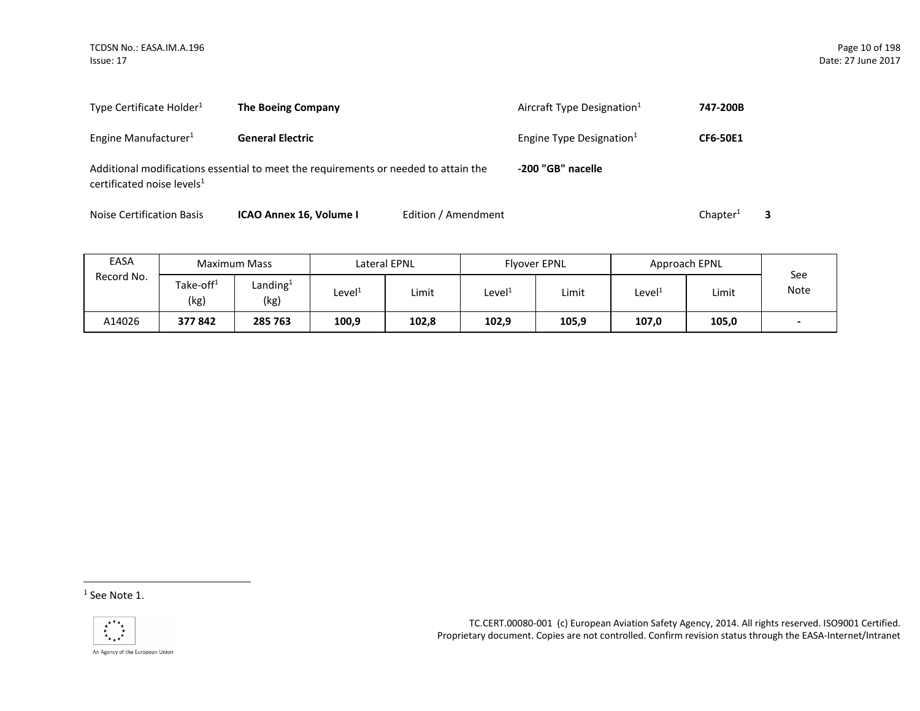| Type Certificate Holder[1] | **The Boeing Company** | Aircraft Type Designation[1] | **747-200B** |
|---|---|---|---|
| Engine Manufacturer[1] | **General Electric** | Engine Type Designation[1] | **CF6-50E1** |

Additional modifications essential to meet the requirements or needed to attain the certificated noise levels[1] **-200 "GB" nacelle**

Noise Certification Basis **ICAO Annex 16, Volume I** Edition / Amendment Chapter[1] **3**

| EASA Record No. | Maximum Mass | | Lateral EPNL | | Flyover EPNL | | Approach EPNL | | See Note |
|---|---|---|---|---|---|---|---|---|---|
| | Take-off[1] (kg) | Landing[1] (kg) | Level[1] | Limit | Level[1] | Limit | Level[1] | Limit | |
| A14026 | **377 842** | **285 763** | **100,9** | **102,8** | **102,9** | **105,9** | **107,0** | **105,0** | **-** |

[1] See Note 1.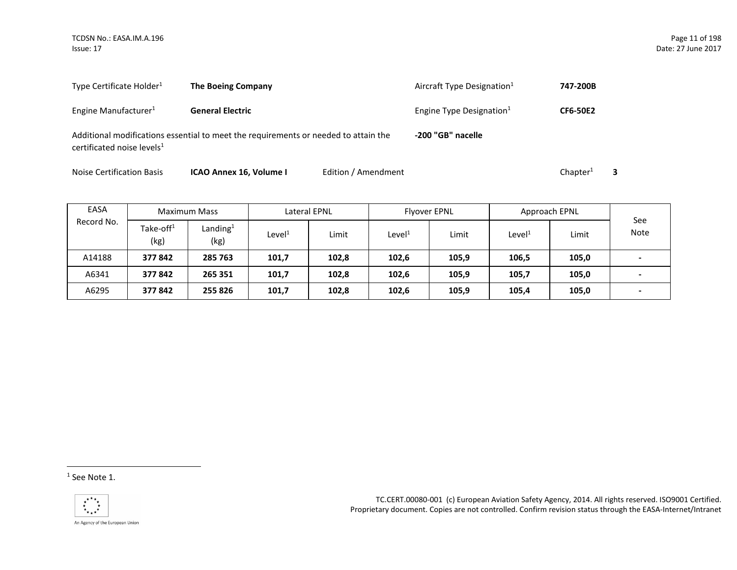| | | | |
|---|---|---|---|
| Type Certificate Holder[1] | **The Boeing Company** | Aircraft Type Designation[1] | **747-200B** |
| Engine Manufacturer[1] | **General Electric** | Engine Type Designation[1] | **CF6-50E2** |

Additional modifications essential to meet the requirements or needed to attain the certificated noise levels[1]: **-200 "GB" nacelle**

Noise Certification Basis: **ICAO Annex 16, Volume I** — Edition / Amendment — Chapter[1] **3**

| EASA Record No. | Maximum Mass | | Lateral EPNL | | Flyover EPNL | | Approach EPNL | | See Note |
|---|---|---|---|---|---|---|---|---|---|
| | Take-off[1] (kg) | Landing[1] (kg) | Level[1] | Limit | Level[1] | Limit | Level[1] | Limit | |
| A14188 | **377 842** | **285 763** | **101,7** | **102,8** | **102,6** | **105,9** | **106,5** | **105,0** | **-** |
| A6341 | **377 842** | **265 351** | **101,7** | **102,8** | **102,6** | **105,9** | **105,7** | **105,0** | **-** |
| A6295 | **377 842** | **255 826** | **101,7** | **102,8** | **102,6** | **105,9** | **105,4** | **105,0** | **-** |

[1] See Note 1.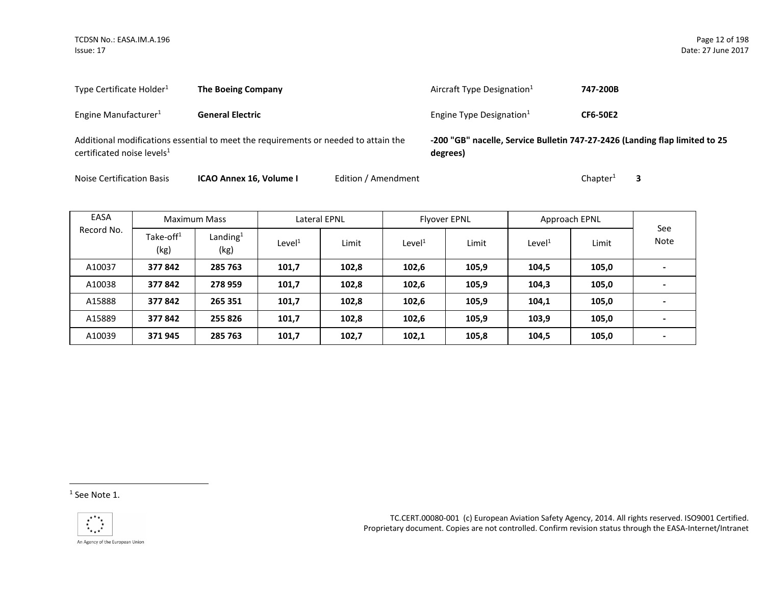Type Certificate Holder[1] **The Boeing Company**

Aircraft Type Designation[1] **747-200B**

Engine Manufacturer[1] **General Electric**

Engine Type Designation[1] **CF6-50E2**

Additional modifications essential to meet the requirements or needed to attain the certificated noise levels[1] **-200 "GB" nacelle, Service Bulletin 747-27-2426 (Landing flap limited to 25 degrees)**

Noise Certification Basis **ICAO Annex 16, Volume I** Edition / Amendment Chapter[1] **3**

| EASA Record No. | Maximum Mass | | Lateral EPNL | | Flyover EPNL | | Approach EPNL | | See Note |
|---|---|---|---|---|---|---|---|---|---|
| | Take-off[1] (kg) | Landing[1] (kg) | Level[1] | Limit | Level[1] | Limit | Level[1] | Limit | |
| A10037 | **377 842** | **285 763** | **101,7** | **102,8** | **102,6** | **105,9** | **104,5** | **105,0** | **-** |
| A10038 | **377 842** | **278 959** | **101,7** | **102,8** | **102,6** | **105,9** | **104,3** | **105,0** | **-** |
| A15888 | **377 842** | **265 351** | **101,7** | **102,8** | **102,6** | **105,9** | **104,1** | **105,0** | **-** |
| A15889 | **377 842** | **255 826** | **101,7** | **102,8** | **102,6** | **105,9** | **103,9** | **105,0** | **-** |
| A10039 | **371 945** | **285 763** | **101,7** | **102,7** | **102,1** | **105,8** | **104,5** | **105,0** | **-** |

[1] See Note 1.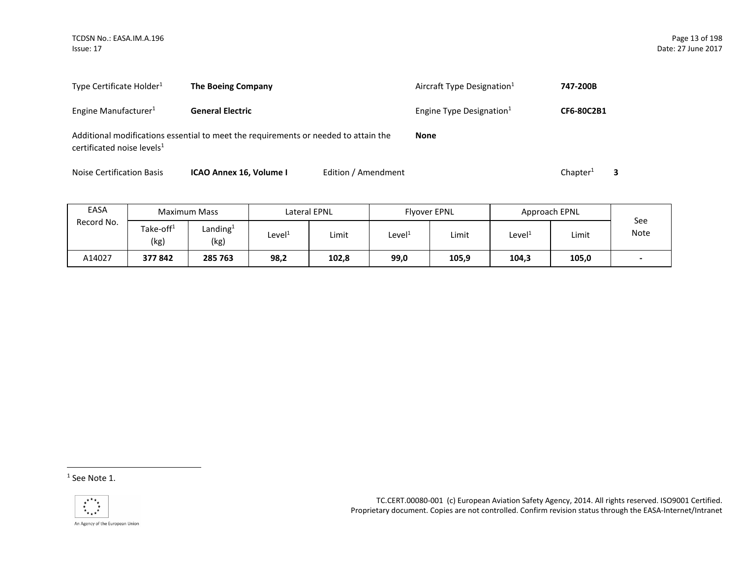Type Certificate Holder[1] **The Boeing Company**

Aircraft Type Designation[1] **747-200B**

Engine Manufacturer[1] **General Electric**

Engine Type Designation[1] **CF6-80C2B1**

Additional modifications essential to meet the requirements or needed to attain the certificated noise levels[1] **None**

Noise Certification Basis **ICAO Annex 16, Volume I** Edition / Amendment Chapter[1] **3**

| EASA Record No. | Maximum Mass | | Lateral EPNL | | Flyover EPNL | | Approach EPNL | | See Note |
|---|---|---|---|---|---|---|---|---|---|
| | Take-off[1] (kg) | Landing[1] (kg) | Level[1] | Limit | Level[1] | Limit | Level[1] | Limit | |
| A14027 | **377 842** | **285 763** | **98,2** | **102,8** | **99,0** | **105,9** | **104,3** | **105,0** | **-** |

[1] See Note 1.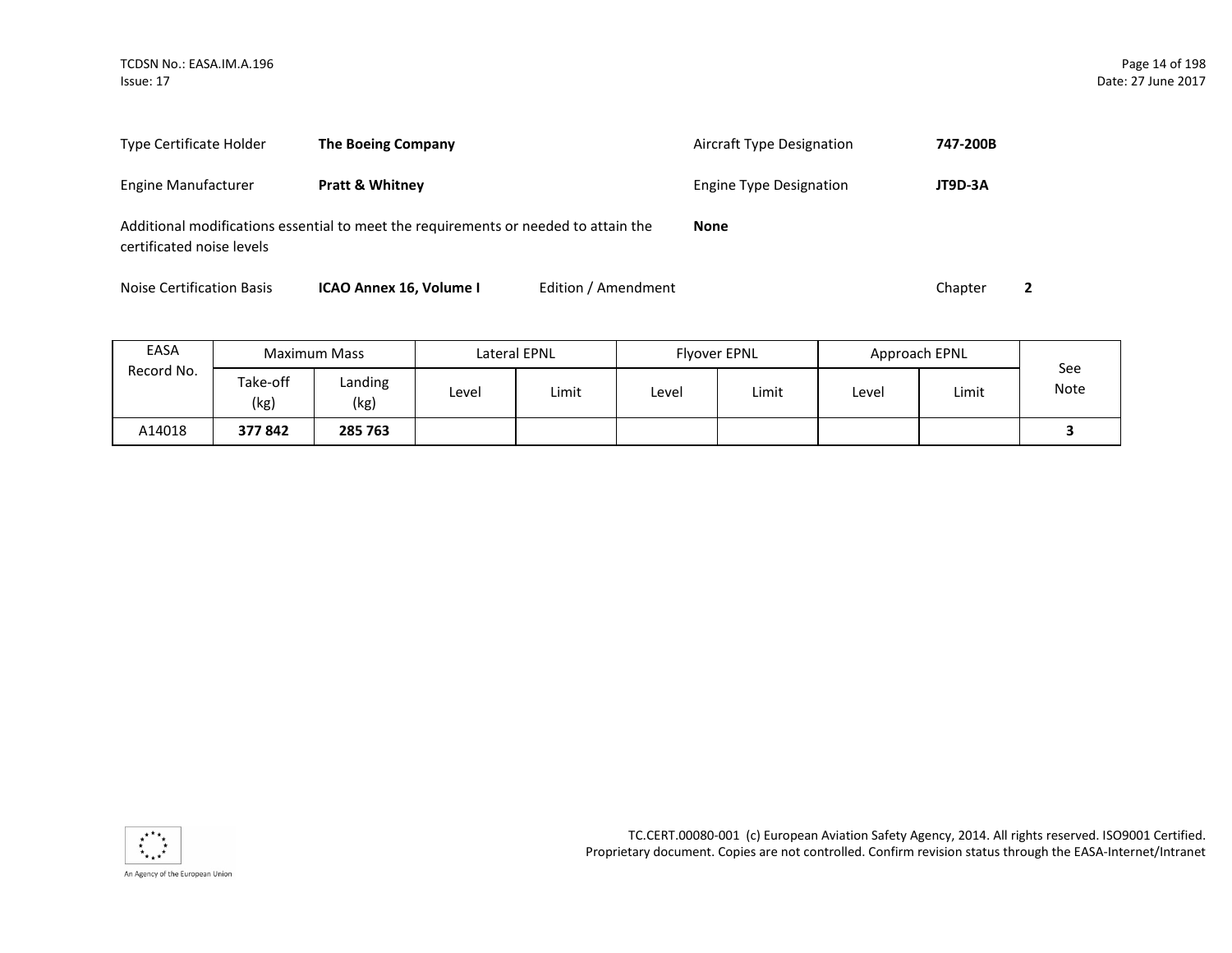| Type Certificate Holder | **The Boeing Company** | Aircraft Type Designation | **747-200B** |
|---|---|---|---|
| Engine Manufacturer | **Pratt & Whitney** | Engine Type Designation | **JT9D-3A** |

Additional modifications essential to meet the requirements or needed to attain the certificated noise levels **None**

Noise Certification Basis **ICAO Annex 16, Volume I** Edition / Amendment Chapter **2**

| EASA Record No. | Maximum Mass | | Lateral EPNL | | Flyover EPNL | | Approach EPNL | | See Note |
|---|---|---|---|---|---|---|---|---|---|
| | Take-off (kg) | Landing (kg) | Level | Limit | Level | Limit | Level | Limit | |
| A14018 | **377 842** | **285 763** | | | | | | | **3** |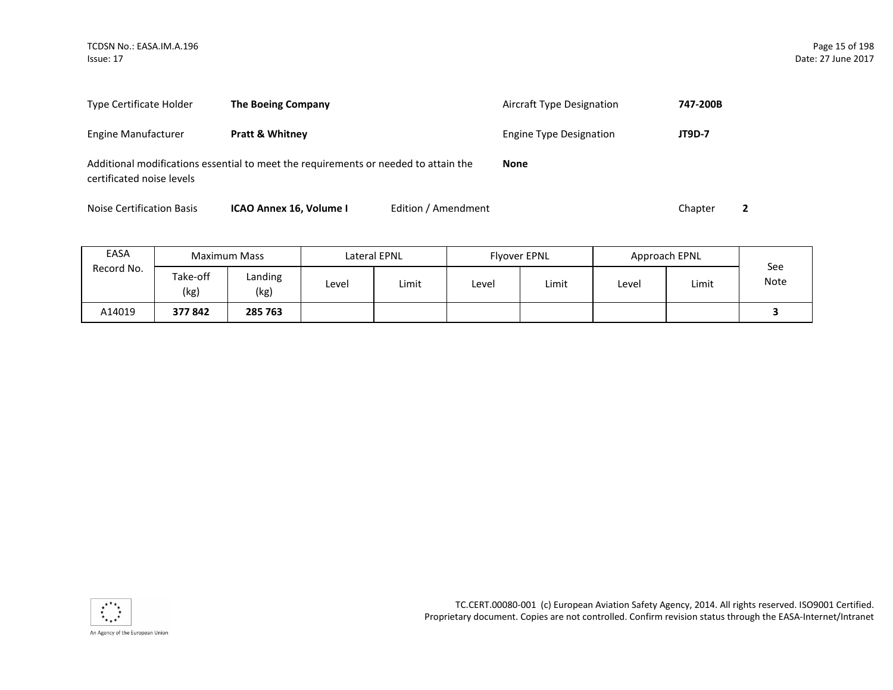| Type Certificate Holder | **The Boeing Company** | Aircraft Type Designation | **747-200B** |
|---|---|---|---|
| Engine Manufacturer | **Pratt & Whitney** | Engine Type Designation | **JT9D-7** |

Additional modifications essential to meet the requirements or needed to attain the certificated noise levels **None**

Noise Certification Basis **ICAO Annex 16, Volume I** Edition / Amendment Chapter **2**

| EASA Record No. | Maximum Mass | | Lateral EPNL | | Flyover EPNL | | Approach EPNL | | See Note |
|---|---|---|---|---|---|---|---|---|---|
| | Take-off (kg) | Landing (kg) | Level | Limit | Level | Limit | Level | Limit | |
| A14019 | **377 842** | **285 763** | | | | | | | **3** |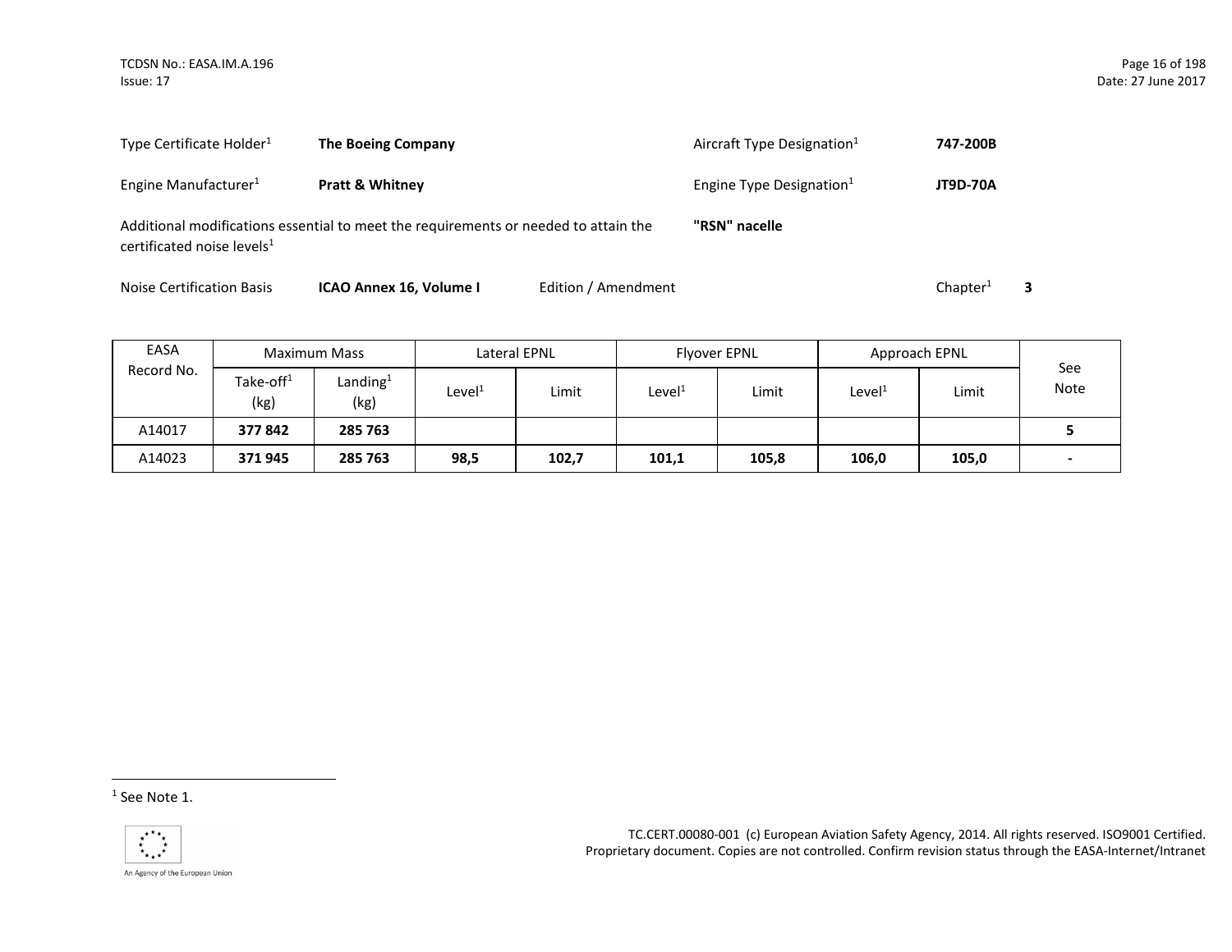Type Certificate Holder[1] **The Boeing Company** Aircraft Type Designation[1] **747-200B**

Engine Manufacturer[1] **Pratt & Whitney** Engine Type Designation[1] **JT9D-70A**

Additional modifications essential to meet the requirements or needed to attain the certificated noise levels[1] **"RSN" nacelle**

Noise Certification Basis **ICAO Annex 16, Volume I** Edition / Amendment Chapter[1] **3**

| EASA Record No. | Maximum Mass | | Lateral EPNL | | Flyover EPNL | | Approach EPNL | | See Note |
|---|---|---|---|---|---|---|---|---|---|
| | Take-off[1] (kg) | Landing[1] (kg) | Level[1] | Limit | Level[1] | Limit | Level[1] | Limit | |
| A14017 | **377 842** | **285 763** | | | | | | | **5** |
| A14023 | **371 945** | **285 763** | **98,5** | **102,7** | **101,1** | **105,8** | **106,0** | **105,0** | **-** |

[1] See Note 1.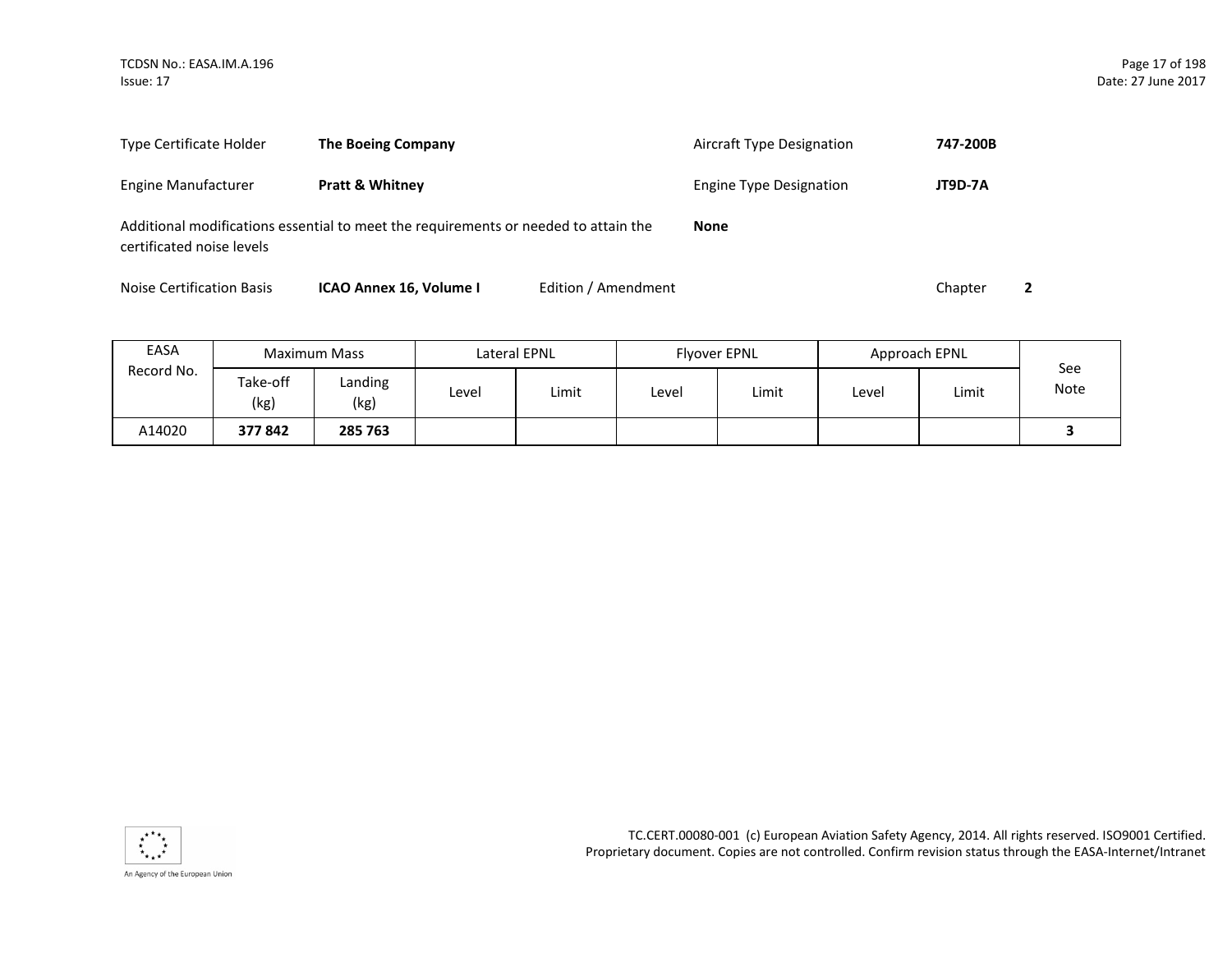| | | | |
|---|---|---|---|
| Type Certificate Holder | **The Boeing Company** | Aircraft Type Designation | **747-200B** |
| Engine Manufacturer | **Pratt & Whitney** | Engine Type Designation | **JT9D-7A** |

Additional modifications essential to meet the requirements or needed to attain the certificated noise levels **None**

Noise Certification Basis **ICAO Annex 16, Volume I** Edition / Amendment Chapter **2**

| EASA Record No. | Maximum Mass | | Lateral EPNL | | Flyover EPNL | | Approach EPNL | | See Note |
|---|---|---|---|---|---|---|---|---|---|
| | Take-off (kg) | Landing (kg) | Level | Limit | Level | Limit | Level | Limit | |
| A14020 | **377 842** | **285 763** | | | | | | | **3** |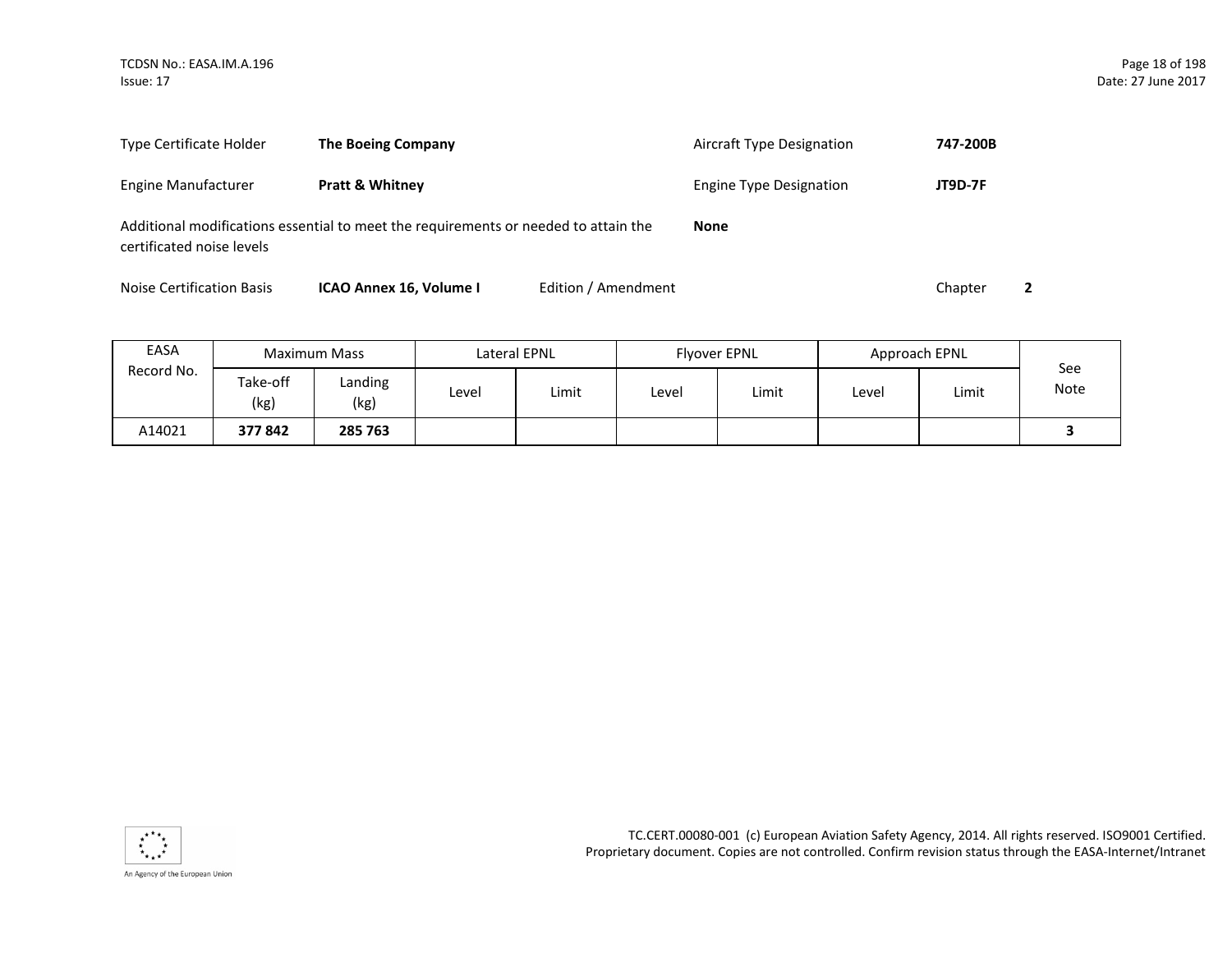| Type Certificate Holder | **The Boeing Company** | Aircraft Type Designation | **747-200B** |
|---|---|---|---|
| Engine Manufacturer | **Pratt & Whitney** | Engine Type Designation | **JT9D-7F** |

Additional modifications essential to meet the requirements or needed to attain the certificated noise levels **None**

Noise Certification Basis **ICAO Annex 16, Volume I** Edition / Amendment Chapter **2**

| EASA Record No. | Maximum Mass | | Lateral EPNL | | Flyover EPNL | | Approach EPNL | | See Note |
|---|---|---|---|---|---|---|---|---|---|
| | Take-off (kg) | Landing (kg) | Level | Limit | Level | Limit | Level | Limit | |
| A14021 | **377 842** | **285 763** | | | | | | | **3** |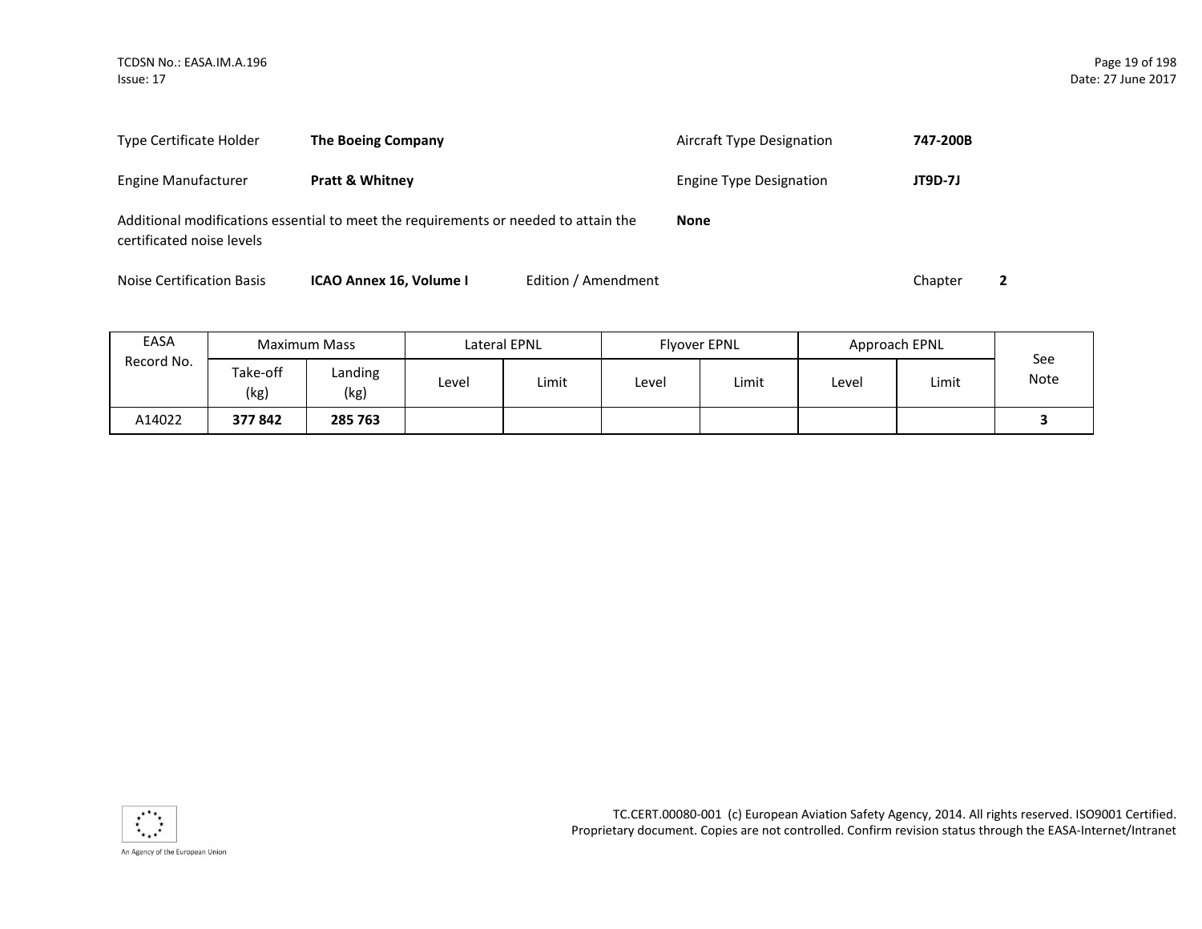| | | | |
|---|---|---|---|
| Type Certificate Holder | **The Boeing Company** | Aircraft Type Designation | **747-200B** |
| Engine Manufacturer | **Pratt & Whitney** | Engine Type Designation | **JT9D-7J** |

Additional modifications essential to meet the requirements or needed to attain the certificated noise levels: **None**

Noise Certification Basis: **ICAO Annex 16, Volume I** Edition / Amendment Chapter **2**

| EASA Record No. | Maximum Mass | | Lateral EPNL | | Flyover EPNL | | Approach EPNL | | See Note |
|---|---|---|---|---|---|---|---|---|---|
| | Take-off (kg) | Landing (kg) | Level | Limit | Level | Limit | Level | Limit | |
| A14022 | **377 842** | **285 763** | | | | | | | **3** |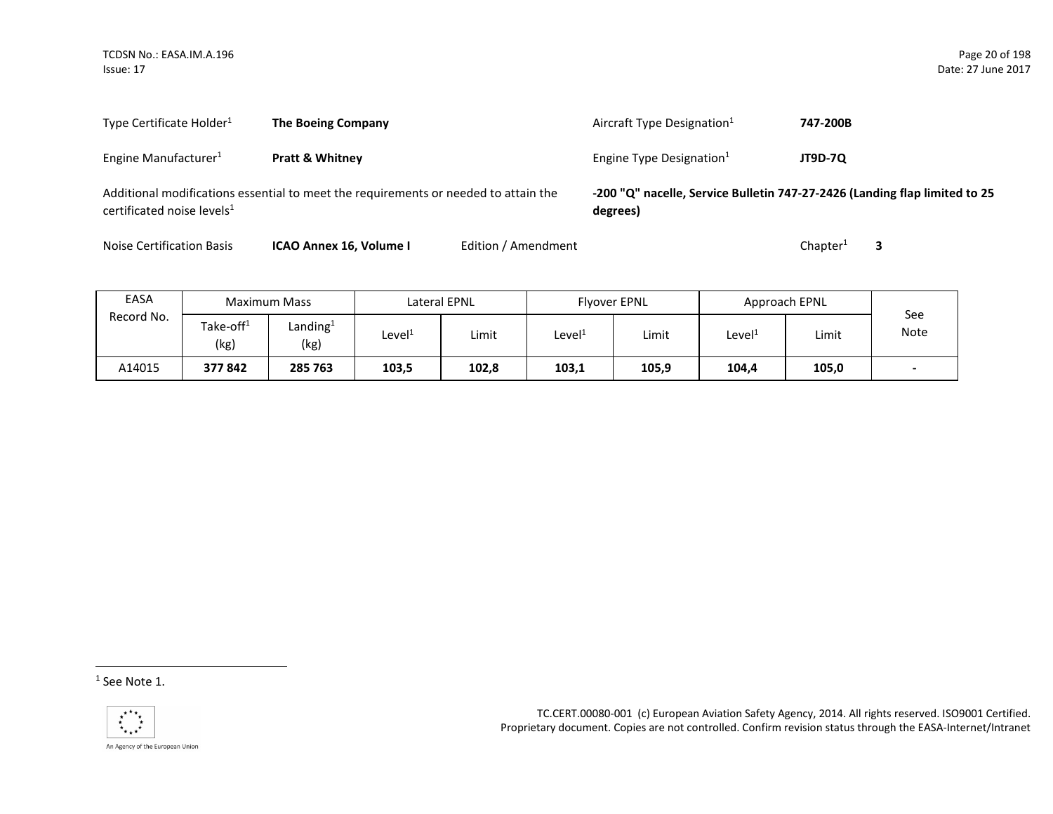Type Certificate Holder[1] **The Boeing Company**

Aircraft Type Designation[1] **747-200B**

Engine Manufacturer[1] **Pratt & Whitney**

Engine Type Designation[1] **JT9D-7Q**

Additional modifications essential to meet the requirements or needed to attain the certificated noise levels[1] **-200 "Q" nacelle, Service Bulletin 747-27-2426 (Landing flap limited to 25 degrees)**

Noise Certification Basis **ICAO Annex 16, Volume I** Edition / Amendment Chapter[1] **3**

| EASA Record No. | Maximum Mass | | Lateral EPNL | | Flyover EPNL | | Approach EPNL | | See Note |
|---|---|---|---|---|---|---|---|---|---|
| | Take-off[1] (kg) | Landing[1] (kg) | Level[1] | Limit | Level[1] | Limit | Level[1] | Limit | |
| A14015 | **377 842** | **285 763** | **103,5** | **102,8** | **103,1** | **105,9** | **104,4** | **105,0** | **-** |

[1] See Note 1.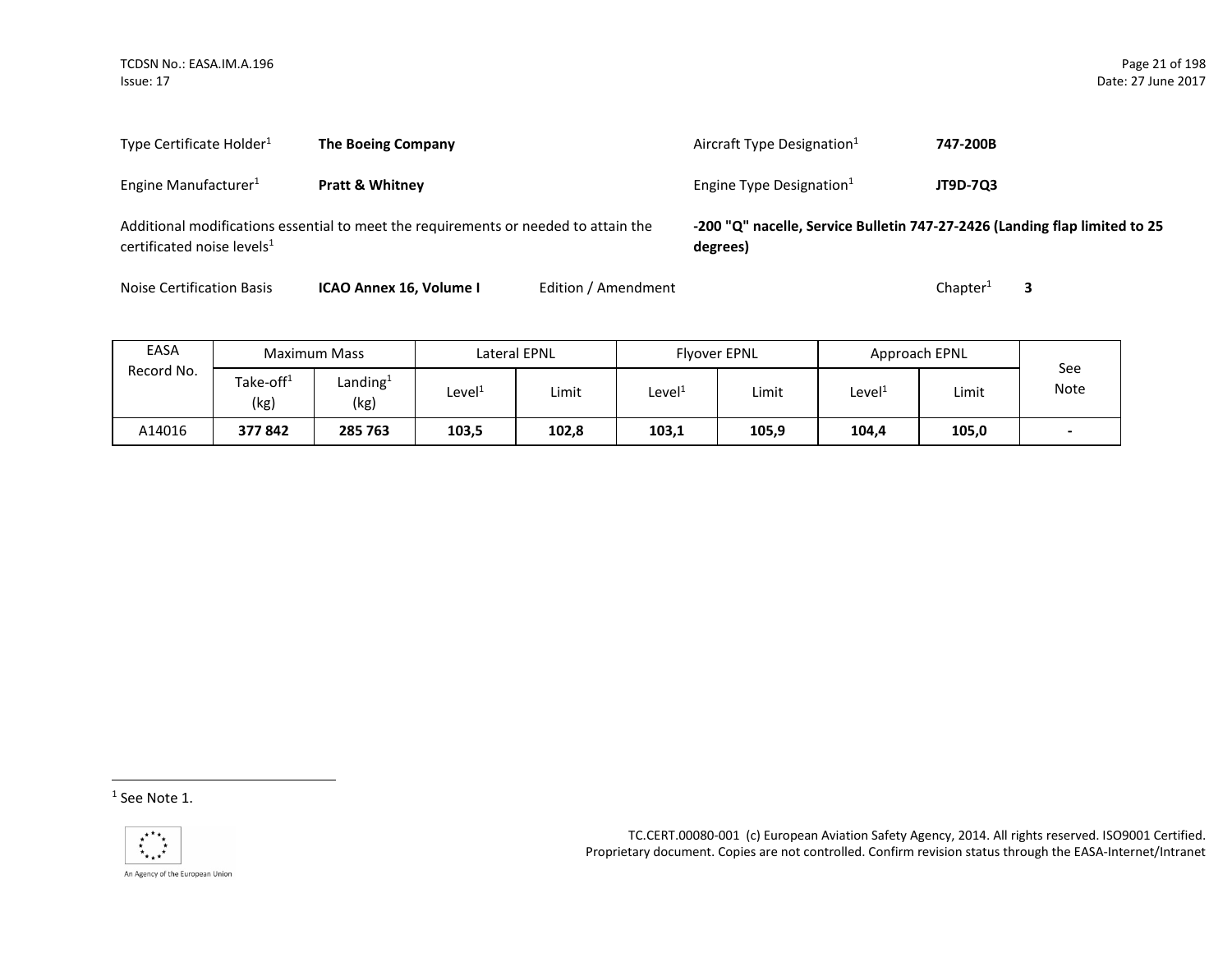| | | | |
|---|---|---|---|
| Type Certificate Holder[1] | **The Boeing Company** | Aircraft Type Designation[1] | **747-200B** |
| Engine Manufacturer[1] | **Pratt & Whitney** | Engine Type Designation[1] | **JT9D-7Q3** |

Additional modifications essential to meet the requirements or needed to attain the certificated noise levels[1]: **-200 "Q" nacelle, Service Bulletin 747-27-2426 (Landing flap limited to 25 degrees)**

Noise Certification Basis: **ICAO Annex 16, Volume I** — Edition / Amendment — Chapter[1] **3**

| EASA Record No. | Maximum Mass | | Lateral EPNL | | Flyover EPNL | | Approach EPNL | | See Note |
|---|---|---|---|---|---|---|---|---|---|
| | Take-off[1] (kg) | Landing[1] (kg) | Level[1] | Limit | Level[1] | Limit | Level[1] | Limit | |
| A14016 | **377 842** | **285 763** | **103,5** | **102,8** | **103,1** | **105,9** | **104,4** | **105,0** | **-** |

[1] See Note 1.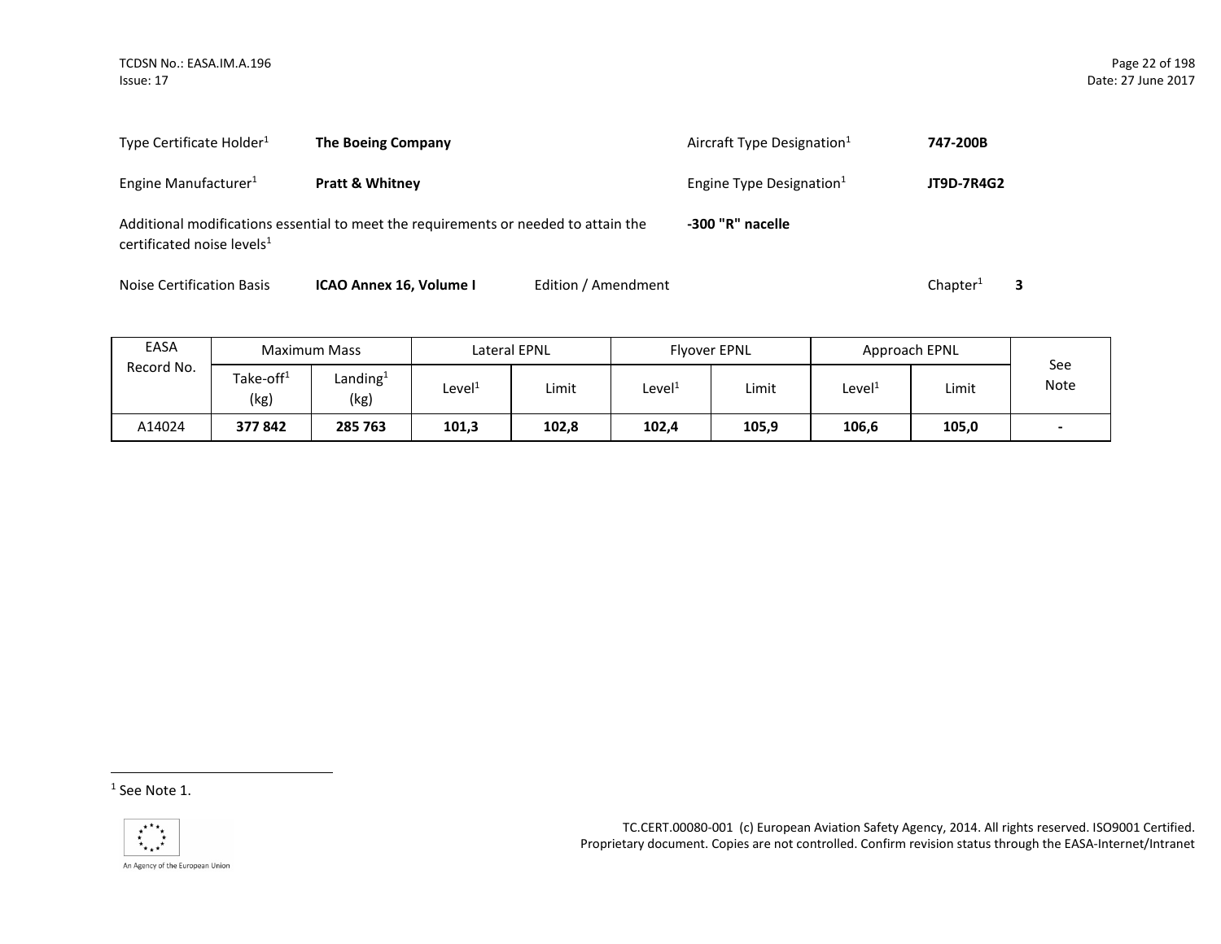Type Certificate Holder[1] **The Boeing Company** Aircraft Type Designation[1] **747-200B**

Engine Manufacturer[1] **Pratt & Whitney** Engine Type Designation[1] **JT9D-7R4G2**

Additional modifications essential to meet the requirements or needed to attain the certificated noise levels[1] **-300 "R" nacelle**

Noise Certification Basis **ICAO Annex 16, Volume I** Edition / Amendment Chapter[1] **3**

| EASA Record No. | Maximum Mass | | Lateral EPNL | | Flyover EPNL | | Approach EPNL | | See Note |
|---|---|---|---|---|---|---|---|---|---|
| | Take-off[1] (kg) | Landing[1] (kg) | Level[1] | Limit | Level[1] | Limit | Level[1] | Limit | |
| A14024 | **377 842** | **285 763** | **101,3** | **102,8** | **102,4** | **105,9** | **106,6** | **105,0** | **-** |

[1] See Note 1.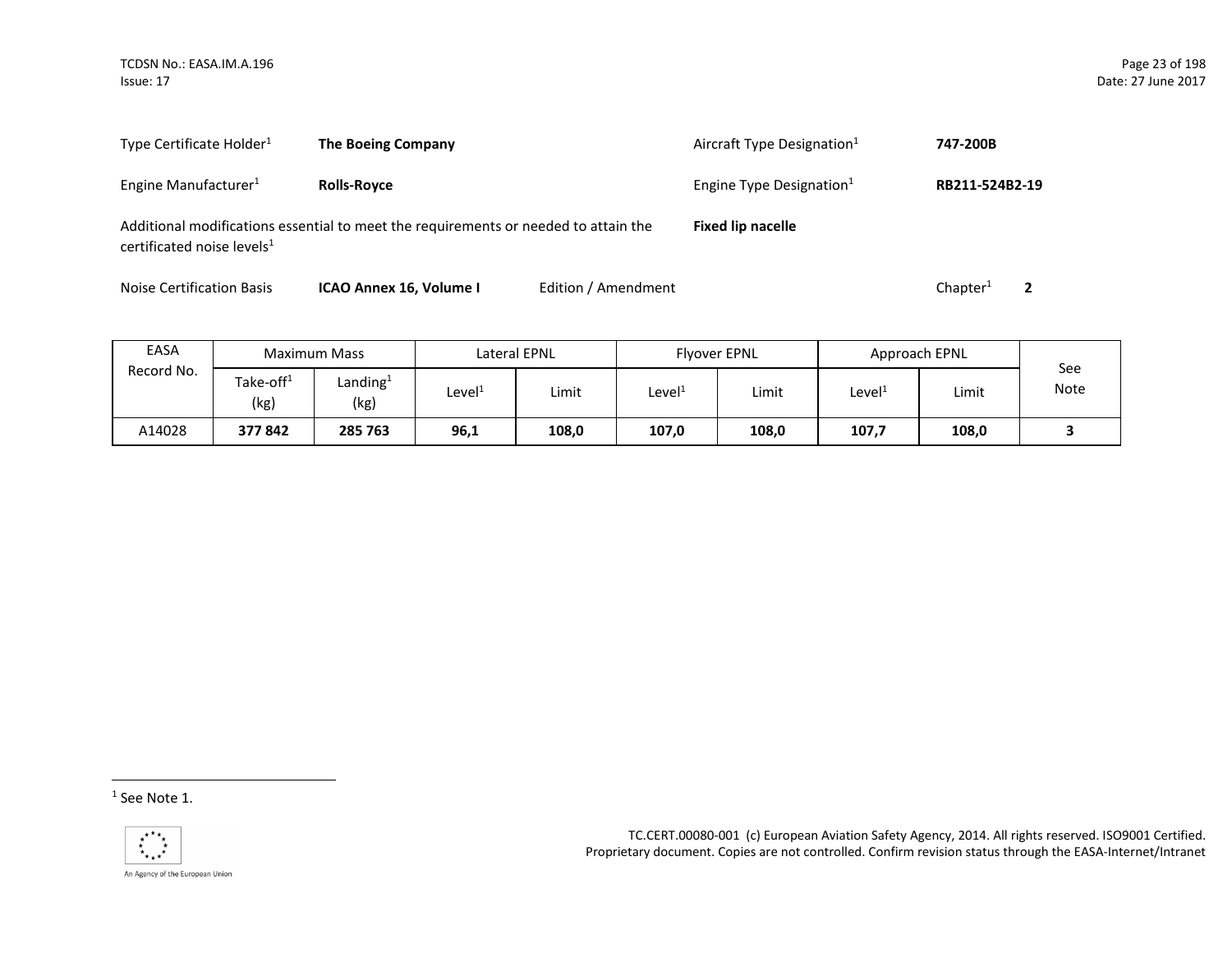Type Certificate Holder[1] **The Boeing Company** Aircraft Type Designation[1] **747-200B**

Engine Manufacturer[1] **Rolls-Royce** Engine Type Designation[1] **RB211-524B2-19**

Additional modifications essential to meet the requirements or needed to attain the certificated noise levels[1] **Fixed lip nacelle**

Noise Certification Basis **ICAO Annex 16, Volume I** Edition / Amendment Chapter[1] **2**

| EASA Record No. | Maximum Mass | | Lateral EPNL | | Flyover EPNL | | Approach EPNL | | See Note |
|---|---|---|---|---|---|---|---|---|---|
| | Take-off[1] (kg) | Landing[1] (kg) | Level[1] | Limit | Level[1] | Limit | Level[1] | Limit | |
| A14028 | **377 842** | **285 763** | **96,1** | **108,0** | **107,0** | **108,0** | **107,7** | **108,0** | **3** |

[1] See Note 1.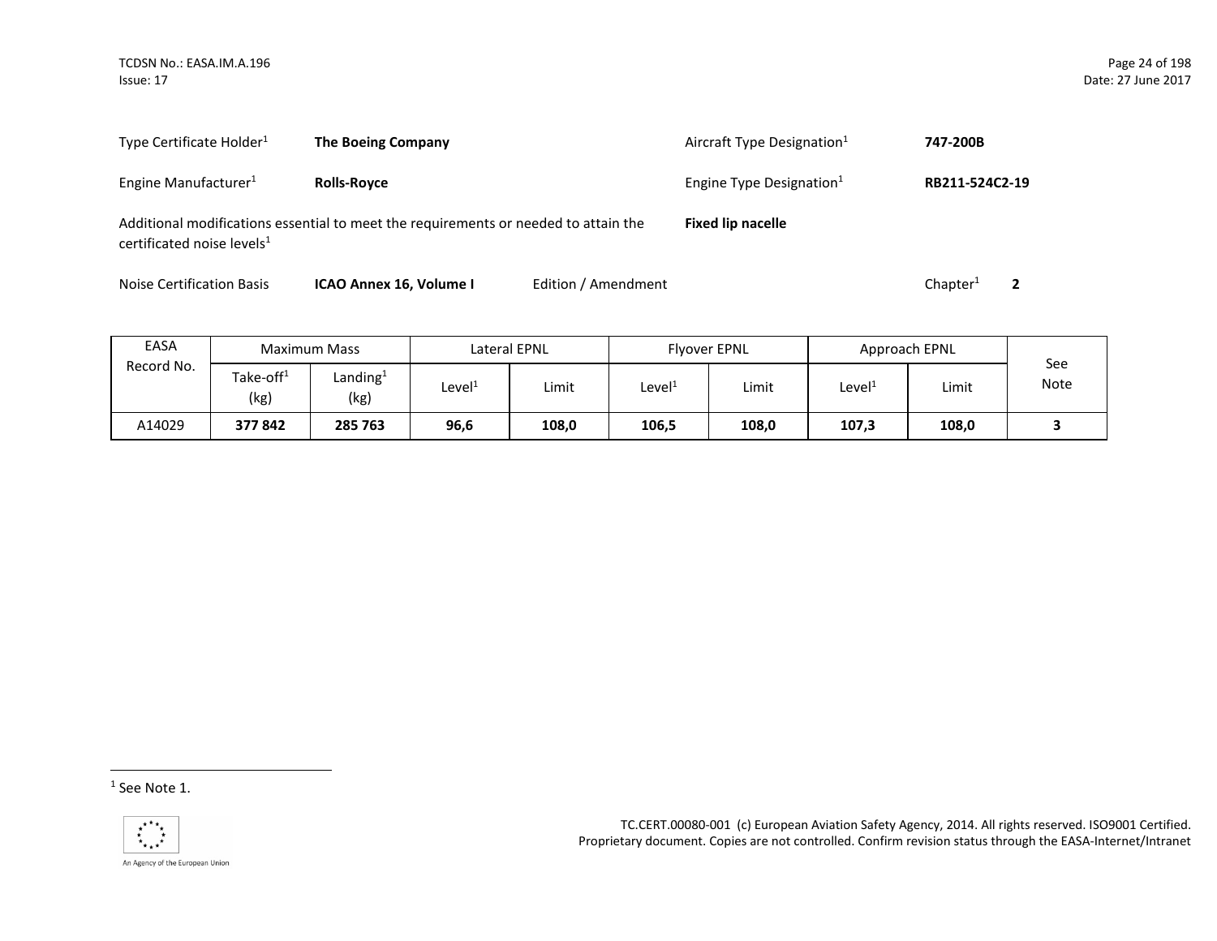Type Certificate Holder[1] **The Boeing Company** Aircraft Type Designation[1] **747-200B**

Engine Manufacturer[1] **Rolls-Royce** Engine Type Designation[1] **RB211-524C2-19**

Additional modifications essential to meet the requirements or needed to attain the certificated noise levels[1] **Fixed lip nacelle**

Noise Certification Basis **ICAO Annex 16, Volume I** Edition / Amendment Chapter[1] **2**

| EASA Record No. | Maximum Mass | | Lateral EPNL | | Flyover EPNL | | Approach EPNL | | See Note |
|---|---|---|---|---|---|---|---|---|---|
| | Take-off[1] (kg) | Landing[1] (kg) | Level[1] | Limit | Level[1] | Limit | Level[1] | Limit | |
| A14029 | **377 842** | **285 763** | **96,6** | **108,0** | **106,5** | **108,0** | **107,3** | **108,0** | **3** |

[1] See Note 1.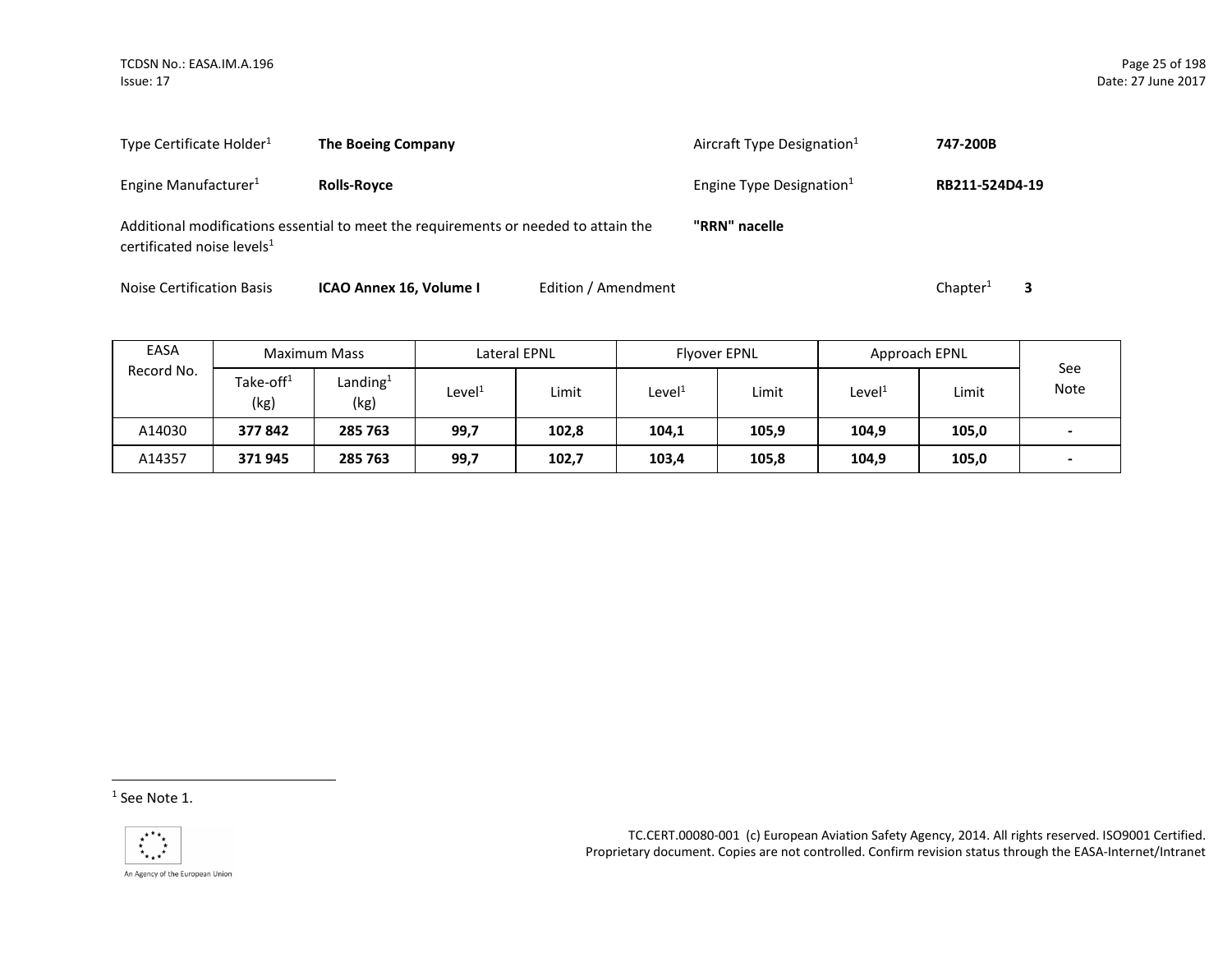Type Certificate Holder[1] **The Boeing Company** | Aircraft Type Designation[1] **747-200B**

Engine Manufacturer[1] **Rolls-Royce** | Engine Type Designation[1] **RB211-524D4-19**

Additional modifications essential to meet the requirements or needed to attain the certificated noise levels[1] **"RRN" nacelle**

Noise Certification Basis **ICAO Annex 16, Volume I** Edition / Amendment Chapter[1] **3**

| EASA Record No. | Maximum Mass | | Lateral EPNL | | Flyover EPNL | | Approach EPNL | | See Note |
|---|---|---|---|---|---|---|---|---|---|
| | Take-off[1] (kg) | Landing[1] (kg) | Level[1] | Limit | Level[1] | Limit | Level[1] | Limit | |
| A14030 | **377 842** | **285 763** | **99,7** | **102,8** | **104,1** | **105,9** | **104,9** | **105,0** | **-** |
| A14357 | **371 945** | **285 763** | **99,7** | **102,7** | **103,4** | **105,8** | **104,9** | **105,0** | **-** |

[1] See Note 1.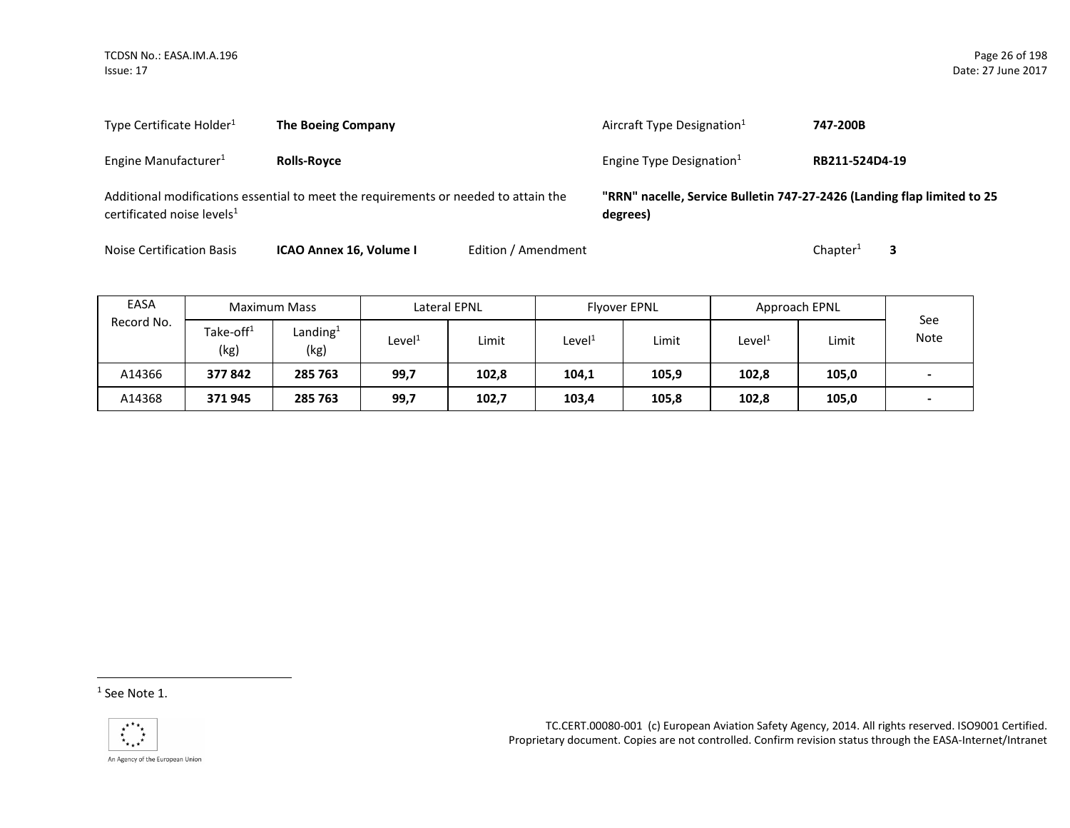Type Certificate Holder[1] **The Boeing Company**

Aircraft Type Designation[1] **747-200B**

Engine Manufacturer[1] **Rolls-Royce**

Engine Type Designation[1] **RB211-524D4-19**

Additional modifications essential to meet the requirements or needed to attain the certificated noise levels[1] **"RRN" nacelle, Service Bulletin 747-27-2426 (Landing flap limited to 25 degrees)**

Noise Certification Basis **ICAO Annex 16, Volume I** Edition / Amendment Chapter[1] **3**

| EASA Record No. | Maximum Mass | | Lateral EPNL | | Flyover EPNL | | Approach EPNL | | See Note |
|---|---|---|---|---|---|---|---|---|---|
| | Take-off[1] (kg) | Landing[1] (kg) | Level[1] | Limit | Level[1] | Limit | Level[1] | Limit | |
| A14366 | **377 842** | **285 763** | **99,7** | **102,8** | **104,1** | **105,9** | **102,8** | **105,0** | **-** |
| A14368 | **371 945** | **285 763** | **99,7** | **102,7** | **103,4** | **105,8** | **102,8** | **105,0** | **-** |

[1] See Note 1.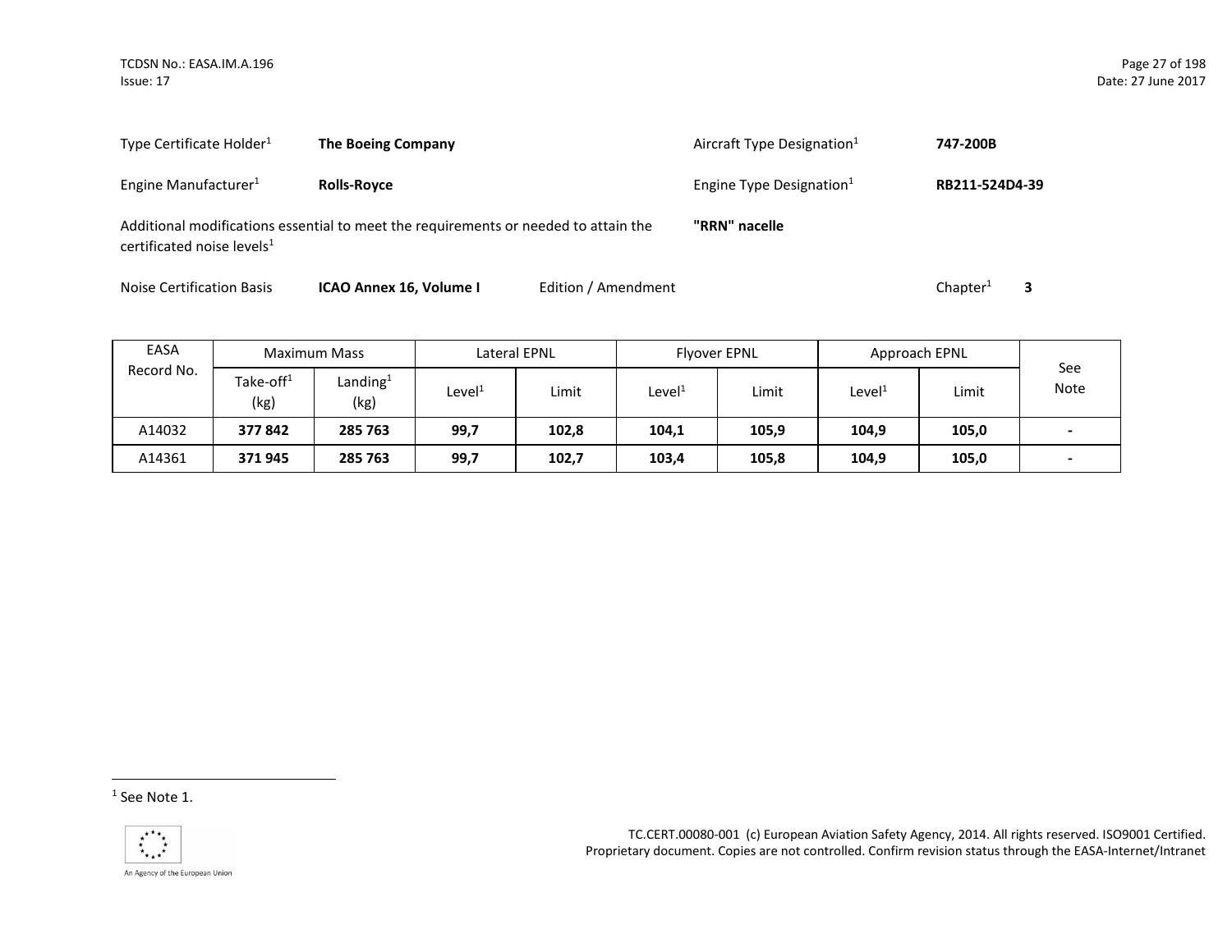| | | | |
|---|---|---|---|
| Type Certificate Holder[1] | **The Boeing Company** | Aircraft Type Designation[1] | **747-200B** |
| Engine Manufacturer[1] | **Rolls-Royce** | Engine Type Designation[1] | **RB211-524D4-39** |

Additional modifications essential to meet the requirements or needed to attain the certificated noise levels[1] **"RRN" nacelle**

Noise Certification Basis **ICAO Annex 16, Volume I** Edition / Amendment Chapter[1] **3**

| EASA Record No. | Maximum Mass | | Lateral EPNL | | Flyover EPNL | | Approach EPNL | | See Note |
|---|---|---|---|---|---|---|---|---|---|
| | Take-off[1] (kg) | Landing[1] (kg) | Level[1] | Limit | Level[1] | Limit | Level[1] | Limit | |
| A14032 | **377 842** | **285 763** | **99,7** | **102,8** | **104,1** | **105,9** | **104,9** | **105,0** | **-** |
| A14361 | **371 945** | **285 763** | **99,7** | **102,7** | **103,4** | **105,8** | **104,9** | **105,0** | **-** |

[1] See Note 1.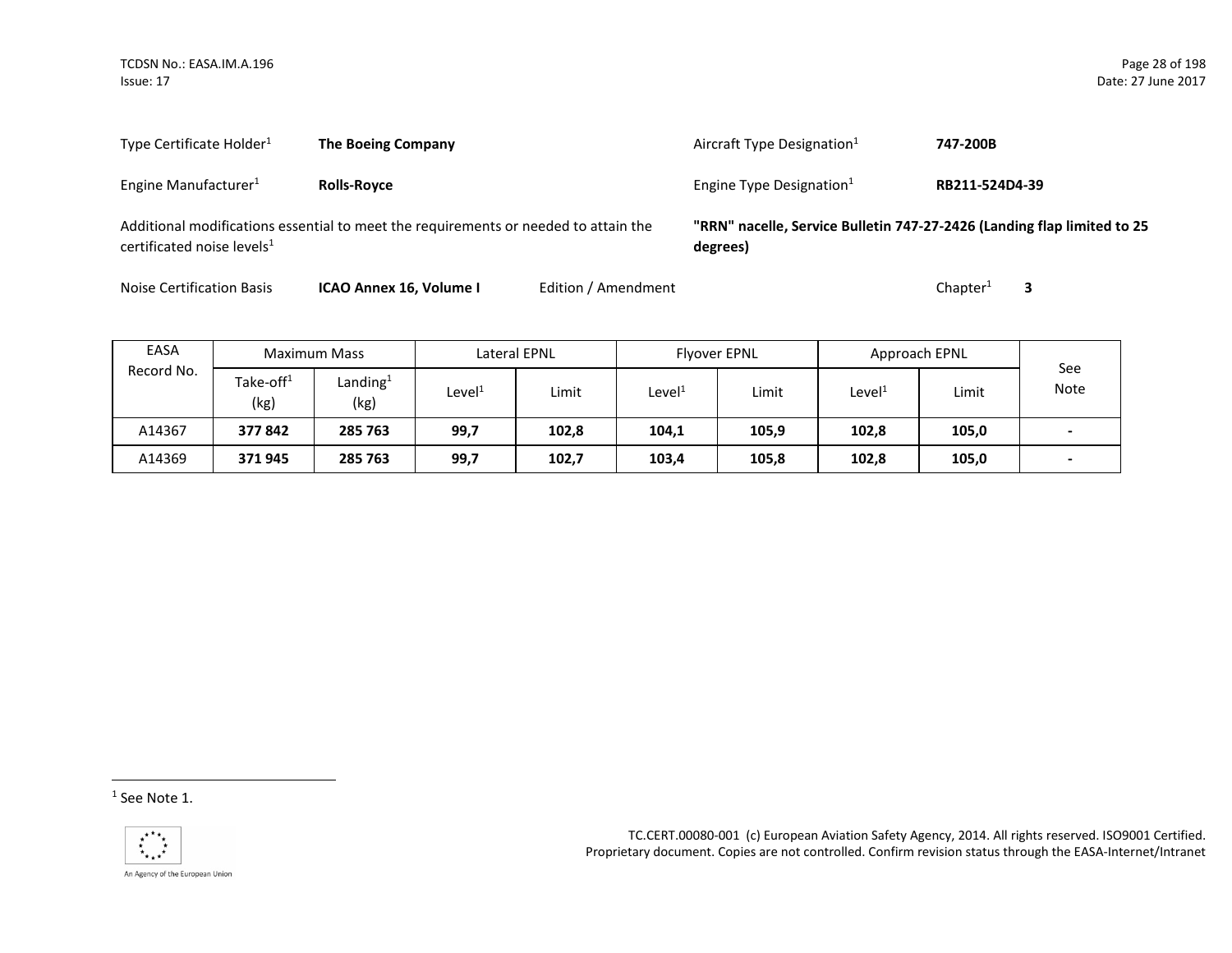Type Certificate Holder[1] **The Boeing Company**

Aircraft Type Designation[1] **747-200B**

Engine Manufacturer[1] **Rolls-Royce**

Engine Type Designation[1] **RB211-524D4-39**

Additional modifications essential to meet the requirements or needed to attain the certificated noise levels[1] **"RRN" nacelle, Service Bulletin 747-27-2426 (Landing flap limited to 25 degrees)**

Noise Certification Basis **ICAO Annex 16, Volume I** Edition / Amendment Chapter[1] **3**

| EASA Record No. | Maximum Mass | | Lateral EPNL | | Flyover EPNL | | Approach EPNL | | See Note |
|---|---|---|---|---|---|---|---|---|---|
| | Take-off[1] (kg) | Landing[1] (kg) | Level[1] | Limit | Level[1] | Limit | Level[1] | Limit | |
| A14367 | **377 842** | **285 763** | **99,7** | **102,8** | **104,1** | **105,9** | **102,8** | **105,0** | **-** |
| A14369 | **371 945** | **285 763** | **99,7** | **102,7** | **103,4** | **105,8** | **102,8** | **105,0** | **-** |

[1] See Note 1.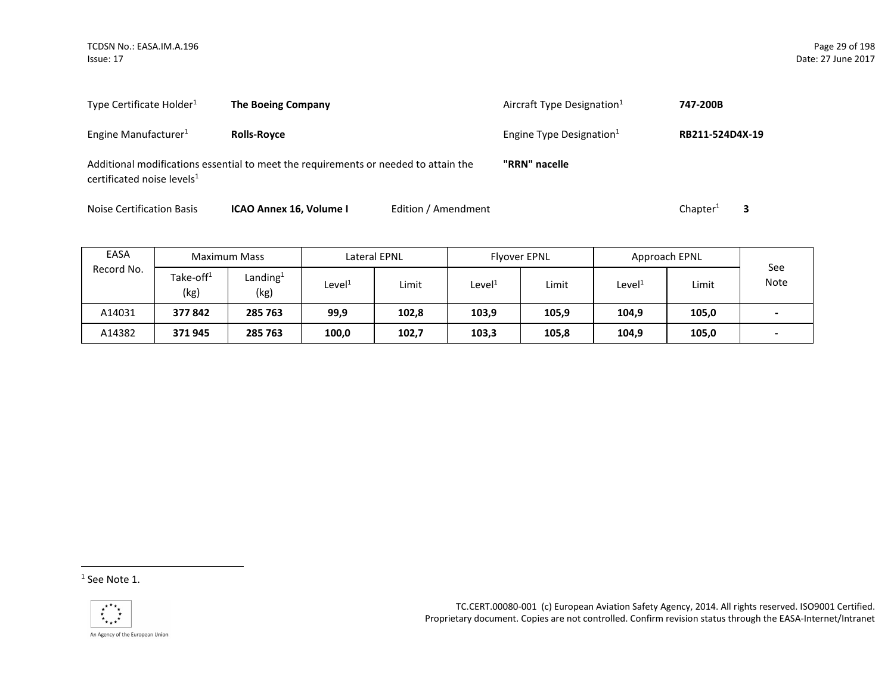Type Certificate Holder[1] **The Boeing Company** Aircraft Type Designation[1] **747-200B**

Engine Manufacturer[1] **Rolls-Royce** Engine Type Designation[1] **RB211-524D4X-19**

Additional modifications essential to meet the requirements or needed to attain the certificated noise levels[1] **"RRN" nacelle**

Noise Certification Basis **ICAO Annex 16, Volume I** Edition / Amendment Chapter[1] **3**

| EASA Record No. | Maximum Mass | | Lateral EPNL | | Flyover EPNL | | Approach EPNL | | See Note |
|---|---|---|---|---|---|---|---|---|---|
| | Take-off[1] (kg) | Landing[1] (kg) | Level[1] | Limit | Level[1] | Limit | Level[1] | Limit | |
| A14031 | **377 842** | **285 763** | **99,9** | **102,8** | **103,9** | **105,9** | **104,9** | **105,0** | **-** |
| A14382 | **371 945** | **285 763** | **100,0** | **102,7** | **103,3** | **105,8** | **104,9** | **105,0** | **-** |

[1] See Note 1.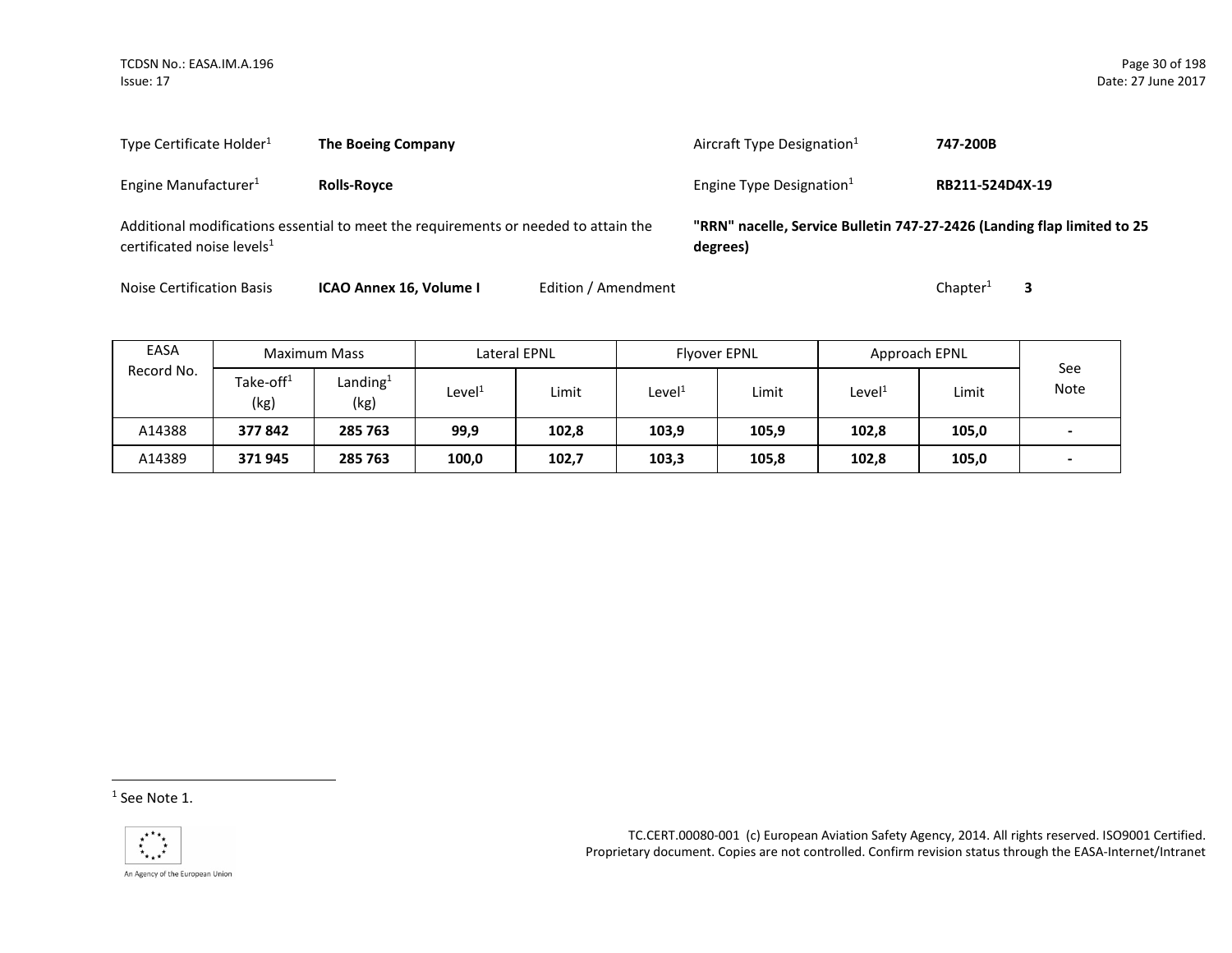Type Certificate Holder[1] **The Boeing Company**

Aircraft Type Designation[1] **747-200B**

Engine Manufacturer[1] **Rolls-Royce**

Engine Type Designation[1] **RB211-524D4X-19**

Additional modifications essential to meet the requirements or needed to attain the certificated noise levels[1] **"RRN" nacelle, Service Bulletin 747-27-2426 (Landing flap limited to 25 degrees)**

Noise Certification Basis **ICAO Annex 16, Volume I** Edition / Amendment Chapter[1] **3**

| EASA Record No. | Maximum Mass | | Lateral EPNL | | Flyover EPNL | | Approach EPNL | | See Note |
|---|---|---|---|---|---|---|---|---|---|
| | Take-off[1] (kg) | Landing[1] (kg) | Level[1] | Limit | Level[1] | Limit | Level[1] | Limit | |
| A14388 | **377 842** | **285 763** | **99,9** | **102,8** | **103,9** | **105,9** | **102,8** | **105,0** | **-** |
| A14389 | **371 945** | **285 763** | **100,0** | **102,7** | **103,3** | **105,8** | **102,8** | **105,0** | **-** |

[1] See Note 1.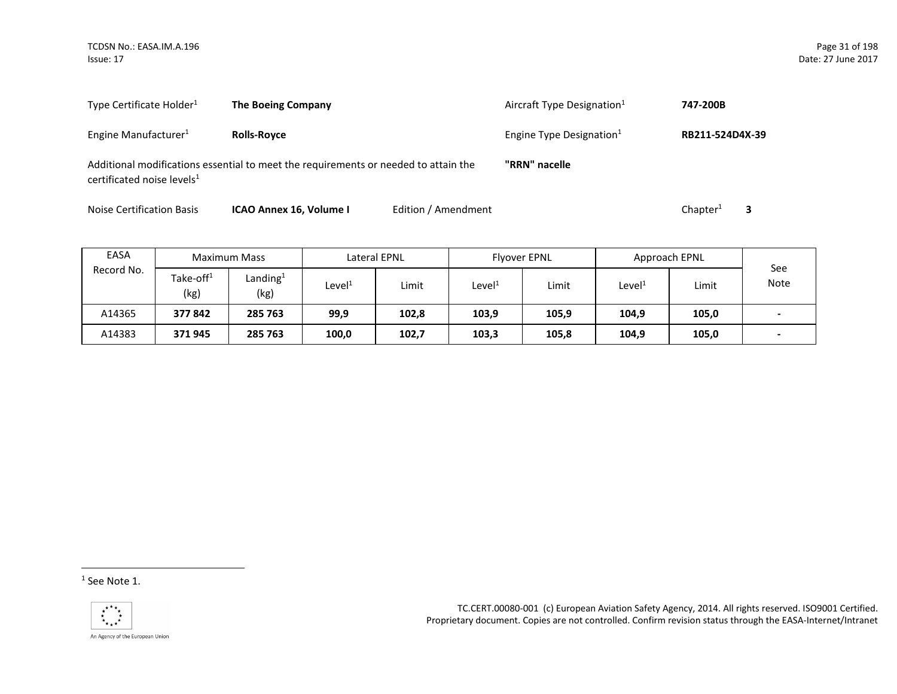Type Certificate Holder[1] **The Boeing Company**

Aircraft Type Designation[1] **747-200B**

Engine Manufacturer[1] **Rolls-Royce**

Engine Type Designation[1] **RB211-524D4X-39**

Additional modifications essential to meet the requirements or needed to attain the certificated noise levels[1] **"RRN" nacelle**

Noise Certification Basis **ICAO Annex 16, Volume I** Edition / Amendment Chapter[1] **3**

| EASA Record No. | Maximum Mass | | Lateral EPNL | | Flyover EPNL | | Approach EPNL | | See Note |
|---|---|---|---|---|---|---|---|---|---|
| | Take-off[1] (kg) | Landing[1] (kg) | Level[1] | Limit | Level[1] | Limit | Level[1] | Limit | |
| A14365 | **377 842** | **285 763** | **99,9** | **102,8** | **103,9** | **105,9** | **104,9** | **105,0** | **-** |
| A14383 | **371 945** | **285 763** | **100,0** | **102,7** | **103,3** | **105,8** | **104,9** | **105,0** | **-** |

[1] See Note 1.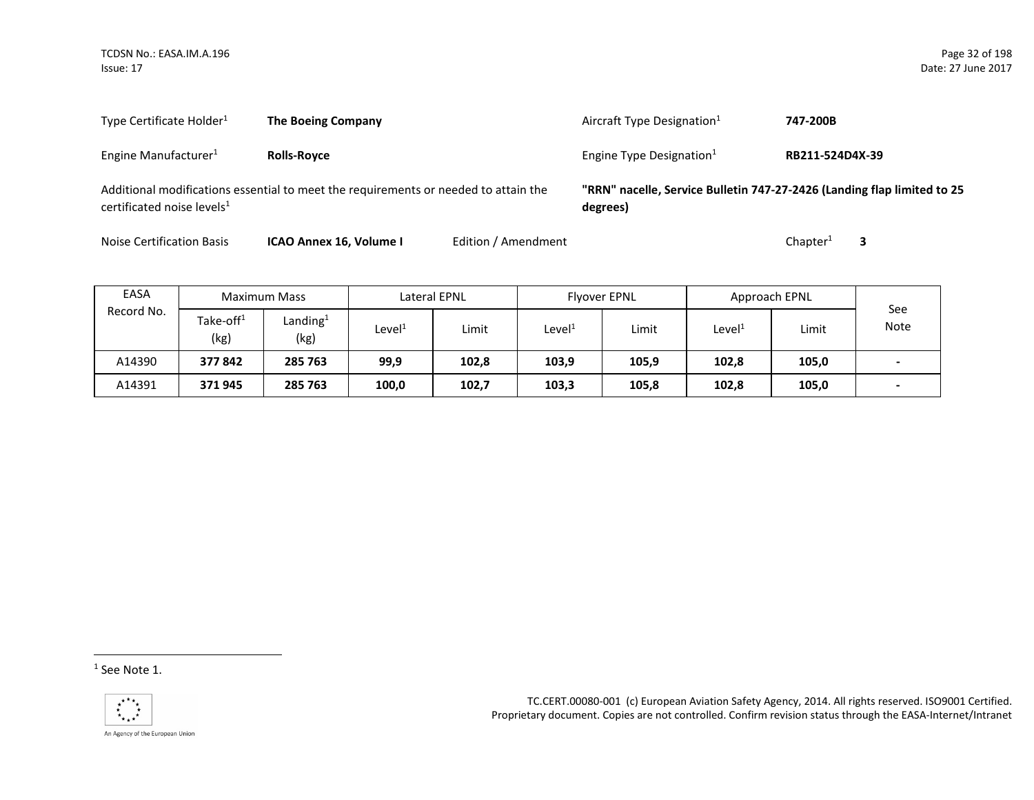Type Certificate Holder[1] **The Boeing Company**

Aircraft Type Designation[1] **747-200B**

Engine Manufacturer[1] **Rolls-Royce**

Engine Type Designation[1] **RB211-524D4X-39**

Additional modifications essential to meet the requirements or needed to attain the certificated noise levels[1] **"RRN" nacelle, Service Bulletin 747-27-2426 (Landing flap limited to 25 degrees)**

Noise Certification Basis **ICAO Annex 16, Volume I** Edition / Amendment Chapter[1] **3**

| EASA Record No. | Maximum Mass | | Lateral EPNL | | Flyover EPNL | | Approach EPNL | | See Note |
|---|---|---|---|---|---|---|---|---|---|
| | Take-off[1] (kg) | Landing[1] (kg) | Level[1] | Limit | Level[1] | Limit | Level[1] | Limit | |
| A14390 | **377 842** | **285 763** | **99,9** | **102,8** | **103,9** | **105,9** | **102,8** | **105,0** | **-** |
| A14391 | **371 945** | **285 763** | **100,0** | **102,7** | **103,3** | **105,8** | **102,8** | **105,0** | **-** |

[1] See Note 1.

TC.CERT.00080-001 (c) European Aviation Safety Agency, 2014. All rights reserved. ISO9001 Certified. Proprietary document. Copies are not controlled. Confirm revision status through the EASA-Internet/Intranet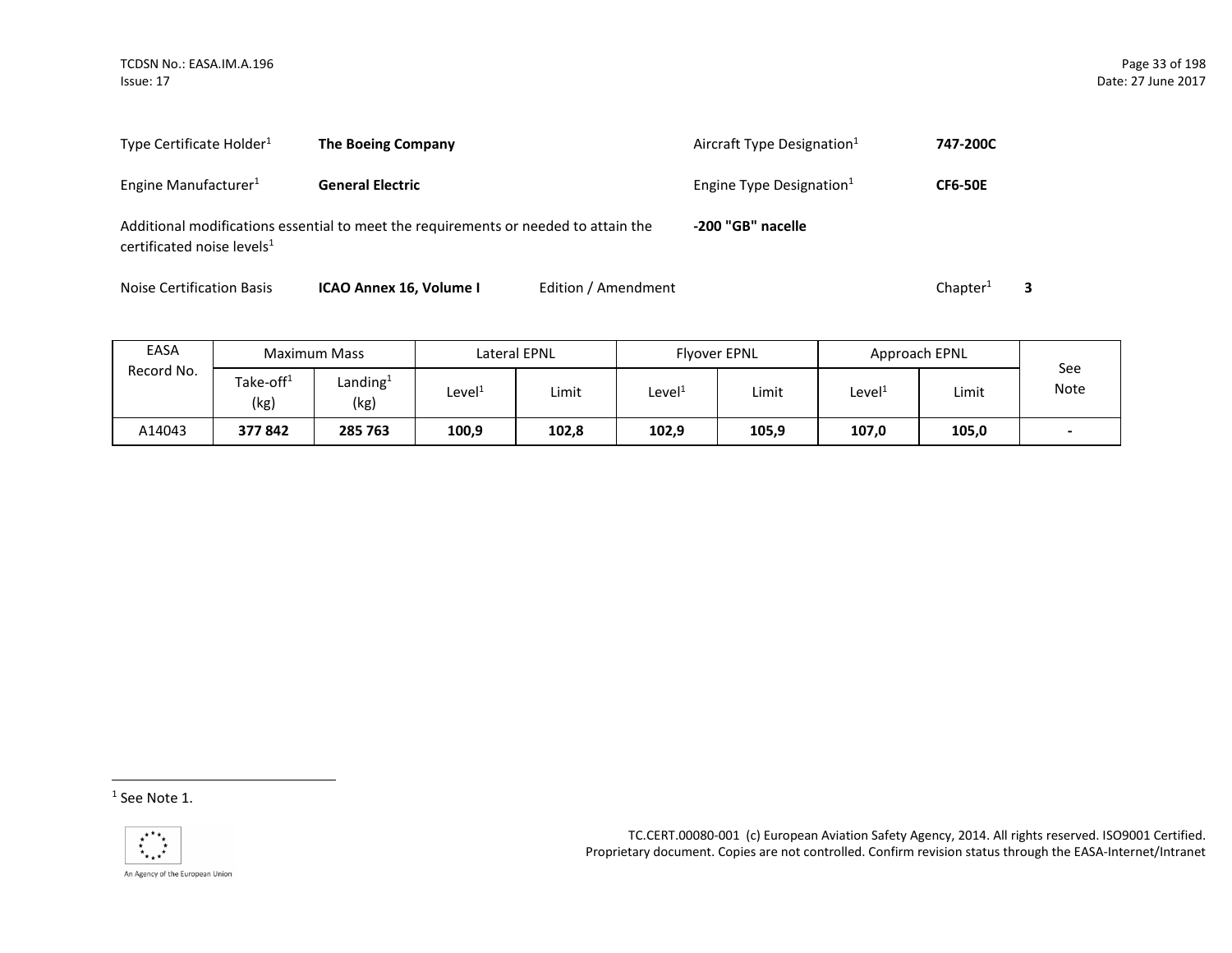Type Certificate Holder[1] **The Boeing Company** Aircraft Type Designation[1] **747-200C**

Engine Manufacturer[1] **General Electric** Engine Type Designation[1] **CF6-50E**

Additional modifications essential to meet the requirements or needed to attain the certificated noise levels[1] **-200 "GB" nacelle**

Noise Certification Basis **ICAO Annex 16, Volume I** Edition / Amendment Chapter[1] **3**

| EASA Record No. | Maximum Mass | | Lateral EPNL | | Flyover EPNL | | Approach EPNL | | See Note |
|---|---|---|---|---|---|---|---|---|---|
| | Take-off[1] (kg) | Landing[1] (kg) | Level[1] | Limit | Level[1] | Limit | Level[1] | Limit | |
| A14043 | **377 842** | **285 763** | **100,9** | **102,8** | **102,9** | **105,9** | **107,0** | **105,0** | **-** |

[1] See Note 1.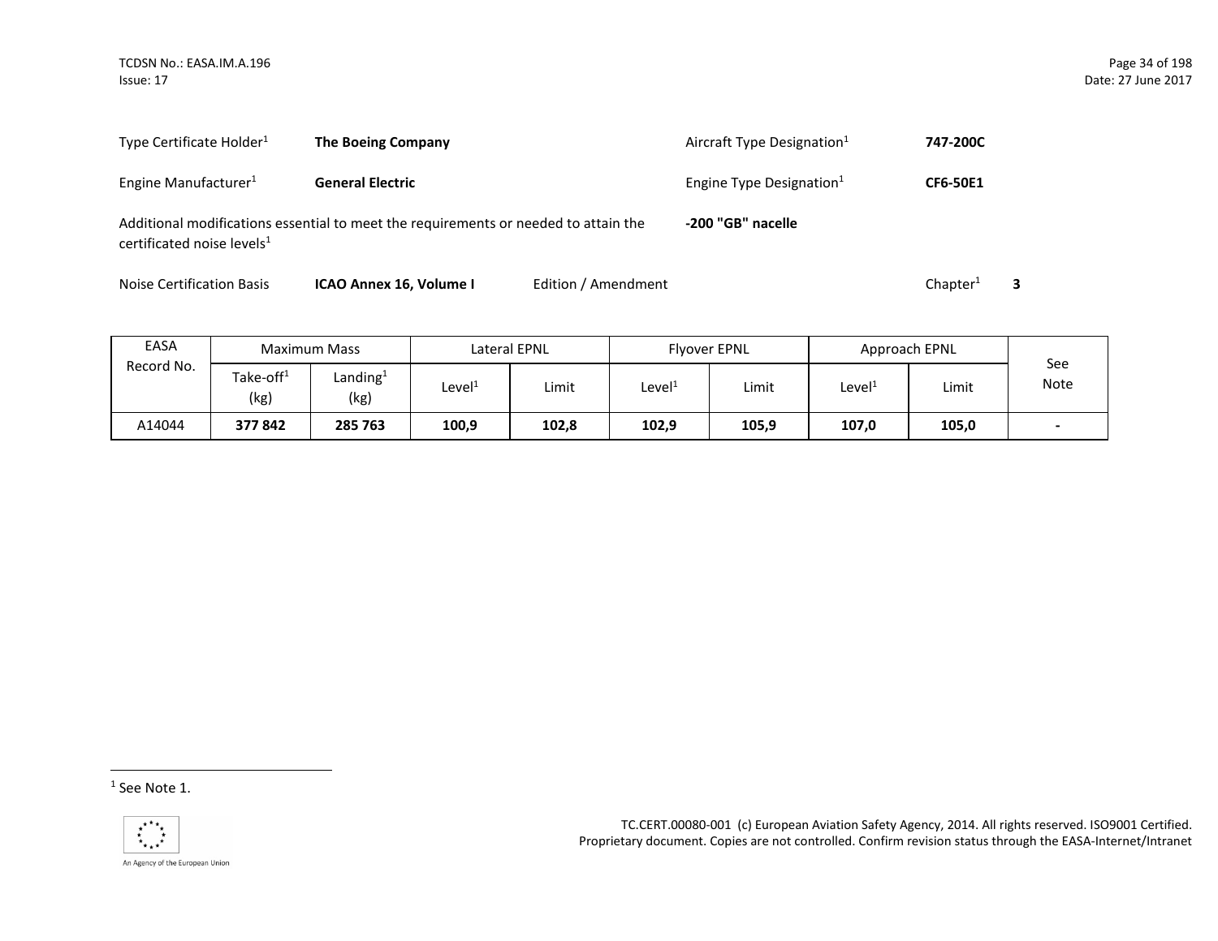Type Certificate Holder[1] **The Boeing Company** Aircraft Type Designation[1] **747-200C**

Engine Manufacturer[1] **General Electric** Engine Type Designation[1] **CF6-50E1**

Additional modifications essential to meet the requirements or needed to attain the certificated noise levels[1] **-200 "GB" nacelle**

Noise Certification Basis **ICAO Annex 16, Volume I** Edition / Amendment Chapter[1] **3**

| EASA Record No. | Maximum Mass | | Lateral EPNL | | Flyover EPNL | | Approach EPNL | | See Note |
|---|---|---|---|---|---|---|---|---|---|
| | Take-off[1] (kg) | Landing[1] (kg) | Level[1] | Limit | Level[1] | Limit | Level[1] | Limit | |
| A14044 | **377 842** | **285 763** | **100,9** | **102,8** | **102,9** | **105,9** | **107,0** | **105,0** | **-** |

[1] See Note 1.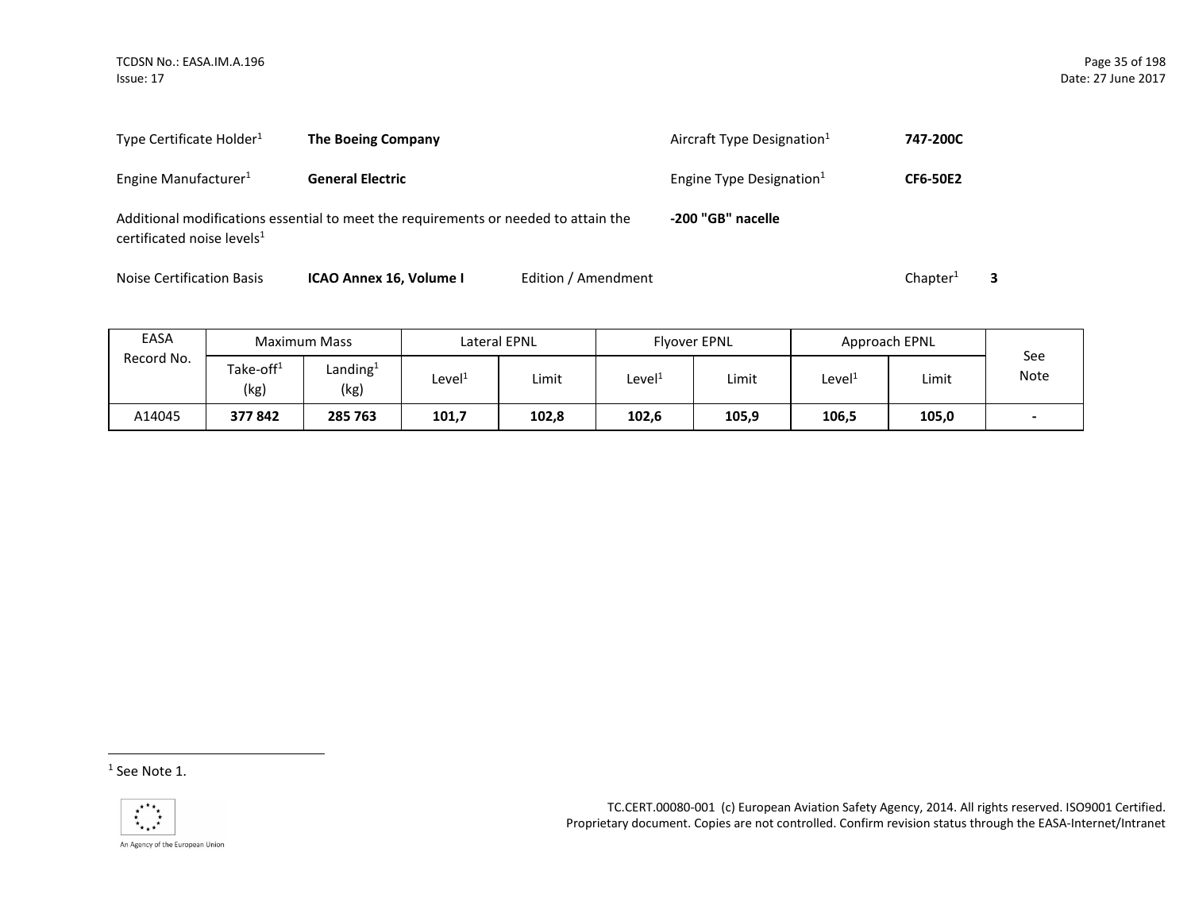Type Certificate Holder[1] **The Boeing Company** Aircraft Type Designation[1] **747-200C**

Engine Manufacturer[1] **General Electric** Engine Type Designation[1] **CF6-50E2**

Additional modifications essential to meet the requirements or needed to attain the certificated noise levels[1] **-200 "GB" nacelle**

Noise Certification Basis **ICAO Annex 16, Volume I** Edition / Amendment Chapter[1] **3**

| EASA Record No. | Maximum Mass | | Lateral EPNL | | Flyover EPNL | | Approach EPNL | | See Note |
|---|---|---|---|---|---|---|---|---|---|
| | Take-off[1] (kg) | Landing[1] (kg) | Level[1] | Limit | Level[1] | Limit | Level[1] | Limit | |
| A14045 | **377 842** | **285 763** | **101,7** | **102,8** | **102,6** | **105,9** | **106,5** | **105,0** | **-** |

[1] See Note 1.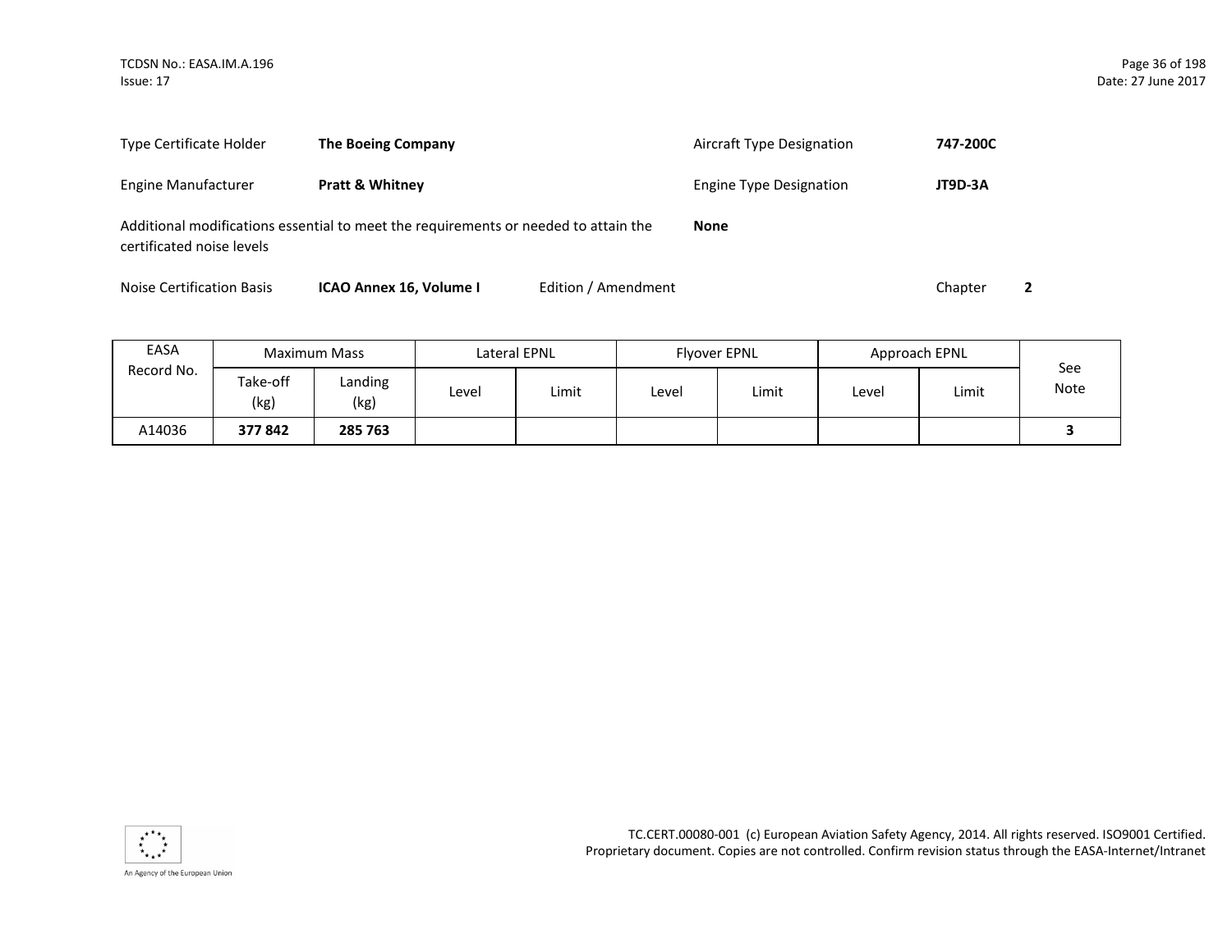| | | | |
|---|---|---|---|
| Type Certificate Holder | **The Boeing Company** | Aircraft Type Designation | **747-200C** |
| Engine Manufacturer | **Pratt & Whitney** | Engine Type Designation | **JT9D-3A** |
| Additional modifications essential to meet the requirements or needed to attain the certificated noise levels | | **None** | |
| Noise Certification Basis | **ICAO Annex 16, Volume I** | Edition / Amendment | Chapter **2** |

| EASA Record No. | Maximum Mass | | Lateral EPNL | | Flyover EPNL | | Approach EPNL | | See Note |
|---|---|---|---|---|---|---|---|---|---|
| | Take-off (kg) | Landing (kg) | Level | Limit | Level | Limit | Level | Limit | |
| A14036 | **377 842** | **285 763** | | | | | | | **3** |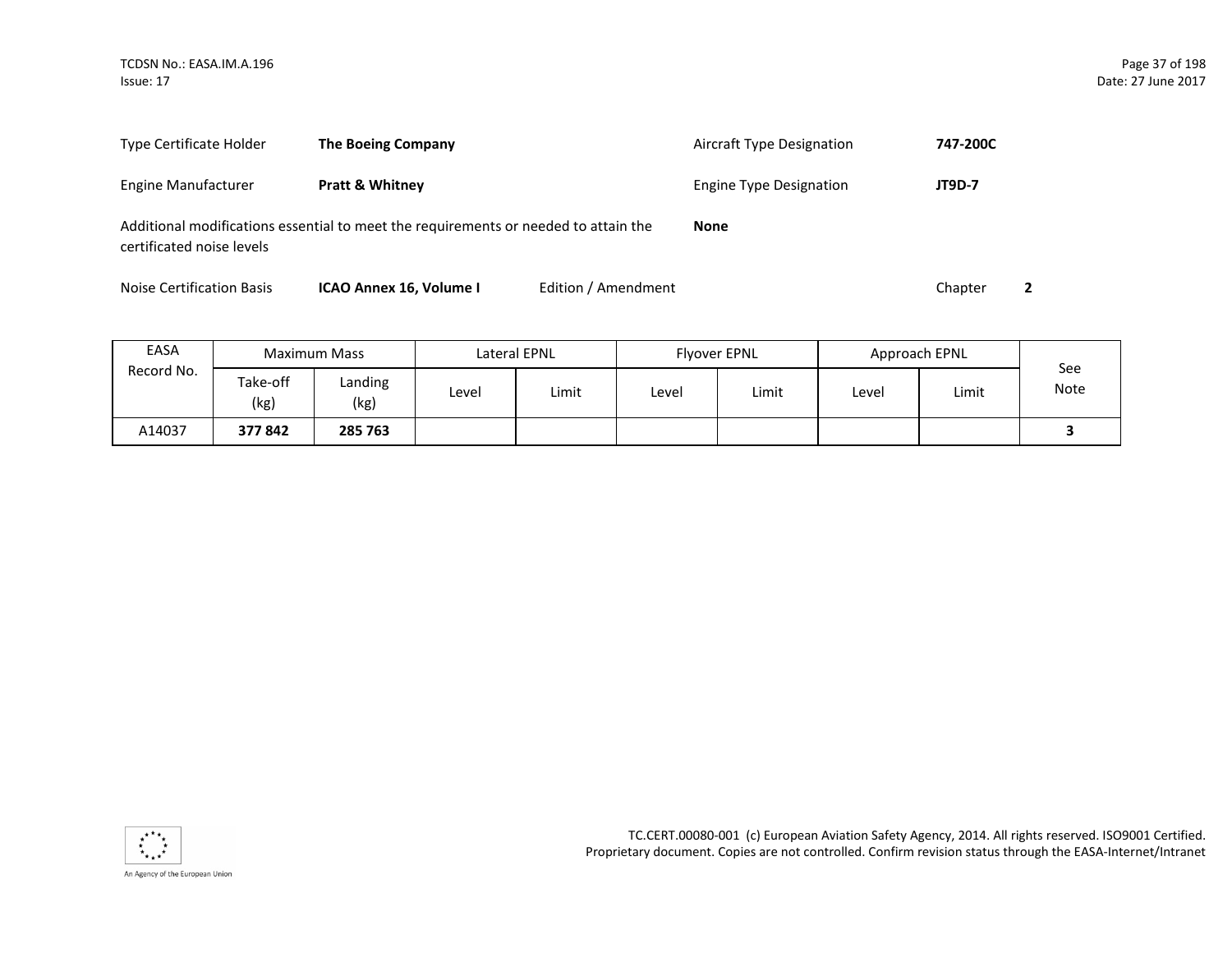| | | | |
|---|---|---|---|
| Type Certificate Holder | **The Boeing Company** | Aircraft Type Designation | **747-200C** |
| Engine Manufacturer | **Pratt & Whitney** | Engine Type Designation | **JT9D-7** |

Additional modifications essential to meet the requirements or needed to attain the certificated noise levels **None**

Noise Certification Basis **ICAO Annex 16, Volume I** Edition / Amendment Chapter **2**

| EASA Record No. | Maximum Mass | | Lateral EPNL | | Flyover EPNL | | Approach EPNL | | See Note |
|---|---|---|---|---|---|---|---|---|---|
| | Take-off (kg) | Landing (kg) | Level | Limit | Level | Limit | Level | Limit | |
| A14037 | **377 842** | **285 763** | | | | | | | **3** |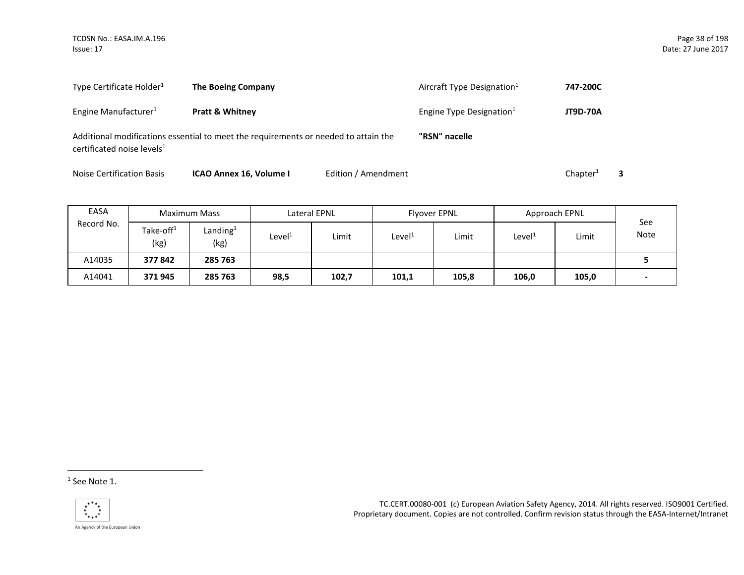Type Certificate Holder[1] **The Boeing Company**

Aircraft Type Designation[1] **747-200C**

Engine Manufacturer[1] **Pratt & Whitney**

Engine Type Designation[1] **JT9D-70A**

Additional modifications essential to meet the requirements or needed to attain the certificated noise levels[1] **"RSN" nacelle**

Noise Certification Basis **ICAO Annex 16, Volume I** Edition / Amendment Chapter[1] **3**

| EASA Record No. | Maximum Mass | | Lateral EPNL | | Flyover EPNL | | Approach EPNL | | See Note |
|---|---|---|---|---|---|---|---|---|---|
| | Take-off[1] (kg) | Landing[1] (kg) | Level[1] | Limit | Level[1] | Limit | Level[1] | Limit | |
| A14035 | **377 842** | **285 763** | | | | | | | **5** |
| A14041 | **371 945** | **285 763** | **98,5** | **102,7** | **101,1** | **105,8** | **106,0** | **105,0** | **-** |

[1] See Note 1.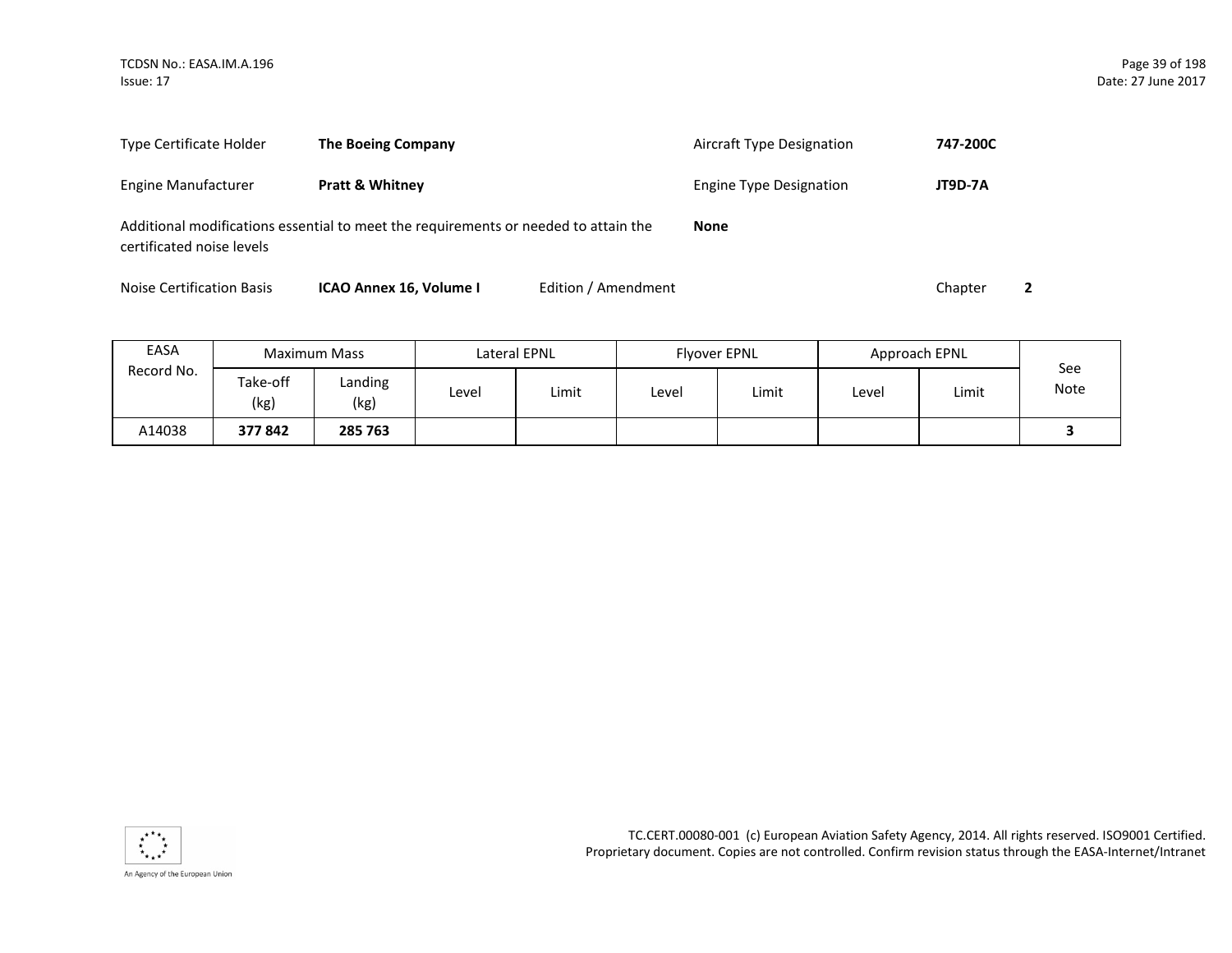| | | | |
|---|---|---|---|
| Type Certificate Holder | **The Boeing Company** | Aircraft Type Designation | **747-200C** |
| Engine Manufacturer | **Pratt & Whitney** | Engine Type Designation | **JT9D-7A** |

Additional modifications essential to meet the requirements or needed to attain the certificated noise levels **None**

Noise Certification Basis **ICAO Annex 16, Volume I** Edition / Amendment Chapter **2**

| EASA Record No. | Maximum Mass | | Lateral EPNL | | Flyover EPNL | | Approach EPNL | | See Note |
|---|---|---|---|---|---|---|---|---|---|
| | Take-off (kg) | Landing (kg) | Level | Limit | Level | Limit | Level | Limit | |
| A14038 | **377 842** | **285 763** | | | | | | | **3** |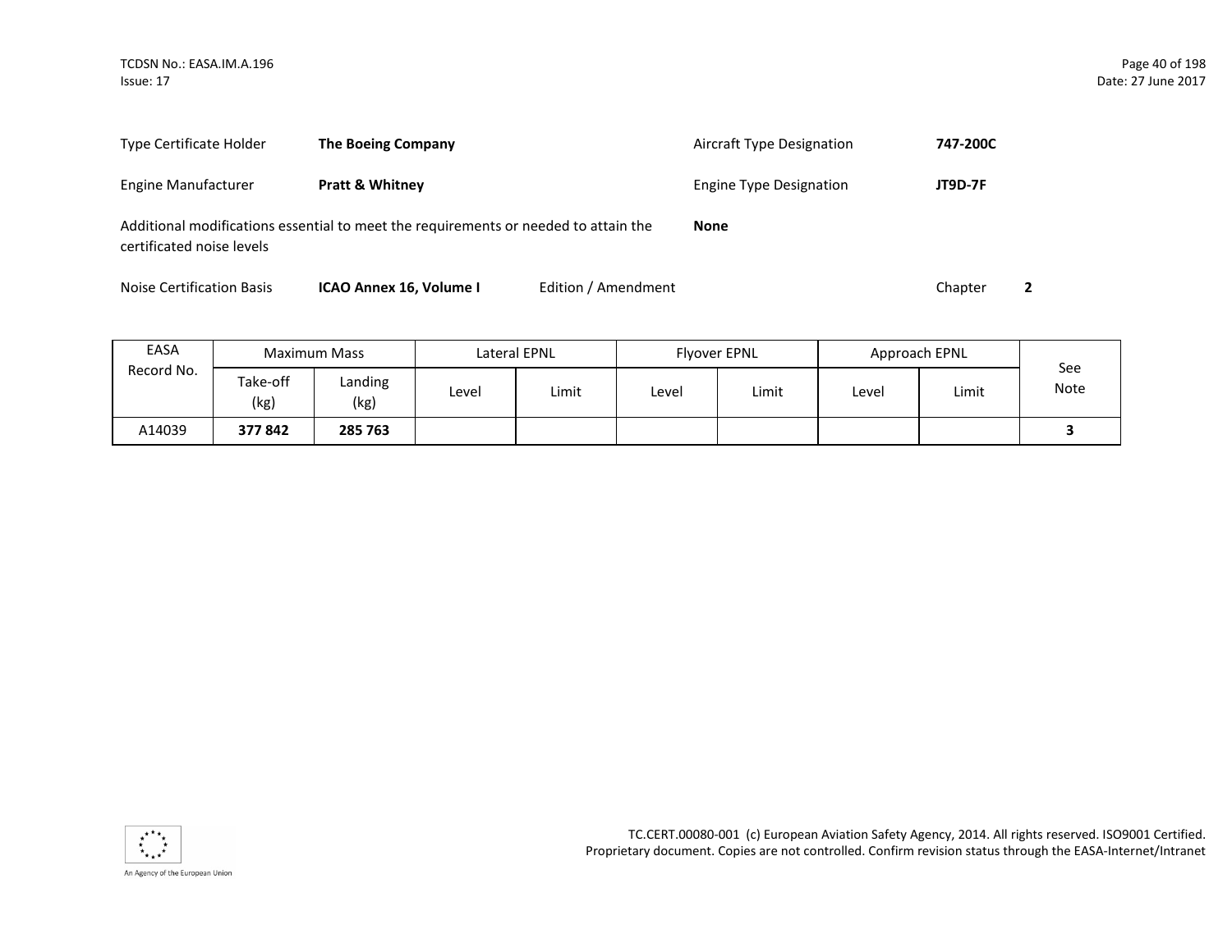| | | | |
|---|---|---|---|
| Type Certificate Holder | **The Boeing Company** | Aircraft Type Designation | **747-200C** |
| Engine Manufacturer | **Pratt & Whitney** | Engine Type Designation | **JT9D-7F** |

Additional modifications essential to meet the requirements or needed to attain the certificated noise levels **None**

Noise Certification Basis **ICAO Annex 16, Volume I** Edition / Amendment Chapter **2**

| EASA Record No. | Maximum Mass | | Lateral EPNL | | Flyover EPNL | | Approach EPNL | | See Note |
|---|---|---|---|---|---|---|---|---|---|
| | Take-off (kg) | Landing (kg) | Level | Limit | Level | Limit | Level | Limit | |
| A14039 | **377 842** | **285 763** | | | | | | | **3** |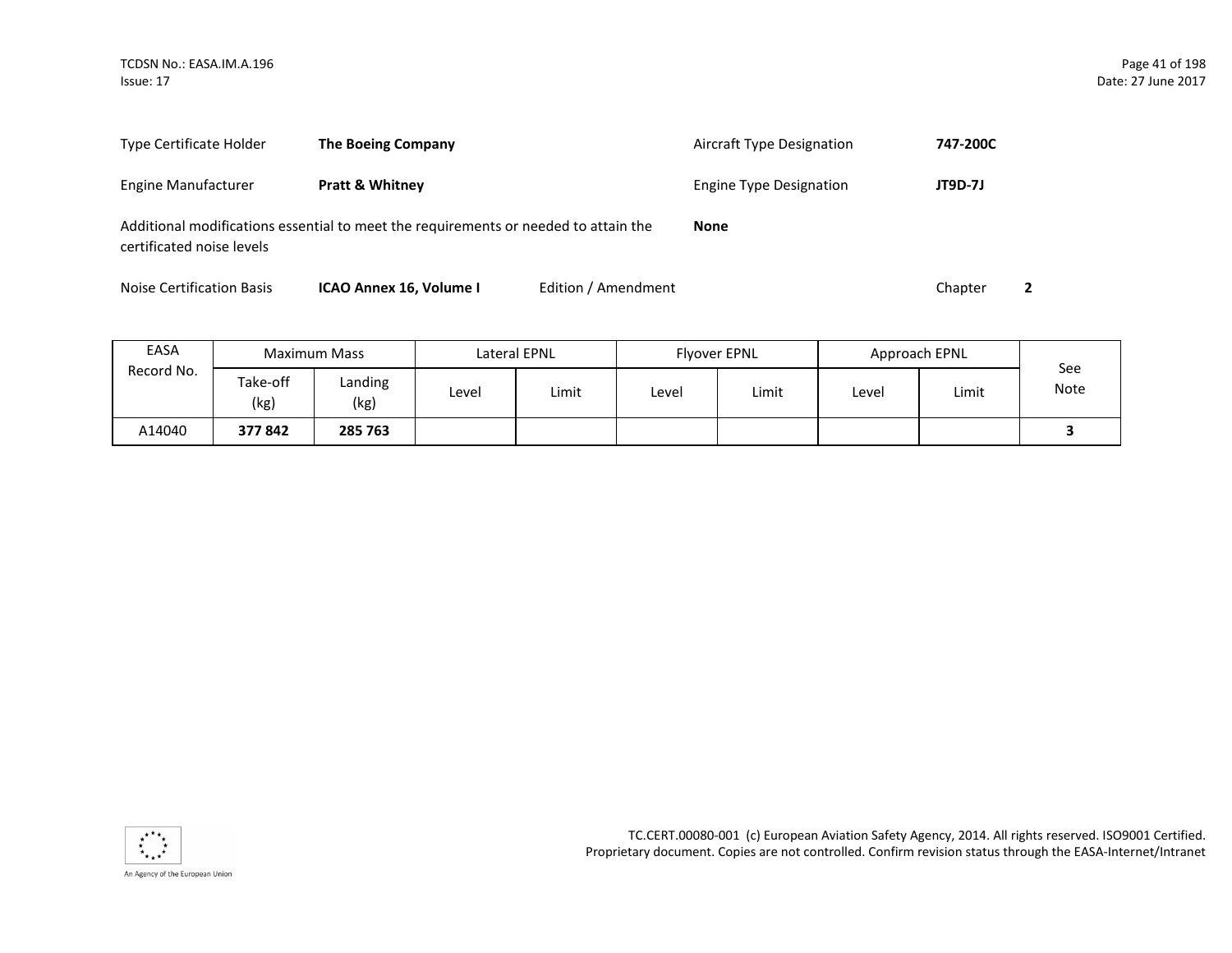| | | | |
|---|---|---|---|
| Type Certificate Holder | **The Boeing Company** | Aircraft Type Designation | **747-200C** |
| Engine Manufacturer | **Pratt & Whitney** | Engine Type Designation | **JT9D-7J** |

Additional modifications essential to meet the requirements or needed to attain the certificated noise levels **None**

Noise Certification Basis **ICAO Annex 16, Volume I** Edition / Amendment Chapter **2**

| EASA Record No. | Maximum Mass | | Lateral EPNL | | Flyover EPNL | | Approach EPNL | | See Note |
|---|---|---|---|---|---|---|---|---|---|
| | Take-off (kg) | Landing (kg) | Level | Limit | Level | Limit | Level | Limit | |
| A14040 | **377 842** | **285 763** | | | | | | | **3** |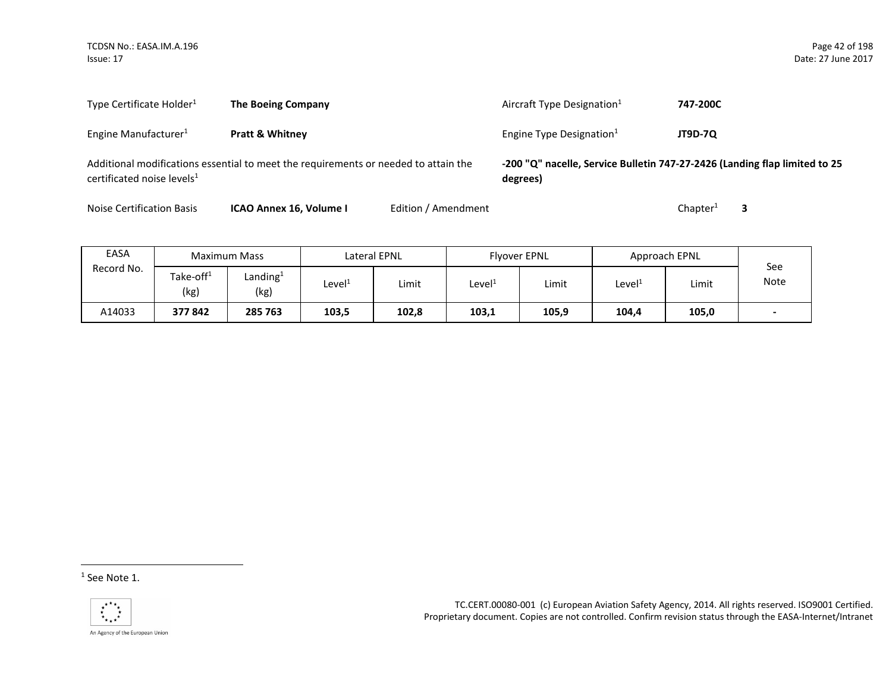Type Certificate Holder[1] **The Boeing Company**

Aircraft Type Designation[1] **747-200C**

Engine Manufacturer[1] **Pratt & Whitney**

Engine Type Designation[1] **JT9D-7Q**

Additional modifications essential to meet the requirements or needed to attain the certificated noise levels[1] **-200 "Q" nacelle, Service Bulletin 747-27-2426 (Landing flap limited to 25 degrees)**

Noise Certification Basis **ICAO Annex 16, Volume I** Edition / Amendment Chapter[1] **3**

| EASA Record No. | Maximum Mass | | Lateral EPNL | | Flyover EPNL | | Approach EPNL | | See Note |
|---|---|---|---|---|---|---|---|---|---|
| | Take-off[1] (kg) | Landing[1] (kg) | Level[1] | Limit | Level[1] | Limit | Level[1] | Limit | |
| A14033 | **377 842** | **285 763** | **103,5** | **102,8** | **103,1** | **105,9** | **104,4** | **105,0** | **-** |

[1] See Note 1.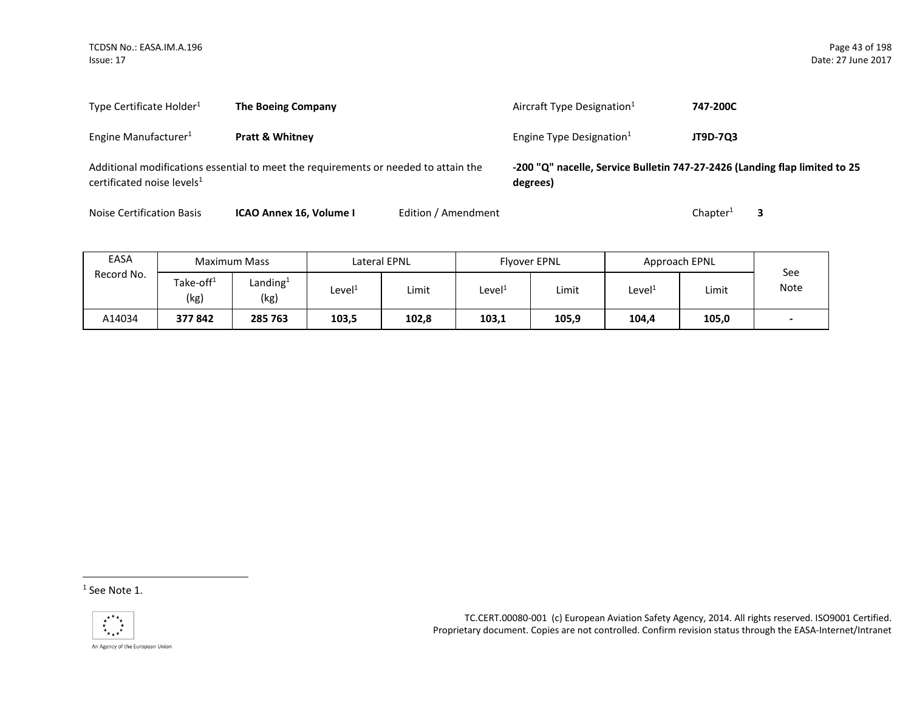Type Certificate Holder[1] **The Boeing Company**

Aircraft Type Designation[1] **747-200C**

Engine Manufacturer[1] **Pratt & Whitney**

Engine Type Designation[1] **JT9D-7Q3**

Additional modifications essential to meet the requirements or needed to attain the certificated noise levels[1] **-200 "Q" nacelle, Service Bulletin 747-27-2426 (Landing flap limited to 25 degrees)**

Noise Certification Basis **ICAO Annex 16, Volume I** Edition / Amendment Chapter[1] **3**

| EASA Record No. | Maximum Mass | | Lateral EPNL | | Flyover EPNL | | Approach EPNL | | See Note |
|---|---|---|---|---|---|---|---|---|---|
| | Take-off[1] (kg) | Landing[1] (kg) | Level[1] | Limit | Level[1] | Limit | Level[1] | Limit | |
| A14034 | **377 842** | **285 763** | **103,5** | **102,8** | **103,1** | **105,9** | **104,4** | **105,0** | **-** |

[1] See Note 1.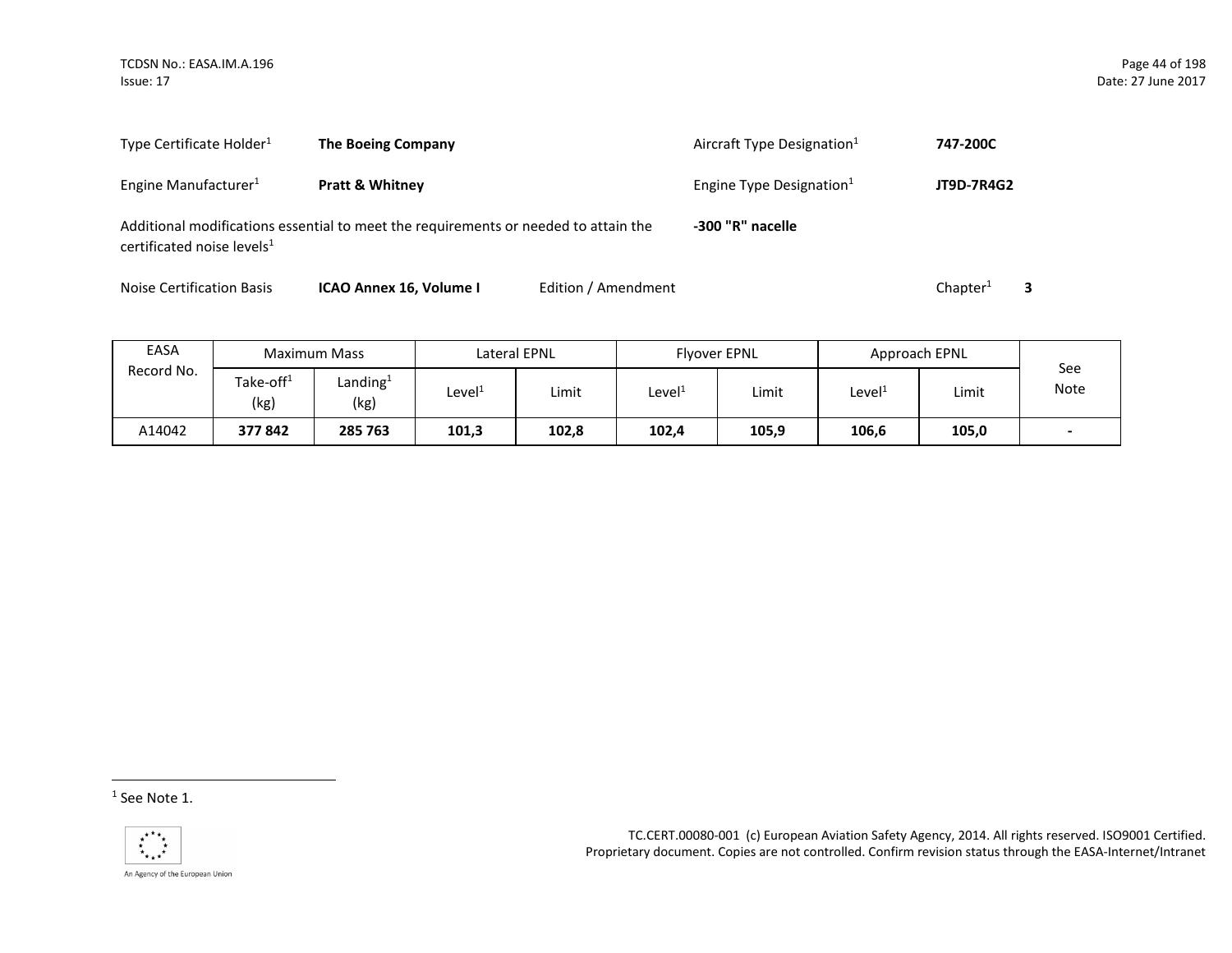Type Certificate Holder[1] **The Boeing Company**

Aircraft Type Designation[1] **747-200C**

Engine Manufacturer[1] **Pratt & Whitney**

Engine Type Designation[1] **JT9D-7R4G2**

Additional modifications essential to meet the requirements or needed to attain the certificated noise levels[1] **-300 "R" nacelle**

Noise Certification Basis **ICAO Annex 16, Volume I** Edition / Amendment Chapter[1] **3**

| EASA Record No. | Maximum Mass | | Lateral EPNL | | Flyover EPNL | | Approach EPNL | | See Note |
|---|---|---|---|---|---|---|---|---|---|
| | Take-off[1] (kg) | Landing[1] (kg) | Level[1] | Limit | Level[1] | Limit | Level[1] | Limit | |
| A14042 | **377 842** | **285 763** | **101,3** | **102,8** | **102,4** | **105,9** | **106,6** | **105,0** | **-** |

[1] See Note 1.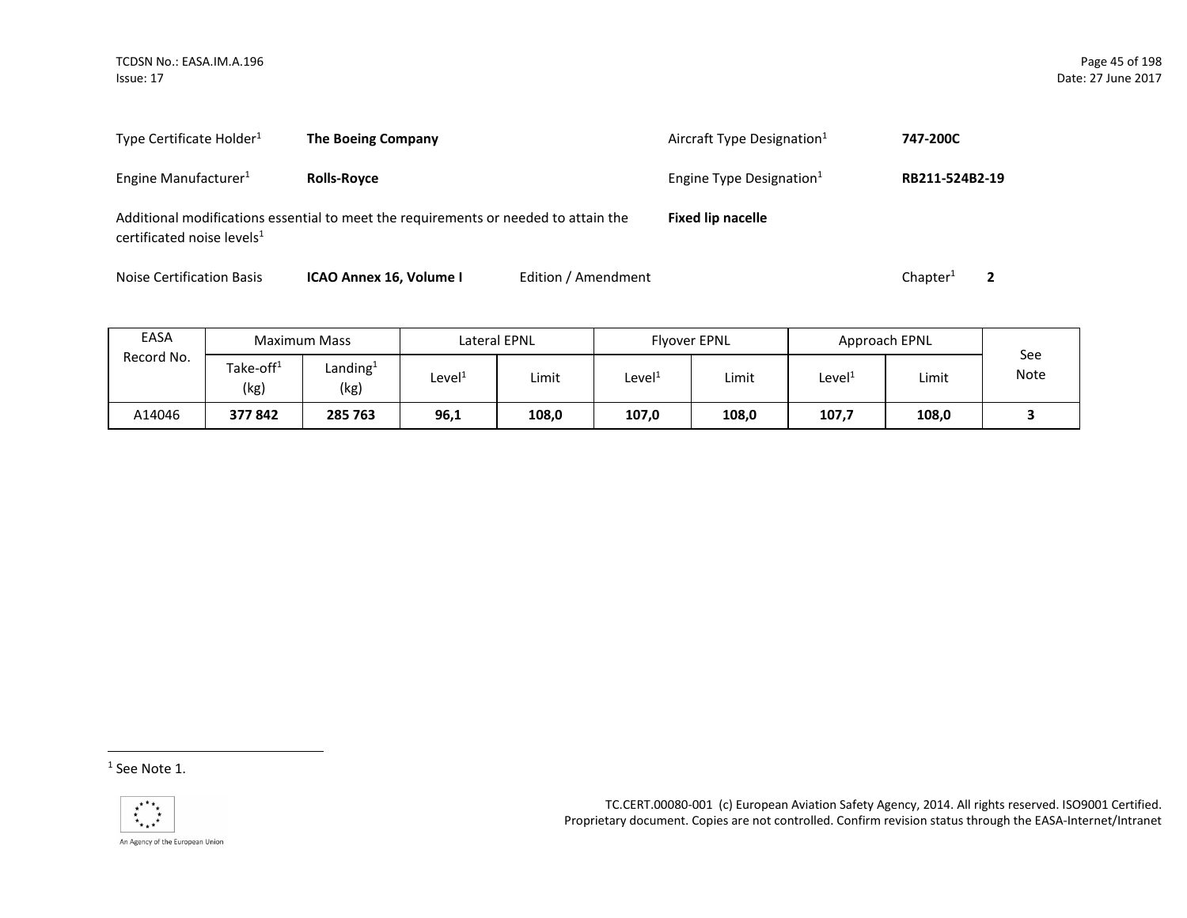Type Certificate Holder[1] **The Boeing Company**

Aircraft Type Designation[1] **747-200C**

Engine Manufacturer[1] **Rolls-Royce**

Engine Type Designation[1] **RB211-524B2-19**

Additional modifications essential to meet the requirements or needed to attain the certificated noise levels[1] **Fixed lip nacelle**

Noise Certification Basis **ICAO Annex 16, Volume I** Edition / Amendment Chapter[1] **2**

| EASA Record No. | Maximum Mass | | Lateral EPNL | | Flyover EPNL | | Approach EPNL | | See Note |
|---|---|---|---|---|---|---|---|---|---|
| | Take-off[1] (kg) | Landing[1] (kg) | Level[1] | Limit | Level[1] | Limit | Level[1] | Limit | |
| A14046 | **377 842** | **285 763** | **96,1** | **108,0** | **107,0** | **108,0** | **107,7** | **108,0** | **3** |

[1] See Note 1.

TC.CERT.00080-001 (c) European Aviation Safety Agency, 2014. All rights reserved. ISO9001 Certified. Proprietary document. Copies are not controlled. Confirm revision status through the EASA-Internet/Intranet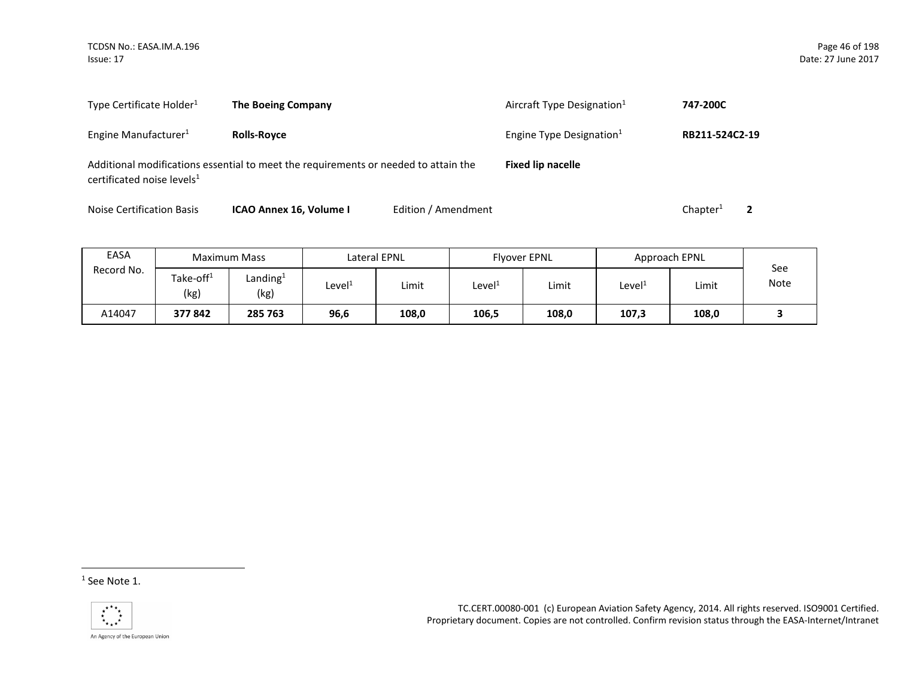Type Certificate Holder[1] **The Boeing Company** Aircraft Type Designation[1] **747-200C**

Engine Manufacturer[1] **Rolls-Royce** Engine Type Designation[1] **RB211-524C2-19**

Additional modifications essential to meet the requirements or needed to attain the certificated noise levels[1] **Fixed lip nacelle**

Noise Certification Basis **ICAO Annex 16, Volume I** Edition / Amendment Chapter[1] **2**

| EASA Record No. | Maximum Mass | | Lateral EPNL | | Flyover EPNL | | Approach EPNL | | See Note |
|---|---|---|---|---|---|---|---|---|---|
| | Take-off[1] (kg) | Landing[1] (kg) | Level[1] | Limit | Level[1] | Limit | Level[1] | Limit | |
| A14047 | **377 842** | **285 763** | **96,6** | **108,0** | **106,5** | **108,0** | **107,3** | **108,0** | **3** |

[1] See Note 1.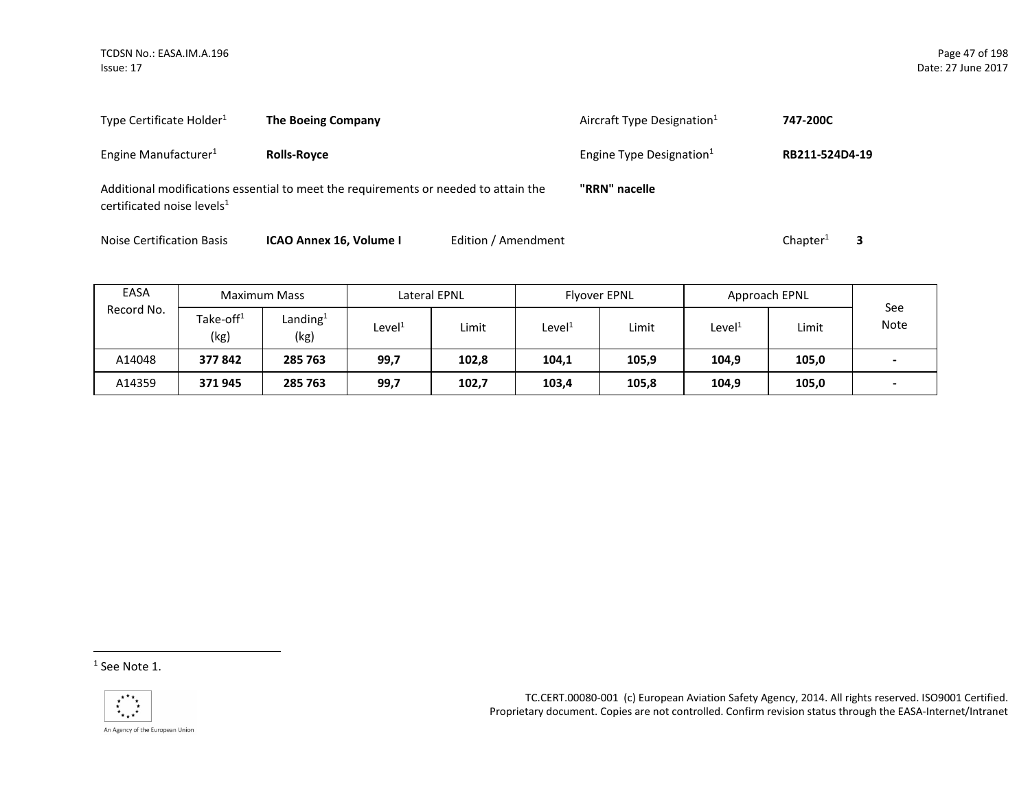Type Certificate Holder[1] **The Boeing Company** Aircraft Type Designation[1] **747-200C**

Engine Manufacturer[1] **Rolls-Royce** Engine Type Designation[1] **RB211-524D4-19**

Additional modifications essential to meet the requirements or needed to attain the certificated noise levels[1] **"RRN" nacelle**

Noise Certification Basis **ICAO Annex 16, Volume I** Edition / Amendment Chapter[1] **3**

| EASA Record No. | Maximum Mass | | Lateral EPNL | | Flyover EPNL | | Approach EPNL | | See Note |
|---|---|---|---|---|---|---|---|---|---|
| | Take-off[1] (kg) | Landing[1] (kg) | Level[1] | Limit | Level[1] | Limit | Level[1] | Limit | |
| A14048 | **377 842** | **285 763** | **99,7** | **102,8** | **104,1** | **105,9** | **104,9** | **105,0** | **-** |
| A14359 | **371 945** | **285 763** | **99,7** | **102,7** | **103,4** | **105,8** | **104,9** | **105,0** | **-** |

[1] See Note 1.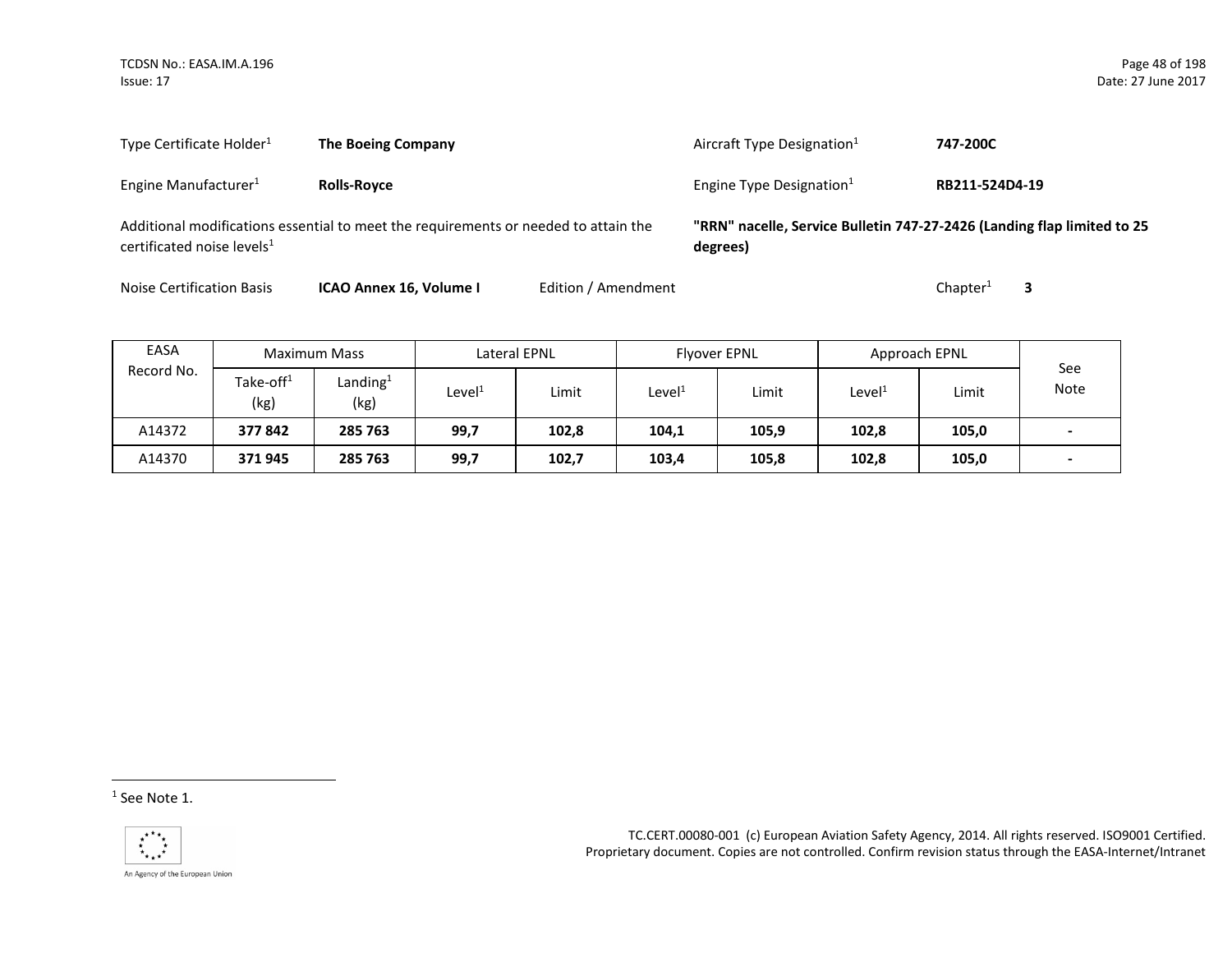| | | | |
|---|---|---|---|
| Type Certificate Holder[1] | **The Boeing Company** | Aircraft Type Designation[1] | **747-200C** |
| Engine Manufacturer[1] | **Rolls-Royce** | Engine Type Designation[1] | **RB211-524D4-19** |

Additional modifications essential to meet the requirements or needed to attain the certificated noise levels[1]: **"RRN" nacelle, Service Bulletin 747-27-2426 (Landing flap limited to 25 degrees)**

Noise Certification Basis: **ICAO Annex 16, Volume I** Edition / Amendment Chapter[1] **3**

| EASA Record No. | Maximum Mass | | Lateral EPNL | | Flyover EPNL | | Approach EPNL | | See Note |
|---|---|---|---|---|---|---|---|---|---|
| | Take-off[1] (kg) | Landing[1] (kg) | Level[1] | Limit | Level[1] | Limit | Level[1] | Limit | |
| A14372 | **377 842** | **285 763** | **99,7** | **102,8** | **104,1** | **105,9** | **102,8** | **105,0** | **-** |
| A14370 | **371 945** | **285 763** | **99,7** | **102,7** | **103,4** | **105,8** | **102,8** | **105,0** | **-** |

[1] See Note 1.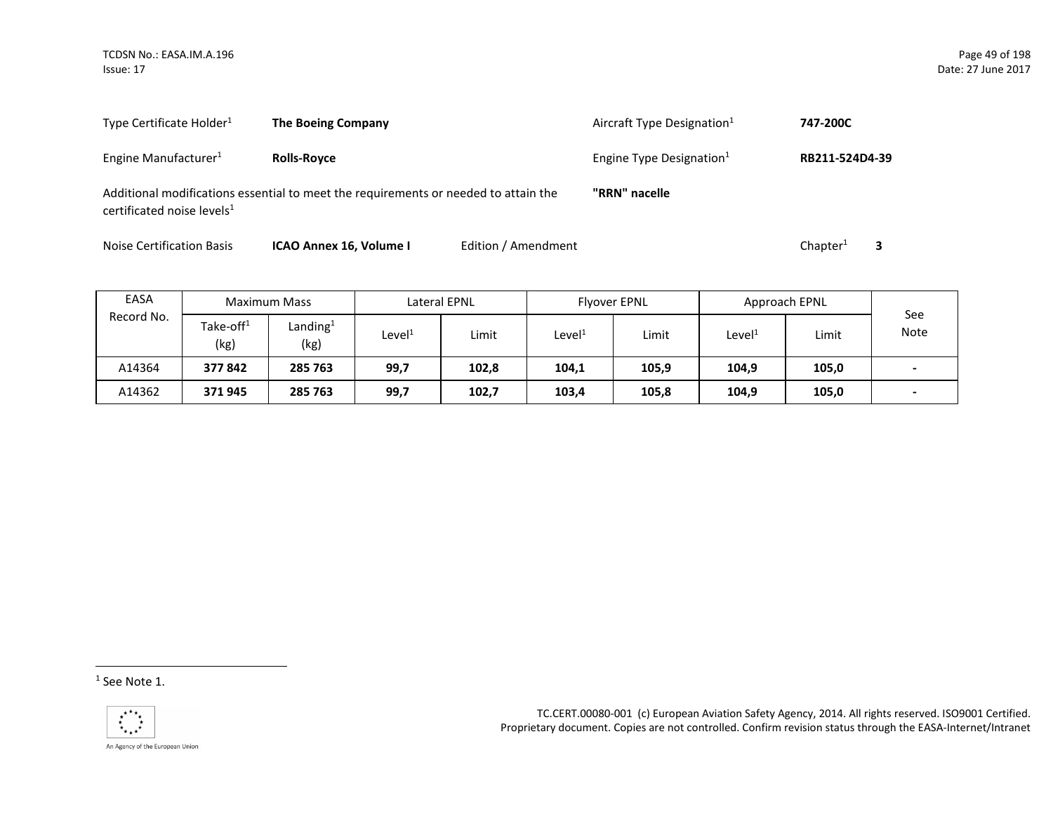Type Certificate Holder[1] **The Boeing Company** Aircraft Type Designation[1] **747-200C**

Engine Manufacturer[1] **Rolls-Royce** Engine Type Designation[1] **RB211-524D4-39**

Additional modifications essential to meet the requirements or needed to attain the certificated noise levels[1] **"RRN" nacelle**

Noise Certification Basis **ICAO Annex 16, Volume I** Edition / Amendment Chapter[1] **3**

| EASA Record No. | Maximum Mass | | Lateral EPNL | | Flyover EPNL | | Approach EPNL | | See Note |
|---|---|---|---|---|---|---|---|---|---|
| | Take-off[1] (kg) | Landing[1] (kg) | Level[1] | Limit | Level[1] | Limit | Level[1] | Limit | |
| A14364 | **377 842** | **285 763** | **99,7** | **102,8** | **104,1** | **105,9** | **104,9** | **105,0** | **-** |
| A14362 | **371 945** | **285 763** | **99,7** | **102,7** | **103,4** | **105,8** | **104,9** | **105,0** | **-** |

[1] See Note 1.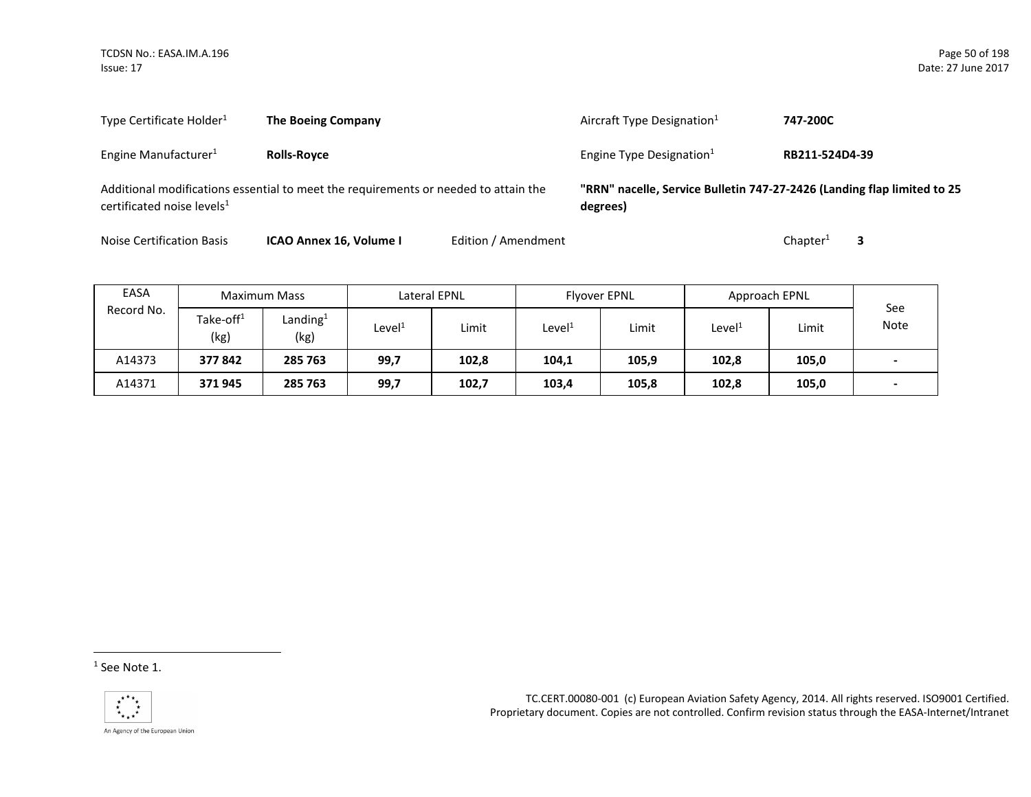| | | | |
|---|---|---|---|
| Type Certificate Holder[1] | **The Boeing Company** | Aircraft Type Designation[1] | **747-200C** |
| Engine Manufacturer[1] | **Rolls-Royce** | Engine Type Designation[1] | **RB211-524D4-39** |

Additional modifications essential to meet the requirements or needed to attain the certificated noise levels[1]: **"RRN" nacelle, Service Bulletin 747-27-2426 (Landing flap limited to 25 degrees)**

Noise Certification Basis: **ICAO Annex 16, Volume I** Edition / Amendment Chapter[1] **3**

| EASA Record No. | Maximum Mass | | Lateral EPNL | | Flyover EPNL | | Approach EPNL | | See Note |
|---|---|---|---|---|---|---|---|---|---|
| | Take-off[1] (kg) | Landing[1] (kg) | Level[1] | Limit | Level[1] | Limit | Level[1] | Limit | |
| A14373 | **377 842** | **285 763** | **99,7** | **102,8** | **104,1** | **105,9** | **102,8** | **105,0** | **-** |
| A14371 | **371 945** | **285 763** | **99,7** | **102,7** | **103,4** | **105,8** | **102,8** | **105,0** | **-** |

[1] See Note 1.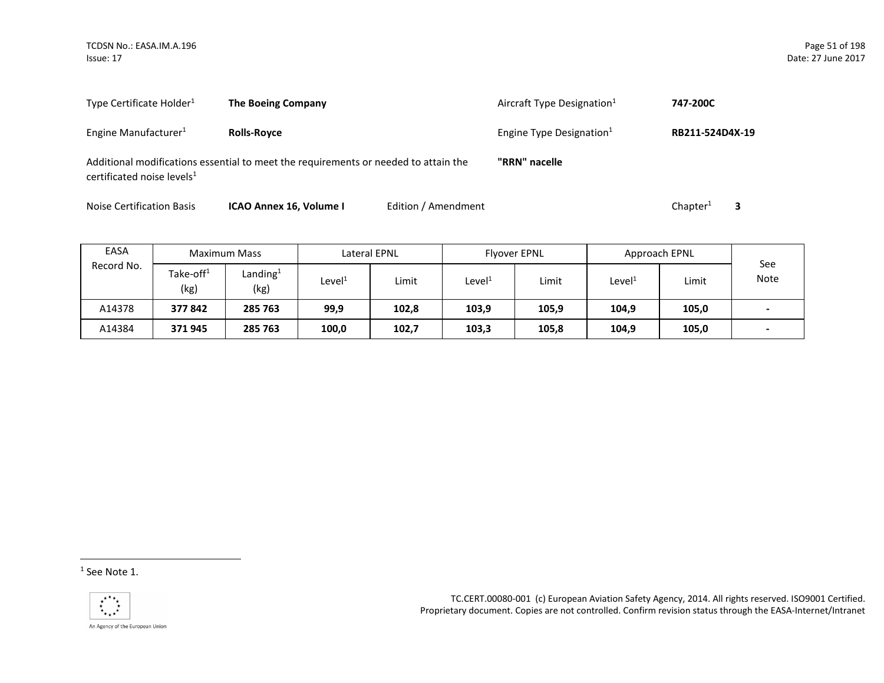| | | | |
|---|---|---|---|
| Type Certificate Holder[1] | **The Boeing Company** | Aircraft Type Designation[1] | **747-200C** |
| Engine Manufacturer[1] | **Rolls-Royce** | Engine Type Designation[1] | **RB211-524D4X-19** |
| Additional modifications essential to meet the requirements or needed to attain the certificated noise levels[1] | | **"RRN" nacelle** | |

Noise Certification Basis **ICAO Annex 16, Volume I** Edition / Amendment Chapter[1] **3**

| EASA Record No. | Maximum Mass | | Lateral EPNL | | Flyover EPNL | | Approach EPNL | | See Note |
|---|---|---|---|---|---|---|---|---|---|
| | Take-off[1] (kg) | Landing[1] (kg) | Level[1] | Limit | Level[1] | Limit | Level[1] | Limit | |
| A14378 | **377 842** | **285 763** | **99,9** | **102,8** | **103,9** | **105,9** | **104,9** | **105,0** | **-** |
| A14384 | **371 945** | **285 763** | **100,0** | **102,7** | **103,3** | **105,8** | **104,9** | **105,0** | **-** |

[1] See Note 1.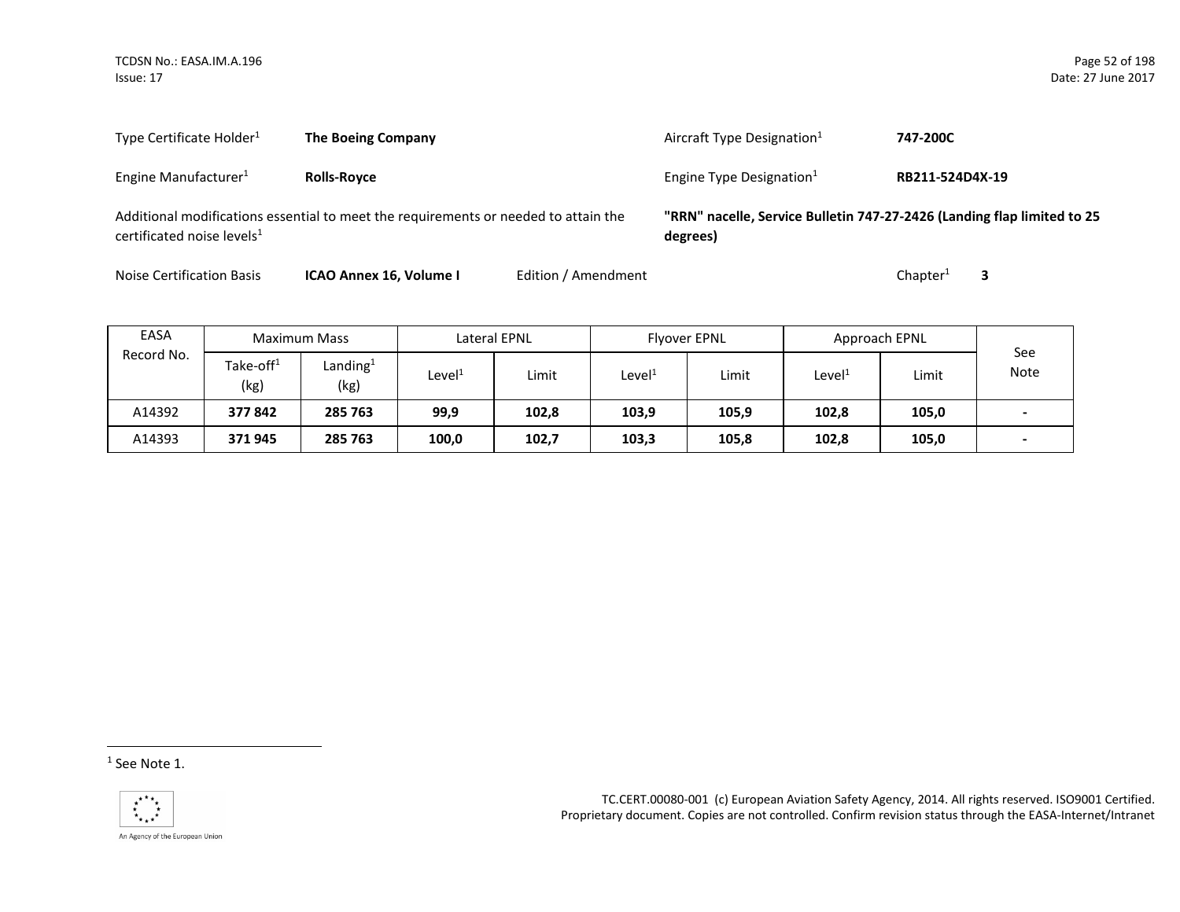Type Certificate Holder[1] **The Boeing Company**

Aircraft Type Designation[1] **747-200C**

Engine Manufacturer[1] **Rolls-Royce**

Engine Type Designation[1] **RB211-524D4X-19**

Additional modifications essential to meet the requirements or needed to attain the certificated noise levels[1] **"RRN" nacelle, Service Bulletin 747-27-2426 (Landing flap limited to 25 degrees)**

Noise Certification Basis **ICAO Annex 16, Volume I** Edition / Amendment Chapter[1] **3**

| EASA Record No. | Maximum Mass | | Lateral EPNL | | Flyover EPNL | | Approach EPNL | | See Note |
|---|---|---|---|---|---|---|---|---|---|
| | Take-off[1] (kg) | Landing[1] (kg) | Level[1] | Limit | Level[1] | Limit | Level[1] | Limit | |
| A14392 | **377 842** | **285 763** | **99,9** | **102,8** | **103,9** | **105,9** | **102,8** | **105,0** | **-** |
| A14393 | **371 945** | **285 763** | **100,0** | **102,7** | **103,3** | **105,8** | **102,8** | **105,0** | **-** |

[1] See Note 1.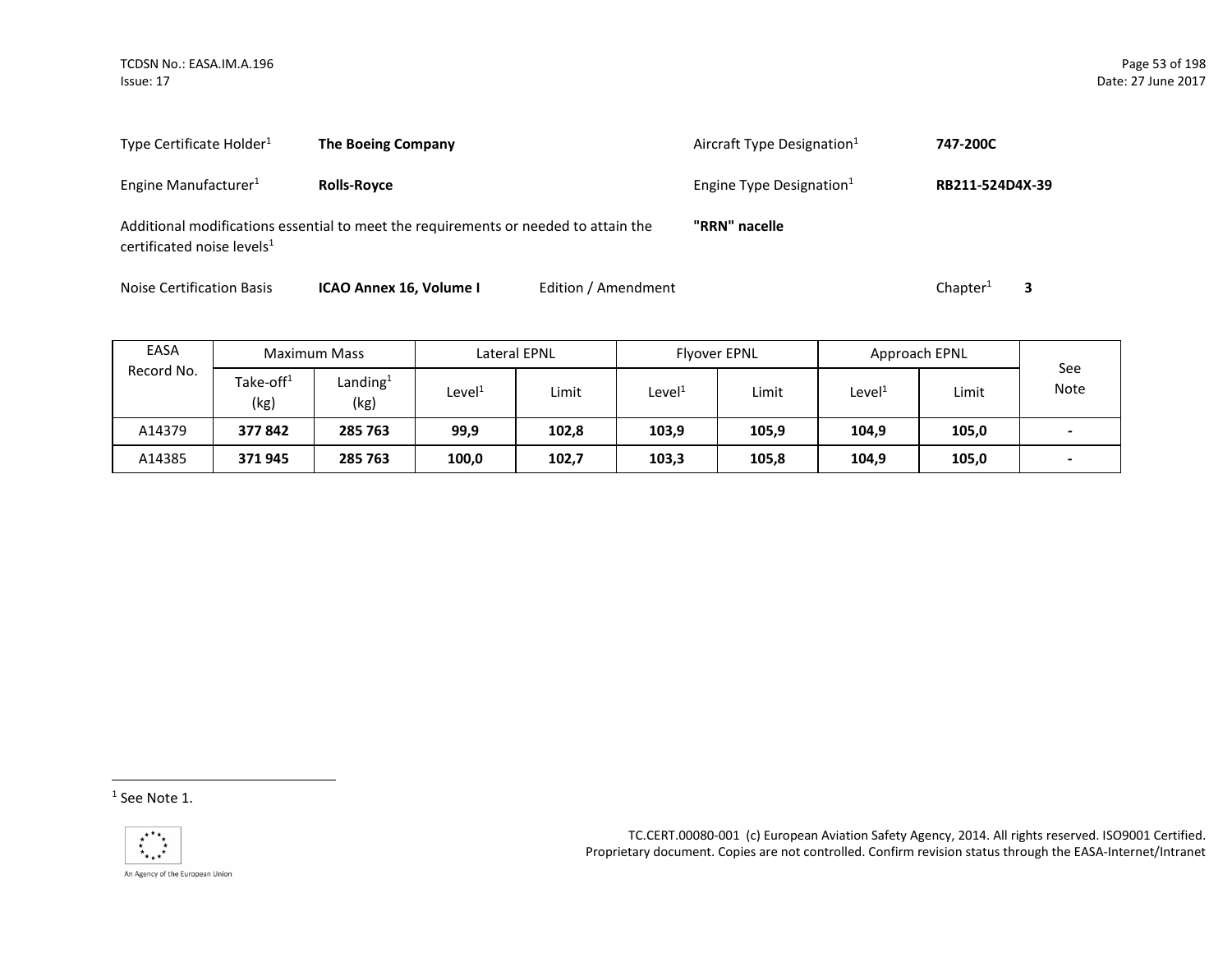Type Certificate Holder[1] **The Boeing Company** Aircraft Type Designation[1] **747-200C**

Engine Manufacturer[1] **Rolls-Royce** Engine Type Designation[1] **RB211-524D4X-39**

Additional modifications essential to meet the requirements or needed to attain the certificated noise levels[1] **"RRN" nacelle**

Noise Certification Basis **ICAO Annex 16, Volume I** Edition / Amendment Chapter[1] **3**

| EASA Record No. | Maximum Mass | | Lateral EPNL | | Flyover EPNL | | Approach EPNL | | See Note |
|---|---|---|---|---|---|---|---|---|---|
| | Take-off[1] (kg) | Landing[1] (kg) | Level[1] | Limit | Level[1] | Limit | Level[1] | Limit | |
| A14379 | **377 842** | **285 763** | **99,9** | **102,8** | **103,9** | **105,9** | **104,9** | **105,0** | **-** |
| A14385 | **371 945** | **285 763** | **100,0** | **102,7** | **103,3** | **105,8** | **104,9** | **105,0** | **-** |

[1] See Note 1.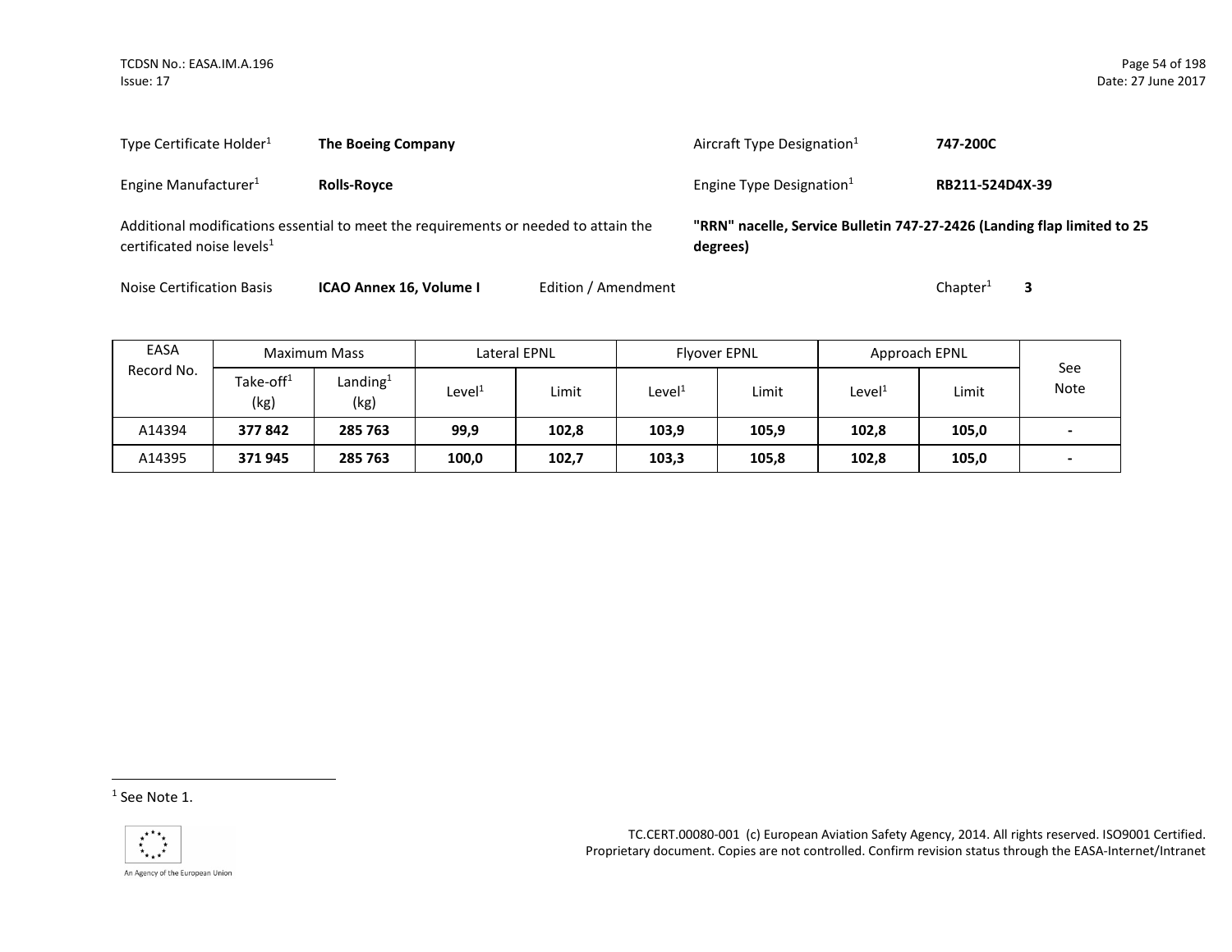Type Certificate Holder[1] **The Boeing Company**

Aircraft Type Designation[1] **747-200C**

Engine Manufacturer[1] **Rolls-Royce**

Engine Type Designation[1] **RB211-524D4X-39**

Additional modifications essential to meet the requirements or needed to attain the certificated noise levels[1] **"RRN" nacelle, Service Bulletin 747-27-2426 (Landing flap limited to 25 degrees)**

Noise Certification Basis **ICAO Annex 16, Volume I** Edition / Amendment Chapter[1] **3**

| EASA Record No. | Maximum Mass | | Lateral EPNL | | Flyover EPNL | | Approach EPNL | | See Note |
|---|---|---|---|---|---|---|---|---|---|
| | Take-off[1] (kg) | Landing[1] (kg) | Level[1] | Limit | Level[1] | Limit | Level[1] | Limit | |
| A14394 | **377 842** | **285 763** | **99,9** | **102,8** | **103,9** | **105,9** | **102,8** | **105,0** | **-** |
| A14395 | **371 945** | **285 763** | **100,0** | **102,7** | **103,3** | **105,8** | **102,8** | **105,0** | **-** |

[1] See Note 1.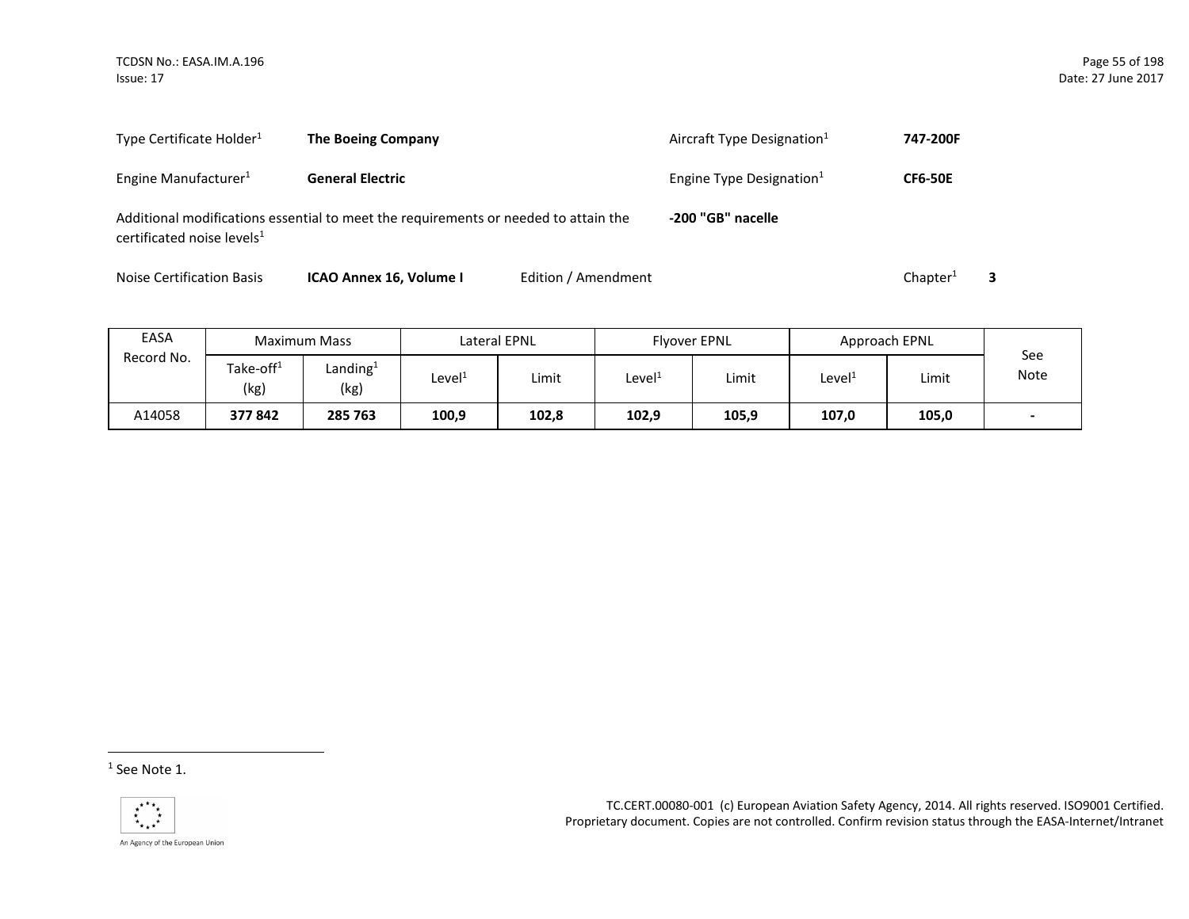| Type Certificate Holder[1] | **The Boeing Company** | Aircraft Type Designation[1] | **747-200F** |
|---|---|---|---|
| Engine Manufacturer[1] | **General Electric** | Engine Type Designation[1] | **CF6-50E** |

Additional modifications essential to meet the requirements or needed to attain the certificated noise levels[1] **-200 "GB" nacelle**

Noise Certification Basis **ICAO Annex 16, Volume I** Edition / Amendment Chapter[1] **3**

| EASA Record No. | Maximum Mass | | Lateral EPNL | | Flyover EPNL | | Approach EPNL | | See Note |
|---|---|---|---|---|---|---|---|---|---|
| | Take-off[1] (kg) | Landing[1] (kg) | Level[1] | Limit | Level[1] | Limit | Level[1] | Limit | |
| A14058 | **377 842** | **285 763** | **100,9** | **102,8** | **102,9** | **105,9** | **107,0** | **105,0** | **-** |

[1] See Note 1.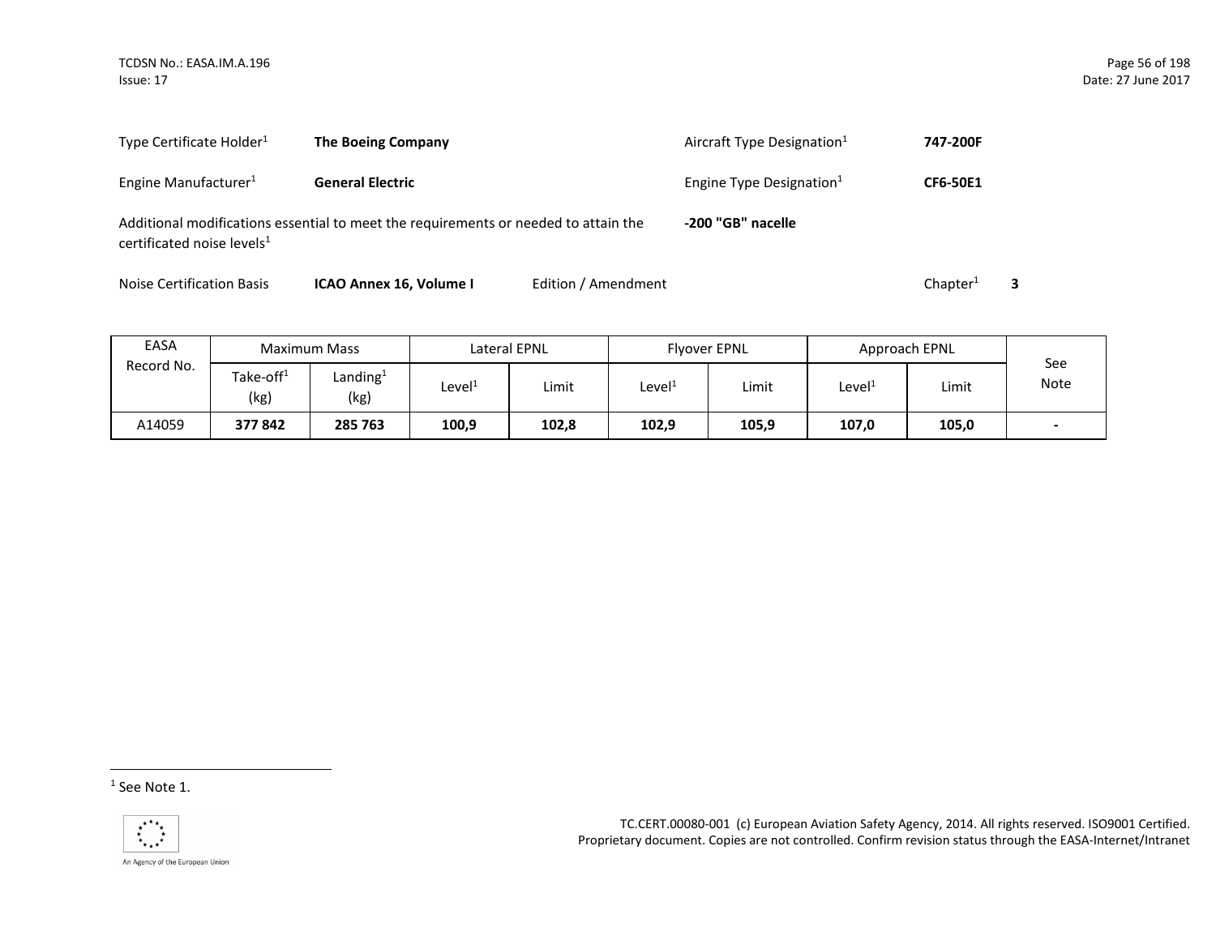Type Certificate Holder[1] **The Boeing Company** Aircraft Type Designation[1] **747-200F**

Engine Manufacturer[1] **General Electric** Engine Type Designation[1] **CF6-50E1**

Additional modifications essential to meet the requirements or needed to attain the certificated noise levels[1] **-200 "GB" nacelle**

Noise Certification Basis **ICAO Annex 16, Volume I** Edition / Amendment Chapter[1] **3**

| EASA Record No. | Maximum Mass | | Lateral EPNL | | Flyover EPNL | | Approach EPNL | | See Note |
|---|---|---|---|---|---|---|---|---|---|
| | Take-off[1] (kg) | Landing[1] (kg) | Level[1] | Limit | Level[1] | Limit | Level[1] | Limit | |
| A14059 | **377 842** | **285 763** | **100,9** | **102,8** | **102,9** | **105,9** | **107,0** | **105,0** | **-** |

[1] See Note 1.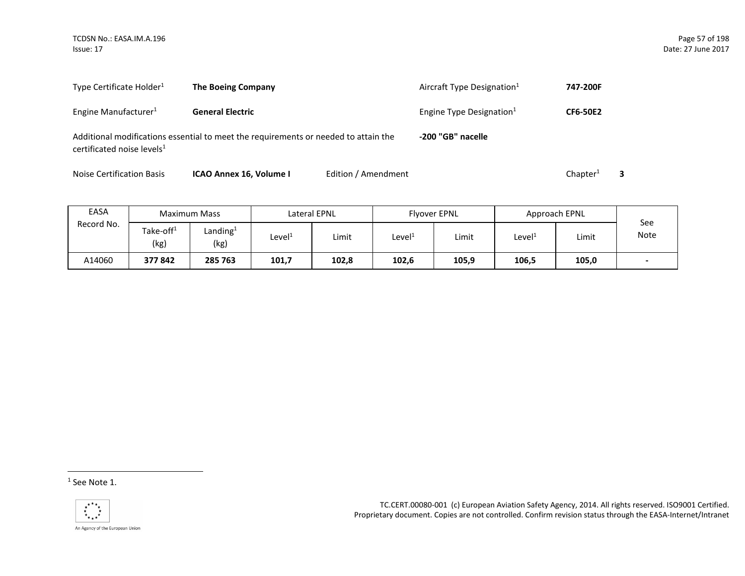| | | | |
|---|---|---|---|
| Type Certificate Holder[1] | **The Boeing Company** | Aircraft Type Designation[1] | **747-200F** |
| Engine Manufacturer[1] | **General Electric** | Engine Type Designation[1] | **CF6-50E2** |

Additional modifications essential to meet the requirements or needed to attain the certificated noise levels[1] **-200 "GB" nacelle**

Noise Certification Basis **ICAO Annex 16, Volume I** Edition / Amendment Chapter[1] **3**

| EASA Record No. | Maximum Mass | | Lateral EPNL | | Flyover EPNL | | Approach EPNL | | See Note |
|---|---|---|---|---|---|---|---|---|---|
| | Take-off[1] (kg) | Landing[1] (kg) | Level[1] | Limit | Level[1] | Limit | Level[1] | Limit | |
| A14060 | **377 842** | **285 763** | **101,7** | **102,8** | **102,6** | **105,9** | **106,5** | **105,0** | **-** |

[1] See Note 1.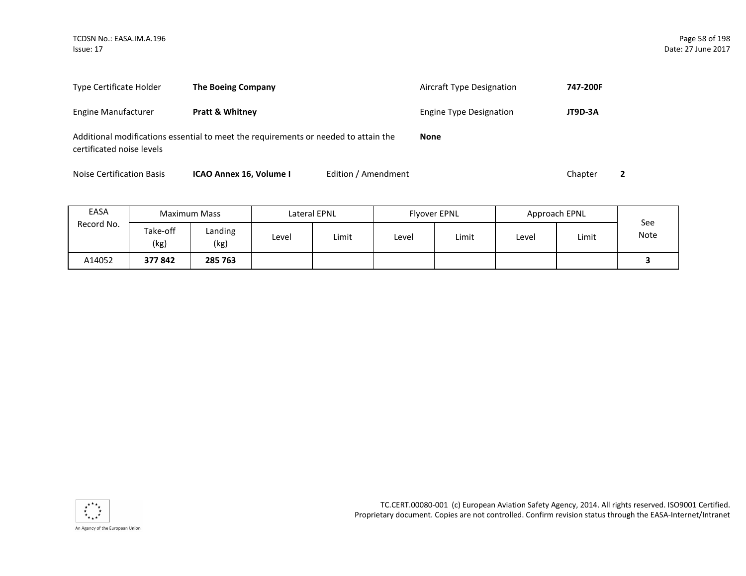| | | | |
|---|---|---|---|
| Type Certificate Holder | **The Boeing Company** | Aircraft Type Designation | **747-200F** |
| Engine Manufacturer | **Pratt & Whitney** | Engine Type Designation | **JT9D-3A** |

Additional modifications essential to meet the requirements or needed to attain the certificated noise levels: **None**

Noise Certification Basis: **ICAO Annex 16, Volume I** — Edition / Amendment — Chapter **2**

| EASA Record No. | Maximum Mass | | Lateral EPNL | | Flyover EPNL | | Approach EPNL | | See Note |
|---|---|---|---|---|---|---|---|---|---|
| | Take-off (kg) | Landing (kg) | Level | Limit | Level | Limit | Level | Limit | |
| A14052 | **377 842** | **285 763** | | | | | | | **3** |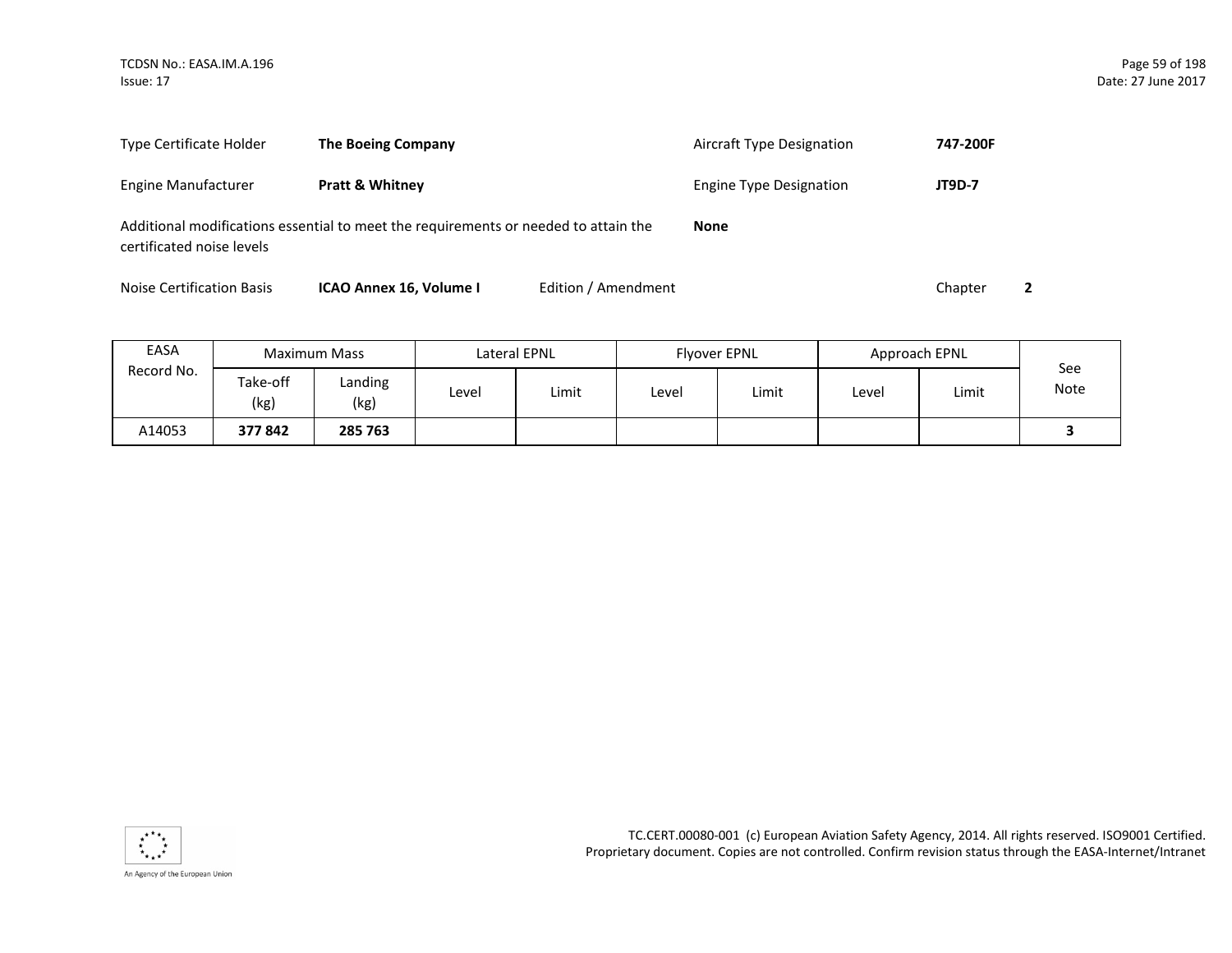| | | | |
|---|---|---|---|
| Type Certificate Holder | **The Boeing Company** | Aircraft Type Designation | **747-200F** |
| Engine Manufacturer | **Pratt & Whitney** | Engine Type Designation | **JT9D-7** |

Additional modifications essential to meet the requirements or needed to attain the certificated noise levels **None**

Noise Certification Basis **ICAO Annex 16, Volume I** Edition / Amendment Chapter **2**

| EASA Record No. | Maximum Mass | | Lateral EPNL | | Flyover EPNL | | Approach EPNL | | See Note |
|---|---|---|---|---|---|---|---|---|---|
| | Take-off (kg) | Landing (kg) | Level | Limit | Level | Limit | Level | Limit | |
| A14053 | **377 842** | **285 763** | | | | | | | **3** |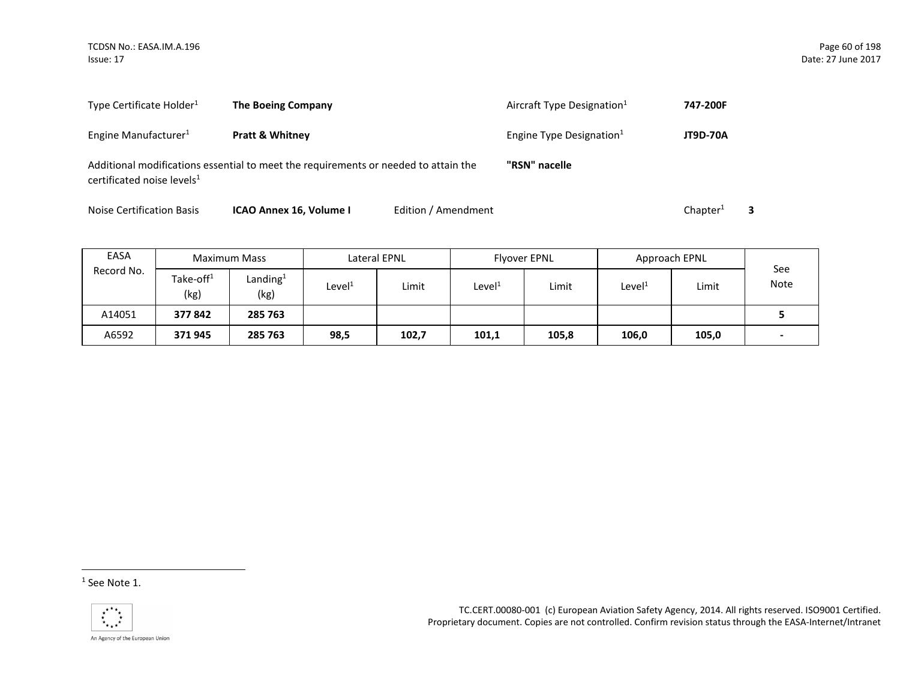Type Certificate Holder[1] **The Boeing Company** Aircraft Type Designation[1] **747-200F**

Engine Manufacturer[1] **Pratt & Whitney** Engine Type Designation[1] **JT9D-70A**

Additional modifications essential to meet the requirements or needed to attain the certificated noise levels[1] **"RSN" nacelle**

Noise Certification Basis **ICAO Annex 16, Volume I** Edition / Amendment Chapter[1] **3**

| EASA Record No. | Maximum Mass | | Lateral EPNL | | Flyover EPNL | | Approach EPNL | | See Note |
|---|---|---|---|---|---|---|---|---|---|
| | Take-off[1] (kg) | Landing[1] (kg) | Level[1] | Limit | Level[1] | Limit | Level[1] | Limit | |
| A14051 | **377 842** | **285 763** | | | | | | | **5** |
| A6592 | **371 945** | **285 763** | **98,5** | **102,7** | **101,1** | **105,8** | **106,0** | **105,0** | **-** |

[1] See Note 1.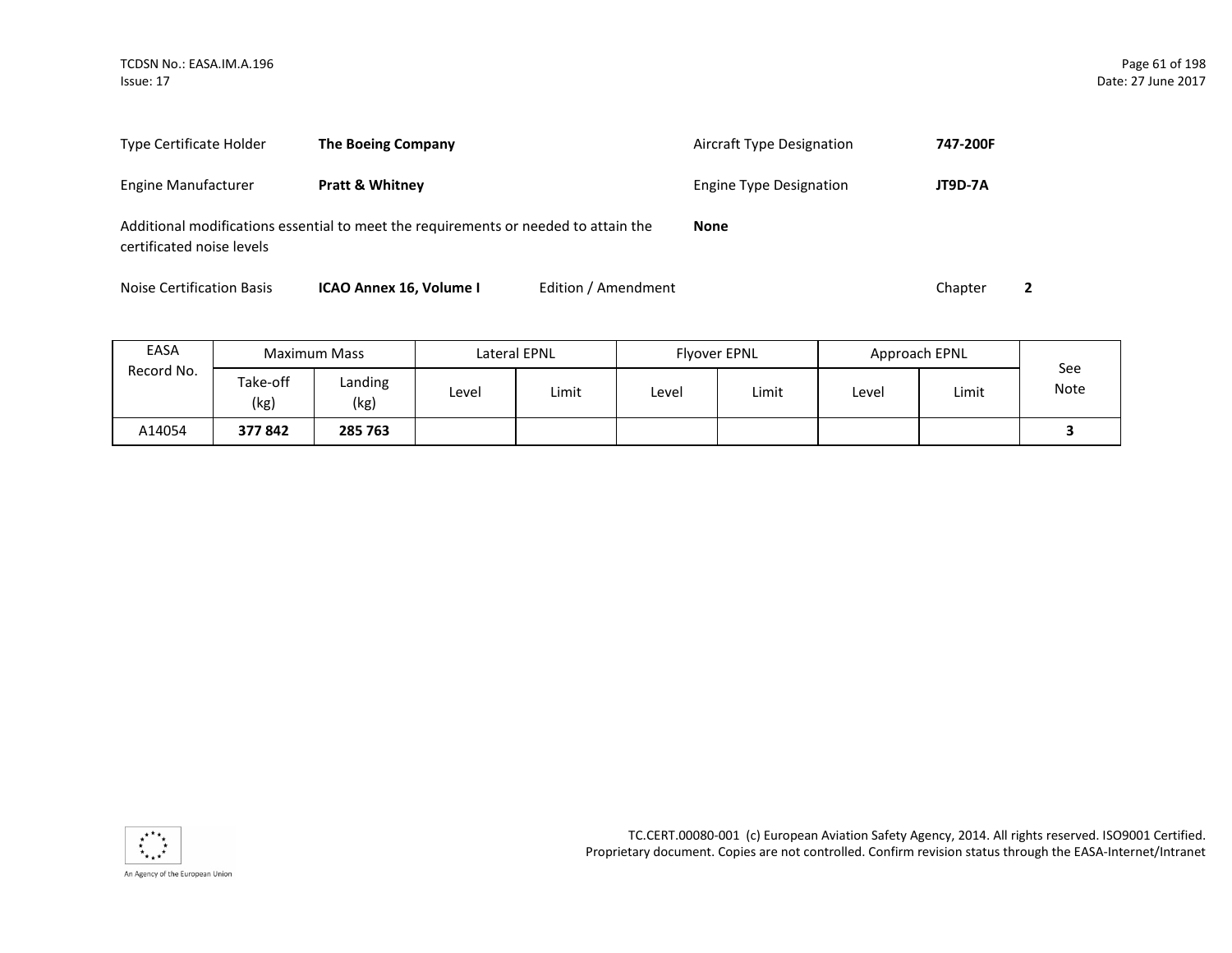| Type Certificate Holder | **The Boeing Company** | Aircraft Type Designation | **747-200F** |
|---|---|---|---|
| Engine Manufacturer | **Pratt & Whitney** | Engine Type Designation | **JT9D-7A** |

Additional modifications essential to meet the requirements or needed to attain the certificated noise levels **None**

Noise Certification Basis **ICAO Annex 16, Volume I** Edition / Amendment Chapter **2**

| EASA Record No. | Maximum Mass | | Lateral EPNL | | Flyover EPNL | | Approach EPNL | | See Note |
|---|---|---|---|---|---|---|---|---|---|
| | Take-off (kg) | Landing (kg) | Level | Limit | Level | Limit | Level | Limit | |
| A14054 | **377 842** | **285 763** | | | | | | | **3** |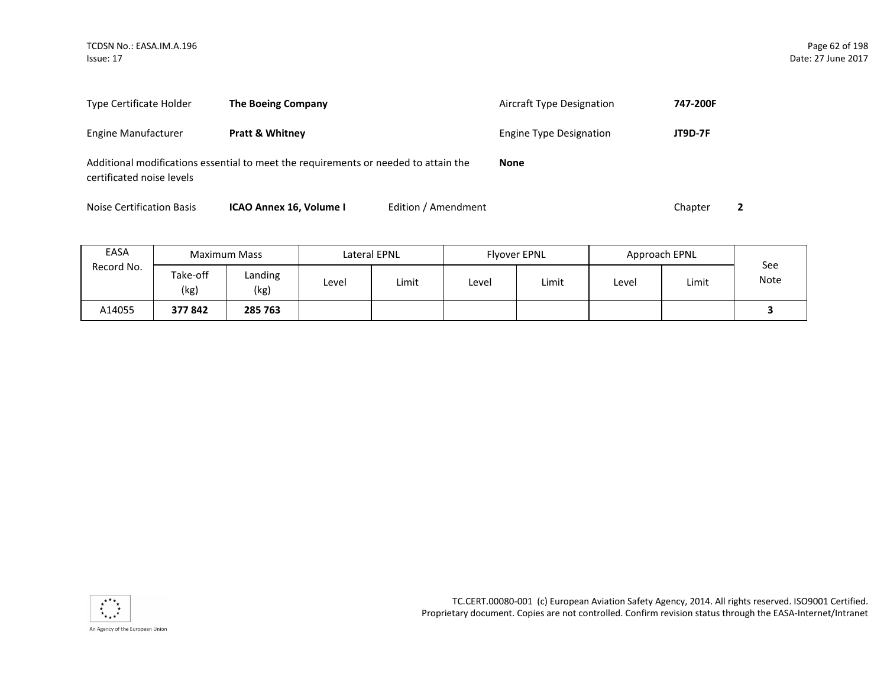| | | | |
|---|---|---|---|
| Type Certificate Holder | **The Boeing Company** | Aircraft Type Designation | **747-200F** |
| Engine Manufacturer | **Pratt & Whitney** | Engine Type Designation | **JT9D-7F** |

Additional modifications essential to meet the requirements or needed to attain the certificated noise levels: **None**

Noise Certification Basis: **ICAO Annex 16, Volume I** Edition / Amendment Chapter **2**

| EASA Record No. | Maximum Mass | | Lateral EPNL | | Flyover EPNL | | Approach EPNL | | See Note |
|---|---|---|---|---|---|---|---|---|---|
| | Take-off (kg) | Landing (kg) | Level | Limit | Level | Limit | Level | Limit | |
| A14055 | **377 842** | **285 763** | | | | | | | **3** |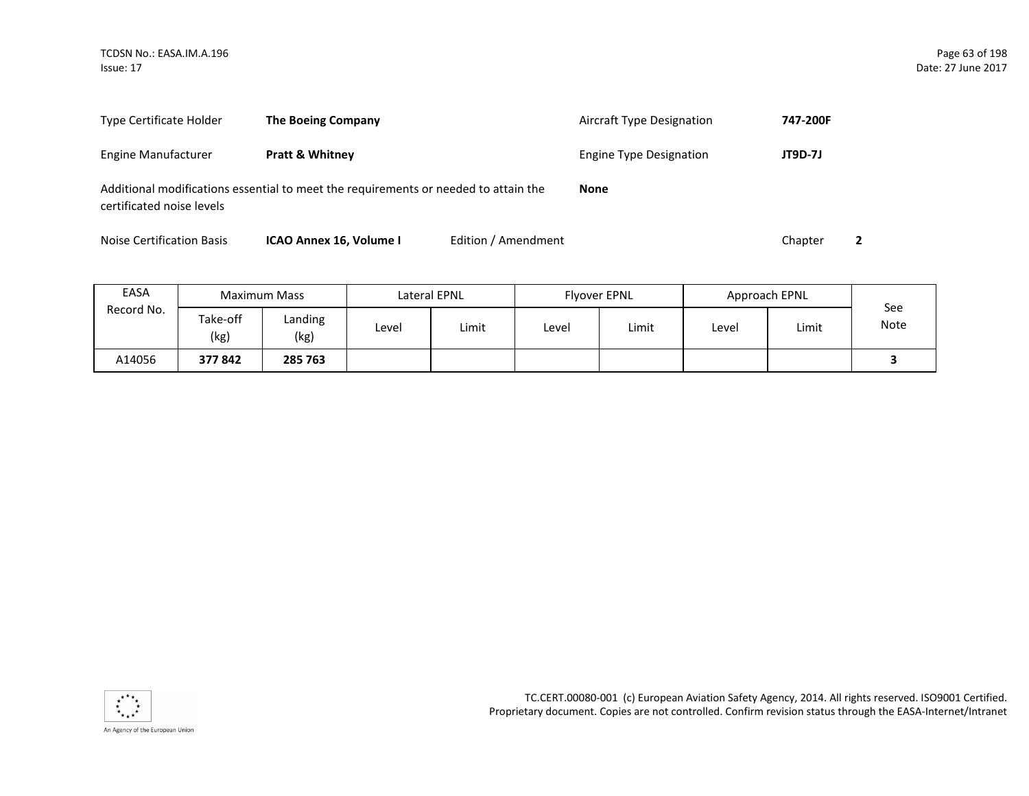| | | | |
|---|---|---|---|
| Type Certificate Holder | **The Boeing Company** | Aircraft Type Designation | **747-200F** |
| Engine Manufacturer | **Pratt & Whitney** | Engine Type Designation | **JT9D-7J** |

Additional modifications essential to meet the requirements or needed to attain the certificated noise levels **None**

Noise Certification Basis **ICAO Annex 16, Volume I** Edition / Amendment Chapter **2**

| EASA Record No. | Maximum Mass | | Lateral EPNL | | Flyover EPNL | | Approach EPNL | | See Note |
|---|---|---|---|---|---|---|---|---|---|
| | Take-off (kg) | Landing (kg) | Level | Limit | Level | Limit | Level | Limit | |
| A14056 | **377 842** | **285 763** | | | | | | | **3** |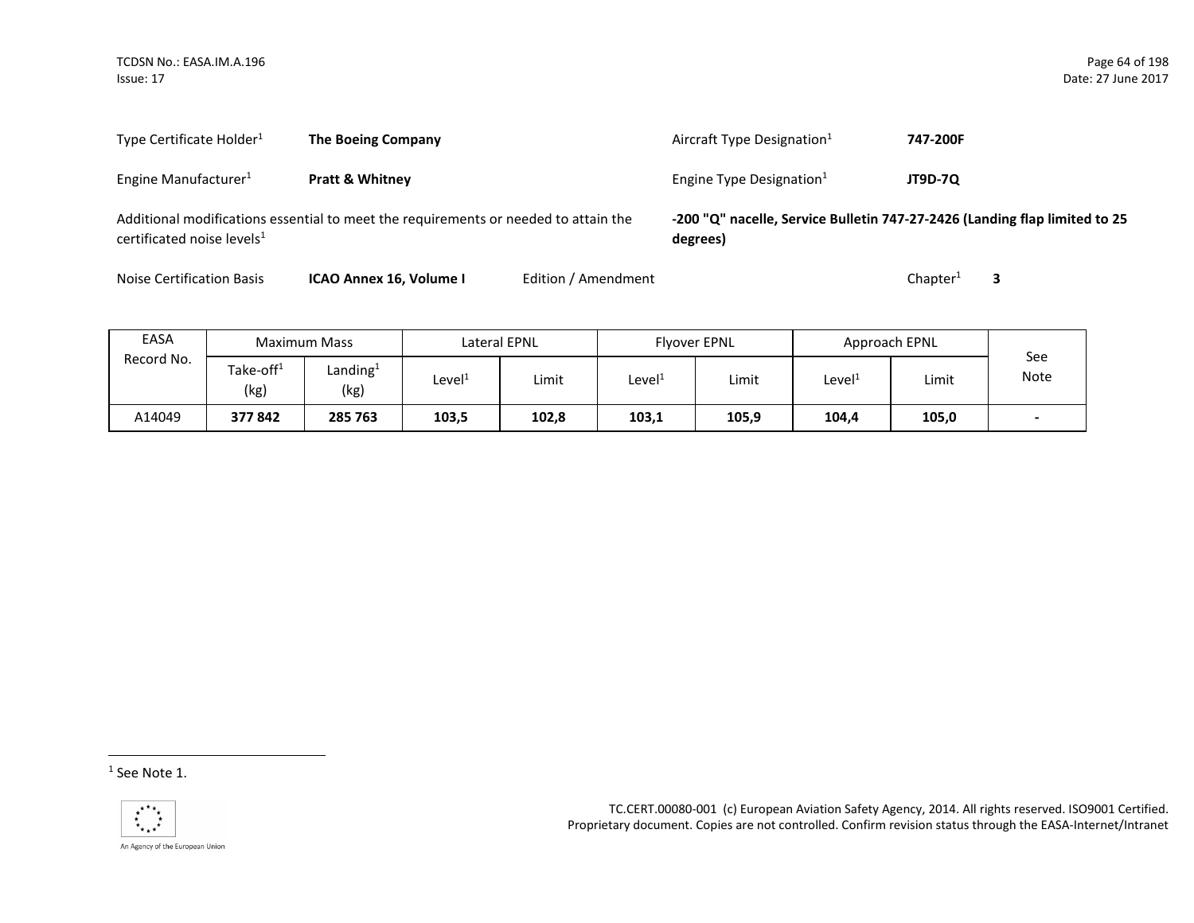| | | | |
|---|---|---|---|
| Type Certificate Holder[1] | **The Boeing Company** | Aircraft Type Designation[1] | **747-200F** |
| Engine Manufacturer[1] | **Pratt & Whitney** | Engine Type Designation[1] | **JT9D-7Q** |
| Additional modifications essential to meet the requirements or needed to attain the certificated noise levels[1] | | **-200 "Q" nacelle, Service Bulletin 747-27-2426 (Landing flap limited to 25 degrees)** | |
| Noise Certification Basis | **ICAO Annex 16, Volume I** | Edition / Amendment | Chapter[1] **3** |

| EASA Record No. | Maximum Mass | | Lateral EPNL | | Flyover EPNL | | Approach EPNL | | See Note |
|---|---|---|---|---|---|---|---|---|---|
| | Take-off[1] (kg) | Landing[1] (kg) | Level[1] | Limit | Level[1] | Limit | Level[1] | Limit | |
| A14049 | **377 842** | **285 763** | **103,5** | **102,8** | **103,1** | **105,9** | **104,4** | **105,0** | **-** |

[1] See Note 1.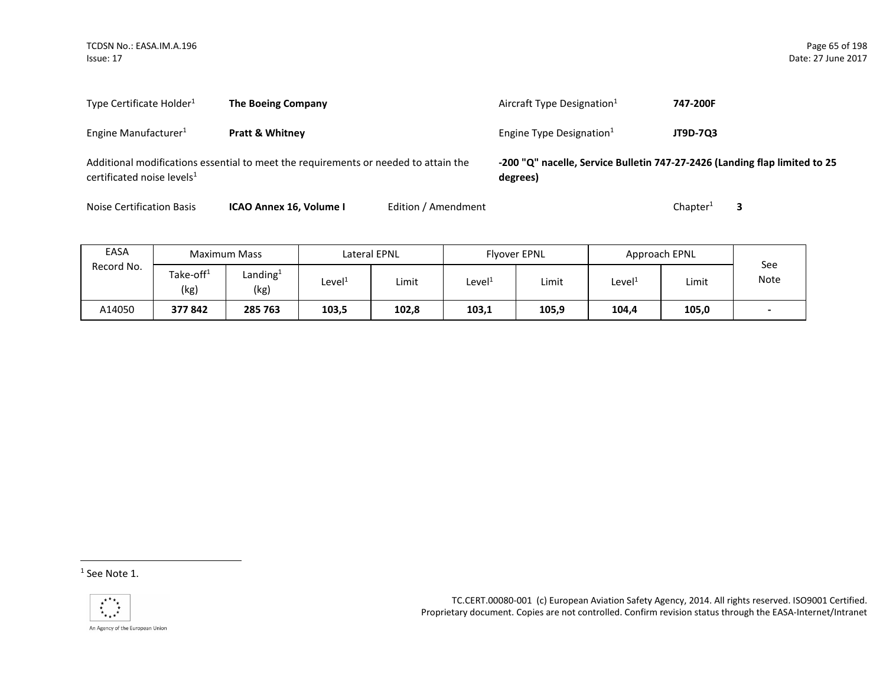Type Certificate Holder[1] **The Boeing Company**

Aircraft Type Designation[1] **747-200F**

Engine Manufacturer[1] **Pratt & Whitney**

Engine Type Designation[1] **JT9D-7Q3**

Additional modifications essential to meet the requirements or needed to attain the certificated noise levels[1] **-200 "Q" nacelle, Service Bulletin 747-27-2426 (Landing flap limited to 25 degrees)**

Noise Certification Basis **ICAO Annex 16, Volume I** Edition / Amendment Chapter[1] **3**

| EASA Record No. | Maximum Mass | | Lateral EPNL | | Flyover EPNL | | Approach EPNL | | See Note |
|---|---|---|---|---|---|---|---|---|---|
| | Take-off[1] (kg) | Landing[1] (kg) | Level[1] | Limit | Level[1] | Limit | Level[1] | Limit | |
| A14050 | **377 842** | **285 763** | **103,5** | **102,8** | **103,1** | **105,9** | **104,4** | **105,0** | **-** |

[1] See Note 1.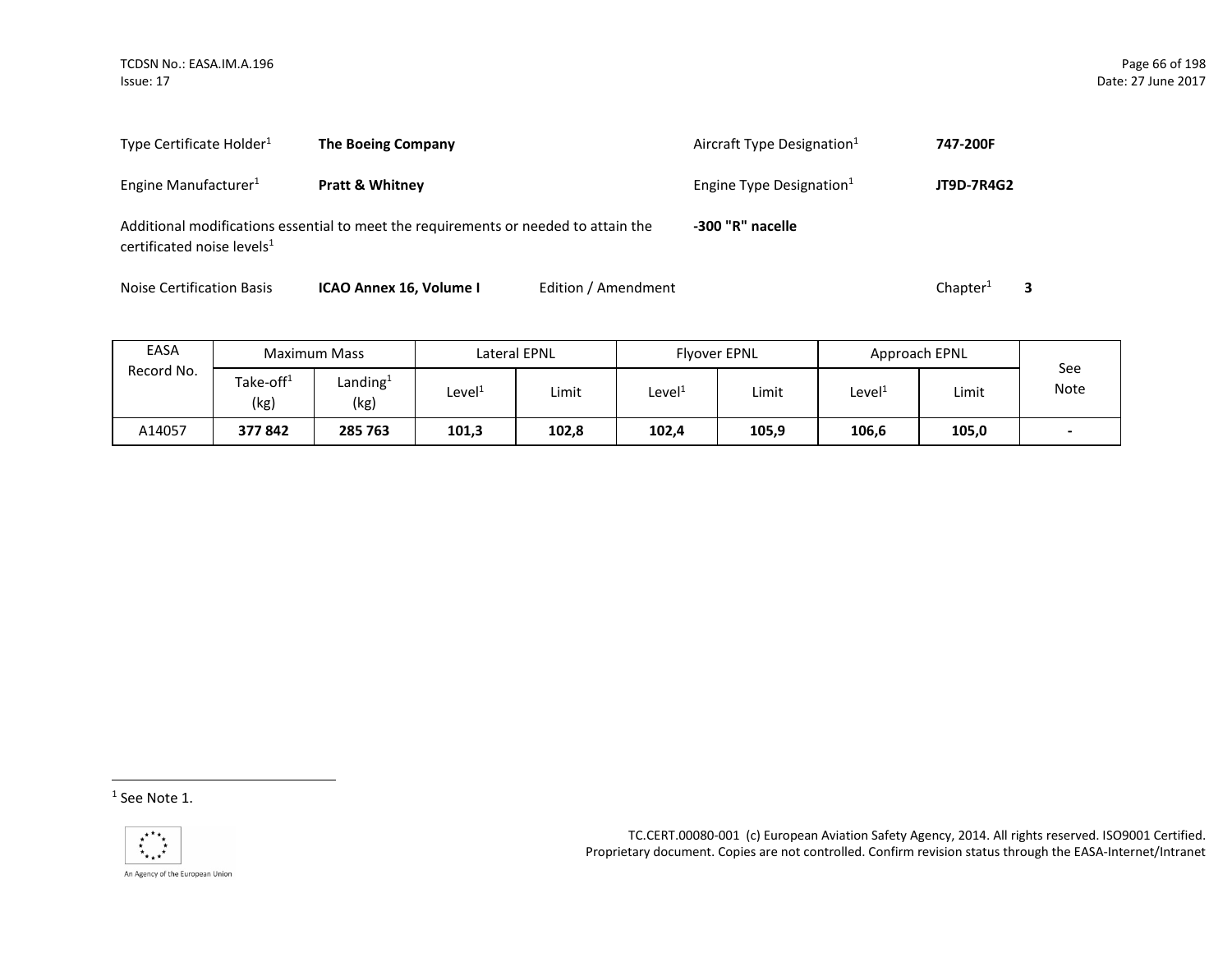| | | | |
|---|---|---|---|
| Type Certificate Holder[1] | **The Boeing Company** | Aircraft Type Designation[1] | **747-200F** |
| Engine Manufacturer[1] | **Pratt & Whitney** | Engine Type Designation[1] | **JT9D-7R4G2** |

Additional modifications essential to meet the requirements or needed to attain the certificated noise levels[1] **-300 "R" nacelle**

Noise Certification Basis **ICAO Annex 16, Volume I** Edition / Amendment Chapter[1] **3**

| EASA Record No. | Maximum Mass | | Lateral EPNL | | Flyover EPNL | | Approach EPNL | | See Note |
|---|---|---|---|---|---|---|---|---|---|
| | Take-off[1] (kg) | Landing[1] (kg) | Level[1] | Limit | Level[1] | Limit | Level[1] | Limit | |
| A14057 | **377 842** | **285 763** | **101,3** | **102,8** | **102,4** | **105,9** | **106,6** | **105,0** | **-** |

[1] See Note 1.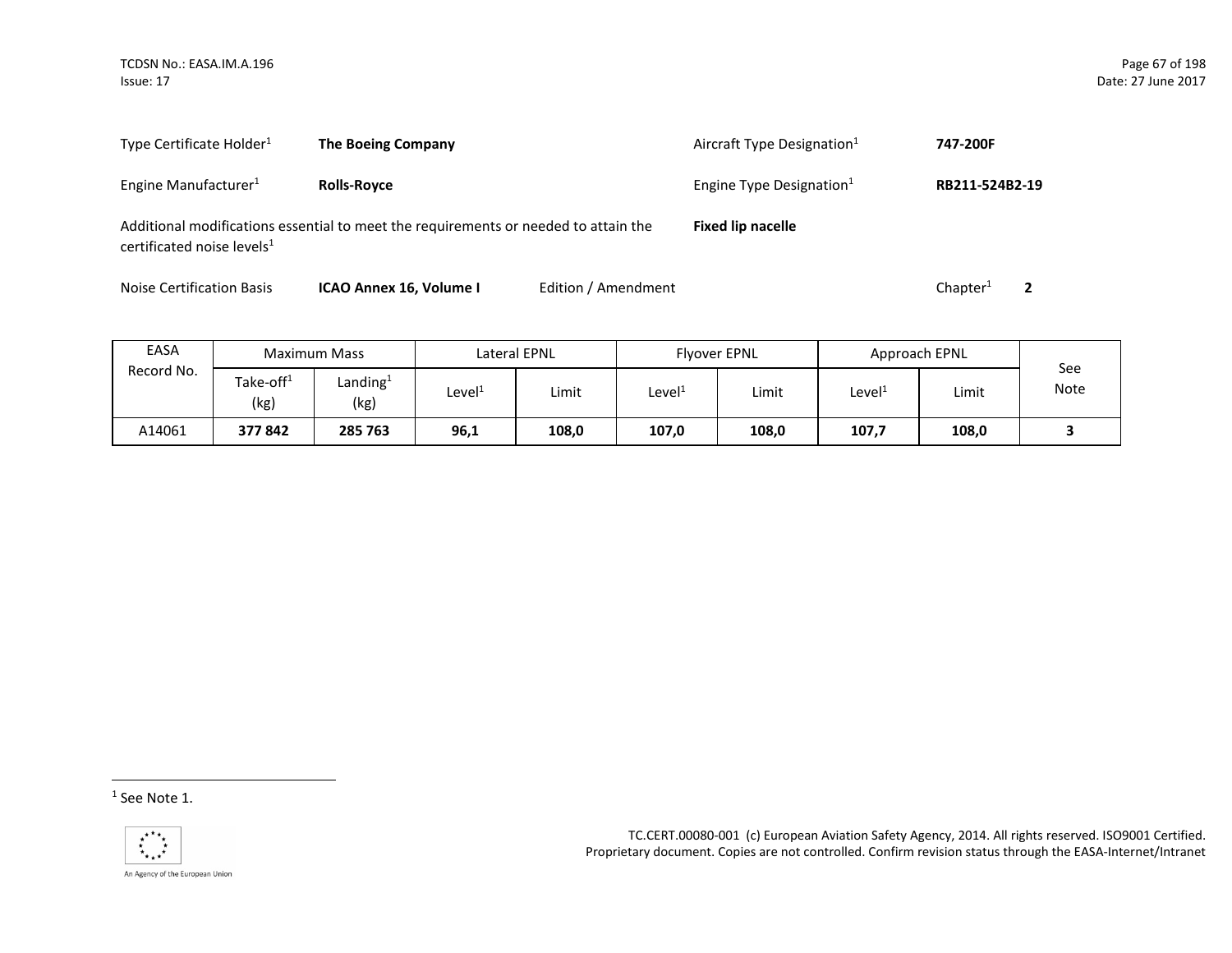Type Certificate Holder[1] **The Boeing Company**

Aircraft Type Designation[1] **747-200F**

Engine Manufacturer[1] **Rolls-Royce**

Engine Type Designation[1] **RB211-524B2-19**

Additional modifications essential to meet the requirements or needed to attain the certificated noise levels[1] **Fixed lip nacelle**

Noise Certification Basis **ICAO Annex 16, Volume I** Edition / Amendment Chapter[1] **2**

| EASA Record No. | Maximum Mass | | Lateral EPNL | | Flyover EPNL | | Approach EPNL | | See Note |
|---|---|---|---|---|---|---|---|---|---|
| | Take-off[1] (kg) | Landing[1] (kg) | Level[1] | Limit | Level[1] | Limit | Level[1] | Limit | |
| A14061 | **377 842** | **285 763** | **96,1** | **108,0** | **107,0** | **108,0** | **107,7** | **108,0** | **3** |

[1] See Note 1.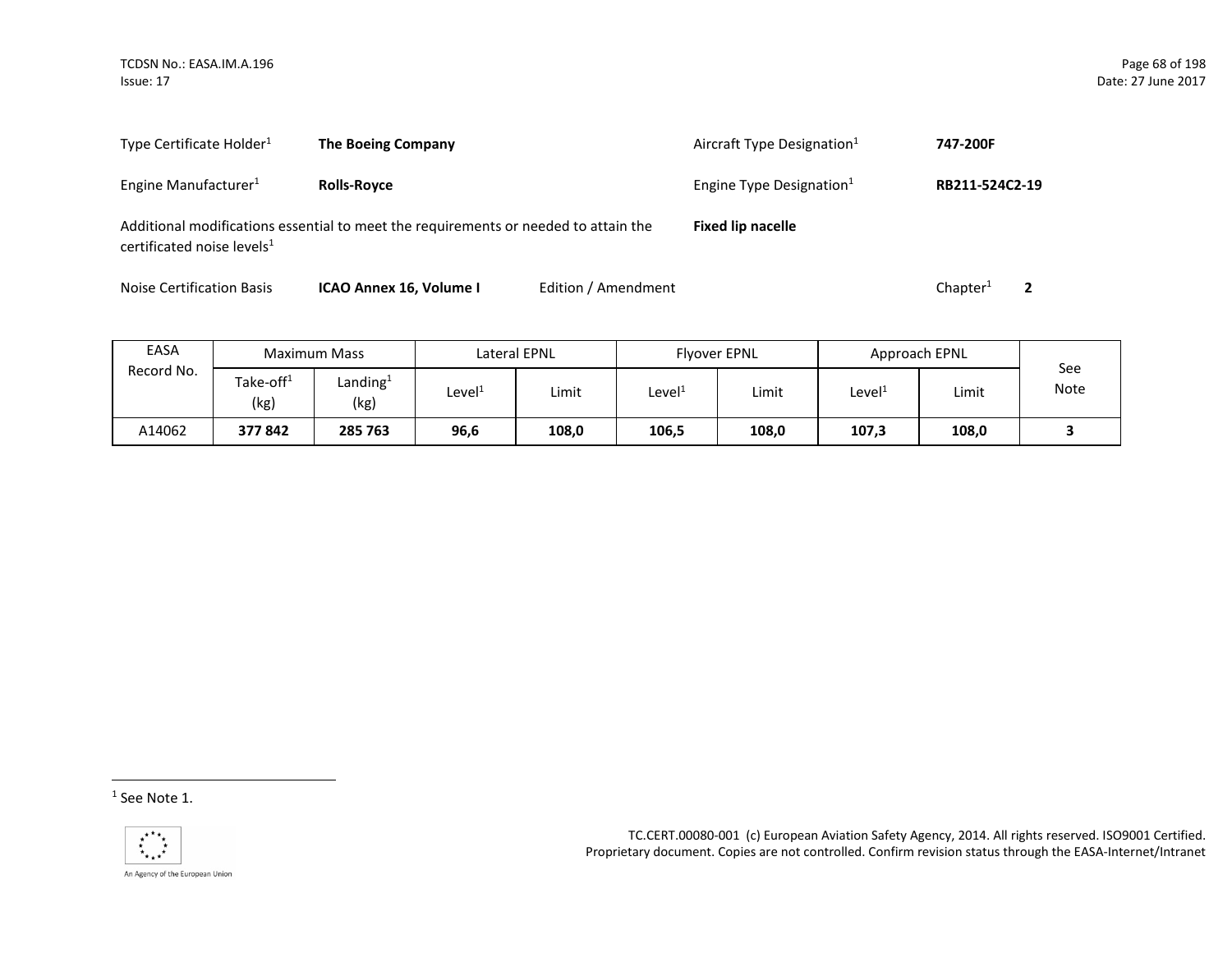Type Certificate Holder[1] **The Boeing Company**

Aircraft Type Designation[1] **747-200F**

Engine Manufacturer[1] **Rolls-Royce**

Engine Type Designation[1] **RB211-524C2-19**

Additional modifications essential to meet the requirements or needed to attain the certificated noise levels[1] **Fixed lip nacelle**

Noise Certification Basis **ICAO Annex 16, Volume I** Edition / Amendment Chapter[1] **2**

| EASA Record No. | Maximum Mass | | Lateral EPNL | | Flyover EPNL | | Approach EPNL | | See Note |
|---|---|---|---|---|---|---|---|---|---|
| | Take-off[1] (kg) | Landing[1] (kg) | Level[1] | Limit | Level[1] | Limit | Level[1] | Limit | |
| A14062 | **377 842** | **285 763** | **96,6** | **108,0** | **106,5** | **108,0** | **107,3** | **108,0** | **3** |

[1] See Note 1.

TC.CERT.00080-001 (c) European Aviation Safety Agency, 2014. All rights reserved. ISO9001 Certified. Proprietary document. Copies are not controlled. Confirm revision status through the EASA-Internet/Intranet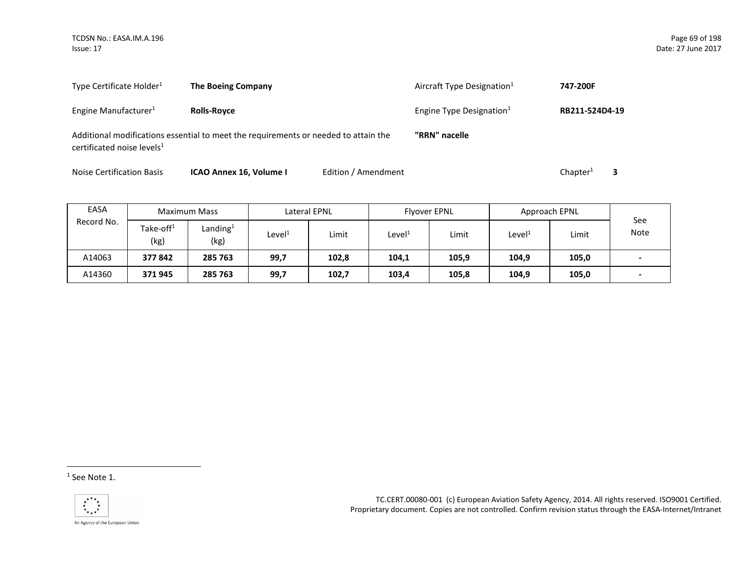Type Certificate Holder[1] **The Boeing Company**

Aircraft Type Designation[1] **747-200F**

Engine Manufacturer[1] **Rolls-Royce**

Engine Type Designation[1] **RB211-524D4-19**

Additional modifications essential to meet the requirements or needed to attain the certificated noise levels[1] **"RRN" nacelle**

Noise Certification Basis **ICAO Annex 16, Volume I** Edition / Amendment Chapter[1] **3**

| EASA Record No. | Maximum Mass | | Lateral EPNL | | Flyover EPNL | | Approach EPNL | | See Note |
|---|---|---|---|---|---|---|---|---|---|
| | Take-off[1] (kg) | Landing[1] (kg) | Level[1] | Limit | Level[1] | Limit | Level[1] | Limit | |
| A14063 | **377 842** | **285 763** | **99,7** | **102,8** | **104,1** | **105,9** | **104,9** | **105,0** | **-** |
| A14360 | **371 945** | **285 763** | **99,7** | **102,7** | **103,4** | **105,8** | **104,9** | **105,0** | **-** |

[1] See Note 1.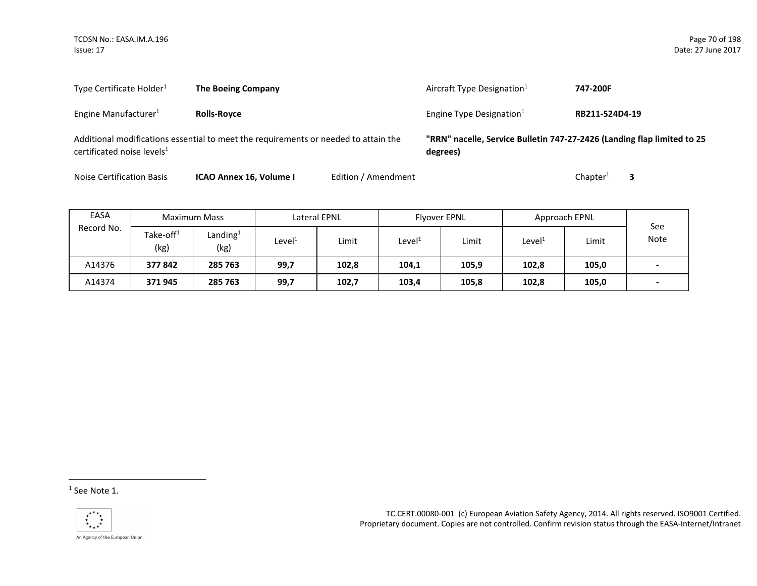Type Certificate Holder[1] **The Boeing Company**

Aircraft Type Designation[1] **747-200F**

Engine Manufacturer[1] **Rolls-Royce**

Engine Type Designation[1] **RB211-524D4-19**

Additional modifications essential to meet the requirements or needed to attain the certificated noise levels[1] **"RRN" nacelle, Service Bulletin 747-27-2426 (Landing flap limited to 25 degrees)**

Noise Certification Basis **ICAO Annex 16, Volume I** Edition / Amendment Chapter[1] **3**

| EASA Record No. | Maximum Mass | | Lateral EPNL | | Flyover EPNL | | Approach EPNL | | See Note |
|---|---|---|---|---|---|---|---|---|---|
| | Take-off[1] (kg) | Landing[1] (kg) | Level[1] | Limit | Level[1] | Limit | Level[1] | Limit | |
| A14376 | **377 842** | **285 763** | **99,7** | **102,8** | **104,1** | **105,9** | **102,8** | **105,0** | **-** |
| A14374 | **371 945** | **285 763** | **99,7** | **102,7** | **103,4** | **105,8** | **102,8** | **105,0** | **-** |

[1] See Note 1.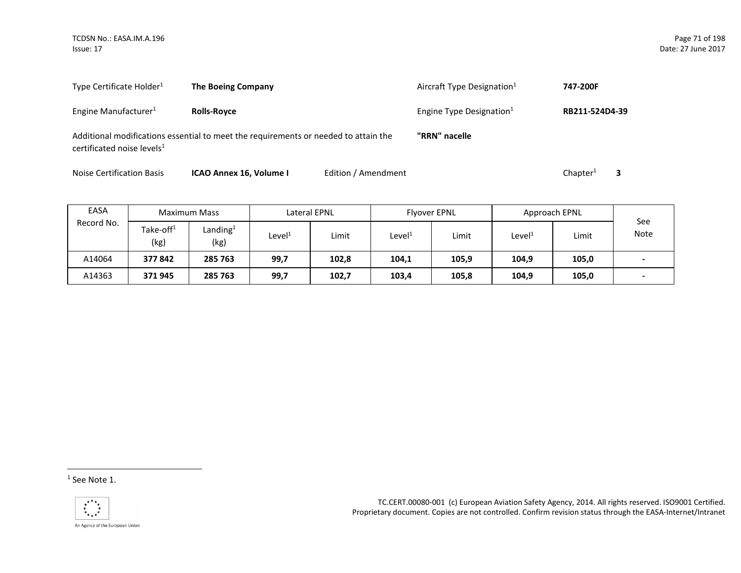| | | | |
|---|---|---|---|
| Type Certificate Holder[1] | **The Boeing Company** | Aircraft Type Designation[1] | **747-200F** |
| Engine Manufacturer[1] | **Rolls-Royce** | Engine Type Designation[1] | **RB211-524D4-39** |

Additional modifications essential to meet the requirements or needed to attain the certificated noise levels[1] **"RRN" nacelle**

Noise Certification Basis **ICAO Annex 16, Volume I** Edition / Amendment Chapter[1] **3**

| EASA Record No. | Maximum Mass | | Lateral EPNL | | Flyover EPNL | | Approach EPNL | | See Note |
|---|---|---|---|---|---|---|---|---|---|
| | Take-off[1] (kg) | Landing[1] (kg) | Level[1] | Limit | Level[1] | Limit | Level[1] | Limit | |
| A14064 | **377 842** | **285 763** | **99,7** | **102,8** | **104,1** | **105,9** | **104,9** | **105,0** | **-** |
| A14363 | **371 945** | **285 763** | **99,7** | **102,7** | **103,4** | **105,8** | **104,9** | **105,0** | **-** |

[1] See Note 1.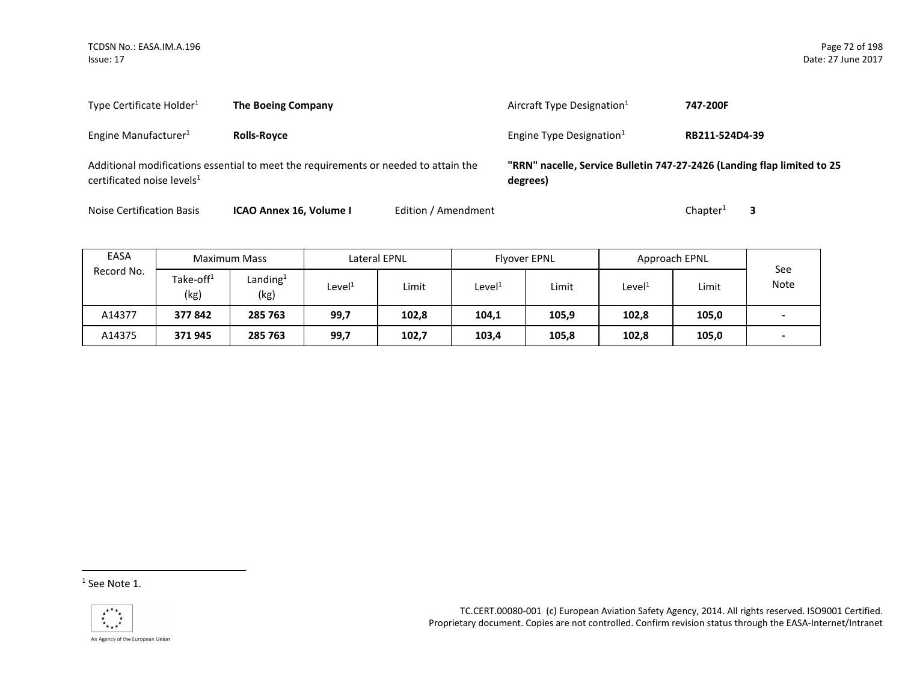| | | | |
|---|---|---|---|
| Type Certificate Holder[1] | **The Boeing Company** | Aircraft Type Designation[1] | **747-200F** |
| Engine Manufacturer[1] | **Rolls-Royce** | Engine Type Designation[1] | **RB211-524D4-39** |
| Additional modifications essential to meet the requirements or needed to attain the certificated noise levels[1] | | **"RRN" nacelle, Service Bulletin 747-27-2426 (Landing flap limited to 25 degrees)** | |
| Noise Certification Basis | **ICAO Annex 16, Volume I** | Edition / Amendment | Chapter[1] **3** |

| EASA Record No. | Maximum Mass | | Lateral EPNL | | Flyover EPNL | | Approach EPNL | | See Note |
|---|---|---|---|---|---|---|---|---|---|
| | Take-off[1] (kg) | Landing[1] (kg) | Level[1] | Limit | Level[1] | Limit | Level[1] | Limit | |
| A14377 | **377 842** | **285 763** | **99,7** | **102,8** | **104,1** | **105,9** | **102,8** | **105,0** | **-** |
| A14375 | **371 945** | **285 763** | **99,7** | **102,7** | **103,4** | **105,8** | **102,8** | **105,0** | **-** |

[1] See Note 1.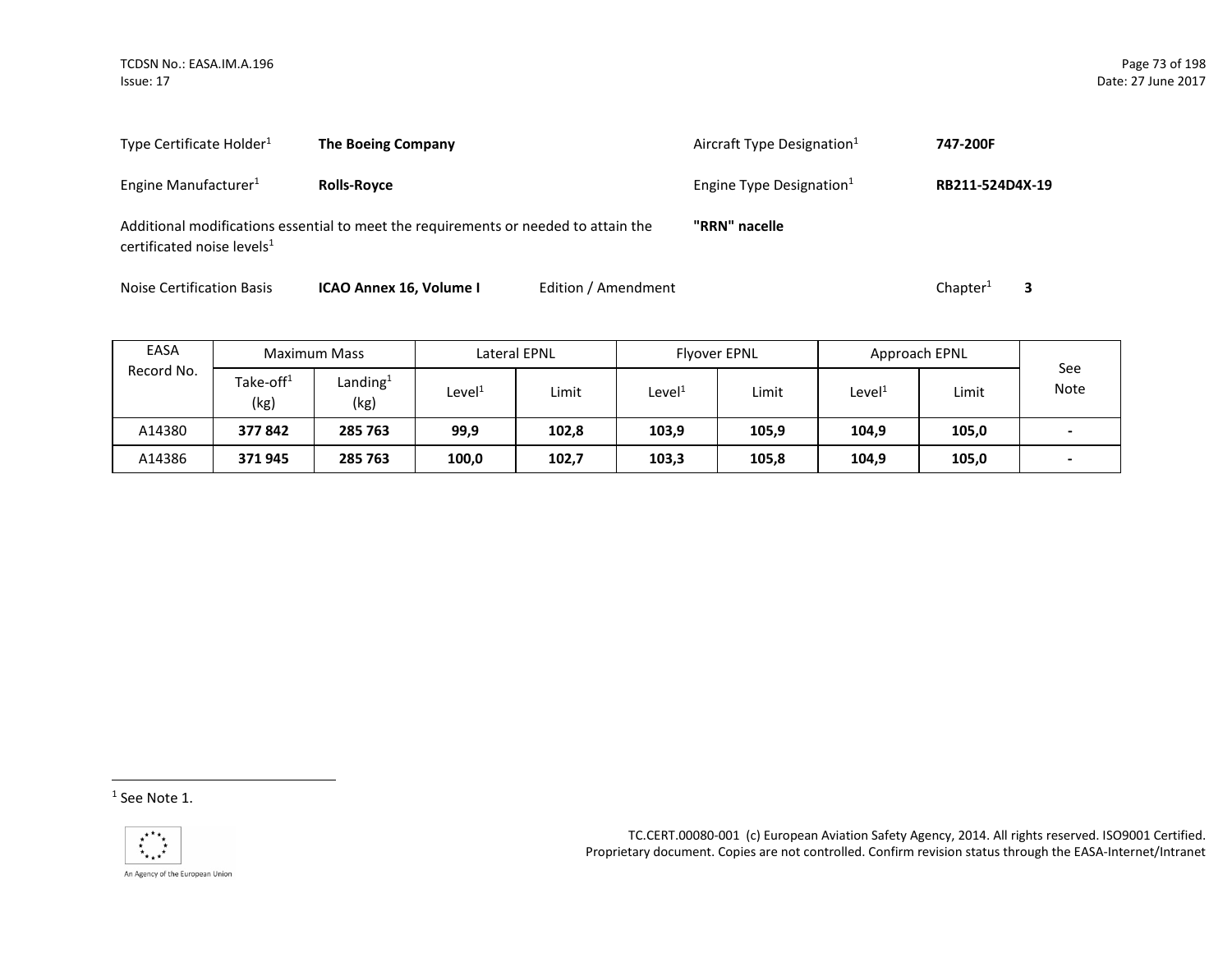| | | | |
|---|---|---|---|
| Type Certificate Holder[1] | **The Boeing Company** | Aircraft Type Designation[1] | **747-200F** |
| Engine Manufacturer[1] | **Rolls-Royce** | Engine Type Designation[1] | **RB211-524D4X-19** |

Additional modifications essential to meet the requirements or needed to attain the certificated noise levels[1] **"RRN" nacelle**

Noise Certification Basis **ICAO Annex 16, Volume I** Edition / Amendment Chapter[1] **3**

| EASA Record No. | Maximum Mass | | Lateral EPNL | | Flyover EPNL | | Approach EPNL | | See Note |
|---|---|---|---|---|---|---|---|---|---|
| | Take-off[1] (kg) | Landing[1] (kg) | Level[1] | Limit | Level[1] | Limit | Level[1] | Limit | |
| A14380 | **377 842** | **285 763** | **99,9** | **102,8** | **103,9** | **105,9** | **104,9** | **105,0** | **-** |
| A14386 | **371 945** | **285 763** | **100,0** | **102,7** | **103,3** | **105,8** | **104,9** | **105,0** | **-** |

[1] See Note 1.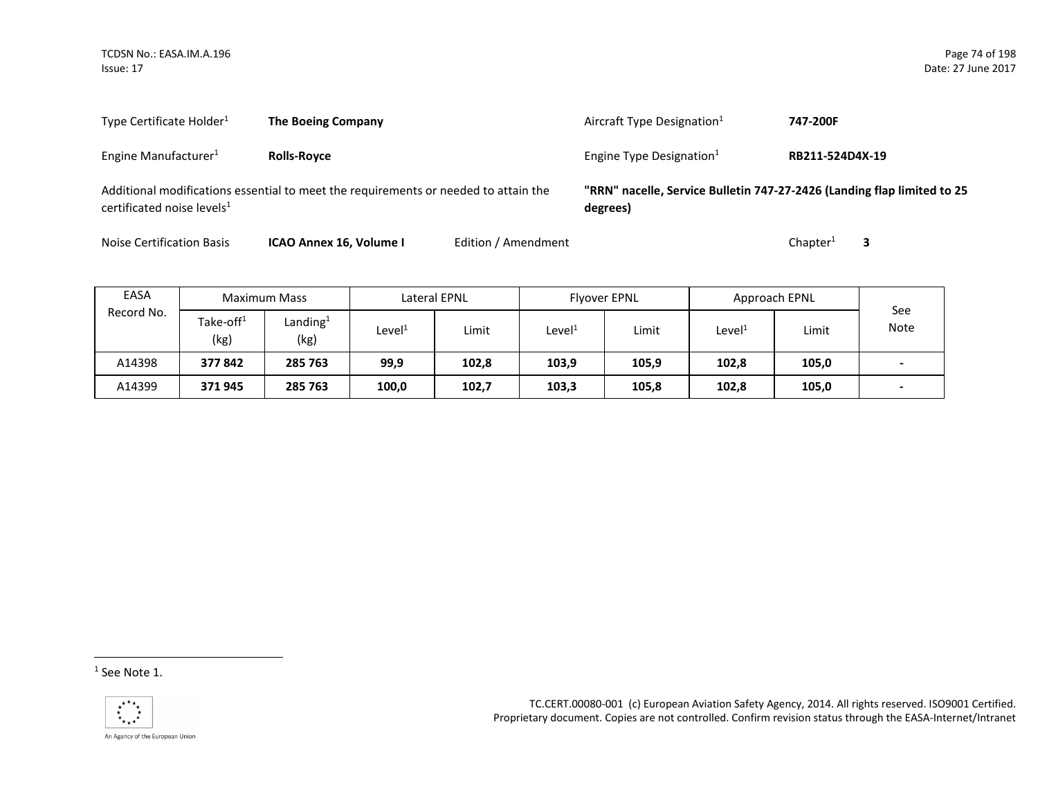Type Certificate Holder[1] **The Boeing Company**

Aircraft Type Designation[1] **747-200F**

Engine Manufacturer[1] **Rolls-Royce**

Engine Type Designation[1] **RB211-524D4X-19**

Additional modifications essential to meet the requirements or needed to attain the certificated noise levels[1] **"RRN" nacelle, Service Bulletin 747-27-2426 (Landing flap limited to 25 degrees)**

Noise Certification Basis **ICAO Annex 16, Volume I** Edition / Amendment Chapter[1] **3**

| EASA Record No. | Maximum Mass | | Lateral EPNL | | Flyover EPNL | | Approach EPNL | | See Note |
|---|---|---|---|---|---|---|---|---|---|
| | Take-off[1] (kg) | Landing[1] (kg) | Level[1] | Limit | Level[1] | Limit | Level[1] | Limit | |
| A14398 | **377 842** | **285 763** | **99,9** | **102,8** | **103,9** | **105,9** | **102,8** | **105,0** | **-** |
| A14399 | **371 945** | **285 763** | **100,0** | **102,7** | **103,3** | **105,8** | **102,8** | **105,0** | **-** |

[1] See Note 1.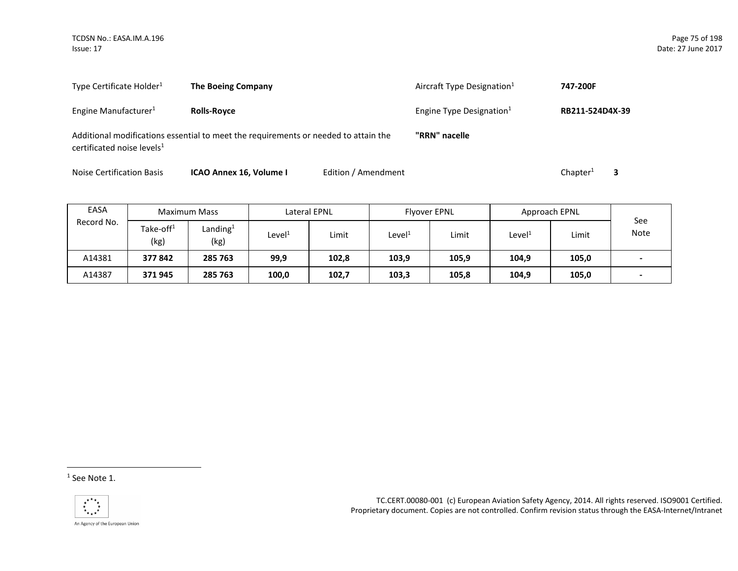Type Certificate Holder[1] **The Boeing Company**

Aircraft Type Designation[1] **747-200F**

Engine Manufacturer[1] **Rolls-Royce**

Engine Type Designation[1] **RB211-524D4X-39**

Additional modifications essential to meet the requirements or needed to attain the certificated noise levels[1] **"RRN" nacelle**

Noise Certification Basis **ICAO Annex 16, Volume I** Edition / Amendment Chapter[1] **3**

| EASA Record No. | Maximum Mass | | Lateral EPNL | | Flyover EPNL | | Approach EPNL | | See Note |
|---|---|---|---|---|---|---|---|---|---|
| | Take-off[1] (kg) | Landing[1] (kg) | Level[1] | Limit | Level[1] | Limit | Level[1] | Limit | |
| A14381 | **377 842** | **285 763** | **99,9** | **102,8** | **103,9** | **105,9** | **104,9** | **105,0** | **-** |
| A14387 | **371 945** | **285 763** | **100,0** | **102,7** | **103,3** | **105,8** | **104,9** | **105,0** | **-** |

[1] See Note 1.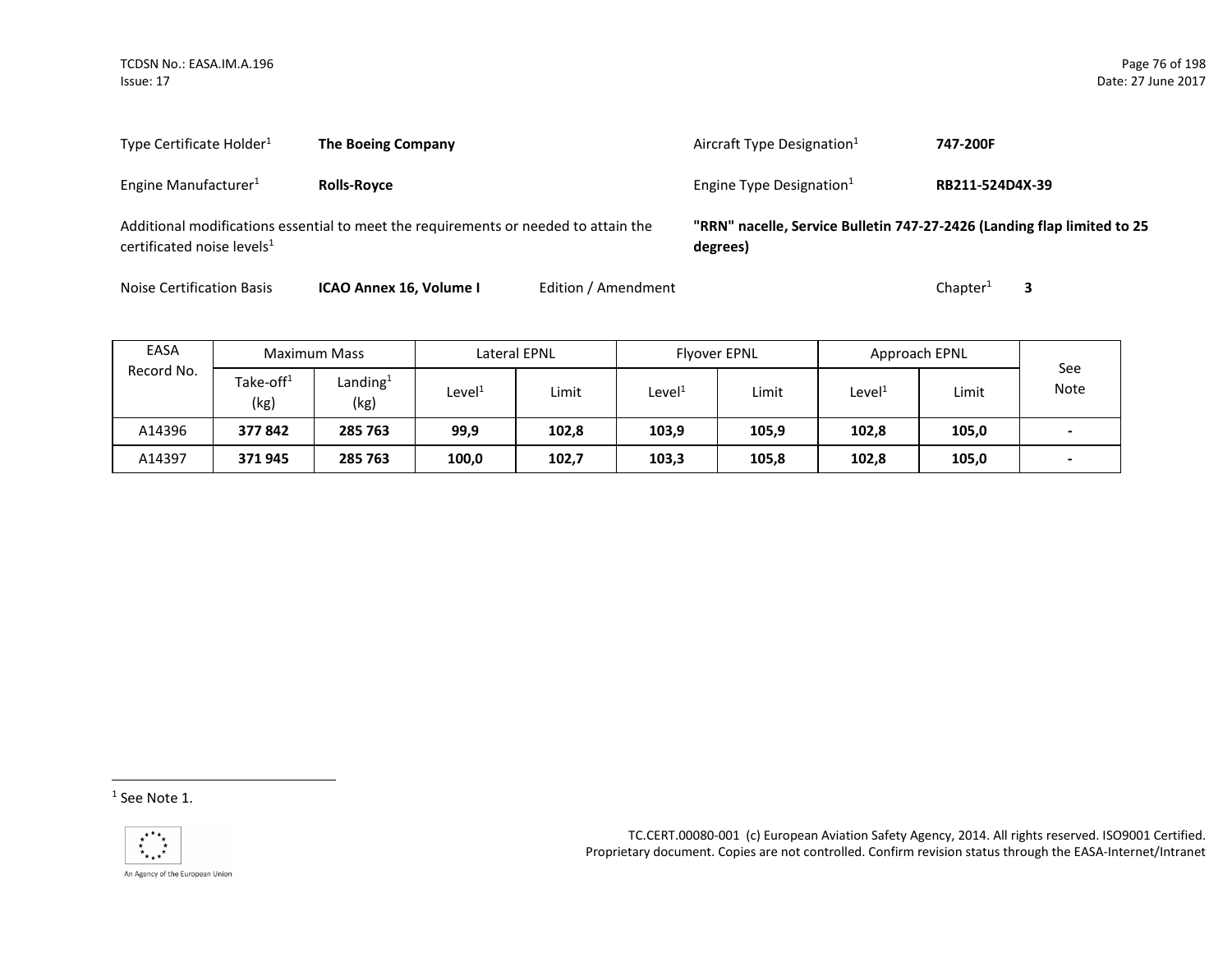Type Certificate Holder[1] **The Boeing Company**

Aircraft Type Designation[1] **747-200F**

Engine Manufacturer[1] **Rolls-Royce**

Engine Type Designation[1] **RB211-524D4X-39**

Additional modifications essential to meet the requirements or needed to attain the certificated noise levels[1] **"RRN" nacelle, Service Bulletin 747-27-2426 (Landing flap limited to 25 degrees)**

Noise Certification Basis **ICAO Annex 16, Volume I** Edition / Amendment Chapter[1] **3**

| EASA Record No. | Maximum Mass | | Lateral EPNL | | Flyover EPNL | | Approach EPNL | | See Note |
|---|---|---|---|---|---|---|---|---|---|
| | Take-off[1] (kg) | Landing[1] (kg) | Level[1] | Limit | Level[1] | Limit | Level[1] | Limit | |
| A14396 | **377 842** | **285 763** | **99,9** | **102,8** | **103,9** | **105,9** | **102,8** | **105,0** | **-** |
| A14397 | **371 945** | **285 763** | **100,0** | **102,7** | **103,3** | **105,8** | **102,8** | **105,0** | **-** |

[1] See Note 1.

TC.CERT.00080-001 (c) European Aviation Safety Agency, 2014. All rights reserved. ISO9001 Certified. Proprietary document. Copies are not controlled. Confirm revision status through the EASA-Internet/Intranet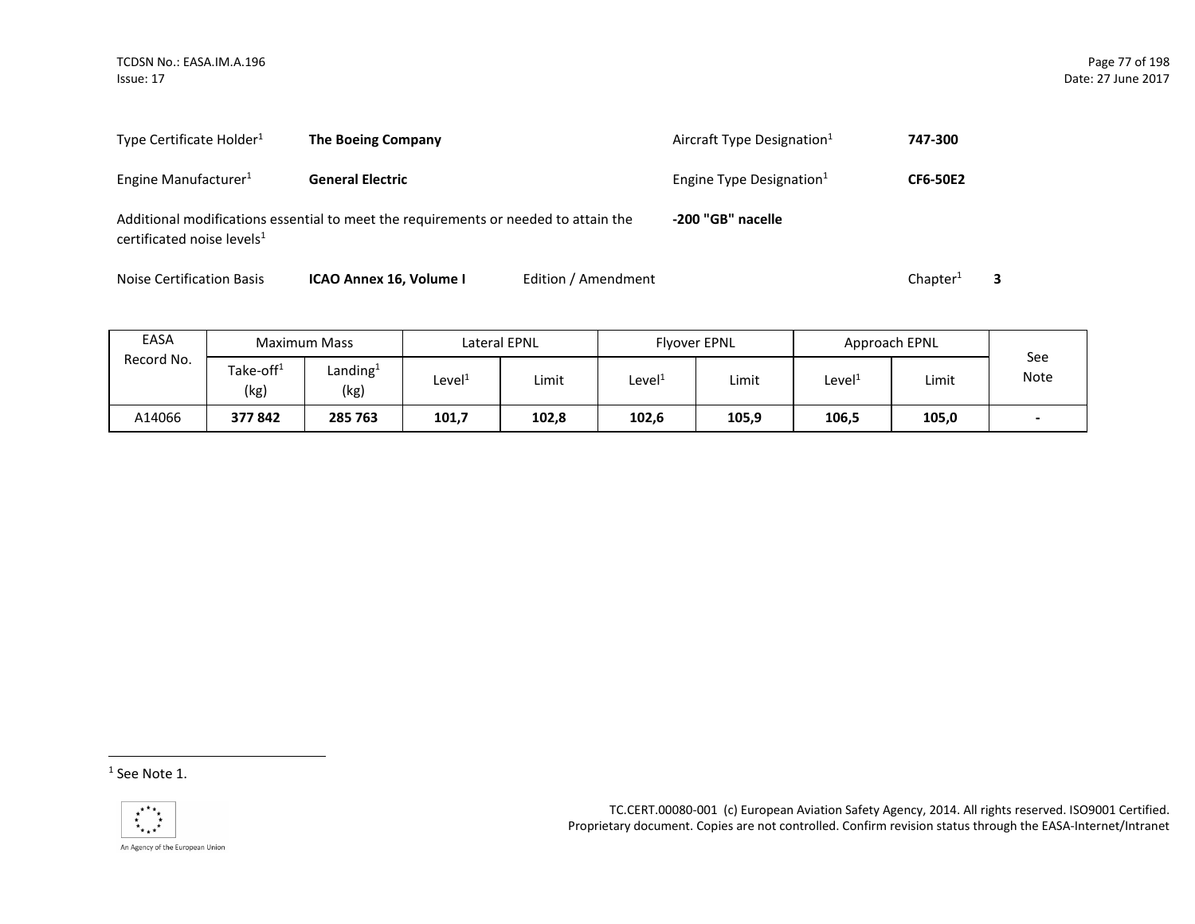Type Certificate Holder[1] **The Boeing Company**

Aircraft Type Designation[1] **747-300**

Engine Manufacturer[1] **General Electric**

Engine Type Designation[1] **CF6-50E2**

Additional modifications essential to meet the requirements or needed to attain the certificated noise levels[1] **-200 "GB" nacelle**

Noise Certification Basis **ICAO Annex 16, Volume I** Edition / Amendment Chapter[1] **3**

| EASA Record No. | Maximum Mass | | Lateral EPNL | | Flyover EPNL | | Approach EPNL | | See Note |
|---|---|---|---|---|---|---|---|---|---|
| | Take-off[1] (kg) | Landing[1] (kg) | Level[1] | Limit | Level[1] | Limit | Level[1] | Limit | |
| A14066 | **377 842** | **285 763** | **101,7** | **102,8** | **102,6** | **105,9** | **106,5** | **105,0** | **-** |

[1] See Note 1.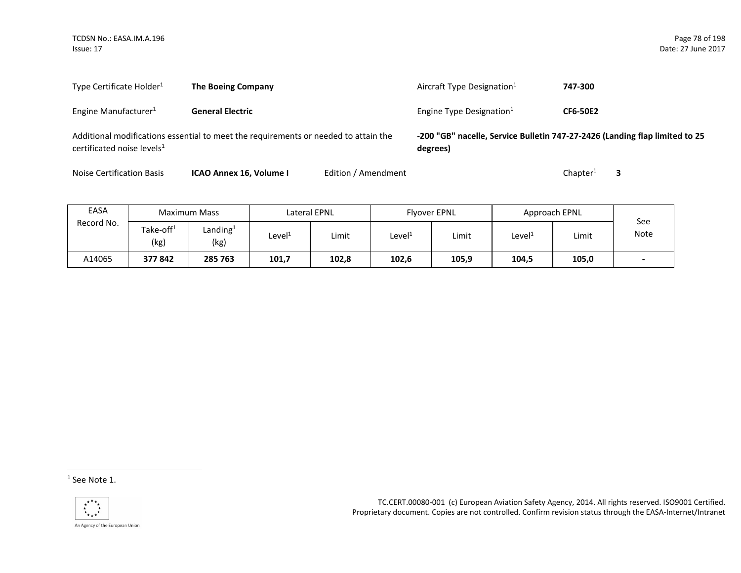Type Certificate Holder[1] **The Boeing Company**

Aircraft Type Designation[1] **747-300**

Engine Manufacturer[1] **General Electric**

Engine Type Designation[1] **CF6-50E2**

Additional modifications essential to meet the requirements or needed to attain the certificated noise levels[1] **-200 "GB" nacelle, Service Bulletin 747-27-2426 (Landing flap limited to 25 degrees)**

Noise Certification Basis **ICAO Annex 16, Volume I** Edition / Amendment Chapter[1] **3**

| EASA Record No. | Maximum Mass | | Lateral EPNL | | Flyover EPNL | | Approach EPNL | | See Note |
|---|---|---|---|---|---|---|---|---|---|
| | Take-off[1] (kg) | Landing[1] (kg) | Level[1] | Limit | Level[1] | Limit | Level[1] | Limit | |
| A14065 | **377 842** | **285 763** | **101,7** | **102,8** | **102,6** | **105,9** | **104,5** | **105,0** | **-** |

[1] See Note 1.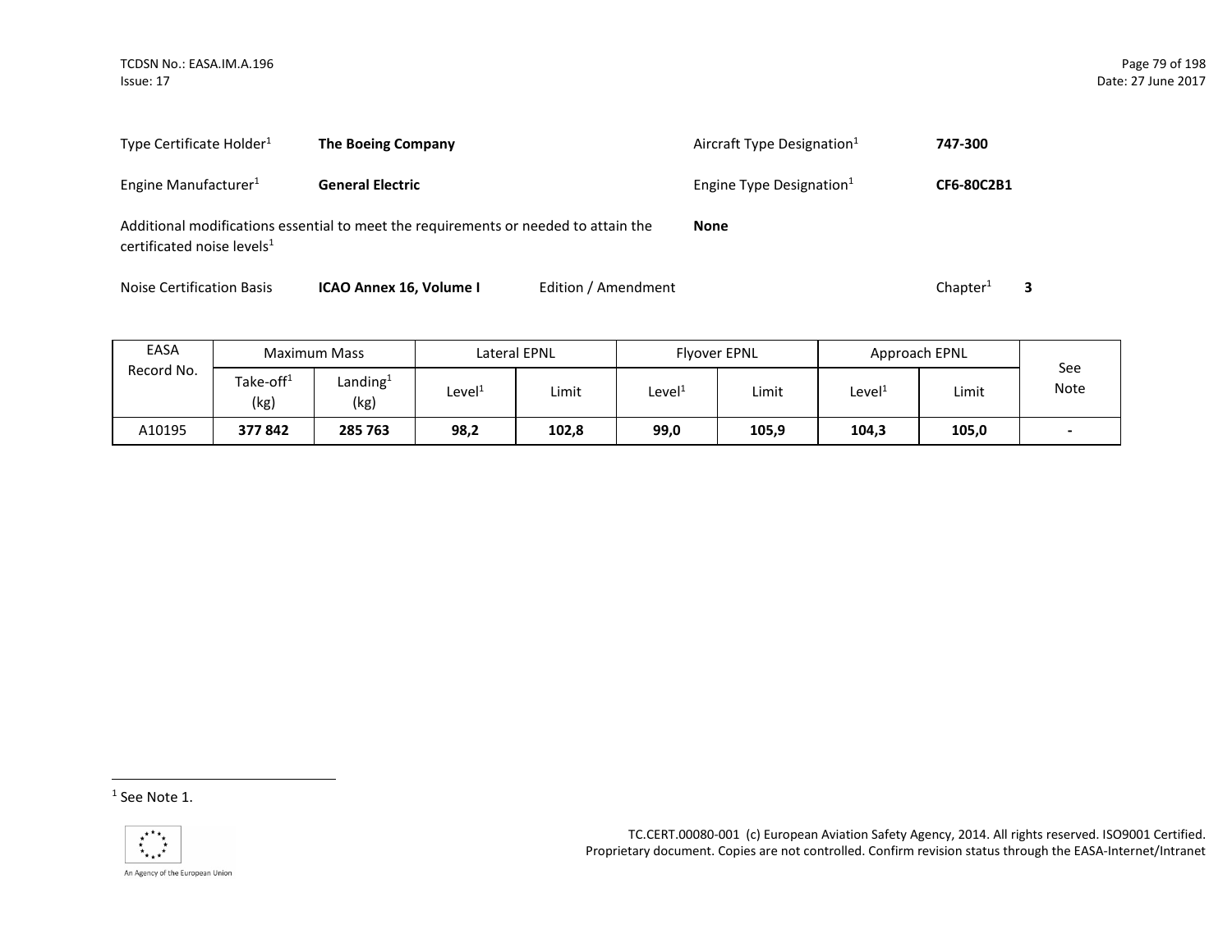| Type Certificate Holder[1] | **The Boeing Company** | Aircraft Type Designation[1] | **747-300** |
|---|---|---|---|
| Engine Manufacturer[1] | **General Electric** | Engine Type Designation[1] | **CF6-80C2B1** |

Additional modifications essential to meet the requirements or needed to attain the certificated noise levels[1] **None**

Noise Certification Basis **ICAO Annex 16, Volume I** Edition / Amendment Chapter[1] **3**

| EASA Record No. | Maximum Mass | | Lateral EPNL | | Flyover EPNL | | Approach EPNL | | See Note |
|---|---|---|---|---|---|---|---|---|---|
| | Take-off[1] (kg) | Landing[1] (kg) | Level[1] | Limit | Level[1] | Limit | Level[1] | Limit | |
| A10195 | **377 842** | **285 763** | **98,2** | **102,8** | **99,0** | **105,9** | **104,3** | **105,0** | **-** |

[1] See Note 1.

TC.CERT.00080-001 (c) European Aviation Safety Agency, 2014. All rights reserved. ISO9001 Certified. Proprietary document. Copies are not controlled. Confirm revision status through the EASA-Internet/Intranet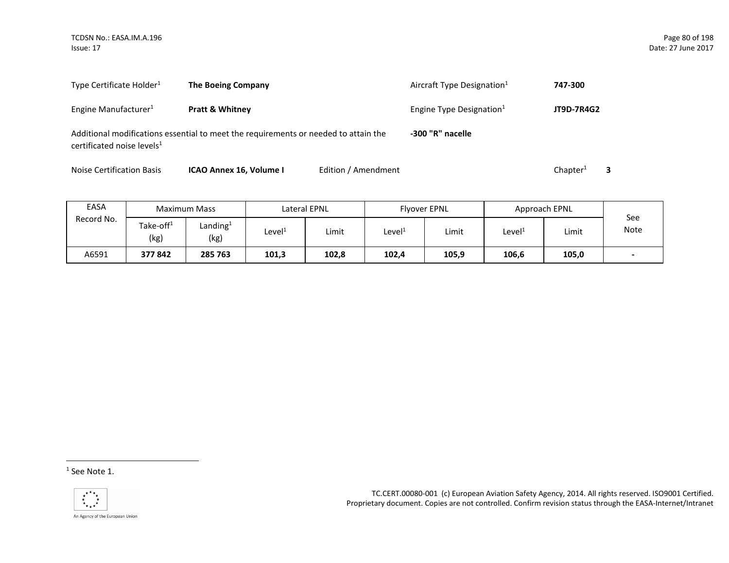Type Certificate Holder[1] **The Boeing Company**

Aircraft Type Designation[1] **747-300**

Engine Manufacturer[1] **Pratt & Whitney**

Engine Type Designation[1] **JT9D-7R4G2**

Additional modifications essential to meet the requirements or needed to attain the certificated noise levels[1] **-300 "R" nacelle**

Noise Certification Basis **ICAO Annex 16, Volume I** Edition / Amendment Chapter[1] **3**

| EASA Record No. | Maximum Mass | | Lateral EPNL | | Flyover EPNL | | Approach EPNL | | See Note |
|---|---|---|---|---|---|---|---|---|---|
| | Take-off[1] (kg) | Landing[1] (kg) | Level[1] | Limit | Level[1] | Limit | Level[1] | Limit | |
| A6591 | **377 842** | **285 763** | **101,3** | **102,8** | **102,4** | **105,9** | **106,6** | **105,0** | **-** |

[1] See Note 1.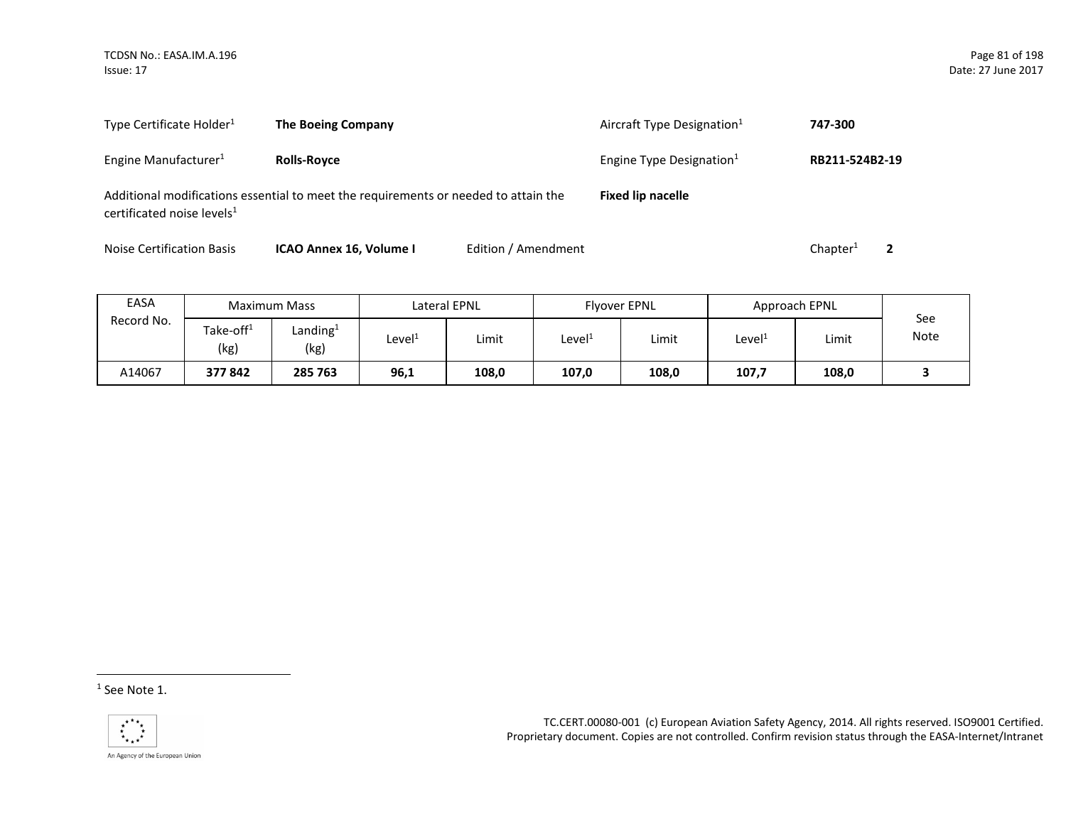Type Certificate Holder[1] **The Boeing Company**

Aircraft Type Designation[1] **747-300**

Engine Manufacturer[1] **Rolls-Royce**

Engine Type Designation[1] **RB211-524B2-19**

Additional modifications essential to meet the requirements or needed to attain the certificated noise levels[1] **Fixed lip nacelle**

Noise Certification Basis **ICAO Annex 16, Volume I** Edition / Amendment

Chapter[1] **2**

| EASA Record No. | Maximum Mass | | Lateral EPNL | | Flyover EPNL | | Approach EPNL | | See Note |
|---|---|---|---|---|---|---|---|---|---|
| | Take-off[1] (kg) | Landing[1] (kg) | Level[1] | Limit | Level[1] | Limit | Level[1] | Limit | |
| A14067 | **377 842** | **285 763** | **96,1** | **108,0** | **107,0** | **108,0** | **107,7** | **108,0** | **3** |

[1] See Note 1.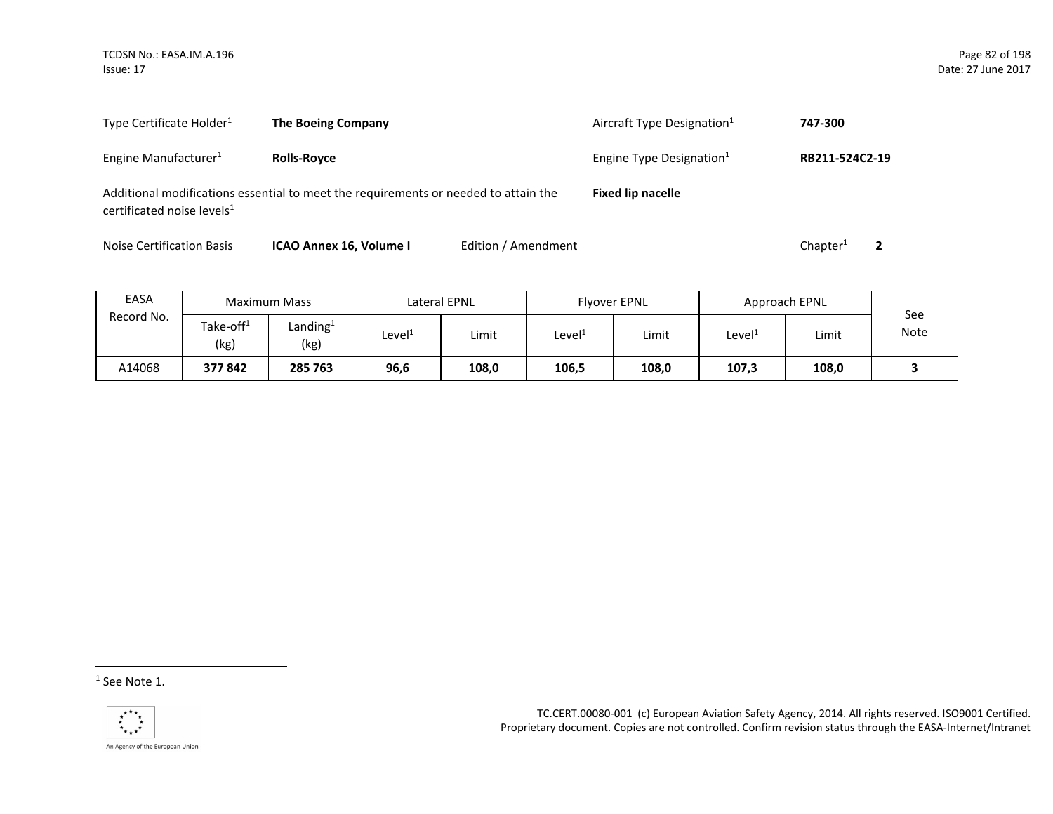| | | | |
|---|---|---|---|
| Type Certificate Holder[1] | **The Boeing Company** | Aircraft Type Designation[1] | **747-300** |
| Engine Manufacturer[1] | **Rolls-Royce** | Engine Type Designation[1] | **RB211-524C2-19** |

Additional modifications essential to meet the requirements or needed to attain the certificated noise levels[1] **Fixed lip nacelle**

Noise Certification Basis **ICAO Annex 16, Volume I** Edition / Amendment Chapter[1] **2**

| EASA Record No. | Maximum Mass | | Lateral EPNL | | Flyover EPNL | | Approach EPNL | | See Note |
|---|---|---|---|---|---|---|---|---|---|
| | Take-off[1] (kg) | Landing[1] (kg) | Level[1] | Limit | Level[1] | Limit | Level[1] | Limit | |
| A14068 | **377 842** | **285 763** | **96,6** | **108,0** | **106,5** | **108,0** | **107,3** | **108,0** | **3** |

[1] See Note 1.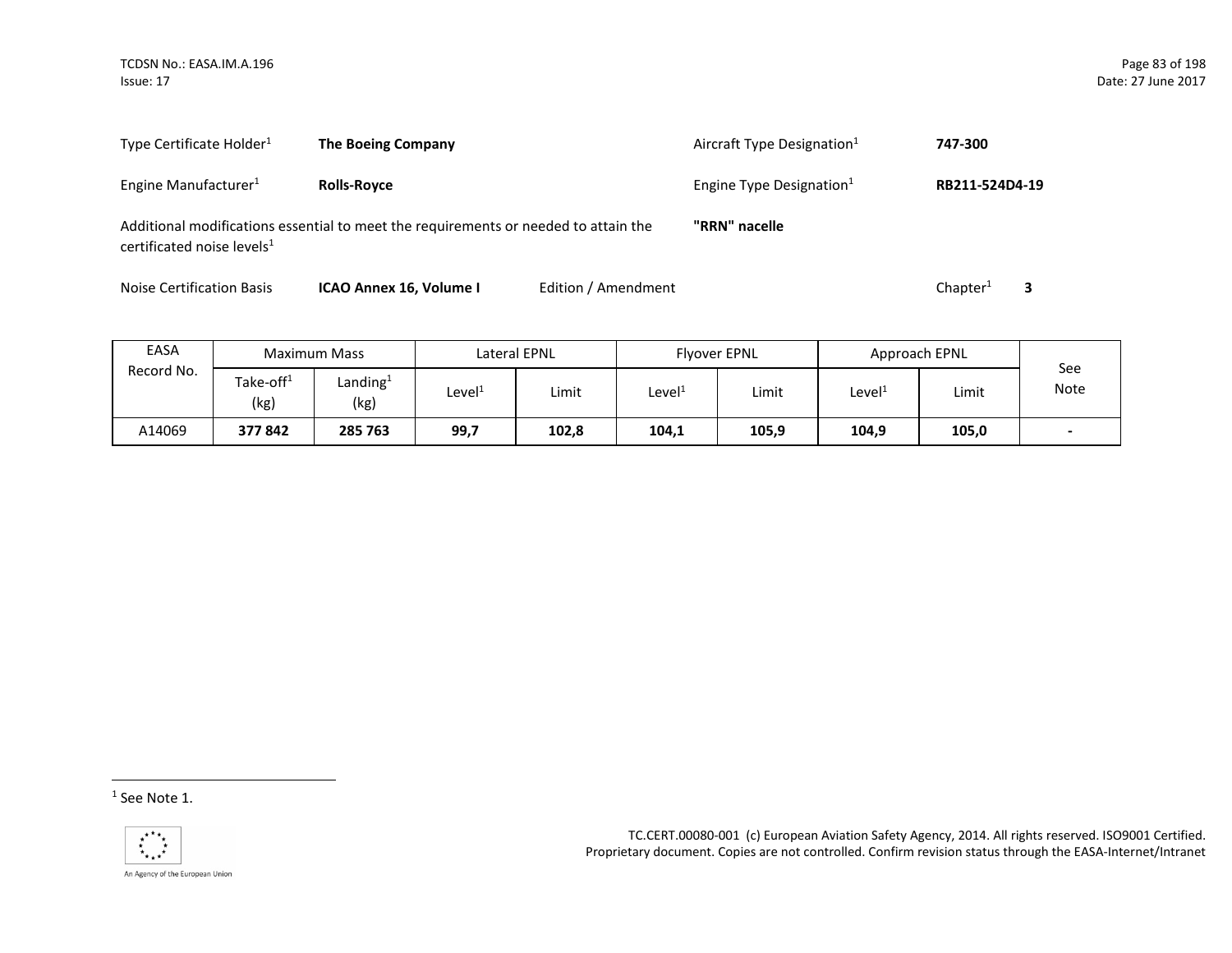Type Certificate Holder[1] **The Boeing Company**

Aircraft Type Designation[1] **747-300**

Engine Manufacturer[1] **Rolls-Royce**

Engine Type Designation[1] **RB211-524D4-19**

Additional modifications essential to meet the requirements or needed to attain the certificated noise levels[1] **"RRN" nacelle**

Noise Certification Basis **ICAO Annex 16, Volume I** Edition / Amendment Chapter[1] **3**

| EASA Record No. | Maximum Mass | | Lateral EPNL | | Flyover EPNL | | Approach EPNL | | See Note |
|---|---|---|---|---|---|---|---|---|---|
| | Take-off[1] (kg) | Landing[1] (kg) | Level[1] | Limit | Level[1] | Limit | Level[1] | Limit | |
| A14069 | **377 842** | **285 763** | **99,7** | **102,8** | **104,1** | **105,9** | **104,9** | **105,0** | **-** |

[1] See Note 1.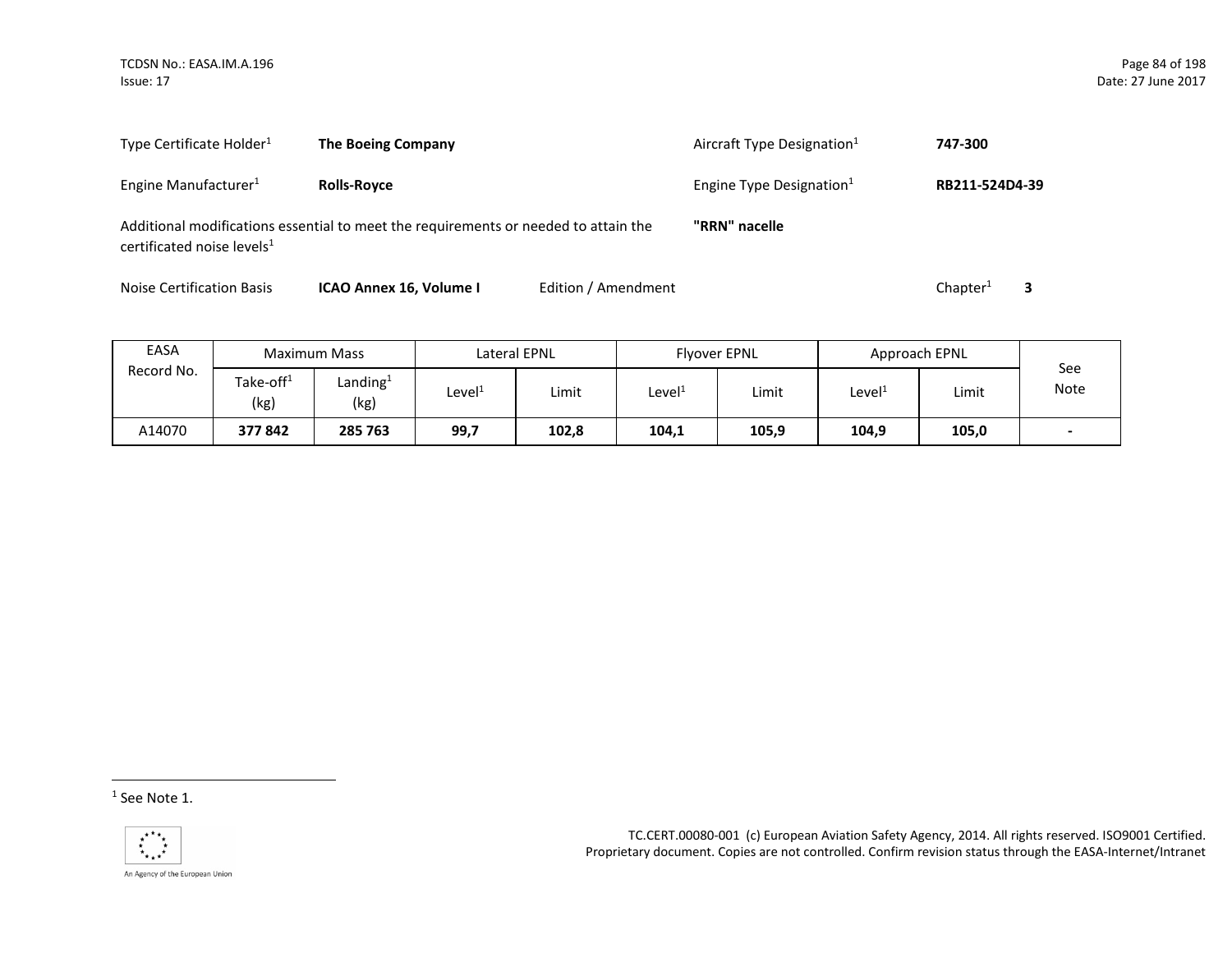Type Certificate Holder[1] **The Boeing Company**

Aircraft Type Designation[1] **747-300**

Engine Manufacturer[1] **Rolls-Royce**

Engine Type Designation[1] **RB211-524D4-39**

Additional modifications essential to meet the requirements or needed to attain the certificated noise levels[1] **"RRN" nacelle**

Noise Certification Basis **ICAO Annex 16, Volume I** Edition / Amendment Chapter[1] **3**

| EASA Record No. | Maximum Mass | | Lateral EPNL | | Flyover EPNL | | Approach EPNL | | See Note |
|---|---|---|---|---|---|---|---|---|---|
| | Take-off[1] (kg) | Landing[1] (kg) | Level[1] | Limit | Level[1] | Limit | Level[1] | Limit | |
| A14070 | **377 842** | **285 763** | **99,7** | **102,8** | **104,1** | **105,9** | **104,9** | **105,0** | **-** |

[1] See Note 1.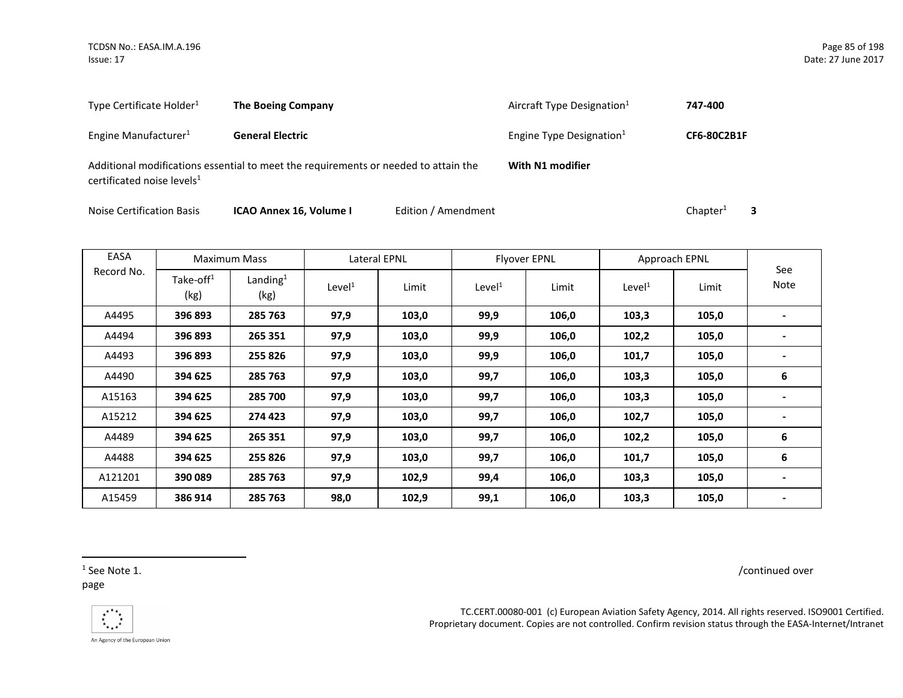| | | | |
|---|---|---|---|
| Type Certificate Holder[1] | **The Boeing Company** | Aircraft Type Designation[1] | **747-400** |
| Engine Manufacturer[1] | **General Electric** | Engine Type Designation[1] | **CF6-80C2B1F** |
| Additional modifications essential to meet the requirements or needed to attain the certificated noise levels[1] | | **With N1 modifier** | |

Noise Certification Basis **ICAO Annex 16, Volume I** Edition / Amendment Chapter[1] **3**

| EASA Record No. | Maximum Mass | | Lateral EPNL | | Flyover EPNL | | Approach EPNL | | See Note |
|---|---|---|---|---|---|---|---|---|---|
| | Take-off[1] (kg) | Landing[1] (kg) | Level[1] | Limit | Level[1] | Limit | Level[1] | Limit | |
| A4495 | **396 893** | **285 763** | **97,9** | **103,0** | **99,9** | **106,0** | **103,3** | **105,0** | **-** |
| A4494 | **396 893** | **265 351** | **97,9** | **103,0** | **99,9** | **106,0** | **102,2** | **105,0** | **-** |
| A4493 | **396 893** | **255 826** | **97,9** | **103,0** | **99,9** | **106,0** | **101,7** | **105,0** | **-** |
| A4490 | **394 625** | **285 763** | **97,9** | **103,0** | **99,7** | **106,0** | **103,3** | **105,0** | **6** |
| A15163 | **394 625** | **285 700** | **97,9** | **103,0** | **99,7** | **106,0** | **103,3** | **105,0** | **-** |
| A15212 | **394 625** | **274 423** | **97,9** | **103,0** | **99,7** | **106,0** | **102,7** | **105,0** | **-** |
| A4489 | **394 625** | **265 351** | **97,9** | **103,0** | **99,7** | **106,0** | **102,2** | **105,0** | **6** |
| A4488 | **394 625** | **255 826** | **97,9** | **103,0** | **99,7** | **106,0** | **101,7** | **105,0** | **6** |
| A121201 | **390 089** | **285 763** | **97,9** | **102,9** | **99,4** | **106,0** | **103,3** | **105,0** | **-** |
| A15459 | **386 914** | **285 763** | **98,0** | **102,9** | **99,1** | **106,0** | **103,3** | **105,0** | **-** |

[1] See Note 1.

/continued over page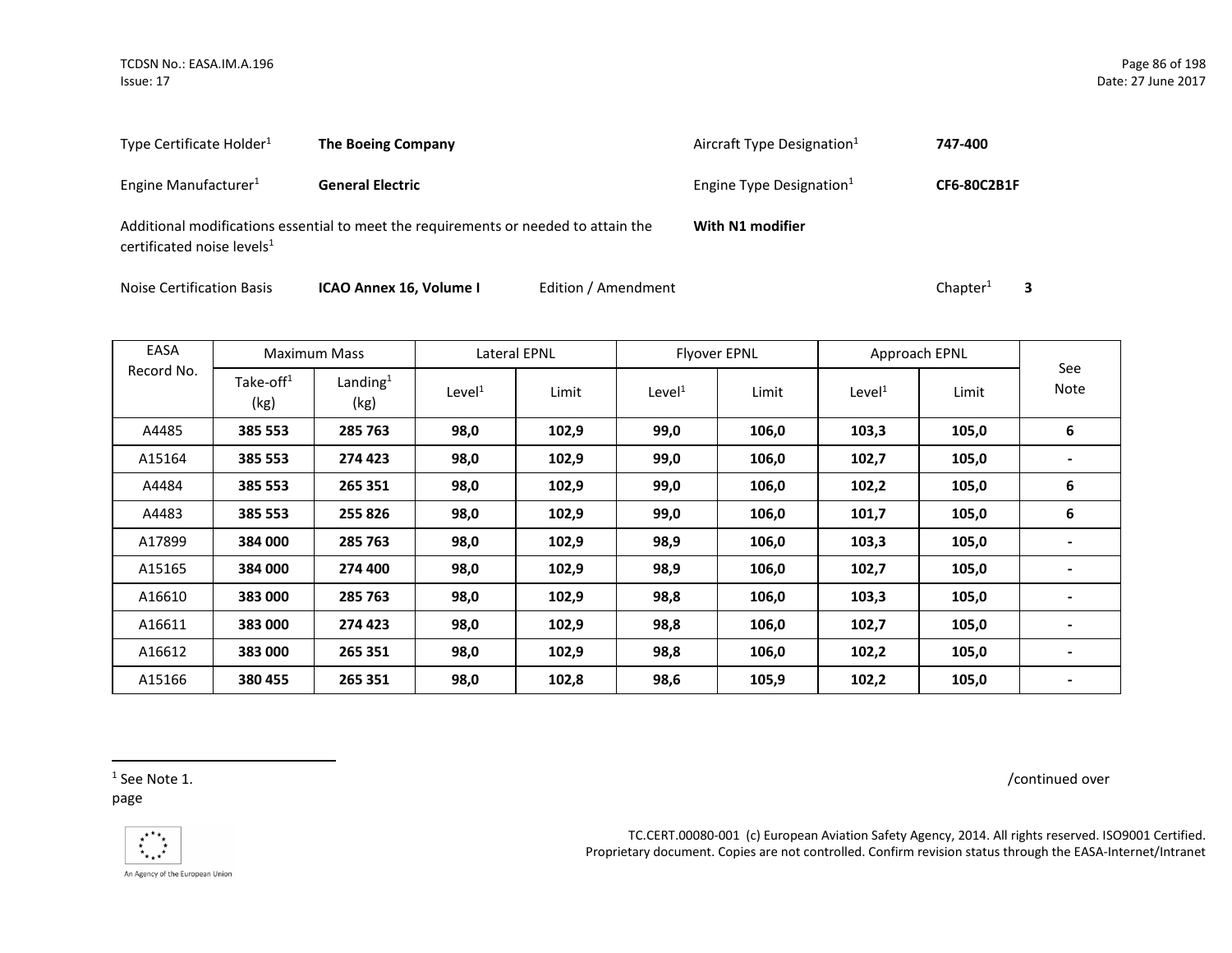Type Certificate Holder[1] **The Boeing Company**

Aircraft Type Designation[1] **747-400**

Engine Manufacturer[1] **General Electric**

Engine Type Designation[1] **CF6-80C2B1F**

Additional modifications essential to meet the requirements or needed to attain the certificated noise levels[1] **With N1 modifier**

Noise Certification Basis **ICAO Annex 16, Volume I** Edition / Amendment Chapter[1] **3**

| EASA Record No. | Maximum Mass | | Lateral EPNL | | Flyover EPNL | | Approach EPNL | | See Note |
|---|---|---|---|---|---|---|---|---|---|
| | Take-off[1] (kg) | Landing[1] (kg) | Level[1] | Limit | Level[1] | Limit | Level[1] | Limit | |
| A4485 | **385 553** | **285 763** | **98,0** | **102,9** | **99,0** | **106,0** | **103,3** | **105,0** | **6** |
| A15164 | **385 553** | **274 423** | **98,0** | **102,9** | **99,0** | **106,0** | **102,7** | **105,0** | **-** |
| A4484 | **385 553** | **265 351** | **98,0** | **102,9** | **99,0** | **106,0** | **102,2** | **105,0** | **6** |
| A4483 | **385 553** | **255 826** | **98,0** | **102,9** | **99,0** | **106,0** | **101,7** | **105,0** | **6** |
| A17899 | **384 000** | **285 763** | **98,0** | **102,9** | **98,9** | **106,0** | **103,3** | **105,0** | **-** |
| A15165 | **384 000** | **274 400** | **98,0** | **102,9** | **98,9** | **106,0** | **102,7** | **105,0** | **-** |
| A16610 | **383 000** | **285 763** | **98,0** | **102,9** | **98,8** | **106,0** | **103,3** | **105,0** | **-** |
| A16611 | **383 000** | **274 423** | **98,0** | **102,9** | **98,8** | **106,0** | **102,7** | **105,0** | **-** |
| A16612 | **383 000** | **265 351** | **98,0** | **102,9** | **98,8** | **106,0** | **102,2** | **105,0** | **-** |
| A15166 | **380 455** | **265 351** | **98,0** | **102,8** | **98,6** | **105,9** | **102,2** | **105,0** | **-** |

[1] See Note 1.

/continued over page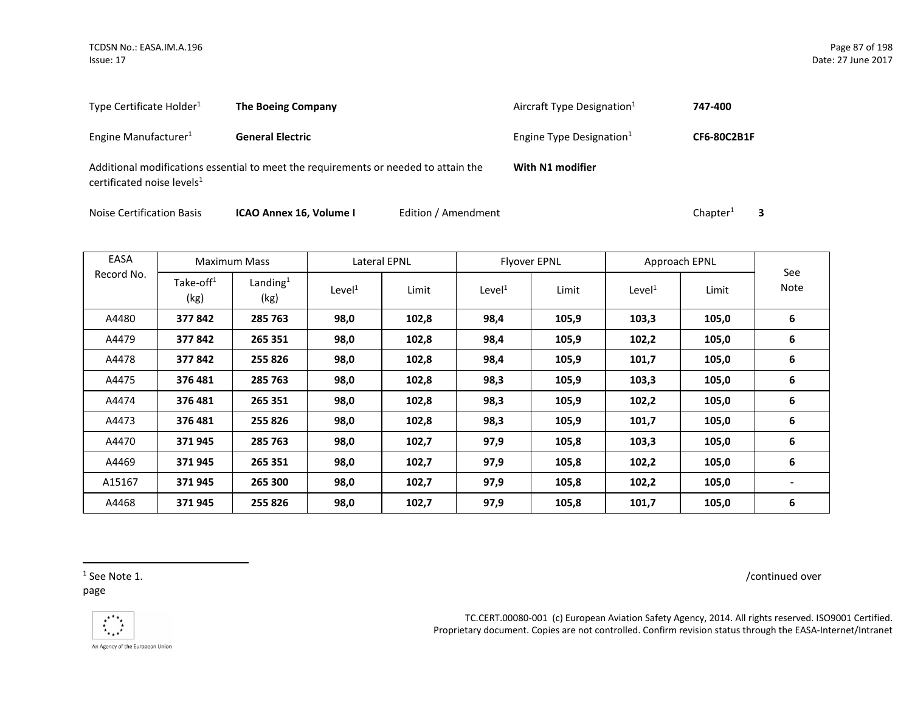Type Certificate Holder[1] **The Boeing Company**

Aircraft Type Designation[1] **747-400**

Engine Manufacturer[1] **General Electric**

Engine Type Designation[1] **CF6-80C2B1F**

Additional modifications essential to meet the requirements or needed to attain the certificated noise levels[1] **With N1 modifier**

Noise Certification Basis **ICAO Annex 16, Volume I** Edition / Amendment Chapter[1] **3**

| EASA Record No. | Maximum Mass | | Lateral EPNL | | Flyover EPNL | | Approach EPNL | | See Note |
|---|---|---|---|---|---|---|---|---|---|
| | Take-off[1] (kg) | Landing[1] (kg) | Level[1] | Limit | Level[1] | Limit | Level[1] | Limit | |
| A4480 | **377 842** | **285 763** | **98,0** | **102,8** | **98,4** | **105,9** | **103,3** | **105,0** | **6** |
| A4479 | **377 842** | **265 351** | **98,0** | **102,8** | **98,4** | **105,9** | **102,2** | **105,0** | **6** |
| A4478 | **377 842** | **255 826** | **98,0** | **102,8** | **98,4** | **105,9** | **101,7** | **105,0** | **6** |
| A4475 | **376 481** | **285 763** | **98,0** | **102,8** | **98,3** | **105,9** | **103,3** | **105,0** | **6** |
| A4474 | **376 481** | **265 351** | **98,0** | **102,8** | **98,3** | **105,9** | **102,2** | **105,0** | **6** |
| A4473 | **376 481** | **255 826** | **98,0** | **102,8** | **98,3** | **105,9** | **101,7** | **105,0** | **6** |
| A4470 | **371 945** | **285 763** | **98,0** | **102,7** | **97,9** | **105,8** | **103,3** | **105,0** | **6** |
| A4469 | **371 945** | **265 351** | **98,0** | **102,7** | **97,9** | **105,8** | **102,2** | **105,0** | **6** |
| A15167 | **371 945** | **265 300** | **98,0** | **102,7** | **97,9** | **105,8** | **102,2** | **105,0** | **-** |
| A4468 | **371 945** | **255 826** | **98,0** | **102,7** | **97,9** | **105,8** | **101,7** | **105,0** | **6** |

[1] See Note 1.

/continued over page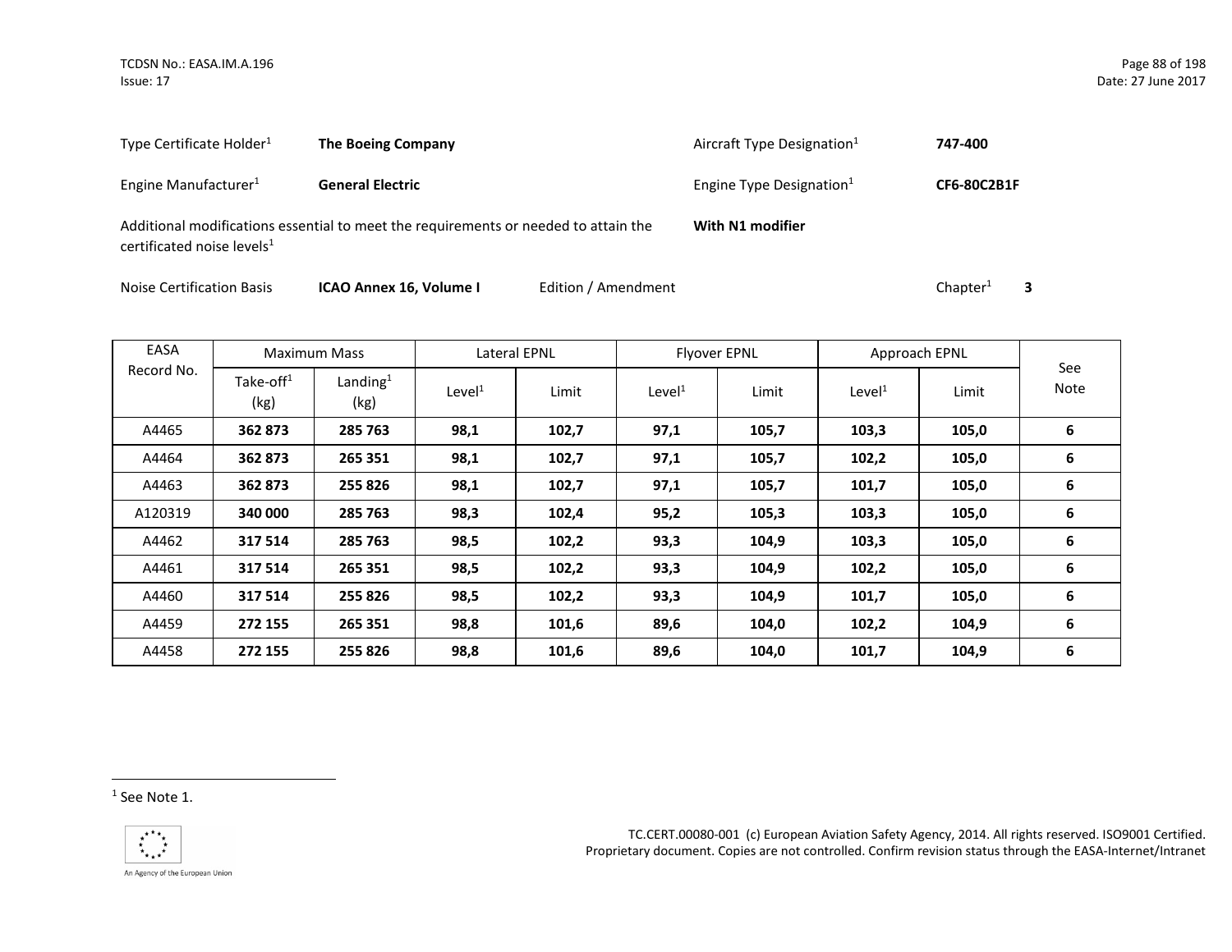| | | | |
|---|---|---|---|
| Type Certificate Holder[1] | **The Boeing Company** | Aircraft Type Designation[1] | **747-400** |
| Engine Manufacturer[1] | **General Electric** | Engine Type Designation[1] | **CF6-80C2B1F** |

Additional modifications essential to meet the requirements or needed to attain the certificated noise levels[1] **With N1 modifier**

Noise Certification Basis **ICAO Annex 16, Volume I** Edition / Amendment Chapter[1] **3**

| EASA Record No. | Maximum Mass | | Lateral EPNL | | Flyover EPNL | | Approach EPNL | | See Note |
|---|---|---|---|---|---|---|---|---|---|
| | Take-off[1] (kg) | Landing[1] (kg) | Level[1] | Limit | Level[1] | Limit | Level[1] | Limit | |
| A4465 | **362 873** | **285 763** | **98,1** | **102,7** | **97,1** | **105,7** | **103,3** | **105,0** | **6** |
| A4464 | **362 873** | **265 351** | **98,1** | **102,7** | **97,1** | **105,7** | **102,2** | **105,0** | **6** |
| A4463 | **362 873** | **255 826** | **98,1** | **102,7** | **97,1** | **105,7** | **101,7** | **105,0** | **6** |
| A120319 | **340 000** | **285 763** | **98,3** | **102,4** | **95,2** | **105,3** | **103,3** | **105,0** | **6** |
| A4462 | **317 514** | **285 763** | **98,5** | **102,2** | **93,3** | **104,9** | **103,3** | **105,0** | **6** |
| A4461 | **317 514** | **265 351** | **98,5** | **102,2** | **93,3** | **104,9** | **102,2** | **105,0** | **6** |
| A4460 | **317 514** | **255 826** | **98,5** | **102,2** | **93,3** | **104,9** | **101,7** | **105,0** | **6** |
| A4459 | **272 155** | **265 351** | **98,8** | **101,6** | **89,6** | **104,0** | **102,2** | **104,9** | **6** |
| A4458 | **272 155** | **255 826** | **98,8** | **101,6** | **89,6** | **104,0** | **101,7** | **104,9** | **6** |

[1] See Note 1.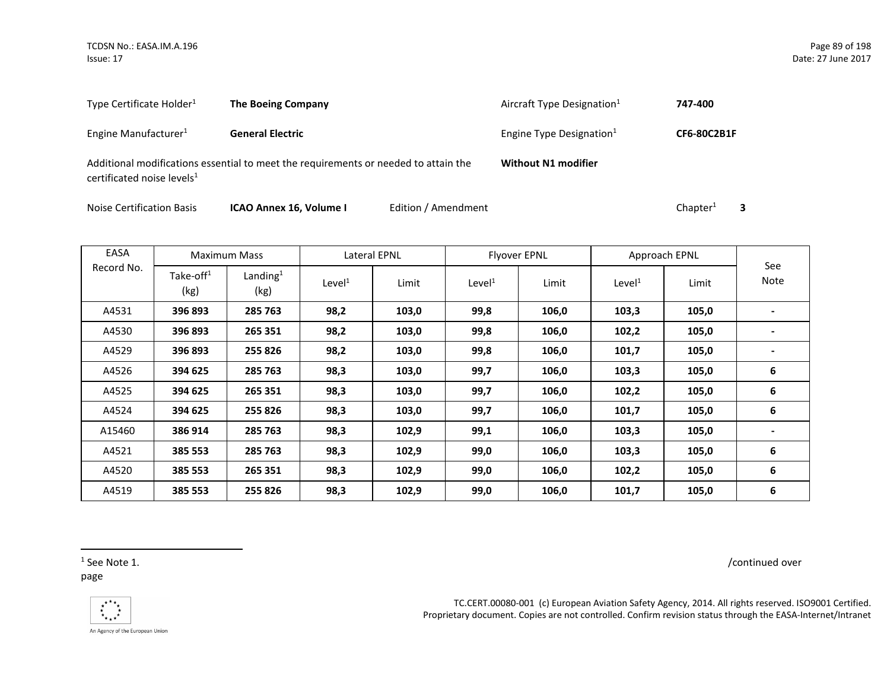Type Certificate Holder[1] **The Boeing Company** Aircraft Type Designation[1] **747-400**

Engine Manufacturer[1] **General Electric** Engine Type Designation[1] **CF6-80C2B1F**

Additional modifications essential to meet the requirements or needed to attain the certificated noise levels[1] **Without N1 modifier**

Noise Certification Basis **ICAO Annex 16, Volume I** Edition / Amendment Chapter[1] **3**

| EASA Record No. | Maximum Mass | | Lateral EPNL | | Flyover EPNL | | Approach EPNL | | See Note |
|---|---|---|---|---|---|---|---|---|---|
| | Take-off[1] (kg) | Landing[1] (kg) | Level[1] | Limit | Level[1] | Limit | Level[1] | Limit | |
| A4531 | **396 893** | **285 763** | **98,2** | **103,0** | **99,8** | **106,0** | **103,3** | **105,0** | **-** |
| A4530 | **396 893** | **265 351** | **98,2** | **103,0** | **99,8** | **106,0** | **102,2** | **105,0** | **-** |
| A4529 | **396 893** | **255 826** | **98,2** | **103,0** | **99,8** | **106,0** | **101,7** | **105,0** | **-** |
| A4526 | **394 625** | **285 763** | **98,3** | **103,0** | **99,7** | **106,0** | **103,3** | **105,0** | **6** |
| A4525 | **394 625** | **265 351** | **98,3** | **103,0** | **99,7** | **106,0** | **102,2** | **105,0** | **6** |
| A4524 | **394 625** | **255 826** | **98,3** | **103,0** | **99,7** | **106,0** | **101,7** | **105,0** | **6** |
| A15460 | **386 914** | **285 763** | **98,3** | **102,9** | **99,1** | **106,0** | **103,3** | **105,0** | **-** |
| A4521 | **385 553** | **285 763** | **98,3** | **102,9** | **99,0** | **106,0** | **103,3** | **105,0** | **6** |
| A4520 | **385 553** | **265 351** | **98,3** | **102,9** | **99,0** | **106,0** | **102,2** | **105,0** | **6** |
| A4519 | **385 553** | **255 826** | **98,3** | **102,9** | **99,0** | **106,0** | **101,7** | **105,0** | **6** |

[1] See Note 1.

/continued over page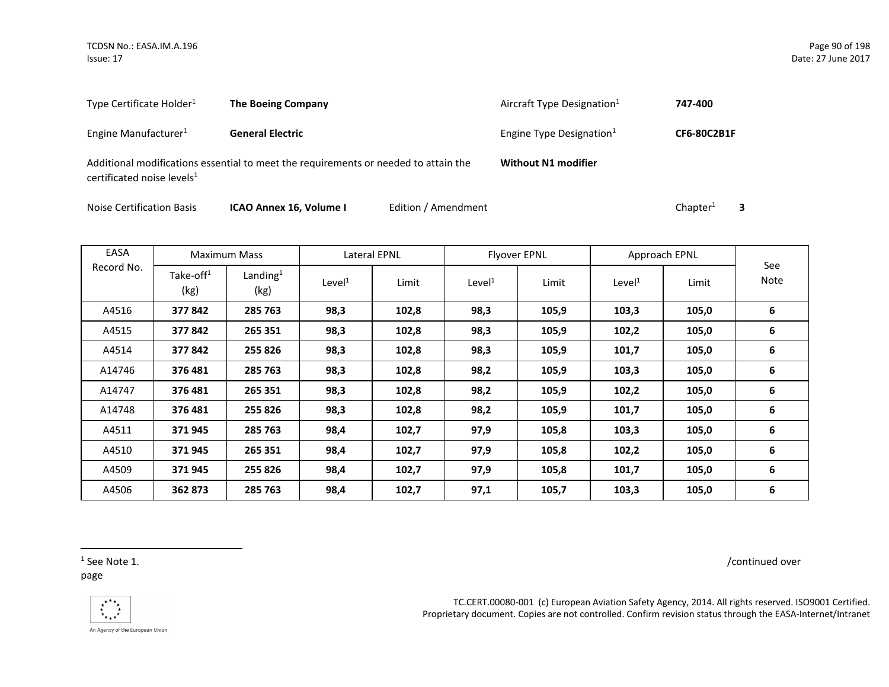| | | | |
|---|---|---|---|
| Type Certificate Holder[1] | **The Boeing Company** | Aircraft Type Designation[1] | **747-400** |
| Engine Manufacturer[1] | **General Electric** | Engine Type Designation[1] | **CF6-80C2B1F** |
| Additional modifications essential to meet the requirements or needed to attain the certificated noise levels[1] | | **Without N1 modifier** | |

Noise Certification Basis **ICAO Annex 16, Volume I** Edition / Amendment Chapter[1] **3**

| EASA Record No. | Maximum Mass | | Lateral EPNL | | Flyover EPNL | | Approach EPNL | | See Note |
|---|---|---|---|---|---|---|---|---|---|
| | Take-off[1] (kg) | Landing[1] (kg) | Level[1] | Limit | Level[1] | Limit | Level[1] | Limit | |
| A4516 | **377 842** | **285 763** | **98,3** | **102,8** | **98,3** | **105,9** | **103,3** | **105,0** | **6** |
| A4515 | **377 842** | **265 351** | **98,3** | **102,8** | **98,3** | **105,9** | **102,2** | **105,0** | **6** |
| A4514 | **377 842** | **255 826** | **98,3** | **102,8** | **98,3** | **105,9** | **101,7** | **105,0** | **6** |
| A14746 | **376 481** | **285 763** | **98,3** | **102,8** | **98,2** | **105,9** | **103,3** | **105,0** | **6** |
| A14747 | **376 481** | **265 351** | **98,3** | **102,8** | **98,2** | **105,9** | **102,2** | **105,0** | **6** |
| A14748 | **376 481** | **255 826** | **98,3** | **102,8** | **98,2** | **105,9** | **101,7** | **105,0** | **6** |
| A4511 | **371 945** | **285 763** | **98,4** | **102,7** | **97,9** | **105,8** | **103,3** | **105,0** | **6** |
| A4510 | **371 945** | **265 351** | **98,4** | **102,7** | **97,9** | **105,8** | **102,2** | **105,0** | **6** |
| A4509 | **371 945** | **255 826** | **98,4** | **102,7** | **97,9** | **105,8** | **101,7** | **105,0** | **6** |
| A4506 | **362 873** | **285 763** | **98,4** | **102,7** | **97,1** | **105,7** | **103,3** | **105,0** | **6** |

[1] See Note 1.

/continued over page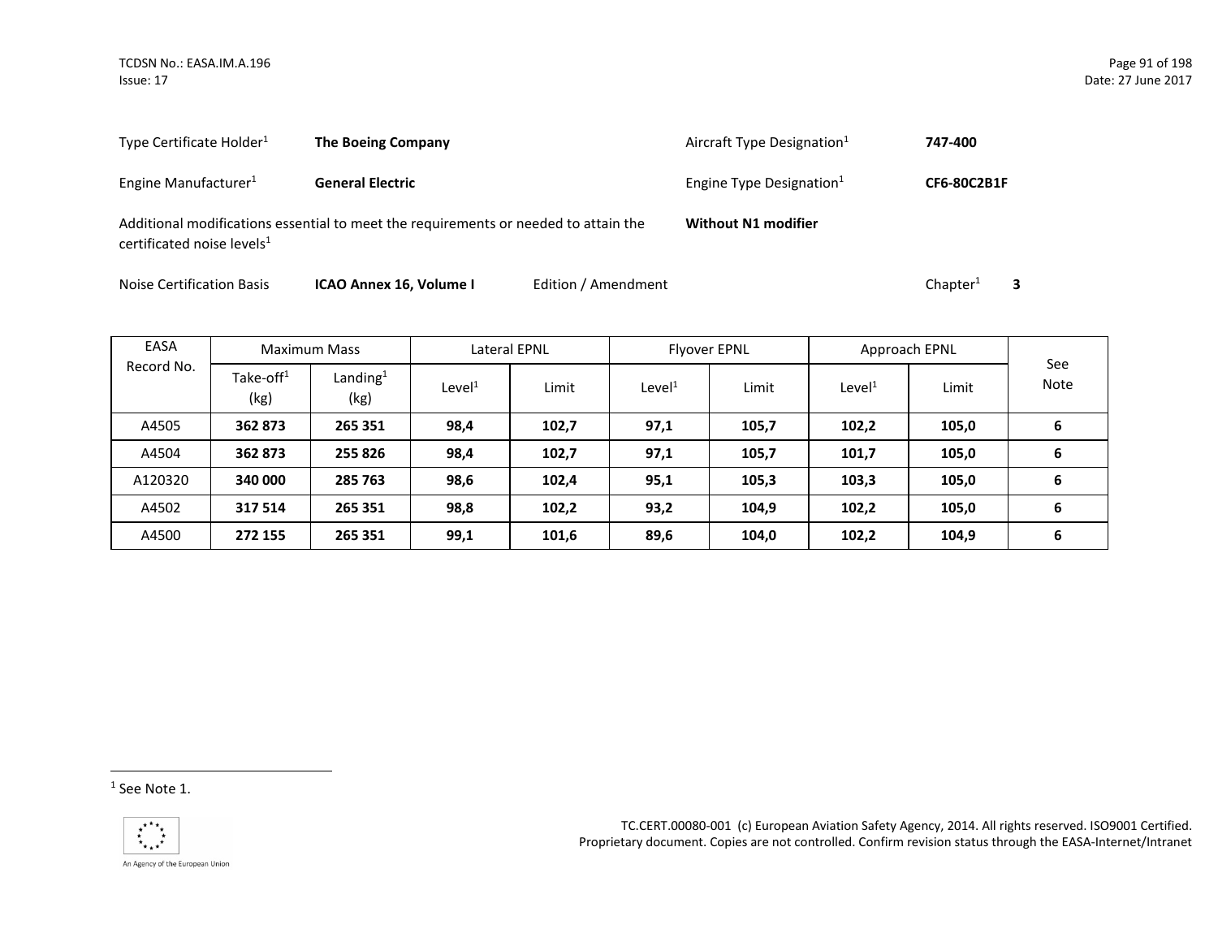Type Certificate Holder[1] **The Boeing Company**

Aircraft Type Designation[1] **747-400**

Engine Manufacturer[1] **General Electric**

Engine Type Designation[1] **CF6-80C2B1F**

Additional modifications essential to meet the requirements or needed to attain the certificated noise levels[1] **Without N1 modifier**

Noise Certification Basis **ICAO Annex 16, Volume I** Edition / Amendment Chapter[1] **3**

| EASA Record No. | Maximum Mass | | Lateral EPNL | | Flyover EPNL | | Approach EPNL | | See Note |
|---|---|---|---|---|---|---|---|---|---|
| | Take-off[1] (kg) | Landing[1] (kg) | Level[1] | Limit | Level[1] | Limit | Level[1] | Limit | |
| A4505 | **362 873** | **265 351** | **98,4** | **102,7** | **97,1** | **105,7** | **102,2** | **105,0** | **6** |
| A4504 | **362 873** | **255 826** | **98,4** | **102,7** | **97,1** | **105,7** | **101,7** | **105,0** | **6** |
| A120320 | **340 000** | **285 763** | **98,6** | **102,4** | **95,1** | **105,3** | **103,3** | **105,0** | **6** |
| A4502 | **317 514** | **265 351** | **98,8** | **102,2** | **93,2** | **104,9** | **102,2** | **105,0** | **6** |
| A4500 | **272 155** | **265 351** | **99,1** | **101,6** | **89,6** | **104,0** | **102,2** | **104,9** | **6** |

[1] See Note 1.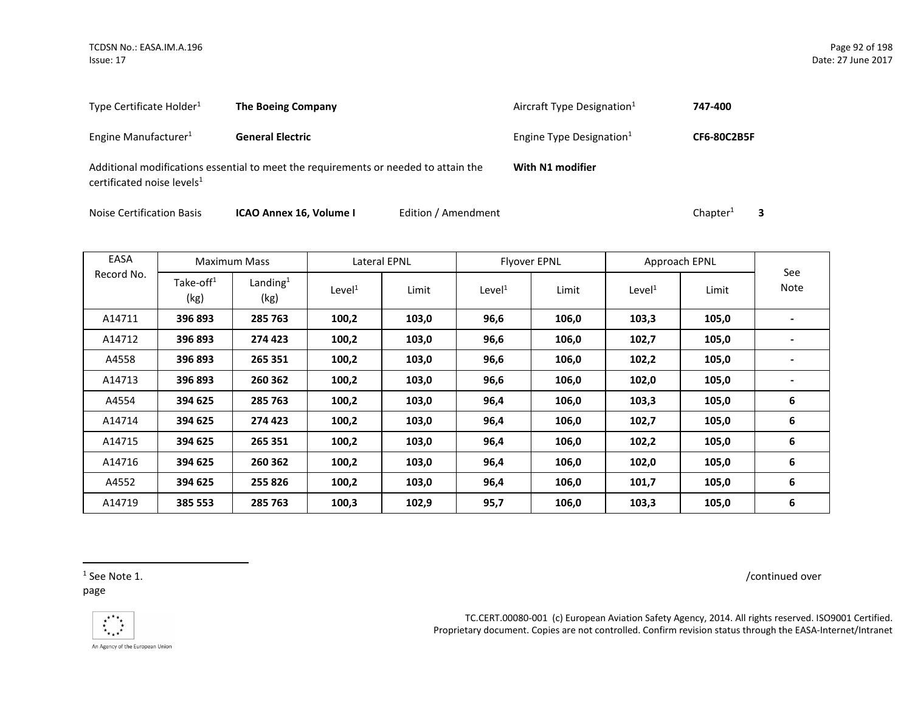Type Certificate Holder[1] **The Boeing Company**

Aircraft Type Designation[1] **747-400**

Engine Manufacturer[1] **General Electric**

Engine Type Designation[1] **CF6-80C2B5F**

Additional modifications essential to meet the requirements or needed to attain the certificated noise levels[1] **With N1 modifier**

Noise Certification Basis **ICAO Annex 16, Volume I** Edition / Amendment Chapter[1] **3**

| EASA Record No. | Maximum Mass | | Lateral EPNL | | Flyover EPNL | | Approach EPNL | | See Note |
|---|---|---|---|---|---|---|---|---|---|
| | Take-off[1] (kg) | Landing[1] (kg) | Level[1] | Limit | Level[1] | Limit | Level[1] | Limit | |
| A14711 | **396 893** | **285 763** | **100,2** | **103,0** | **96,6** | **106,0** | **103,3** | **105,0** | **-** |
| A14712 | **396 893** | **274 423** | **100,2** | **103,0** | **96,6** | **106,0** | **102,7** | **105,0** | **-** |
| A4558 | **396 893** | **265 351** | **100,2** | **103,0** | **96,6** | **106,0** | **102,2** | **105,0** | **-** |
| A14713 | **396 893** | **260 362** | **100,2** | **103,0** | **96,6** | **106,0** | **102,0** | **105,0** | **-** |
| A4554 | **394 625** | **285 763** | **100,2** | **103,0** | **96,4** | **106,0** | **103,3** | **105,0** | **6** |
| A14714 | **394 625** | **274 423** | **100,2** | **103,0** | **96,4** | **106,0** | **102,7** | **105,0** | **6** |
| A14715 | **394 625** | **265 351** | **100,2** | **103,0** | **96,4** | **106,0** | **102,2** | **105,0** | **6** |
| A14716 | **394 625** | **260 362** | **100,2** | **103,0** | **96,4** | **106,0** | **102,0** | **105,0** | **6** |
| A4552 | **394 625** | **255 826** | **100,2** | **103,0** | **96,4** | **106,0** | **101,7** | **105,0** | **6** |
| A14719 | **385 553** | **285 763** | **100,3** | **102,9** | **95,7** | **106,0** | **103,3** | **105,0** | **6** |

/continued over page

[1] See Note 1.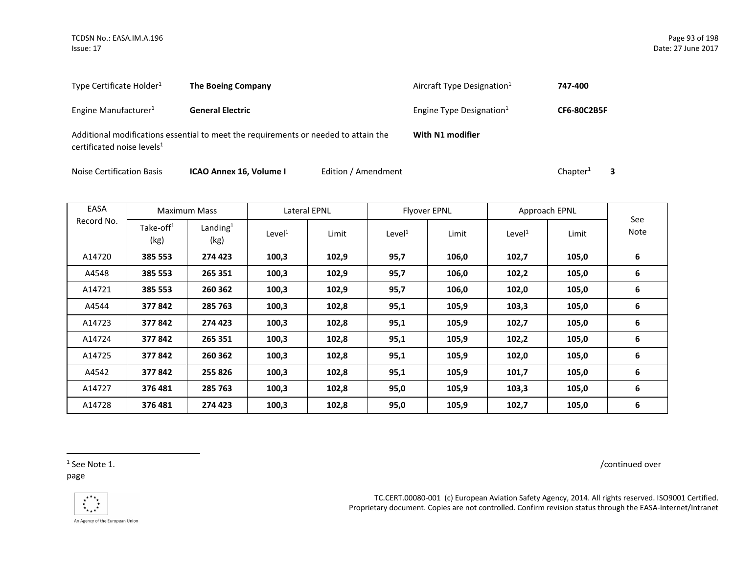| Type Certificate Holder[1] | **The Boeing Company** | Aircraft Type Designation[1] | **747-400** |
|---|---|---|---|
| Engine Manufacturer[1] | **General Electric** | Engine Type Designation[1] | **CF6-80C2B5F** |

Additional modifications essential to meet the requirements or needed to attain the certificated noise levels[1] **With N1 modifier**

Noise Certification Basis **ICAO Annex 16, Volume I** Edition / Amendment Chapter[1] **3**

| EASA Record No. | Maximum Mass | | Lateral EPNL | | Flyover EPNL | | Approach EPNL | | See Note |
|---|---|---|---|---|---|---|---|---|---|
| | Take-off[1] (kg) | Landing[1] (kg) | Level[1] | Limit | Level[1] | Limit | Level[1] | Limit | |
| A14720 | **385 553** | **274 423** | **100,3** | **102,9** | **95,7** | **106,0** | **102,7** | **105,0** | **6** |
| A4548 | **385 553** | **265 351** | **100,3** | **102,9** | **95,7** | **106,0** | **102,2** | **105,0** | **6** |
| A14721 | **385 553** | **260 362** | **100,3** | **102,9** | **95,7** | **106,0** | **102,0** | **105,0** | **6** |
| A4544 | **377 842** | **285 763** | **100,3** | **102,8** | **95,1** | **105,9** | **103,3** | **105,0** | **6** |
| A14723 | **377 842** | **274 423** | **100,3** | **102,8** | **95,1** | **105,9** | **102,7** | **105,0** | **6** |
| A14724 | **377 842** | **265 351** | **100,3** | **102,8** | **95,1** | **105,9** | **102,2** | **105,0** | **6** |
| A14725 | **377 842** | **260 362** | **100,3** | **102,8** | **95,1** | **105,9** | **102,0** | **105,0** | **6** |
| A4542 | **377 842** | **255 826** | **100,3** | **102,8** | **95,1** | **105,9** | **101,7** | **105,0** | **6** |
| A14727 | **376 481** | **285 763** | **100,3** | **102,8** | **95,0** | **105,9** | **103,3** | **105,0** | **6** |
| A14728 | **376 481** | **274 423** | **100,3** | **102,8** | **95,0** | **105,9** | **102,7** | **105,0** | **6** |

[1] See Note 1.

/continued over page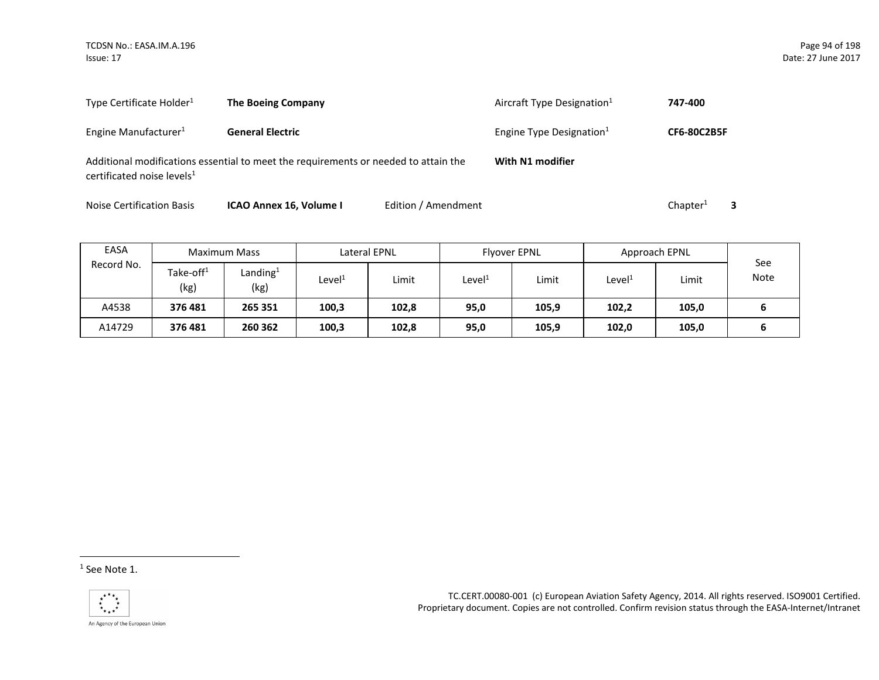Type Certificate Holder[1] **The Boeing Company**

Aircraft Type Designation[1] **747-400**

Engine Manufacturer[1] **General Electric**

Engine Type Designation[1] **CF6-80C2B5F**

Additional modifications essential to meet the requirements or needed to attain the certificated noise levels[1] **With N1 modifier**

Noise Certification Basis **ICAO Annex 16, Volume I** Edition / Amendment Chapter[1] **3**

| EASA Record No. | Maximum Mass | | Lateral EPNL | | Flyover EPNL | | Approach EPNL | | See Note |
|---|---|---|---|---|---|---|---|---|---|
| | Take-off[1] (kg) | Landing[1] (kg) | Level[1] | Limit | Level[1] | Limit | Level[1] | Limit | |
| A4538 | **376 481** | **265 351** | **100,3** | **102,8** | **95,0** | **105,9** | **102,2** | **105,0** | **6** |
| A14729 | **376 481** | **260 362** | **100,3** | **102,8** | **95,0** | **105,9** | **102,0** | **105,0** | **6** |

[1] See Note 1.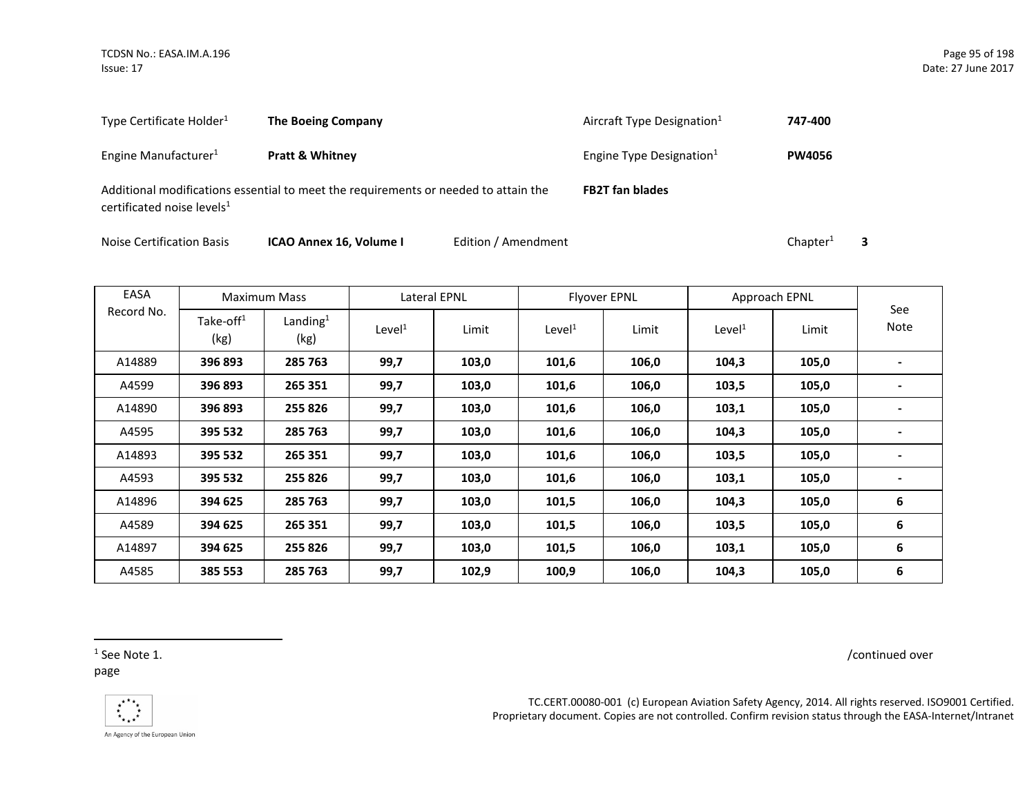Type Certificate Holder[1] **The Boeing Company** Aircraft Type Designation[1] **747-400**

Engine Manufacturer[1] **Pratt & Whitney** Engine Type Designation[1] **PW4056**

Additional modifications essential to meet the requirements or needed to attain the certificated noise levels[1] **FB2T fan blades**

Noise Certification Basis **ICAO Annex 16, Volume I** Edition / Amendment Chapter[1] **3**

| EASA Record No. | Maximum Mass | | Lateral EPNL | | Flyover EPNL | | Approach EPNL | | See Note |
|---|---|---|---|---|---|---|---|---|---|
| | Take-off[1] (kg) | Landing[1] (kg) | Level[1] | Limit | Level[1] | Limit | Level[1] | Limit | |
| A14889 | **396 893** | **285 763** | **99,7** | **103,0** | **101,6** | **106,0** | **104,3** | **105,0** | **-** |
| A4599 | **396 893** | **265 351** | **99,7** | **103,0** | **101,6** | **106,0** | **103,5** | **105,0** | **-** |
| A14890 | **396 893** | **255 826** | **99,7** | **103,0** | **101,6** | **106,0** | **103,1** | **105,0** | **-** |
| A4595 | **395 532** | **285 763** | **99,7** | **103,0** | **101,6** | **106,0** | **104,3** | **105,0** | **-** |
| A14893 | **395 532** | **265 351** | **99,7** | **103,0** | **101,6** | **106,0** | **103,5** | **105,0** | **-** |
| A4593 | **395 532** | **255 826** | **99,7** | **103,0** | **101,6** | **106,0** | **103,1** | **105,0** | **-** |
| A14896 | **394 625** | **285 763** | **99,7** | **103,0** | **101,5** | **106,0** | **104,3** | **105,0** | **6** |
| A4589 | **394 625** | **265 351** | **99,7** | **103,0** | **101,5** | **106,0** | **103,5** | **105,0** | **6** |
| A14897 | **394 625** | **255 826** | **99,7** | **103,0** | **101,5** | **106,0** | **103,1** | **105,0** | **6** |
| A4585 | **385 553** | **285 763** | **99,7** | **102,9** | **100,9** | **106,0** | **104,3** | **105,0** | **6** |

/continued over page

[1] See Note 1.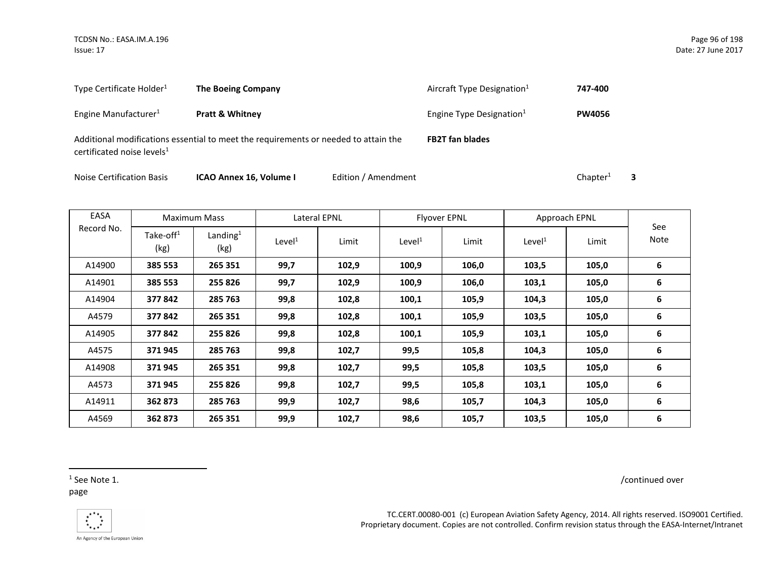Type Certificate Holder[1] **The Boeing Company** Aircraft Type Designation[1] **747-400**

Engine Manufacturer[1] **Pratt & Whitney** Engine Type Designation[1] **PW4056**

Additional modifications essential to meet the requirements or needed to attain the certificated noise levels[1] **FB2T fan blades**

Noise Certification Basis **ICAO Annex 16, Volume I** Edition / Amendment Chapter[1] **3**

| EASA Record No. | Maximum Mass | | Lateral EPNL | | Flyover EPNL | | Approach EPNL | | See Note |
|---|---|---|---|---|---|---|---|---|---|
| | Take-off[1] (kg) | Landing[1] (kg) | Level[1] | Limit | Level[1] | Limit | Level[1] | Limit | |
| A14900 | **385 553** | **265 351** | **99,7** | **102,9** | **100,9** | **106,0** | **103,5** | **105,0** | **6** |
| A14901 | **385 553** | **255 826** | **99,7** | **102,9** | **100,9** | **106,0** | **103,1** | **105,0** | **6** |
| A14904 | **377 842** | **285 763** | **99,8** | **102,8** | **100,1** | **105,9** | **104,3** | **105,0** | **6** |
| A4579 | **377 842** | **265 351** | **99,8** | **102,8** | **100,1** | **105,9** | **103,5** | **105,0** | **6** |
| A14905 | **377 842** | **255 826** | **99,8** | **102,8** | **100,1** | **105,9** | **103,1** | **105,0** | **6** |
| A4575 | **371 945** | **285 763** | **99,8** | **102,7** | **99,5** | **105,8** | **104,3** | **105,0** | **6** |
| A14908 | **371 945** | **265 351** | **99,8** | **102,7** | **99,5** | **105,8** | **103,5** | **105,0** | **6** |
| A4573 | **371 945** | **255 826** | **99,8** | **102,7** | **99,5** | **105,8** | **103,1** | **105,0** | **6** |
| A14911 | **362 873** | **285 763** | **99,9** | **102,7** | **98,6** | **105,7** | **104,3** | **105,0** | **6** |
| A4569 | **362 873** | **265 351** | **99,9** | **102,7** | **98,6** | **105,7** | **103,5** | **105,0** | **6** |

[1] See Note 1.

/continued over page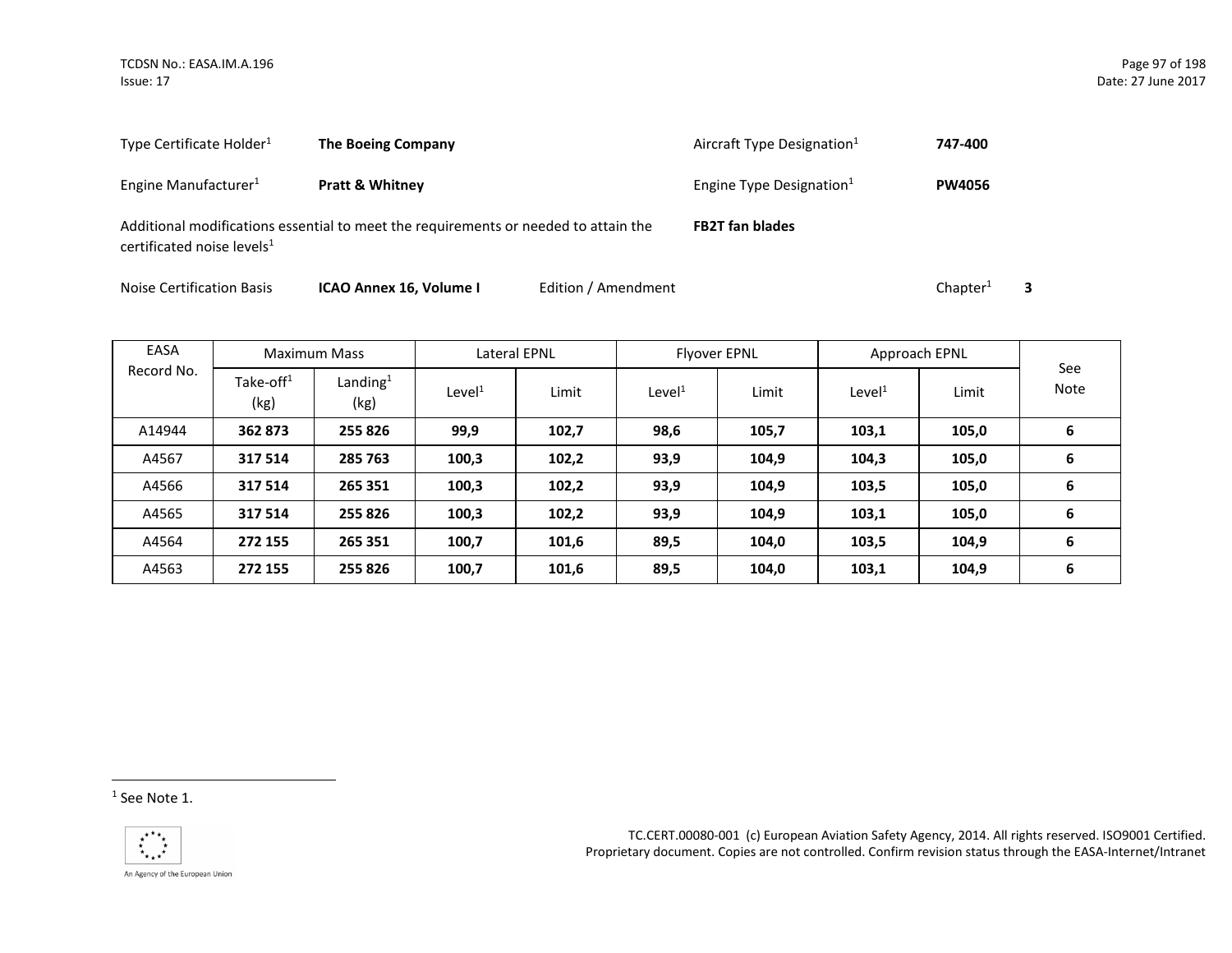Type Certificate Holder[1] **The Boeing Company** Aircraft Type Designation[1] **747-400**

Engine Manufacturer[1] **Pratt & Whitney** Engine Type Designation[1] **PW4056**

Additional modifications essential to meet the requirements or needed to attain the certificated noise levels[1] **FB2T fan blades**

Noise Certification Basis **ICAO Annex 16, Volume I** Edition / Amendment Chapter[1] **3**

| EASA Record No. | Maximum Mass | | Lateral EPNL | | Flyover EPNL | | Approach EPNL | | See Note |
|---|---|---|---|---|---|---|---|---|---|
| | Take-off[1] (kg) | Landing[1] (kg) | Level[1] | Limit | Level[1] | Limit | Level[1] | Limit | |
| A14944 | **362 873** | **255 826** | **99,9** | **102,7** | **98,6** | **105,7** | **103,1** | **105,0** | **6** |
| A4567 | **317 514** | **285 763** | **100,3** | **102,2** | **93,9** | **104,9** | **104,3** | **105,0** | **6** |
| A4566 | **317 514** | **265 351** | **100,3** | **102,2** | **93,9** | **104,9** | **103,5** | **105,0** | **6** |
| A4565 | **317 514** | **255 826** | **100,3** | **102,2** | **93,9** | **104,9** | **103,1** | **105,0** | **6** |
| A4564 | **272 155** | **265 351** | **100,7** | **101,6** | **89,5** | **104,0** | **103,5** | **104,9** | **6** |
| A4563 | **272 155** | **255 826** | **100,7** | **101,6** | **89,5** | **104,0** | **103,1** | **104,9** | **6** |

[1] See Note 1.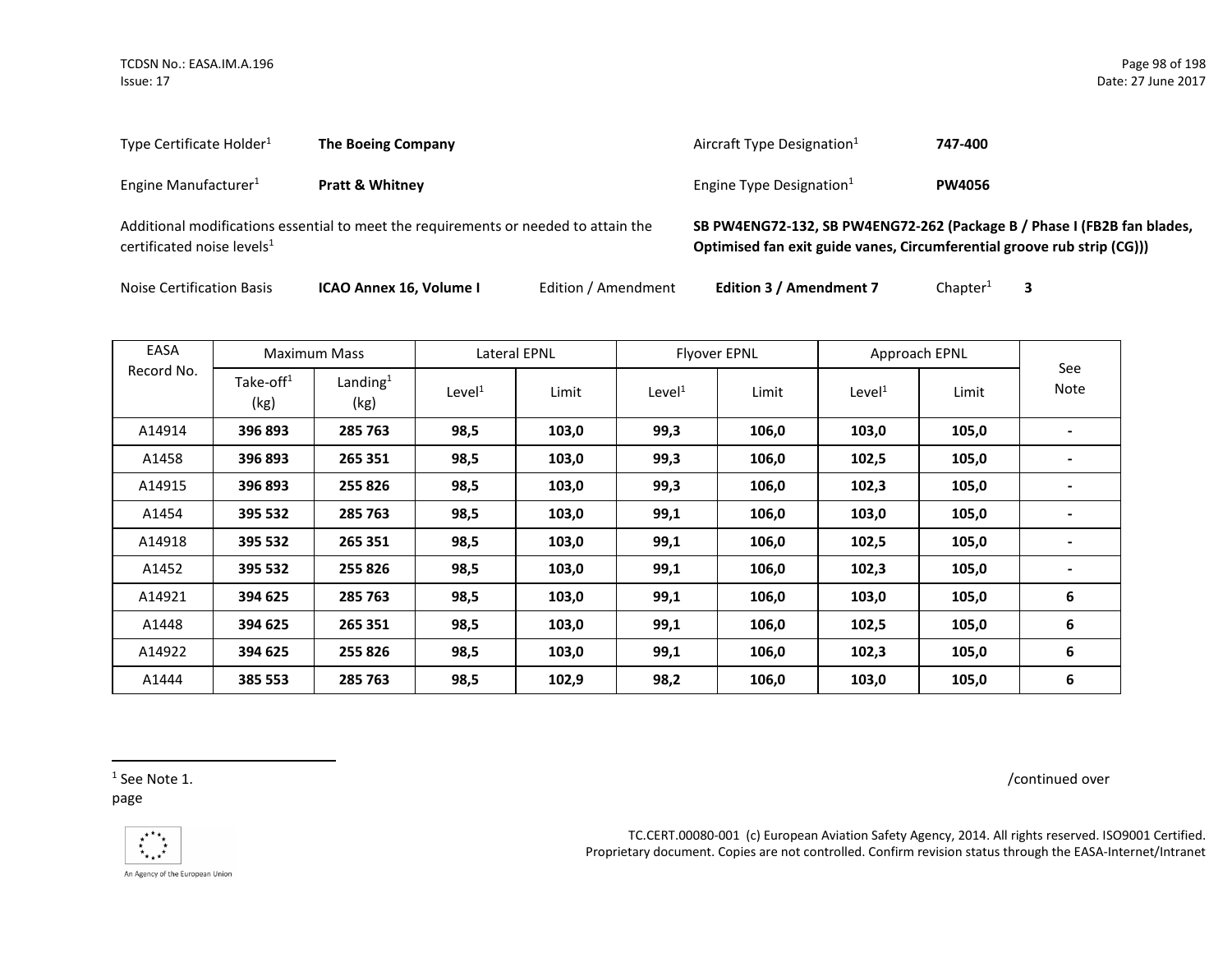Type Certificate Holder[1] **The Boeing Company** Aircraft Type Designation[1] **747-400**

Engine Manufacturer[1] **Pratt & Whitney** Engine Type Designation[1] **PW4056**

Additional modifications essential to meet the requirements or needed to attain the certificated noise levels[1] **SB PW4ENG72-132, SB PW4ENG72-262 (Package B / Phase I (FB2B fan blades, Optimised fan exit guide vanes, Circumferential groove rub strip (CG)))**

Noise Certification Basis **ICAO Annex 16, Volume I** Edition / Amendment **Edition 3 / Amendment 7** Chapter[1] **3**

| EASA Record No. | Maximum Mass | | Lateral EPNL | | Flyover EPNL | | Approach EPNL | | See Note |
|---|---|---|---|---|---|---|---|---|---|
| | Take-off[1] (kg) | Landing[1] (kg) | Level[1] | Limit | Level[1] | Limit | Level[1] | Limit | |
| A14914 | **396 893** | **285 763** | **98,5** | **103,0** | **99,3** | **106,0** | **103,0** | **105,0** | **-** |
| A1458 | **396 893** | **265 351** | **98,5** | **103,0** | **99,3** | **106,0** | **102,5** | **105,0** | **-** |
| A14915 | **396 893** | **255 826** | **98,5** | **103,0** | **99,3** | **106,0** | **102,3** | **105,0** | **-** |
| A1454 | **395 532** | **285 763** | **98,5** | **103,0** | **99,1** | **106,0** | **103,0** | **105,0** | **-** |
| A14918 | **395 532** | **265 351** | **98,5** | **103,0** | **99,1** | **106,0** | **102,5** | **105,0** | **-** |
| A1452 | **395 532** | **255 826** | **98,5** | **103,0** | **99,1** | **106,0** | **102,3** | **105,0** | **-** |
| A14921 | **394 625** | **285 763** | **98,5** | **103,0** | **99,1** | **106,0** | **103,0** | **105,0** | **6** |
| A1448 | **394 625** | **265 351** | **98,5** | **103,0** | **99,1** | **106,0** | **102,5** | **105,0** | **6** |
| A14922 | **394 625** | **255 826** | **98,5** | **103,0** | **99,1** | **106,0** | **102,3** | **105,0** | **6** |
| A1444 | **385 553** | **285 763** | **98,5** | **102,9** | **98,2** | **106,0** | **103,0** | **105,0** | **6** |

[1] See Note 1.

/continued over page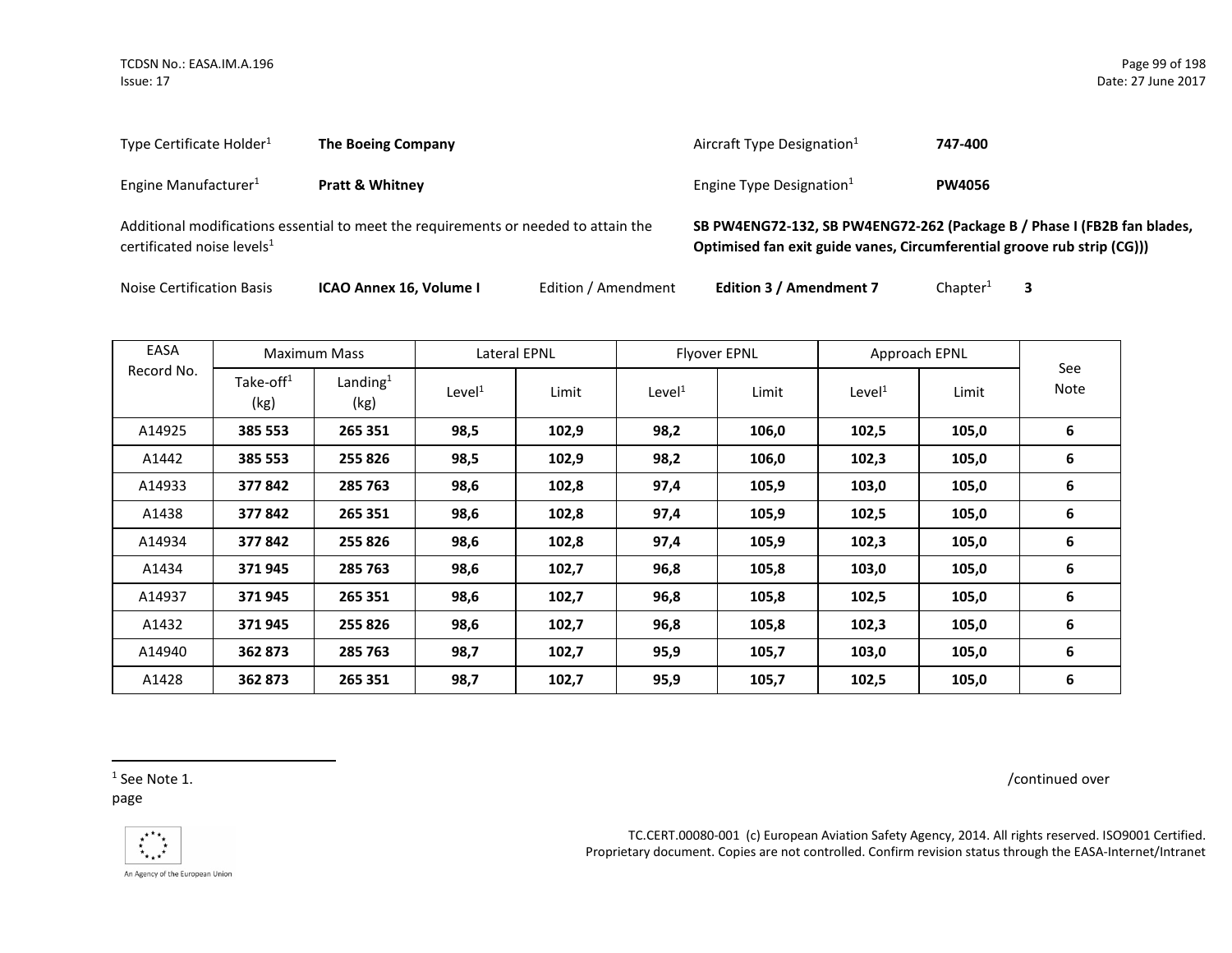Type Certificate Holder[1] **The Boeing Company**

Aircraft Type Designation[1] **747-400**

Engine Manufacturer[1] **Pratt & Whitney**

Engine Type Designation[1] **PW4056**

Additional modifications essential to meet the requirements or needed to attain the certificated noise levels[1] **SB PW4ENG72-132, SB PW4ENG72-262 (Package B / Phase I (FB2B fan blades, Optimised fan exit guide vanes, Circumferential groove rub strip (CG)))**

Noise Certification Basis **ICAO Annex 16, Volume I** Edition / Amendment **Edition 3 / Amendment 7** Chapter[1] **3**

| EASA Record No. | Maximum Mass | | Lateral EPNL | | Flyover EPNL | | Approach EPNL | | See Note |
|---|---|---|---|---|---|---|---|---|---|
| | Take-off[1] (kg) | Landing[1] (kg) | Level[1] | Limit | Level[1] | Limit | Level[1] | Limit | |
| A14925 | **385 553** | **265 351** | **98,5** | **102,9** | **98,2** | **106,0** | **102,5** | **105,0** | **6** |
| A1442 | **385 553** | **255 826** | **98,5** | **102,9** | **98,2** | **106,0** | **102,3** | **105,0** | **6** |
| A14933 | **377 842** | **285 763** | **98,6** | **102,8** | **97,4** | **105,9** | **103,0** | **105,0** | **6** |
| A1438 | **377 842** | **265 351** | **98,6** | **102,8** | **97,4** | **105,9** | **102,5** | **105,0** | **6** |
| A14934 | **377 842** | **255 826** | **98,6** | **102,8** | **97,4** | **105,9** | **102,3** | **105,0** | **6** |
| A1434 | **371 945** | **285 763** | **98,6** | **102,7** | **96,8** | **105,8** | **103,0** | **105,0** | **6** |
| A14937 | **371 945** | **265 351** | **98,6** | **102,7** | **96,8** | **105,8** | **102,5** | **105,0** | **6** |
| A1432 | **371 945** | **255 826** | **98,6** | **102,7** | **96,8** | **105,8** | **102,3** | **105,0** | **6** |
| A14940 | **362 873** | **285 763** | **98,7** | **102,7** | **95,9** | **105,7** | **103,0** | **105,0** | **6** |
| A1428 | **362 873** | **265 351** | **98,7** | **102,7** | **95,9** | **105,7** | **102,5** | **105,0** | **6** |

[1] See Note 1.

/continued over page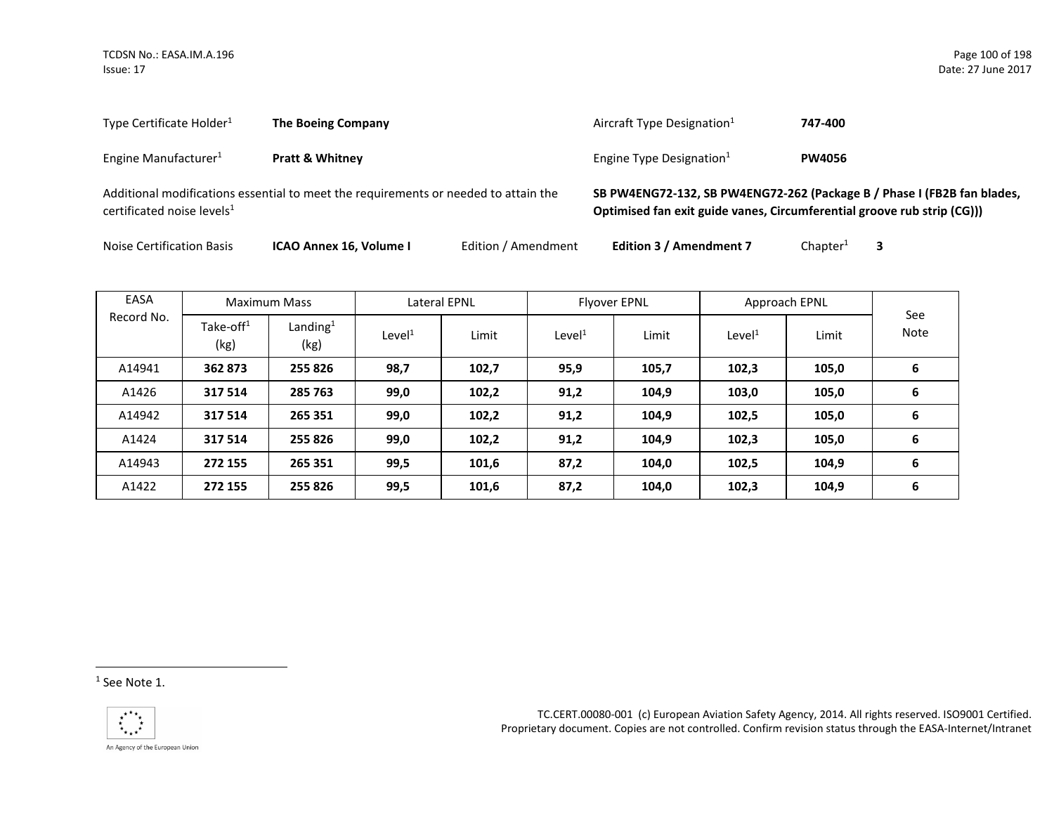Type Certificate Holder[1] **The Boeing Company**

Aircraft Type Designation[1] **747-400**

Engine Manufacturer[1] **Pratt & Whitney**

Engine Type Designation[1] **PW4056**

Additional modifications essential to meet the requirements or needed to attain the certificated noise levels[1] **SB PW4ENG72-132, SB PW4ENG72-262 (Package B / Phase I (FB2B fan blades, Optimised fan exit guide vanes, Circumferential groove rub strip (CG)))**

Noise Certification Basis **ICAO Annex 16, Volume I** Edition / Amendment **Edition 3 / Amendment 7** Chapter[1] **3**

| EASA Record No. | Maximum Mass | | Lateral EPNL | | Flyover EPNL | | Approach EPNL | | See Note |
|---|---|---|---|---|---|---|---|---|---|
| | Take-off[1] (kg) | Landing[1] (kg) | Level[1] | Limit | Level[1] | Limit | Level[1] | Limit | |
| A14941 | **362 873** | **255 826** | **98,7** | **102,7** | **95,9** | **105,7** | **102,3** | **105,0** | **6** |
| A1426 | **317 514** | **285 763** | **99,0** | **102,2** | **91,2** | **104,9** | **103,0** | **105,0** | **6** |
| A14942 | **317 514** | **265 351** | **99,0** | **102,2** | **91,2** | **104,9** | **102,5** | **105,0** | **6** |
| A1424 | **317 514** | **255 826** | **99,0** | **102,2** | **91,2** | **104,9** | **102,3** | **105,0** | **6** |
| A14943 | **272 155** | **265 351** | **99,5** | **101,6** | **87,2** | **104,0** | **102,5** | **104,9** | **6** |
| A1422 | **272 155** | **255 826** | **99,5** | **101,6** | **87,2** | **104,0** | **102,3** | **104,9** | **6** |

[1] See Note 1.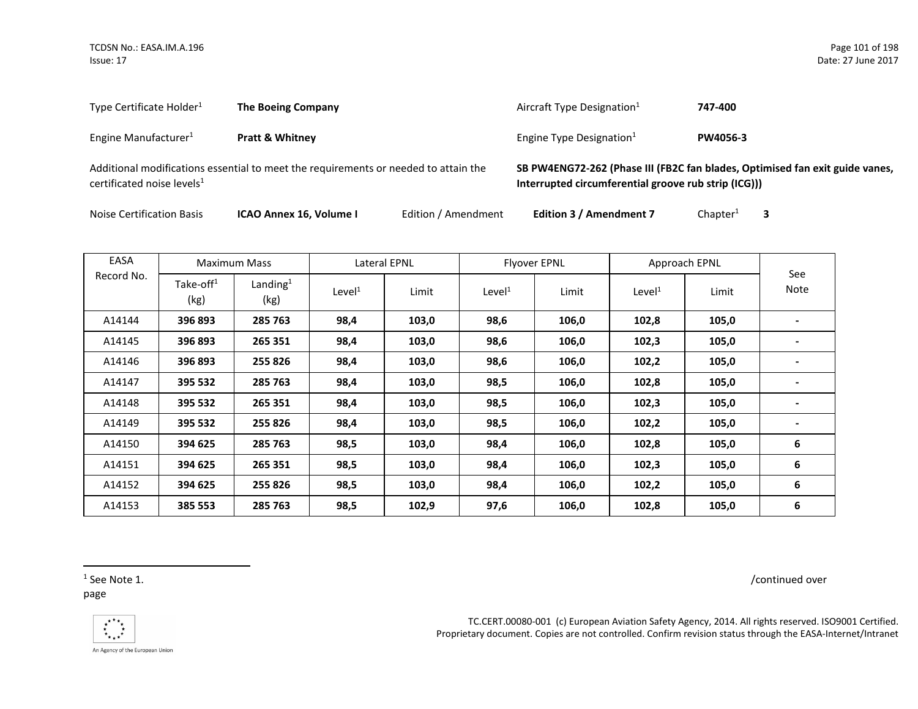Type Certificate Holder[1] **The Boeing Company**

Aircraft Type Designation[1] **747-400**

Engine Manufacturer[1] **Pratt & Whitney**

Engine Type Designation[1] **PW4056-3**

Additional modifications essential to meet the requirements or needed to attain the certificated noise levels[1] **SB PW4ENG72-262 (Phase III (FB2C fan blades, Optimised fan exit guide vanes, Interrupted circumferential groove rub strip (ICG)))**

Noise Certification Basis **ICAO Annex 16, Volume I** Edition / Amendment **Edition 3 / Amendment 7** Chapter[1] **3**

| EASA Record No. | Maximum Mass | | Lateral EPNL | | Flyover EPNL | | Approach EPNL | | See Note |
|---|---|---|---|---|---|---|---|---|---|
| | Take-off[1] (kg) | Landing[1] (kg) | Level[1] | Limit | Level[1] | Limit | Level[1] | Limit | |
| A14144 | **396 893** | **285 763** | **98,4** | **103,0** | **98,6** | **106,0** | **102,8** | **105,0** | **-** |
| A14145 | **396 893** | **265 351** | **98,4** | **103,0** | **98,6** | **106,0** | **102,3** | **105,0** | **-** |
| A14146 | **396 893** | **255 826** | **98,4** | **103,0** | **98,6** | **106,0** | **102,2** | **105,0** | **-** |
| A14147 | **395 532** | **285 763** | **98,4** | **103,0** | **98,5** | **106,0** | **102,8** | **105,0** | **-** |
| A14148 | **395 532** | **265 351** | **98,4** | **103,0** | **98,5** | **106,0** | **102,3** | **105,0** | **-** |
| A14149 | **395 532** | **255 826** | **98,4** | **103,0** | **98,5** | **106,0** | **102,2** | **105,0** | **-** |
| A14150 | **394 625** | **285 763** | **98,5** | **103,0** | **98,4** | **106,0** | **102,8** | **105,0** | **6** |
| A14151 | **394 625** | **265 351** | **98,5** | **103,0** | **98,4** | **106,0** | **102,3** | **105,0** | **6** |
| A14152 | **394 625** | **255 826** | **98,5** | **103,0** | **98,4** | **106,0** | **102,2** | **105,0** | **6** |
| A14153 | **385 553** | **285 763** | **98,5** | **102,9** | **97,6** | **106,0** | **102,8** | **105,0** | **6** |

[1] See Note 1.

/continued over page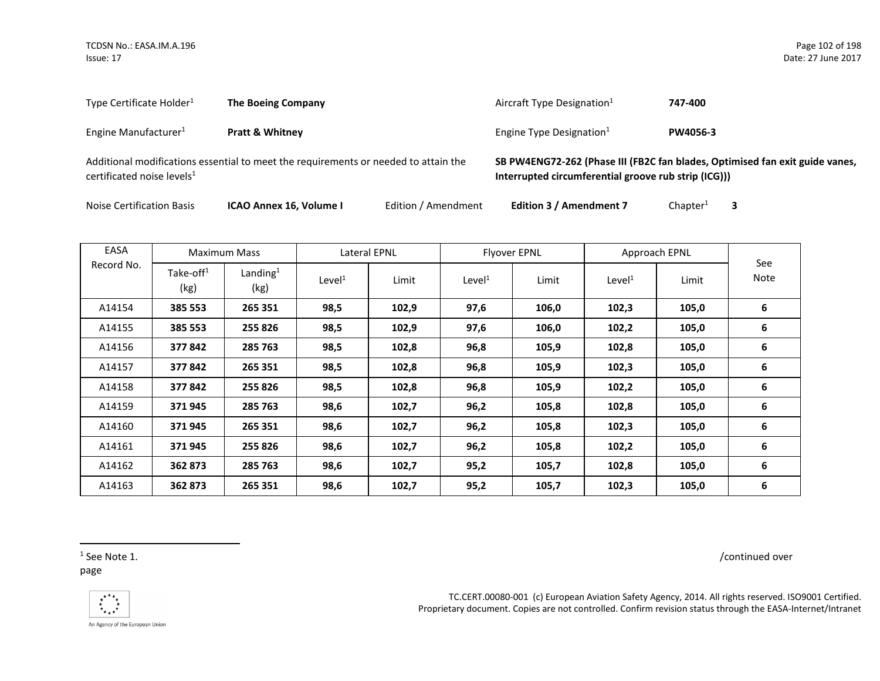Type Certificate Holder[1] **The Boeing Company**

Aircraft Type Designation[1] **747-400**

Engine Manufacturer[1] **Pratt & Whitney**

Engine Type Designation[1] **PW4056-3**

Additional modifications essential to meet the requirements or needed to attain the certificated noise levels[1] **SB PW4ENG72-262 (Phase III (FB2C fan blades, Optimised fan exit guide vanes, Interrupted circumferential groove rub strip (ICG)))**

Noise Certification Basis **ICAO Annex 16, Volume I** Edition / Amendment **Edition 3 / Amendment 7** Chapter[1] **3**

| EASA Record No. | Maximum Mass | | Lateral EPNL | | Flyover EPNL | | Approach EPNL | | See Note |
|---|---|---|---|---|---|---|---|---|---|
| | Take-off[1] (kg) | Landing[1] (kg) | Level[1] | Limit | Level[1] | Limit | Level[1] | Limit | |
| A14154 | **385 553** | **265 351** | **98,5** | **102,9** | **97,6** | **106,0** | **102,3** | **105,0** | **6** |
| A14155 | **385 553** | **255 826** | **98,5** | **102,9** | **97,6** | **106,0** | **102,2** | **105,0** | **6** |
| A14156 | **377 842** | **285 763** | **98,5** | **102,8** | **96,8** | **105,9** | **102,8** | **105,0** | **6** |
| A14157 | **377 842** | **265 351** | **98,5** | **102,8** | **96,8** | **105,9** | **102,3** | **105,0** | **6** |
| A14158 | **377 842** | **255 826** | **98,5** | **102,8** | **96,8** | **105,9** | **102,2** | **105,0** | **6** |
| A14159 | **371 945** | **285 763** | **98,6** | **102,7** | **96,2** | **105,8** | **102,8** | **105,0** | **6** |
| A14160 | **371 945** | **265 351** | **98,6** | **102,7** | **96,2** | **105,8** | **102,3** | **105,0** | **6** |
| A14161 | **371 945** | **255 826** | **98,6** | **102,7** | **96,2** | **105,8** | **102,2** | **105,0** | **6** |
| A14162 | **362 873** | **285 763** | **98,6** | **102,7** | **95,2** | **105,7** | **102,8** | **105,0** | **6** |
| A14163 | **362 873** | **265 351** | **98,6** | **102,7** | **95,2** | **105,7** | **102,3** | **105,0** | **6** |

[1] See Note 1.

/continued over page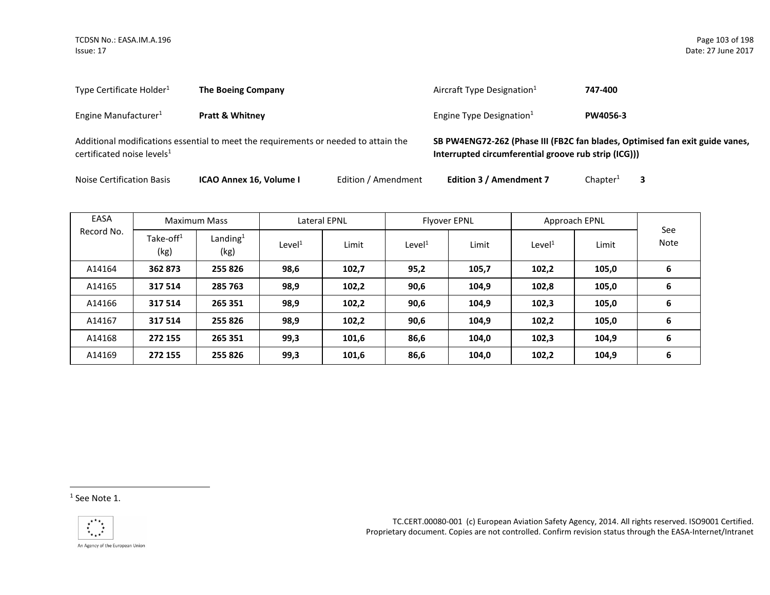| Type Certificate Holder[1] | **The Boeing Company** | Aircraft Type Designation[1] | **747-400** |
|---|---|---|---|
| Engine Manufacturer[1] | **Pratt & Whitney** | Engine Type Designation[1] | **PW4056-3** |

Additional modifications essential to meet the requirements or needed to attain the certificated noise levels[1]: **SB PW4ENG72-262 (Phase III (FB2C fan blades, Optimised fan exit guide vanes, Interrupted circumferential groove rub strip (ICG)))**

Noise Certification Basis: **ICAO Annex 16, Volume I** — Edition / Amendment: **Edition 3 / Amendment 7** — Chapter[1]: **3**

| EASA Record No. | Maximum Mass | | Lateral EPNL | | Flyover EPNL | | Approach EPNL | | See Note |
|---|---|---|---|---|---|---|---|---|---|
| | Take-off[1] (kg) | Landing[1] (kg) | Level[1] | Limit | Level[1] | Limit | Level[1] | Limit | |
| A14164 | **362 873** | **255 826** | **98,6** | **102,7** | **95,2** | **105,7** | **102,2** | **105,0** | **6** |
| A14165 | **317 514** | **285 763** | **98,9** | **102,2** | **90,6** | **104,9** | **102,8** | **105,0** | **6** |
| A14166 | **317 514** | **265 351** | **98,9** | **102,2** | **90,6** | **104,9** | **102,3** | **105,0** | **6** |
| A14167 | **317 514** | **255 826** | **98,9** | **102,2** | **90,6** | **104,9** | **102,2** | **105,0** | **6** |
| A14168 | **272 155** | **265 351** | **99,3** | **101,6** | **86,6** | **104,0** | **102,3** | **104,9** | **6** |
| A14169 | **272 155** | **255 826** | **99,3** | **101,6** | **86,6** | **104,0** | **102,2** | **104,9** | **6** |

[1] See Note 1.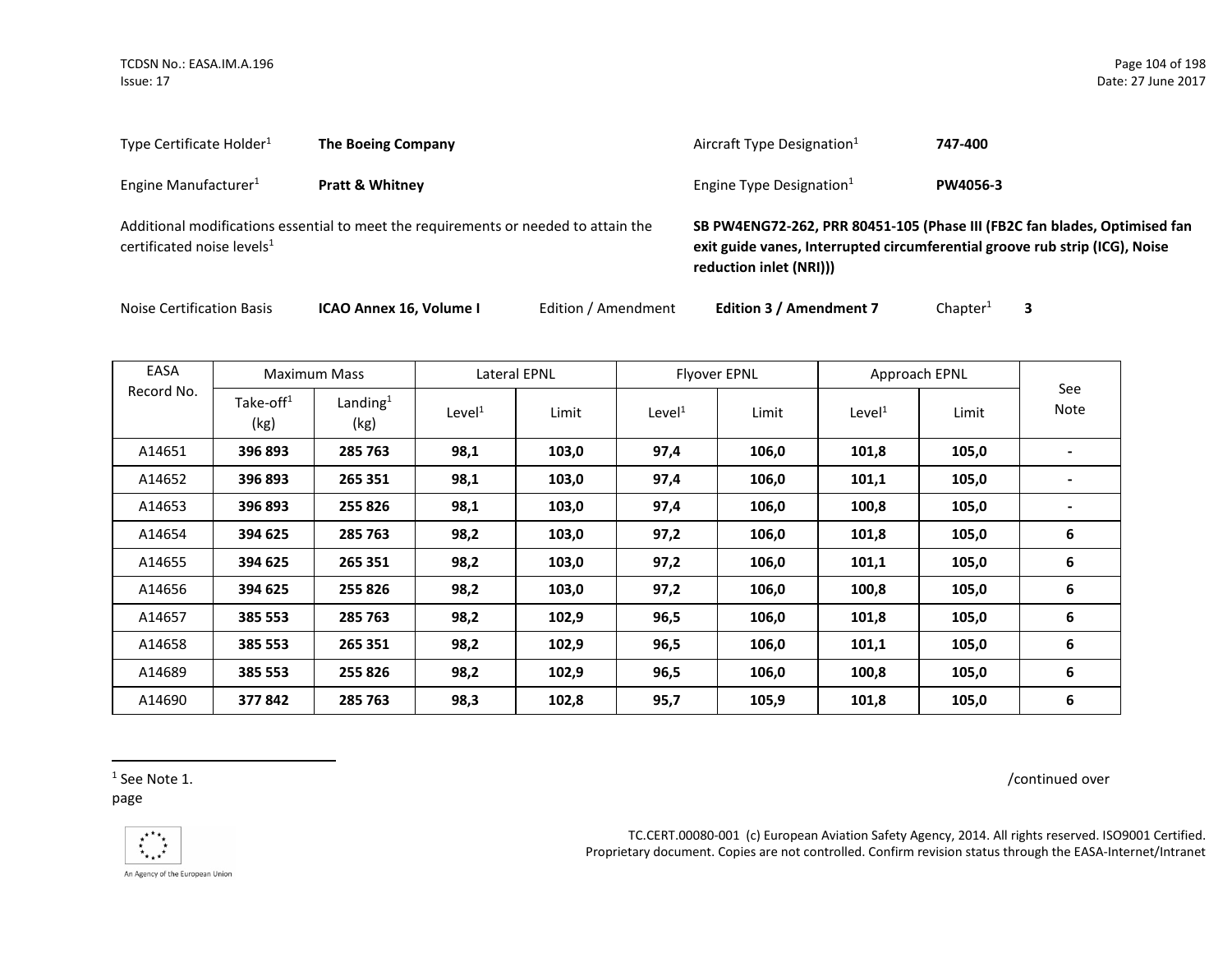Type Certificate Holder[1] **The Boeing Company**

Aircraft Type Designation[1] **747-400**

Engine Manufacturer[1] **Pratt & Whitney**

Engine Type Designation[1] **PW4056-3**

Additional modifications essential to meet the requirements or needed to attain the certificated noise levels[1] **SB PW4ENG72-262, PRR 80451-105 (Phase III (FB2C fan blades, Optimised fan exit guide vanes, Interrupted circumferential groove rub strip (ICG), Noise reduction inlet (NRI)))**

Noise Certification Basis **ICAO Annex 16, Volume I** Edition / Amendment **Edition 3 / Amendment 7** Chapter[1] **3**

| EASA Record No. | Maximum Mass | | Lateral EPNL | | Flyover EPNL | | Approach EPNL | | See Note |
|---|---|---|---|---|---|---|---|---|---|
| | Take-off[1] (kg) | Landing[1] (kg) | Level[1] | Limit | Level[1] | Limit | Level[1] | Limit | |
| A14651 | **396 893** | **285 763** | **98,1** | **103,0** | **97,4** | **106,0** | **101,8** | **105,0** | **-** |
| A14652 | **396 893** | **265 351** | **98,1** | **103,0** | **97,4** | **106,0** | **101,1** | **105,0** | **-** |
| A14653 | **396 893** | **255 826** | **98,1** | **103,0** | **97,4** | **106,0** | **100,8** | **105,0** | **-** |
| A14654 | **394 625** | **285 763** | **98,2** | **103,0** | **97,2** | **106,0** | **101,8** | **105,0** | **6** |
| A14655 | **394 625** | **265 351** | **98,2** | **103,0** | **97,2** | **106,0** | **101,1** | **105,0** | **6** |
| A14656 | **394 625** | **255 826** | **98,2** | **103,0** | **97,2** | **106,0** | **100,8** | **105,0** | **6** |
| A14657 | **385 553** | **285 763** | **98,2** | **102,9** | **96,5** | **106,0** | **101,8** | **105,0** | **6** |
| A14658 | **385 553** | **265 351** | **98,2** | **102,9** | **96,5** | **106,0** | **101,1** | **105,0** | **6** |
| A14689 | **385 553** | **255 826** | **98,2** | **102,9** | **96,5** | **106,0** | **100,8** | **105,0** | **6** |
| A14690 | **377 842** | **285 763** | **98,3** | **102,8** | **95,7** | **105,9** | **101,8** | **105,0** | **6** |

[1] See Note 1.

/continued over page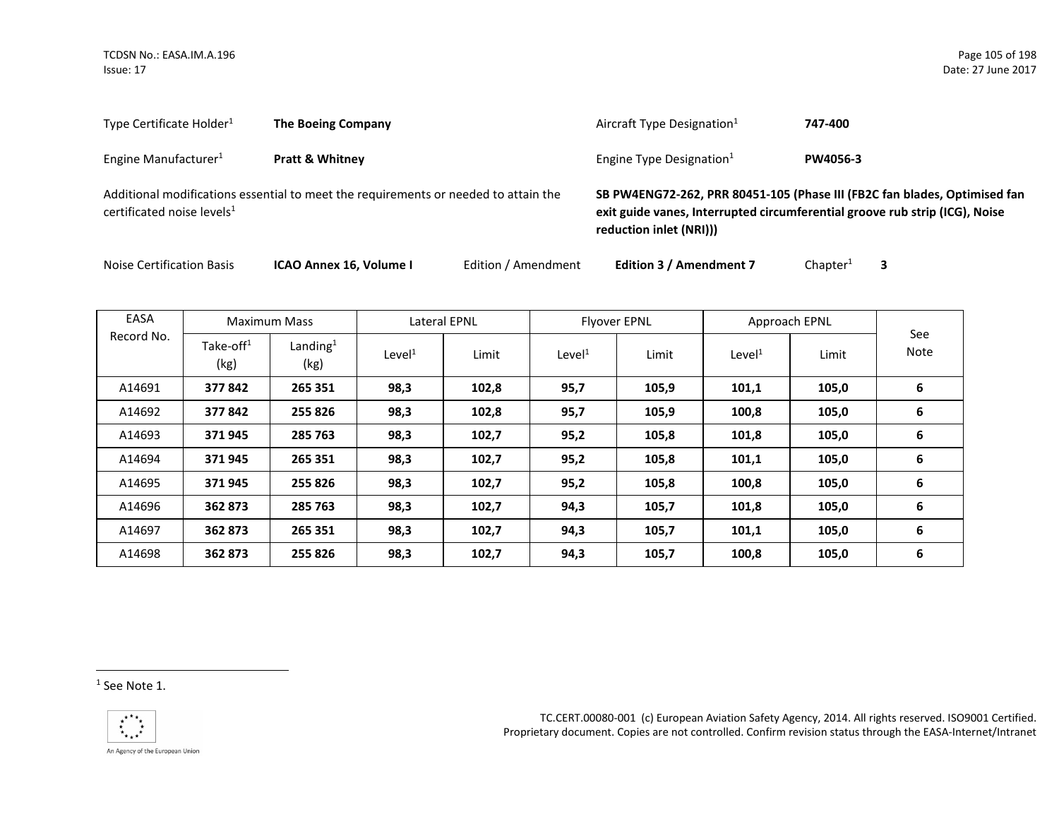Type Certificate Holder[1] **The Boeing Company**

Aircraft Type Designation[1] **747-400**

Engine Manufacturer[1] **Pratt & Whitney**

Engine Type Designation[1] **PW4056-3**

Additional modifications essential to meet the requirements or needed to attain the certificated noise levels[1] **SB PW4ENG72-262, PRR 80451-105 (Phase III (FB2C fan blades, Optimised fan exit guide vanes, Interrupted circumferential groove rub strip (ICG), Noise reduction inlet (NRI)))**

Noise Certification Basis **ICAO Annex 16, Volume I** Edition / Amendment **Edition 3 / Amendment 7** Chapter[1] **3**

| EASA Record No. | Maximum Mass | | Lateral EPNL | | Flyover EPNL | | Approach EPNL | | See Note |
|---|---|---|---|---|---|---|---|---|---|
| | Take-off[1] (kg) | Landing[1] (kg) | Level[1] | Limit | Level[1] | Limit | Level[1] | Limit | |
| A14691 | **377 842** | **265 351** | **98,3** | **102,8** | **95,7** | **105,9** | **101,1** | **105,0** | **6** |
| A14692 | **377 842** | **255 826** | **98,3** | **102,8** | **95,7** | **105,9** | **100,8** | **105,0** | **6** |
| A14693 | **371 945** | **285 763** | **98,3** | **102,7** | **95,2** | **105,8** | **101,8** | **105,0** | **6** |
| A14694 | **371 945** | **265 351** | **98,3** | **102,7** | **95,2** | **105,8** | **101,1** | **105,0** | **6** |
| A14695 | **371 945** | **255 826** | **98,3** | **102,7** | **95,2** | **105,8** | **100,8** | **105,0** | **6** |
| A14696 | **362 873** | **285 763** | **98,3** | **102,7** | **94,3** | **105,7** | **101,8** | **105,0** | **6** |
| A14697 | **362 873** | **265 351** | **98,3** | **102,7** | **94,3** | **105,7** | **101,1** | **105,0** | **6** |
| A14698 | **362 873** | **255 826** | **98,3** | **102,7** | **94,3** | **105,7** | **100,8** | **105,0** | **6** |

[1] See Note 1.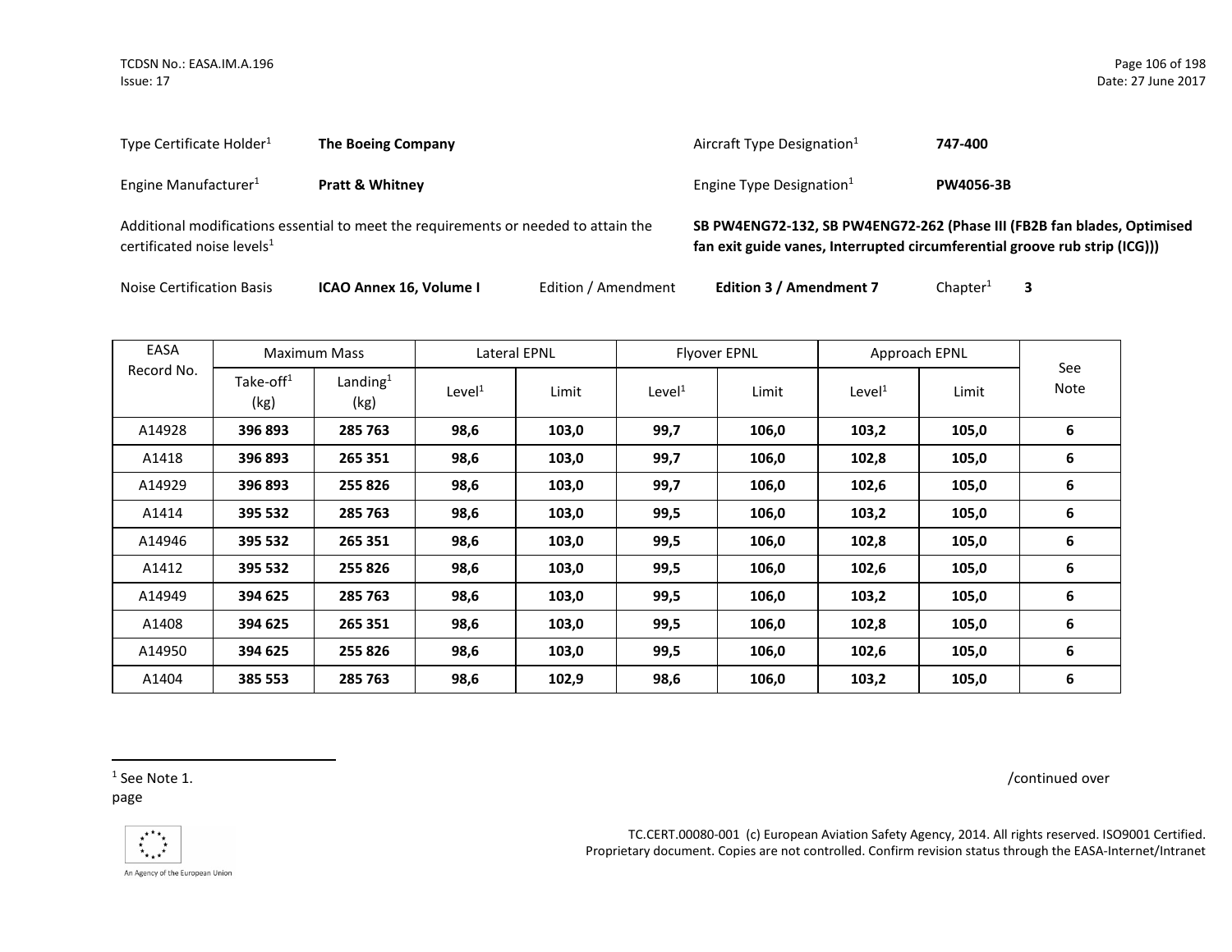Type Certificate Holder[1] **The Boeing Company**

Aircraft Type Designation[1] **747-400**

Engine Manufacturer[1] **Pratt & Whitney**

Engine Type Designation[1] **PW4056-3B**

Additional modifications essential to meet the requirements or needed to attain the certificated noise levels[1] **SB PW4ENG72-132, SB PW4ENG72-262 (Phase III (FB2B fan blades, Optimised fan exit guide vanes, Interrupted circumferential groove rub strip (ICG)))**

Noise Certification Basis **ICAO Annex 16, Volume I** Edition / Amendment **Edition 3 / Amendment 7** Chapter[1] **3**

| EASA Record No. | Maximum Mass | | Lateral EPNL | | Flyover EPNL | | Approach EPNL | | See Note |
|---|---|---|---|---|---|---|---|---|---|
| | Take-off[1] (kg) | Landing[1] (kg) | Level[1] | Limit | Level[1] | Limit | Level[1] | Limit | |
| A14928 | **396 893** | **285 763** | **98,6** | **103,0** | **99,7** | **106,0** | **103,2** | **105,0** | **6** |
| A1418 | **396 893** | **265 351** | **98,6** | **103,0** | **99,7** | **106,0** | **102,8** | **105,0** | **6** |
| A14929 | **396 893** | **255 826** | **98,6** | **103,0** | **99,7** | **106,0** | **102,6** | **105,0** | **6** |
| A1414 | **395 532** | **285 763** | **98,6** | **103,0** | **99,5** | **106,0** | **103,2** | **105,0** | **6** |
| A14946 | **395 532** | **265 351** | **98,6** | **103,0** | **99,5** | **106,0** | **102,8** | **105,0** | **6** |
| A1412 | **395 532** | **255 826** | **98,6** | **103,0** | **99,5** | **106,0** | **102,6** | **105,0** | **6** |
| A14949 | **394 625** | **285 763** | **98,6** | **103,0** | **99,5** | **106,0** | **103,2** | **105,0** | **6** |
| A1408 | **394 625** | **265 351** | **98,6** | **103,0** | **99,5** | **106,0** | **102,8** | **105,0** | **6** |
| A14950 | **394 625** | **255 826** | **98,6** | **103,0** | **99,5** | **106,0** | **102,6** | **105,0** | **6** |
| A1404 | **385 553** | **285 763** | **98,6** | **102,9** | **98,6** | **106,0** | **103,2** | **105,0** | **6** |

[1] See Note 1.

/continued over page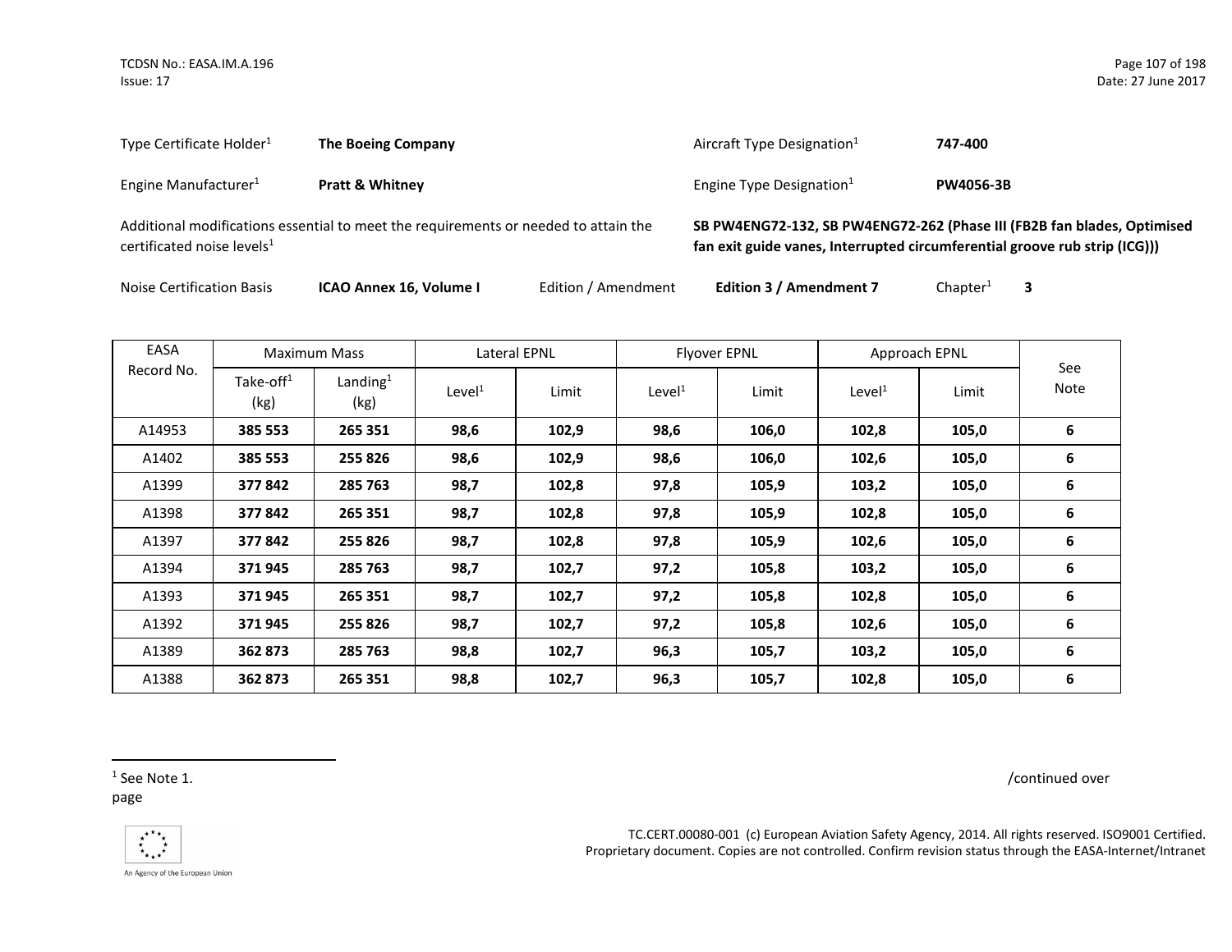Type Certificate Holder[1] **The Boeing Company**

Aircraft Type Designation[1] **747-400**

Engine Manufacturer[1] **Pratt & Whitney**

Engine Type Designation[1] **PW4056-3B**

Additional modifications essential to meet the requirements or needed to attain the certificated noise levels[1] **SB PW4ENG72-132, SB PW4ENG72-262 (Phase III (FB2B fan blades, Optimised fan exit guide vanes, Interrupted circumferential groove rub strip (ICG)))**

Noise Certification Basis **ICAO Annex 16, Volume I** Edition / Amendment **Edition 3 / Amendment 7** Chapter[1] **3**

| EASA Record No. | Maximum Mass | | Lateral EPNL | | Flyover EPNL | | Approach EPNL | | See Note |
|---|---|---|---|---|---|---|---|---|---|
| | Take-off[1] (kg) | Landing[1] (kg) | Level[1] | Limit | Level[1] | Limit | Level[1] | Limit | |
| A14953 | **385 553** | **265 351** | **98,6** | **102,9** | **98,6** | **106,0** | **102,8** | **105,0** | **6** |
| A1402 | **385 553** | **255 826** | **98,6** | **102,9** | **98,6** | **106,0** | **102,6** | **105,0** | **6** |
| A1399 | **377 842** | **285 763** | **98,7** | **102,8** | **97,8** | **105,9** | **103,2** | **105,0** | **6** |
| A1398 | **377 842** | **265 351** | **98,7** | **102,8** | **97,8** | **105,9** | **102,8** | **105,0** | **6** |
| A1397 | **377 842** | **255 826** | **98,7** | **102,8** | **97,8** | **105,9** | **102,6** | **105,0** | **6** |
| A1394 | **371 945** | **285 763** | **98,7** | **102,7** | **97,2** | **105,8** | **103,2** | **105,0** | **6** |
| A1393 | **371 945** | **265 351** | **98,7** | **102,7** | **97,2** | **105,8** | **102,8** | **105,0** | **6** |
| A1392 | **371 945** | **255 826** | **98,7** | **102,7** | **97,2** | **105,8** | **102,6** | **105,0** | **6** |
| A1389 | **362 873** | **285 763** | **98,8** | **102,7** | **96,3** | **105,7** | **103,2** | **105,0** | **6** |
| A1388 | **362 873** | **265 351** | **98,8** | **102,7** | **96,3** | **105,7** | **102,8** | **105,0** | **6** |

[1] See Note 1.

/continued over page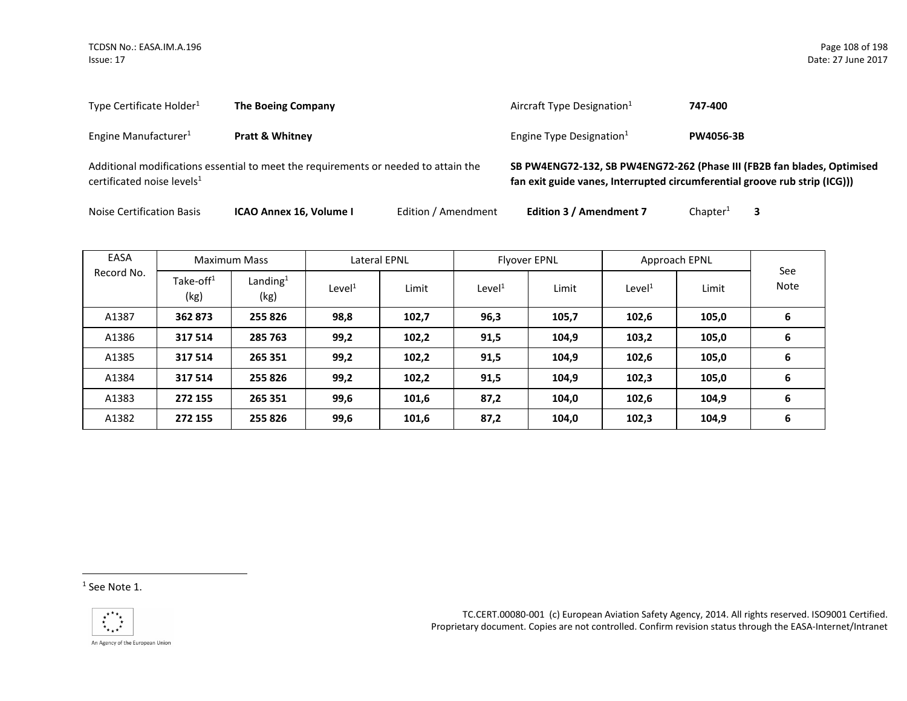Type Certificate Holder[1] **The Boeing Company**

Aircraft Type Designation[1] **747-400**

Engine Manufacturer[1] **Pratt & Whitney**

Engine Type Designation[1] **PW4056-3B**

Additional modifications essential to meet the requirements or needed to attain the certificated noise levels[1] **SB PW4ENG72-132, SB PW4ENG72-262 (Phase III (FB2B fan blades, Optimised fan exit guide vanes, Interrupted circumferential groove rub strip (ICG)))**

Noise Certification Basis **ICAO Annex 16, Volume I** Edition / Amendment **Edition 3 / Amendment 7** Chapter[1] **3**

| EASA Record No. | Maximum Mass | | Lateral EPNL | | Flyover EPNL | | Approach EPNL | | See Note |
|---|---|---|---|---|---|---|---|---|---|
| | Take-off[1] (kg) | Landing[1] (kg) | Level[1] | Limit | Level[1] | Limit | Level[1] | Limit | |
| A1387 | **362 873** | **255 826** | **98,8** | **102,7** | **96,3** | **105,7** | **102,6** | **105,0** | **6** |
| A1386 | **317 514** | **285 763** | **99,2** | **102,2** | **91,5** | **104,9** | **103,2** | **105,0** | **6** |
| A1385 | **317 514** | **265 351** | **99,2** | **102,2** | **91,5** | **104,9** | **102,6** | **105,0** | **6** |
| A1384 | **317 514** | **255 826** | **99,2** | **102,2** | **91,5** | **104,9** | **102,3** | **105,0** | **6** |
| A1383 | **272 155** | **265 351** | **99,6** | **101,6** | **87,2** | **104,0** | **102,6** | **104,9** | **6** |
| A1382 | **272 155** | **255 826** | **99,6** | **101,6** | **87,2** | **104,0** | **102,3** | **104,9** | **6** |

[1] See Note 1.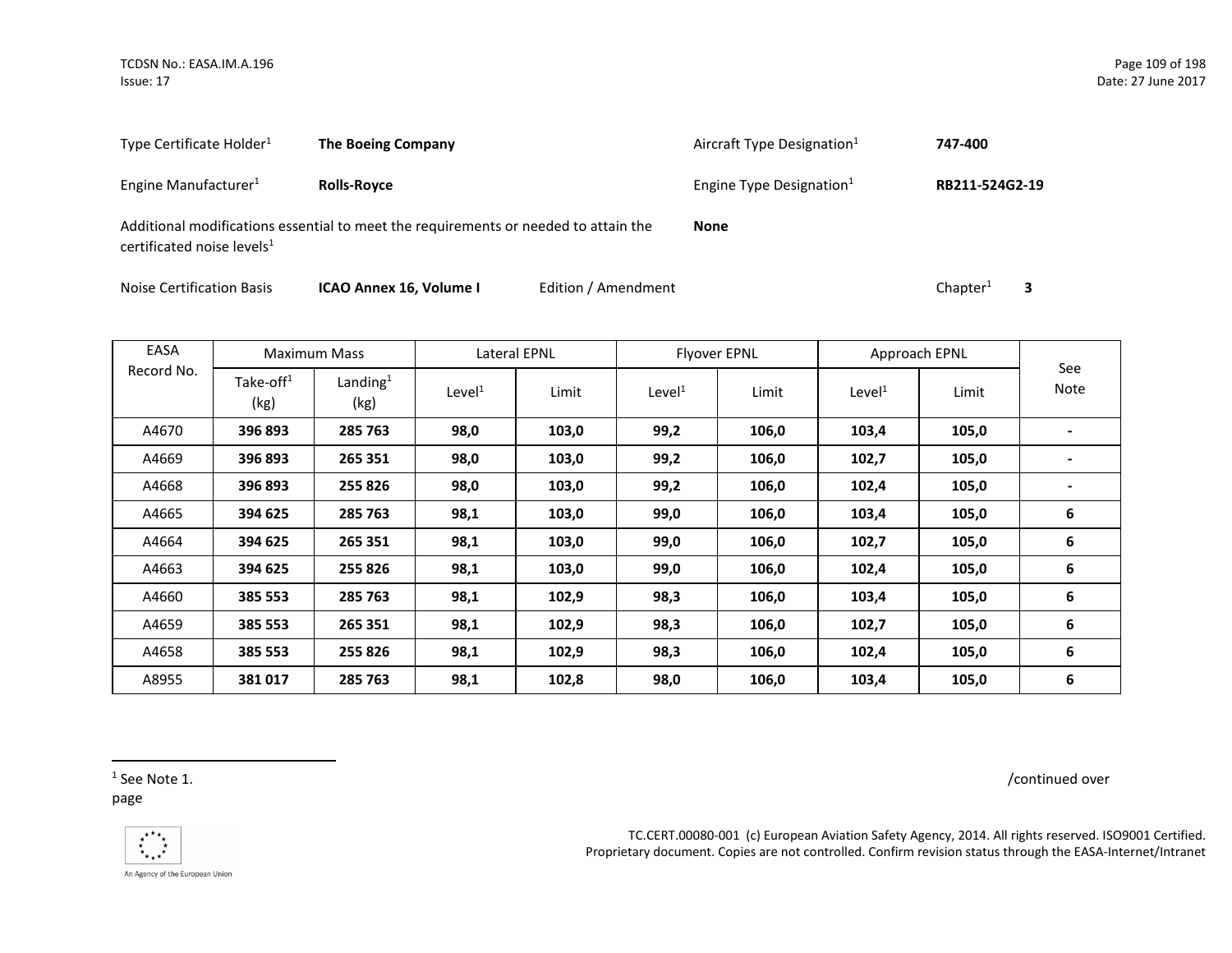Type Certificate Holder[1] **The Boeing Company** Aircraft Type Designation[1] **747-400**

Engine Manufacturer[1] **Rolls-Royce** Engine Type Designation[1] **RB211-524G2-19**

Additional modifications essential to meet the requirements or needed to attain the certificated noise levels[1] **None**

Noise Certification Basis **ICAO Annex 16, Volume I** Edition / Amendment Chapter[1] **3**

| EASA Record No. | Maximum Mass | | Lateral EPNL | | Flyover EPNL | | Approach EPNL | | See Note |
|---|---|---|---|---|---|---|---|---|---|
| | Take-off[1] (kg) | Landing[1] (kg) | Level[1] | Limit | Level[1] | Limit | Level[1] | Limit | |
| A4670 | **396 893** | **285 763** | **98,0** | **103,0** | **99,2** | **106,0** | **103,4** | **105,0** | **-** |
| A4669 | **396 893** | **265 351** | **98,0** | **103,0** | **99,2** | **106,0** | **102,7** | **105,0** | **-** |
| A4668 | **396 893** | **255 826** | **98,0** | **103,0** | **99,2** | **106,0** | **102,4** | **105,0** | **-** |
| A4665 | **394 625** | **285 763** | **98,1** | **103,0** | **99,0** | **106,0** | **103,4** | **105,0** | **6** |
| A4664 | **394 625** | **265 351** | **98,1** | **103,0** | **99,0** | **106,0** | **102,7** | **105,0** | **6** |
| A4663 | **394 625** | **255 826** | **98,1** | **103,0** | **99,0** | **106,0** | **102,4** | **105,0** | **6** |
| A4660 | **385 553** | **285 763** | **98,1** | **102,9** | **98,3** | **106,0** | **103,4** | **105,0** | **6** |
| A4659 | **385 553** | **265 351** | **98,1** | **102,9** | **98,3** | **106,0** | **102,7** | **105,0** | **6** |
| A4658 | **385 553** | **255 826** | **98,1** | **102,9** | **98,3** | **106,0** | **102,4** | **105,0** | **6** |
| A8955 | **381 017** | **285 763** | **98,1** | **102,8** | **98,0** | **106,0** | **103,4** | **105,0** | **6** |

[1] See Note 1.

/continued over page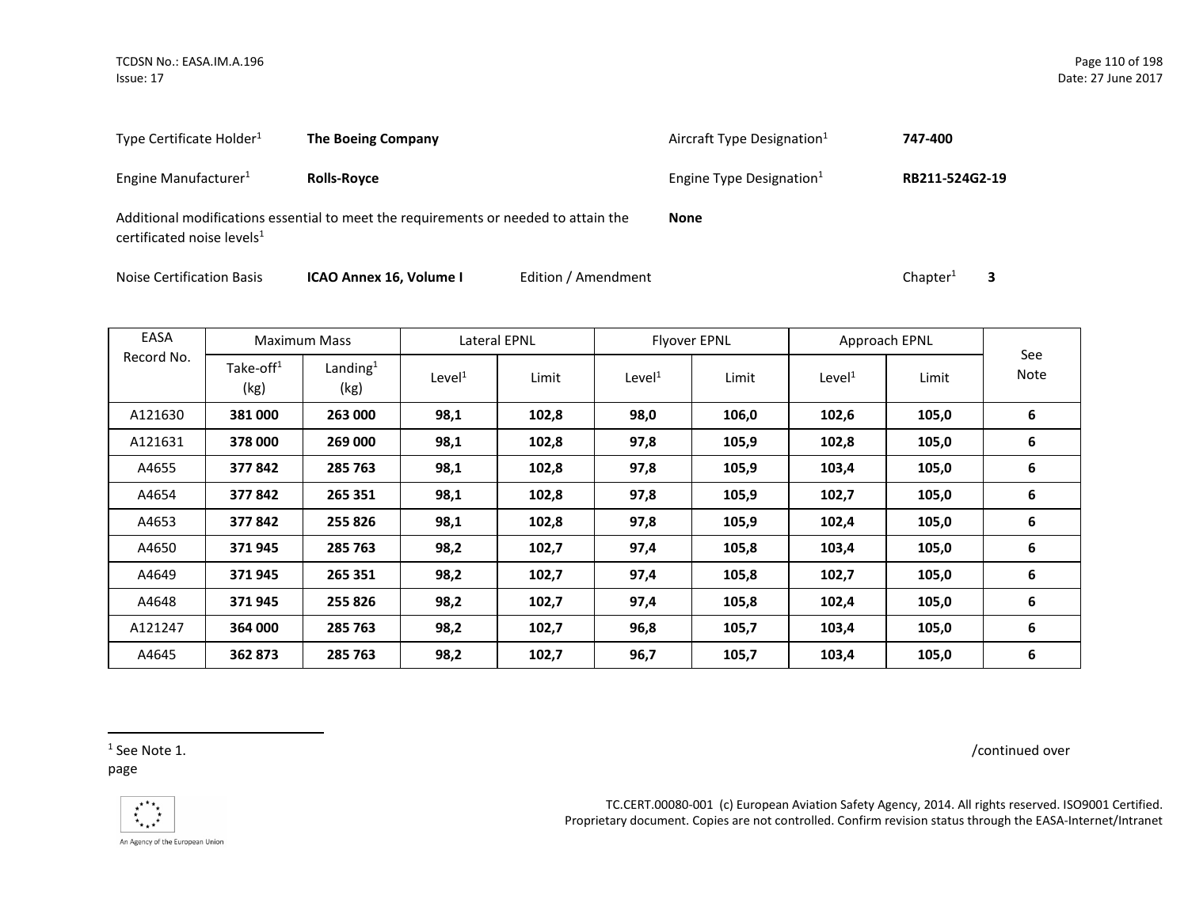| Type Certificate Holder[1] | **The Boeing Company** | Aircraft Type Designation[1] | **747-400** |
|---|---|---|---|
| Engine Manufacturer[1] | **Rolls-Royce** | Engine Type Designation[1] | **RB211-524G2-19** |

Additional modifications essential to meet the requirements or needed to attain the certificated noise levels[1] **None**

Noise Certification Basis **ICAO Annex 16, Volume I** Edition / Amendment Chapter[1] **3**

| EASA Record No. | Maximum Mass | | Lateral EPNL | | Flyover EPNL | | Approach EPNL | | See Note |
|---|---|---|---|---|---|---|---|---|---|
| | Take-off[1] (kg) | Landing[1] (kg) | Level[1] | Limit | Level[1] | Limit | Level[1] | Limit | |
| A121630 | **381 000** | **263 000** | **98,1** | **102,8** | **98,0** | **106,0** | **102,6** | **105,0** | **6** |
| A121631 | **378 000** | **269 000** | **98,1** | **102,8** | **97,8** | **105,9** | **102,8** | **105,0** | **6** |
| A4655 | **377 842** | **285 763** | **98,1** | **102,8** | **97,8** | **105,9** | **103,4** | **105,0** | **6** |
| A4654 | **377 842** | **265 351** | **98,1** | **102,8** | **97,8** | **105,9** | **102,7** | **105,0** | **6** |
| A4653 | **377 842** | **255 826** | **98,1** | **102,8** | **97,8** | **105,9** | **102,4** | **105,0** | **6** |
| A4650 | **371 945** | **285 763** | **98,2** | **102,7** | **97,4** | **105,8** | **103,4** | **105,0** | **6** |
| A4649 | **371 945** | **265 351** | **98,2** | **102,7** | **97,4** | **105,8** | **102,7** | **105,0** | **6** |
| A4648 | **371 945** | **255 826** | **98,2** | **102,7** | **97,4** | **105,8** | **102,4** | **105,0** | **6** |
| A121247 | **364 000** | **285 763** | **98,2** | **102,7** | **96,8** | **105,7** | **103,4** | **105,0** | **6** |
| A4645 | **362 873** | **285 763** | **98,2** | **102,7** | **96,7** | **105,7** | **103,4** | **105,0** | **6** |

[1] See Note 1.

/continued over page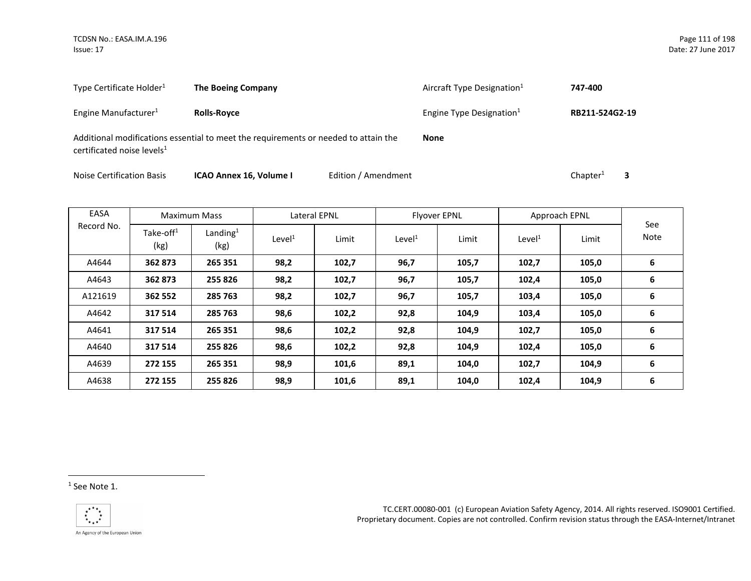Type Certificate Holder[1] **The Boeing Company**

Aircraft Type Designation[1] **747-400**

Engine Manufacturer[1] **Rolls-Royce**

Engine Type Designation[1] **RB211-524G2-19**

Additional modifications essential to meet the requirements or needed to attain the certificated noise levels[1] **None**

Noise Certification Basis **ICAO Annex 16, Volume I** Edition / Amendment Chapter[1] **3**

| EASA Record No. | Maximum Mass | | Lateral EPNL | | Flyover EPNL | | Approach EPNL | | See Note |
|---|---|---|---|---|---|---|---|---|---|
| | Take-off[1] (kg) | Landing[1] (kg) | Level[1] | Limit | Level[1] | Limit | Level[1] | Limit | |
| A4644 | **362 873** | **265 351** | **98,2** | **102,7** | **96,7** | **105,7** | **102,7** | **105,0** | **6** |
| A4643 | **362 873** | **255 826** | **98,2** | **102,7** | **96,7** | **105,7** | **102,4** | **105,0** | **6** |
| A121619 | **362 552** | **285 763** | **98,2** | **102,7** | **96,7** | **105,7** | **103,4** | **105,0** | **6** |
| A4642 | **317 514** | **285 763** | **98,6** | **102,2** | **92,8** | **104,9** | **103,4** | **105,0** | **6** |
| A4641 | **317 514** | **265 351** | **98,6** | **102,2** | **92,8** | **104,9** | **102,7** | **105,0** | **6** |
| A4640 | **317 514** | **255 826** | **98,6** | **102,2** | **92,8** | **104,9** | **102,4** | **105,0** | **6** |
| A4639 | **272 155** | **265 351** | **98,9** | **101,6** | **89,1** | **104,0** | **102,7** | **104,9** | **6** |
| A4638 | **272 155** | **255 826** | **98,9** | **101,6** | **89,1** | **104,0** | **102,4** | **104,9** | **6** |

[1] See Note 1.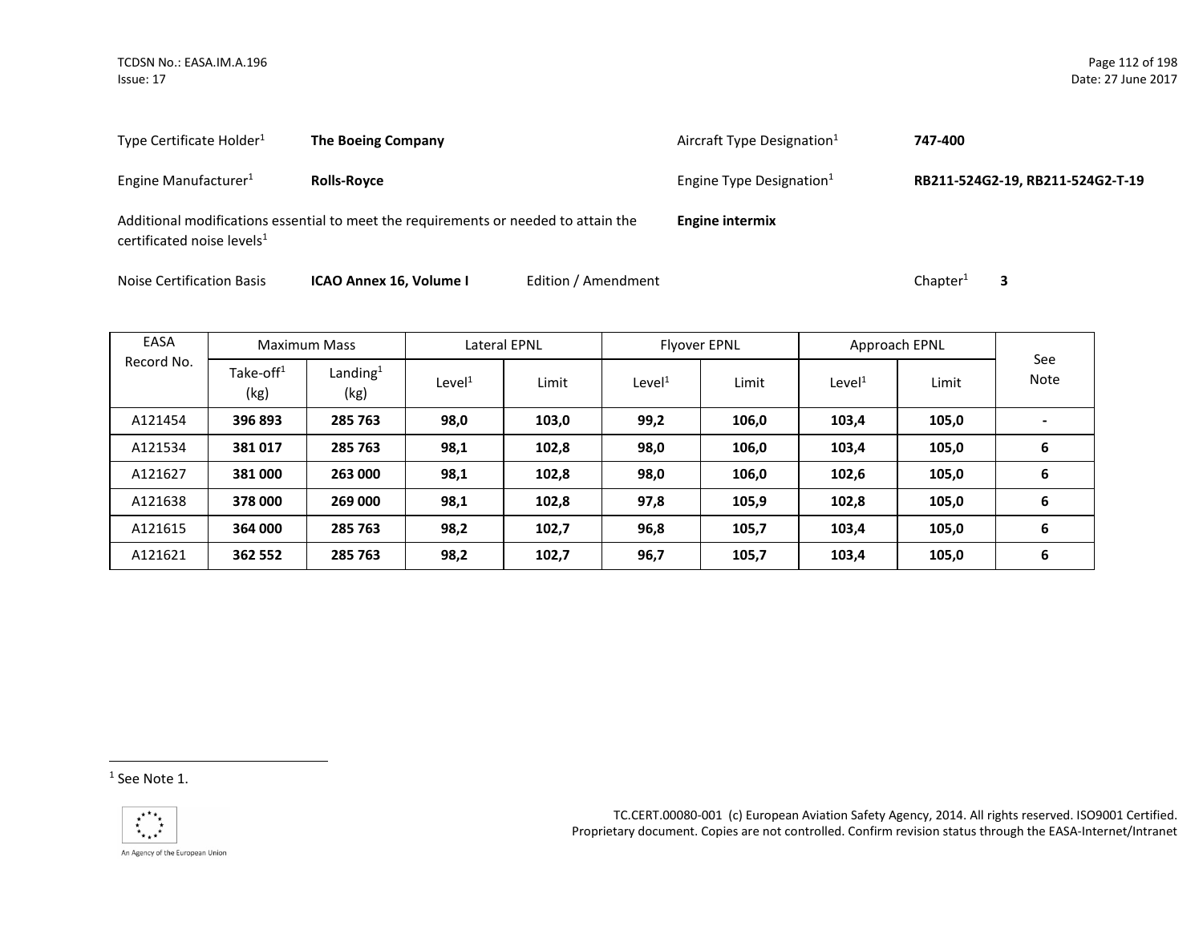Type Certificate Holder[1] **The Boeing Company**

Aircraft Type Designation[1] **747-400**

Engine Manufacturer[1] **Rolls-Royce**

Engine Type Designation[1] **RB211-524G2-19, RB211-524G2-T-19**

Additional modifications essential to meet the requirements or needed to attain the certificated noise levels[1] **Engine intermix**

Noise Certification Basis **ICAO Annex 16, Volume I** Edition / Amendment Chapter[1] **3**

| EASA Record No. | Maximum Mass | | Lateral EPNL | | Flyover EPNL | | Approach EPNL | | See Note |
|---|---|---|---|---|---|---|---|---|---|
| | Take-off[1] (kg) | Landing[1] (kg) | Level[1] | Limit | Level[1] | Limit | Level[1] | Limit | |
| A121454 | **396 893** | **285 763** | **98,0** | **103,0** | **99,2** | **106,0** | **103,4** | **105,0** | **-** |
| A121534 | **381 017** | **285 763** | **98,1** | **102,8** | **98,0** | **106,0** | **103,4** | **105,0** | **6** |
| A121627 | **381 000** | **263 000** | **98,1** | **102,8** | **98,0** | **106,0** | **102,6** | **105,0** | **6** |
| A121638 | **378 000** | **269 000** | **98,1** | **102,8** | **97,8** | **105,9** | **102,8** | **105,0** | **6** |
| A121615 | **364 000** | **285 763** | **98,2** | **102,7** | **96,8** | **105,7** | **103,4** | **105,0** | **6** |
| A121621 | **362 552** | **285 763** | **98,2** | **102,7** | **96,7** | **105,7** | **103,4** | **105,0** | **6** |

[1] See Note 1.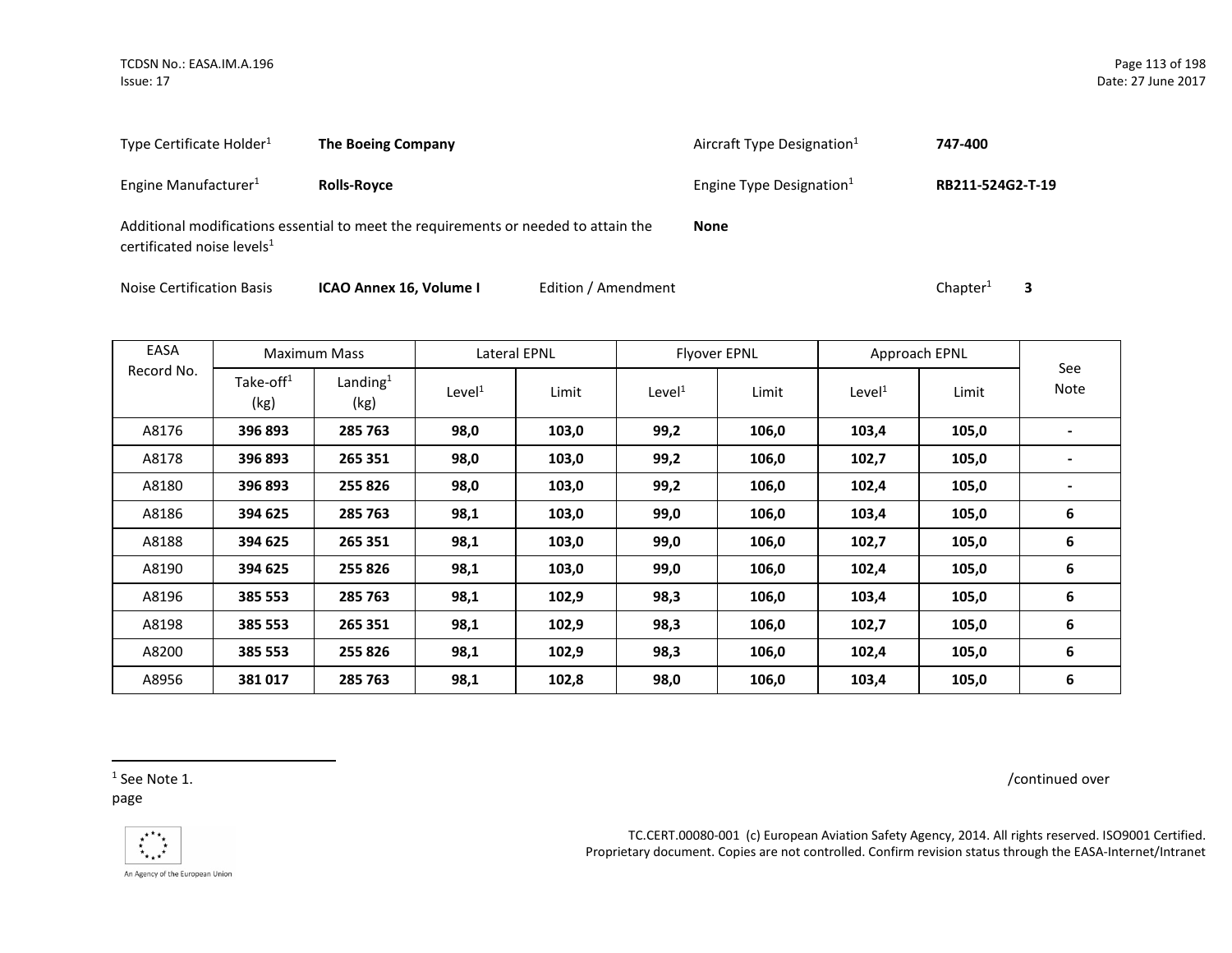| | | | |
|---|---|---|---|
| Type Certificate Holder[1] | **The Boeing Company** | Aircraft Type Designation[1] | **747-400** |
| Engine Manufacturer[1] | **Rolls-Royce** | Engine Type Designation[1] | **RB211-524G2-T-19** |

Additional modifications essential to meet the requirements or needed to attain the certificated noise levels[1] **None**

Noise Certification Basis **ICAO Annex 16, Volume I** Edition / Amendment Chapter[1] **3**

| EASA Record No. | Maximum Mass | | Lateral EPNL | | Flyover EPNL | | Approach EPNL | | See Note |
|---|---|---|---|---|---|---|---|---|---|
| | Take-off[1] (kg) | Landing[1] (kg) | Level[1] | Limit | Level[1] | Limit | Level[1] | Limit | |
| A8176 | **396 893** | **285 763** | **98,0** | **103,0** | **99,2** | **106,0** | **103,4** | **105,0** | **-** |
| A8178 | **396 893** | **265 351** | **98,0** | **103,0** | **99,2** | **106,0** | **102,7** | **105,0** | **-** |
| A8180 | **396 893** | **255 826** | **98,0** | **103,0** | **99,2** | **106,0** | **102,4** | **105,0** | **-** |
| A8186 | **394 625** | **285 763** | **98,1** | **103,0** | **99,0** | **106,0** | **103,4** | **105,0** | **6** |
| A8188 | **394 625** | **265 351** | **98,1** | **103,0** | **99,0** | **106,0** | **102,7** | **105,0** | **6** |
| A8190 | **394 625** | **255 826** | **98,1** | **103,0** | **99,0** | **106,0** | **102,4** | **105,0** | **6** |
| A8196 | **385 553** | **285 763** | **98,1** | **102,9** | **98,3** | **106,0** | **103,4** | **105,0** | **6** |
| A8198 | **385 553** | **265 351** | **98,1** | **102,9** | **98,3** | **106,0** | **102,7** | **105,0** | **6** |
| A8200 | **385 553** | **255 826** | **98,1** | **102,9** | **98,3** | **106,0** | **102,4** | **105,0** | **6** |
| A8956 | **381 017** | **285 763** | **98,1** | **102,8** | **98,0** | **106,0** | **103,4** | **105,0** | **6** |

[1] See Note 1.

/continued over page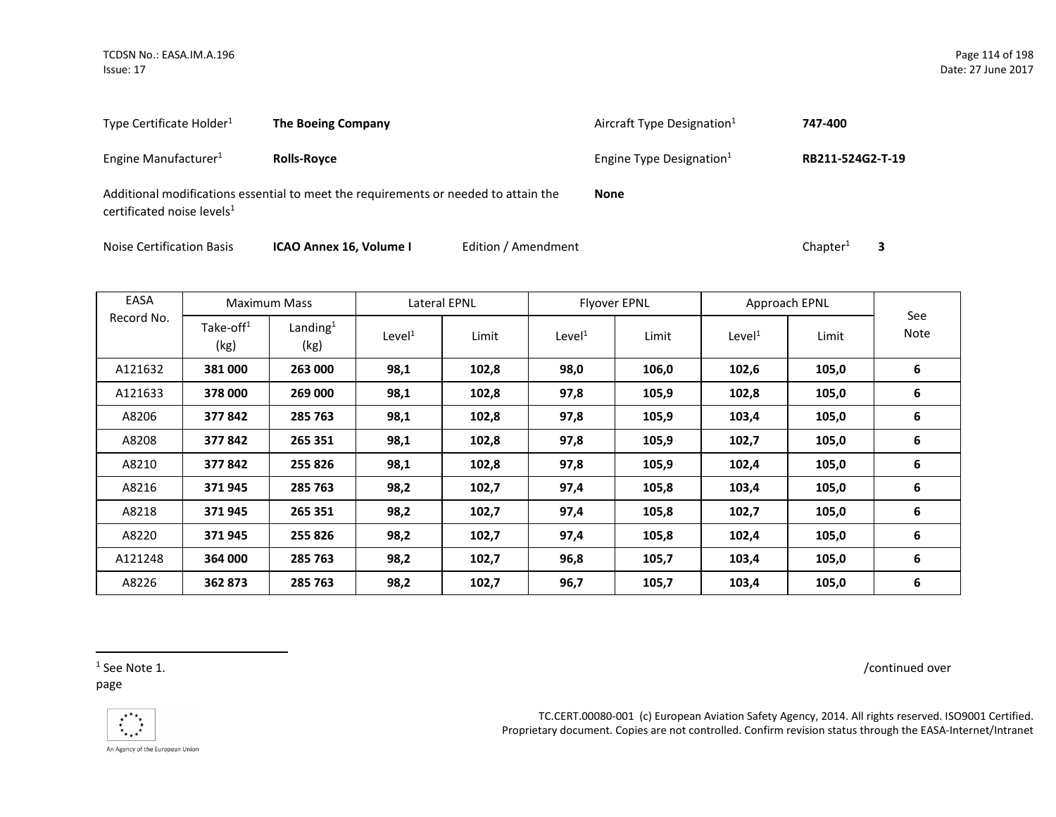Type Certificate Holder[1] **The Boeing Company**

Aircraft Type Designation[1] **747-400**

Engine Manufacturer[1] **Rolls-Royce**

Engine Type Designation[1] **RB211-524G2-T-19**

Additional modifications essential to meet the requirements or needed to attain the certificated noise levels[1] **None**

Noise Certification Basis **ICAO Annex 16, Volume I** Edition / Amendment Chapter[1] **3**

| EASA Record No. | Maximum Mass | | Lateral EPNL | | Flyover EPNL | | Approach EPNL | | See Note |
|---|---|---|---|---|---|---|---|---|---|
| | Take-off[1] (kg) | Landing[1] (kg) | Level[1] | Limit | Level[1] | Limit | Level[1] | Limit | |
| A121632 | **381 000** | **263 000** | **98,1** | **102,8** | **98,0** | **106,0** | **102,6** | **105,0** | **6** |
| A121633 | **378 000** | **269 000** | **98,1** | **102,8** | **97,8** | **105,9** | **102,8** | **105,0** | **6** |
| A8206 | **377 842** | **285 763** | **98,1** | **102,8** | **97,8** | **105,9** | **103,4** | **105,0** | **6** |
| A8208 | **377 842** | **265 351** | **98,1** | **102,8** | **97,8** | **105,9** | **102,7** | **105,0** | **6** |
| A8210 | **377 842** | **255 826** | **98,1** | **102,8** | **97,8** | **105,9** | **102,4** | **105,0** | **6** |
| A8216 | **371 945** | **285 763** | **98,2** | **102,7** | **97,4** | **105,8** | **103,4** | **105,0** | **6** |
| A8218 | **371 945** | **265 351** | **98,2** | **102,7** | **97,4** | **105,8** | **102,7** | **105,0** | **6** |
| A8220 | **371 945** | **255 826** | **98,2** | **102,7** | **97,4** | **105,8** | **102,4** | **105,0** | **6** |
| A121248 | **364 000** | **285 763** | **98,2** | **102,7** | **96,8** | **105,7** | **103,4** | **105,0** | **6** |
| A8226 | **362 873** | **285 763** | **98,2** | **102,7** | **96,7** | **105,7** | **103,4** | **105,0** | **6** |

[1] See Note 1.

/continued over page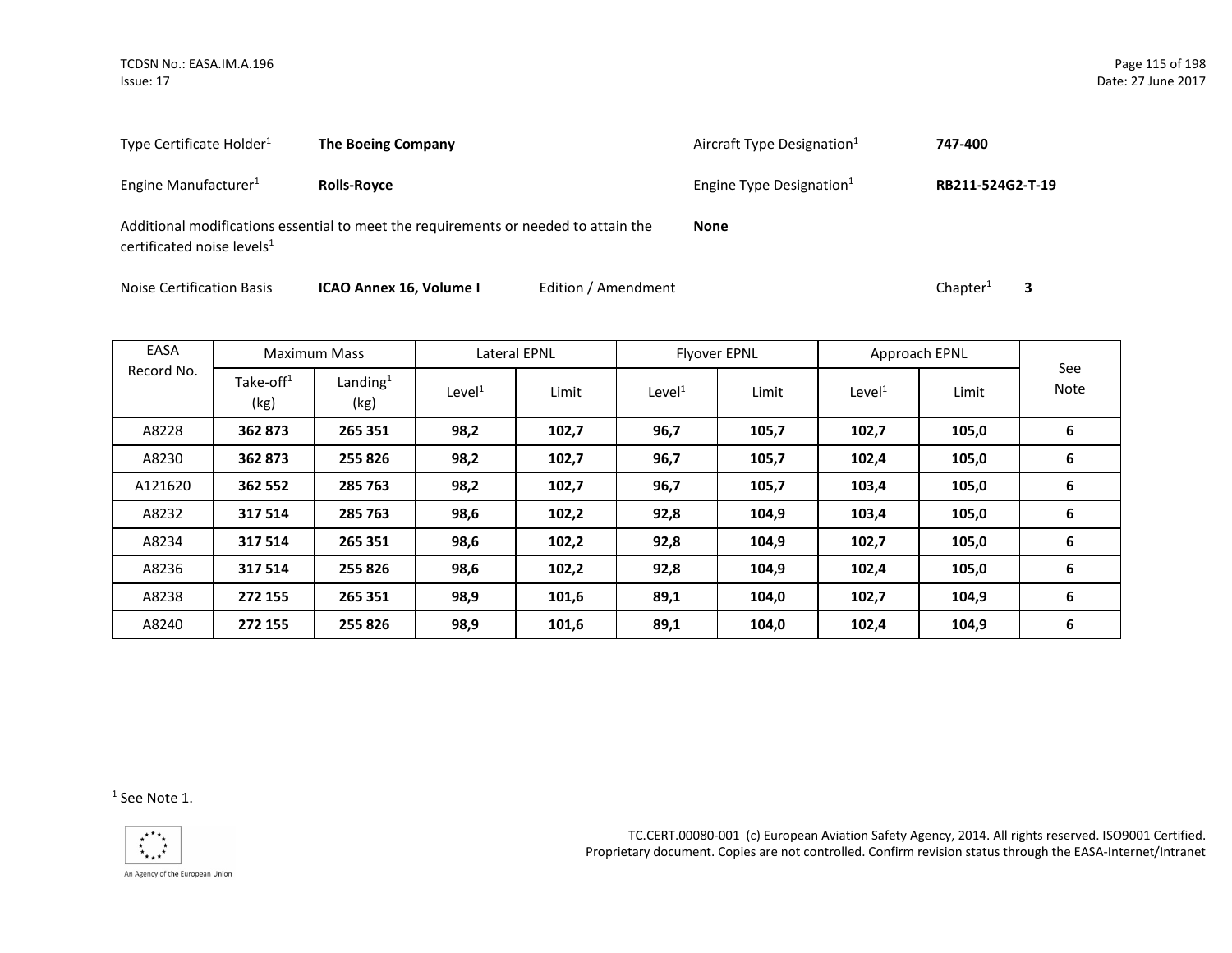| Type Certificate Holder[1] | **The Boeing Company** | Aircraft Type Designation[1] | **747-400** |
|---|---|---|---|
| Engine Manufacturer[1] | **Rolls-Royce** | Engine Type Designation[1] | **RB211-524G2-T-19** |

Additional modifications essential to meet the requirements or needed to attain the certificated noise levels[1] **None**

Noise Certification Basis **ICAO Annex 16, Volume I** Edition / Amendment Chapter[1] **3**

| EASA Record No. | Maximum Mass | | Lateral EPNL | | Flyover EPNL | | Approach EPNL | | See Note |
|---|---|---|---|---|---|---|---|---|---|
| | Take-off[1] (kg) | Landing[1] (kg) | Level[1] | Limit | Level[1] | Limit | Level[1] | Limit | |
| A8228 | **362 873** | **265 351** | **98,2** | **102,7** | **96,7** | **105,7** | **102,7** | **105,0** | **6** |
| A8230 | **362 873** | **255 826** | **98,2** | **102,7** | **96,7** | **105,7** | **102,4** | **105,0** | **6** |
| A121620 | **362 552** | **285 763** | **98,2** | **102,7** | **96,7** | **105,7** | **103,4** | **105,0** | **6** |
| A8232 | **317 514** | **285 763** | **98,6** | **102,2** | **92,8** | **104,9** | **103,4** | **105,0** | **6** |
| A8234 | **317 514** | **265 351** | **98,6** | **102,2** | **92,8** | **104,9** | **102,7** | **105,0** | **6** |
| A8236 | **317 514** | **255 826** | **98,6** | **102,2** | **92,8** | **104,9** | **102,4** | **105,0** | **6** |
| A8238 | **272 155** | **265 351** | **98,9** | **101,6** | **89,1** | **104,0** | **102,7** | **104,9** | **6** |
| A8240 | **272 155** | **255 826** | **98,9** | **101,6** | **89,1** | **104,0** | **102,4** | **104,9** | **6** |

[1] See Note 1.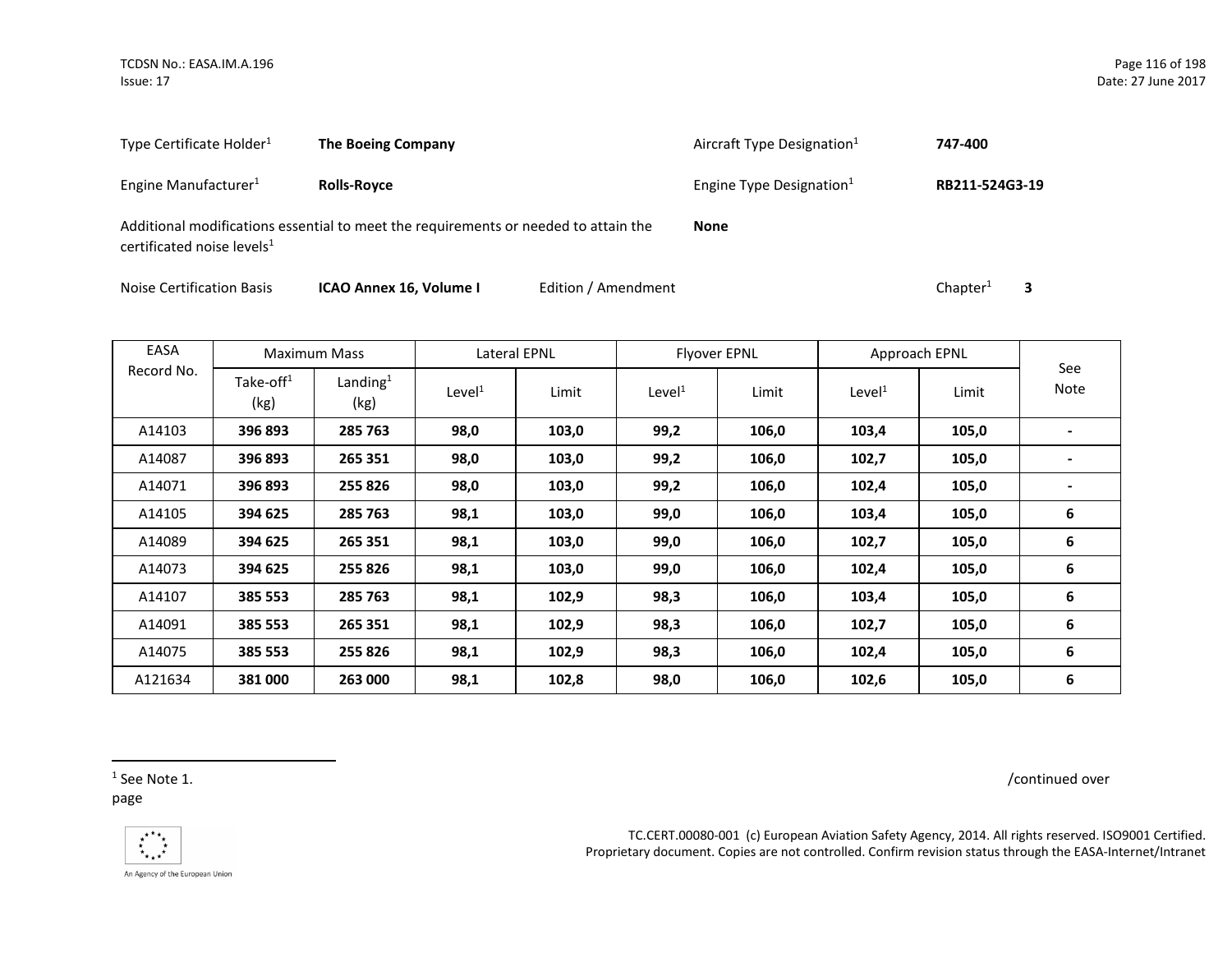Type Certificate Holder[1] **The Boeing Company** Aircraft Type Designation[1] **747-400**

Engine Manufacturer[1] **Rolls-Royce** Engine Type Designation[1] **RB211-524G3-19**

Additional modifications essential to meet the requirements or needed to attain the certificated noise levels[1] **None**

Noise Certification Basis **ICAO Annex 16, Volume I** Edition / Amendment Chapter[1] **3**

| EASA Record No. | Maximum Mass | | Lateral EPNL | | Flyover EPNL | | Approach EPNL | | See Note |
|---|---|---|---|---|---|---|---|---|---|
| | Take-off[1] (kg) | Landing[1] (kg) | Level[1] | Limit | Level[1] | Limit | Level[1] | Limit | |
| A14103 | **396 893** | **285 763** | **98,0** | **103,0** | **99,2** | **106,0** | **103,4** | **105,0** | **-** |
| A14087 | **396 893** | **265 351** | **98,0** | **103,0** | **99,2** | **106,0** | **102,7** | **105,0** | **-** |
| A14071 | **396 893** | **255 826** | **98,0** | **103,0** | **99,2** | **106,0** | **102,4** | **105,0** | **-** |
| A14105 | **394 625** | **285 763** | **98,1** | **103,0** | **99,0** | **106,0** | **103,4** | **105,0** | **6** |
| A14089 | **394 625** | **265 351** | **98,1** | **103,0** | **99,0** | **106,0** | **102,7** | **105,0** | **6** |
| A14073 | **394 625** | **255 826** | **98,1** | **103,0** | **99,0** | **106,0** | **102,4** | **105,0** | **6** |
| A14107 | **385 553** | **285 763** | **98,1** | **102,9** | **98,3** | **106,0** | **103,4** | **105,0** | **6** |
| A14091 | **385 553** | **265 351** | **98,1** | **102,9** | **98,3** | **106,0** | **102,7** | **105,0** | **6** |
| A14075 | **385 553** | **255 826** | **98,1** | **102,9** | **98,3** | **106,0** | **102,4** | **105,0** | **6** |
| A121634 | **381 000** | **263 000** | **98,1** | **102,8** | **98,0** | **106,0** | **102,6** | **105,0** | **6** |

[1] See Note 1.

/continued over page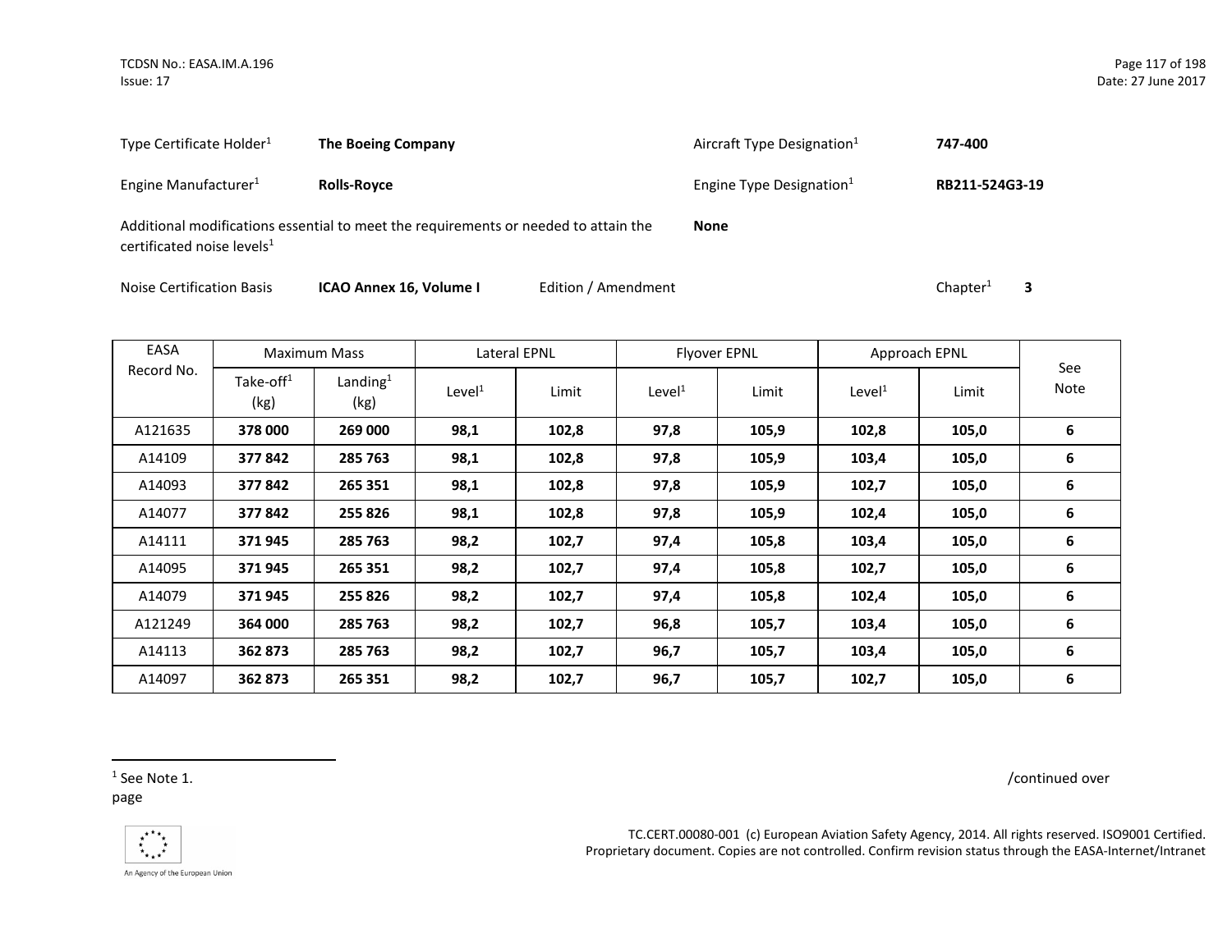Type Certificate Holder[1] **The Boeing Company**

Aircraft Type Designation[1] **747-400**

Engine Manufacturer[1] **Rolls-Royce**

Engine Type Designation[1] **RB211-524G3-19**

Additional modifications essential to meet the requirements or needed to attain the certificated noise levels[1] **None**

Noise Certification Basis **ICAO Annex 16, Volume I** Edition / Amendment Chapter[1] **3**

| EASA Record No. | Maximum Mass | | Lateral EPNL | | Flyover EPNL | | Approach EPNL | | See Note |
|---|---|---|---|---|---|---|---|---|---|
| | Take-off[1] (kg) | Landing[1] (kg) | Level[1] | Limit | Level[1] | Limit | Level[1] | Limit | |
| A121635 | **378 000** | **269 000** | **98,1** | **102,8** | **97,8** | **105,9** | **102,8** | **105,0** | **6** |
| A14109 | **377 842** | **285 763** | **98,1** | **102,8** | **97,8** | **105,9** | **103,4** | **105,0** | **6** |
| A14093 | **377 842** | **265 351** | **98,1** | **102,8** | **97,8** | **105,9** | **102,7** | **105,0** | **6** |
| A14077 | **377 842** | **255 826** | **98,1** | **102,8** | **97,8** | **105,9** | **102,4** | **105,0** | **6** |
| A14111 | **371 945** | **285 763** | **98,2** | **102,7** | **97,4** | **105,8** | **103,4** | **105,0** | **6** |
| A14095 | **371 945** | **265 351** | **98,2** | **102,7** | **97,4** | **105,8** | **102,7** | **105,0** | **6** |
| A14079 | **371 945** | **255 826** | **98,2** | **102,7** | **97,4** | **105,8** | **102,4** | **105,0** | **6** |
| A121249 | **364 000** | **285 763** | **98,2** | **102,7** | **96,8** | **105,7** | **103,4** | **105,0** | **6** |
| A14113 | **362 873** | **285 763** | **98,2** | **102,7** | **96,7** | **105,7** | **103,4** | **105,0** | **6** |
| A14097 | **362 873** | **265 351** | **98,2** | **102,7** | **96,7** | **105,7** | **102,7** | **105,0** | **6** |

/continued over page

[1] See Note 1.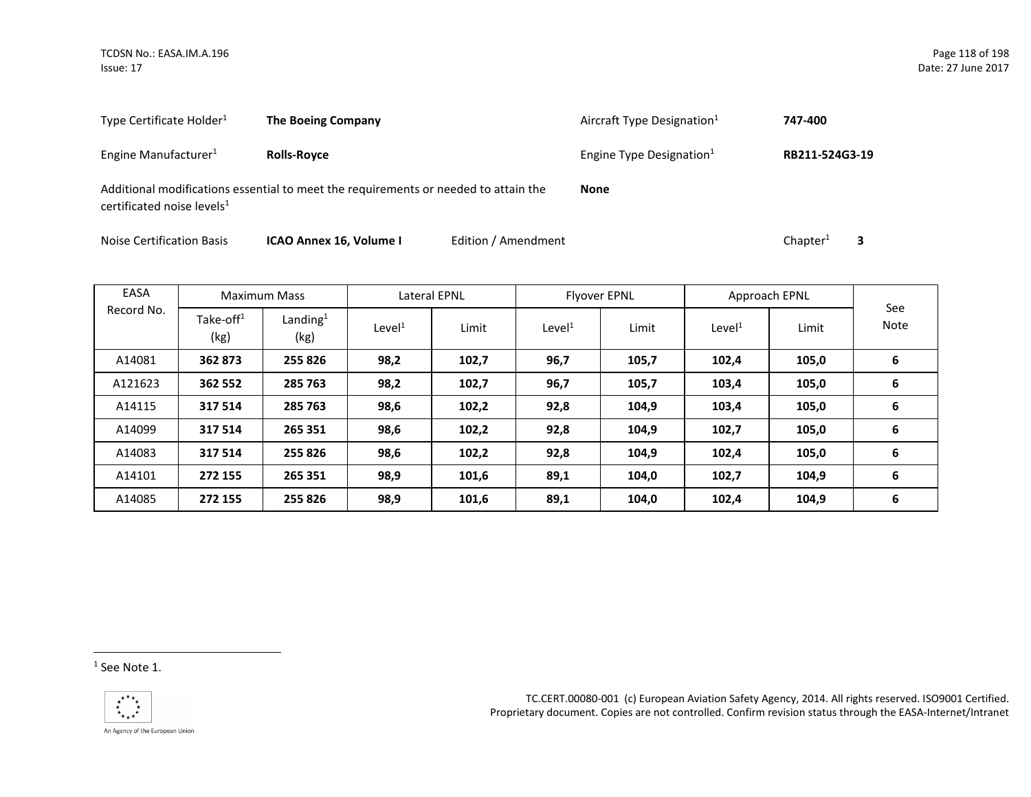Type Certificate Holder[1] **The Boeing Company**

Aircraft Type Designation[1] **747-400**

Engine Manufacturer[1] **Rolls-Royce**

Engine Type Designation[1] **RB211-524G3-19**

Additional modifications essential to meet the requirements or needed to attain the certificated noise levels[1] **None**

Noise Certification Basis **ICAO Annex 16, Volume I** Edition / Amendment Chapter[1] **3**

| EASA Record No. | Maximum Mass | | Lateral EPNL | | Flyover EPNL | | Approach EPNL | | See Note |
|---|---|---|---|---|---|---|---|---|---|
| | Take-off[1] (kg) | Landing[1] (kg) | Level[1] | Limit | Level[1] | Limit | Level[1] | Limit | |
| A14081 | **362 873** | **255 826** | **98,2** | **102,7** | **96,7** | **105,7** | **102,4** | **105,0** | **6** |
| A121623 | **362 552** | **285 763** | **98,2** | **102,7** | **96,7** | **105,7** | **103,4** | **105,0** | **6** |
| A14115 | **317 514** | **285 763** | **98,6** | **102,2** | **92,8** | **104,9** | **103,4** | **105,0** | **6** |
| A14099 | **317 514** | **265 351** | **98,6** | **102,2** | **92,8** | **104,9** | **102,7** | **105,0** | **6** |
| A14083 | **317 514** | **255 826** | **98,6** | **102,2** | **92,8** | **104,9** | **102,4** | **105,0** | **6** |
| A14101 | **272 155** | **265 351** | **98,9** | **101,6** | **89,1** | **104,0** | **102,7** | **104,9** | **6** |
| A14085 | **272 155** | **255 826** | **98,9** | **101,6** | **89,1** | **104,0** | **102,4** | **104,9** | **6** |

[1] See Note 1.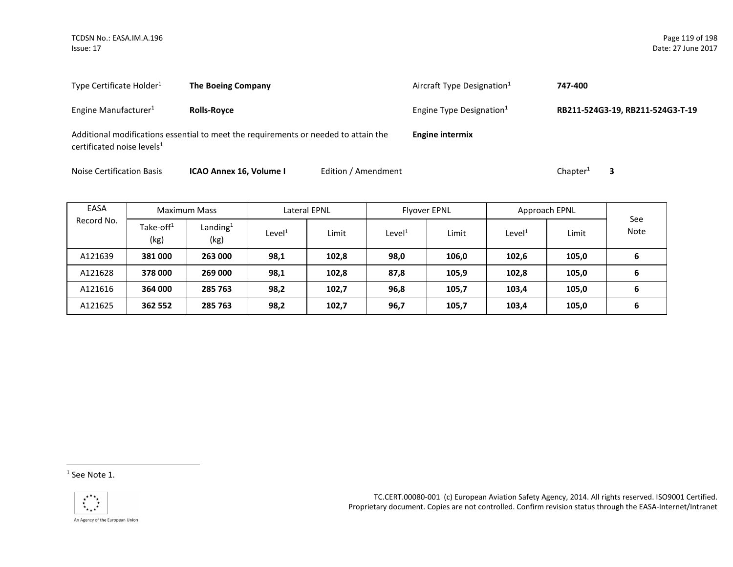Type Certificate Holder[1] **The Boeing Company**

Aircraft Type Designation[1] **747-400**

Engine Manufacturer[1] **Rolls-Royce**

Engine Type Designation[1] **RB211-524G3-19, RB211-524G3-T-19**

Additional modifications essential to meet the requirements or needed to attain the certificated noise levels[1] **Engine intermix**

Noise Certification Basis **ICAO Annex 16, Volume I** Edition / Amendment Chapter[1] **3**

| EASA Record No. | Maximum Mass | | Lateral EPNL | | Flyover EPNL | | Approach EPNL | | See Note |
|---|---|---|---|---|---|---|---|---|---|
| | Take-off[1] (kg) | Landing[1] (kg) | Level[1] | Limit | Level[1] | Limit | Level[1] | Limit | |
| A121639 | **381 000** | **263 000** | **98,1** | **102,8** | **98,0** | **106,0** | **102,6** | **105,0** | **6** |
| A121628 | **378 000** | **269 000** | **98,1** | **102,8** | **87,8** | **105,9** | **102,8** | **105,0** | **6** |
| A121616 | **364 000** | **285 763** | **98,2** | **102,7** | **96,8** | **105,7** | **103,4** | **105,0** | **6** |
| A121625 | **362 552** | **285 763** | **98,2** | **102,7** | **96,7** | **105,7** | **103,4** | **105,0** | **6** |

[1] See Note 1.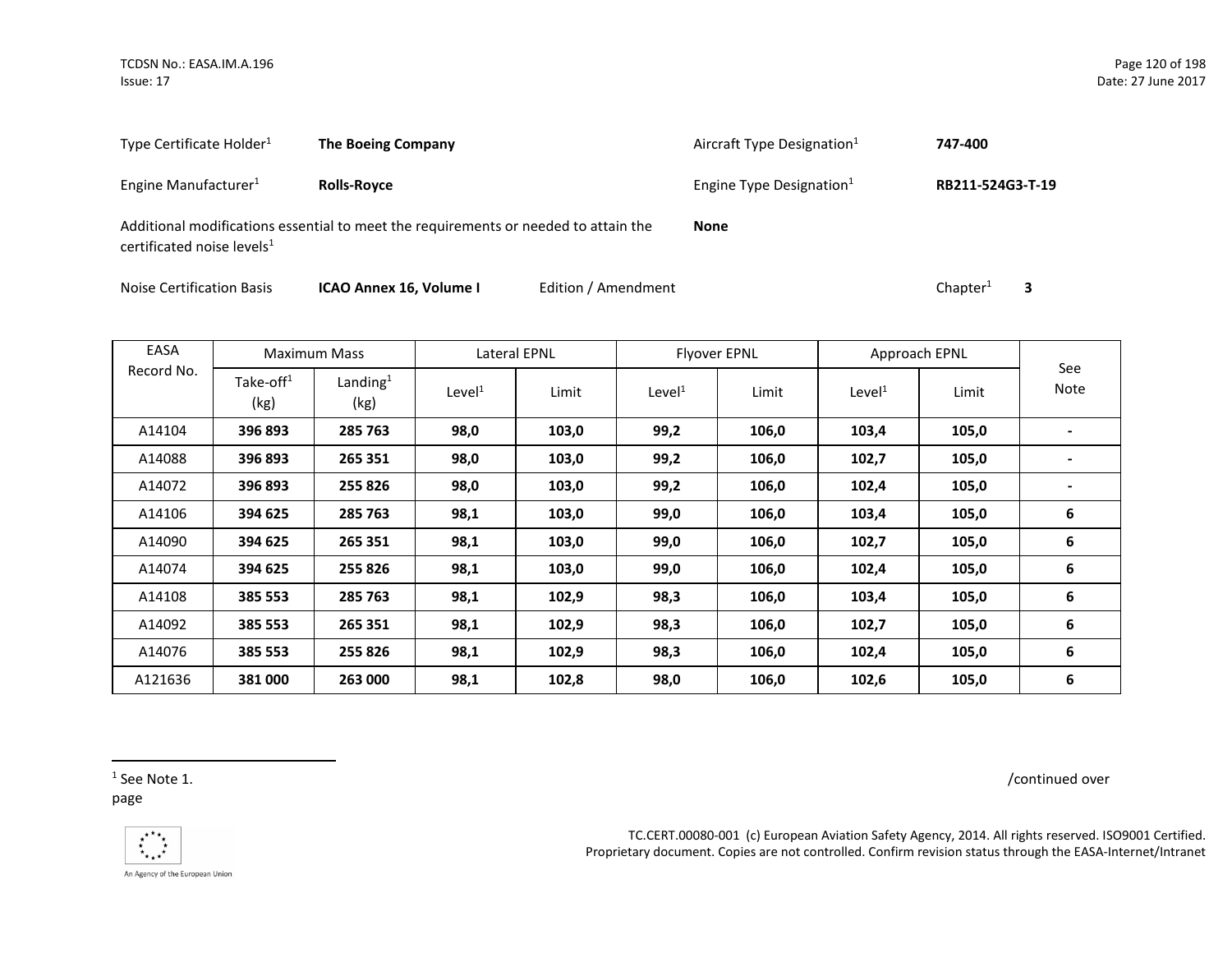| Type Certificate Holder[1] | **The Boeing Company** | Aircraft Type Designation[1] | **747-400** |
|---|---|---|---|
| Engine Manufacturer[1] | **Rolls-Royce** | Engine Type Designation[1] | **RB211-524G3-T-19** |

Additional modifications essential to meet the requirements or needed to attain the certificated noise levels[1] **None**

Noise Certification Basis **ICAO Annex 16, Volume I** Edition / Amendment Chapter[1] **3**

| EASA Record No. | Maximum Mass | | Lateral EPNL | | Flyover EPNL | | Approach EPNL | | See Note |
|---|---|---|---|---|---|---|---|---|---|
| | Take-off[1] (kg) | Landing[1] (kg) | Level[1] | Limit | Level[1] | Limit | Level[1] | Limit | |
| A14104 | **396 893** | **285 763** | **98,0** | **103,0** | **99,2** | **106,0** | **103,4** | **105,0** | **-** |
| A14088 | **396 893** | **265 351** | **98,0** | **103,0** | **99,2** | **106,0** | **102,7** | **105,0** | **-** |
| A14072 | **396 893** | **255 826** | **98,0** | **103,0** | **99,2** | **106,0** | **102,4** | **105,0** | **-** |
| A14106 | **394 625** | **285 763** | **98,1** | **103,0** | **99,0** | **106,0** | **103,4** | **105,0** | **6** |
| A14090 | **394 625** | **265 351** | **98,1** | **103,0** | **99,0** | **106,0** | **102,7** | **105,0** | **6** |
| A14074 | **394 625** | **255 826** | **98,1** | **103,0** | **99,0** | **106,0** | **102,4** | **105,0** | **6** |
| A14108 | **385 553** | **285 763** | **98,1** | **102,9** | **98,3** | **106,0** | **103,4** | **105,0** | **6** |
| A14092 | **385 553** | **265 351** | **98,1** | **102,9** | **98,3** | **106,0** | **102,7** | **105,0** | **6** |
| A14076 | **385 553** | **255 826** | **98,1** | **102,9** | **98,3** | **106,0** | **102,4** | **105,0** | **6** |
| A121636 | **381 000** | **263 000** | **98,1** | **102,8** | **98,0** | **106,0** | **102,6** | **105,0** | **6** |

[1] See Note 1.

/continued over page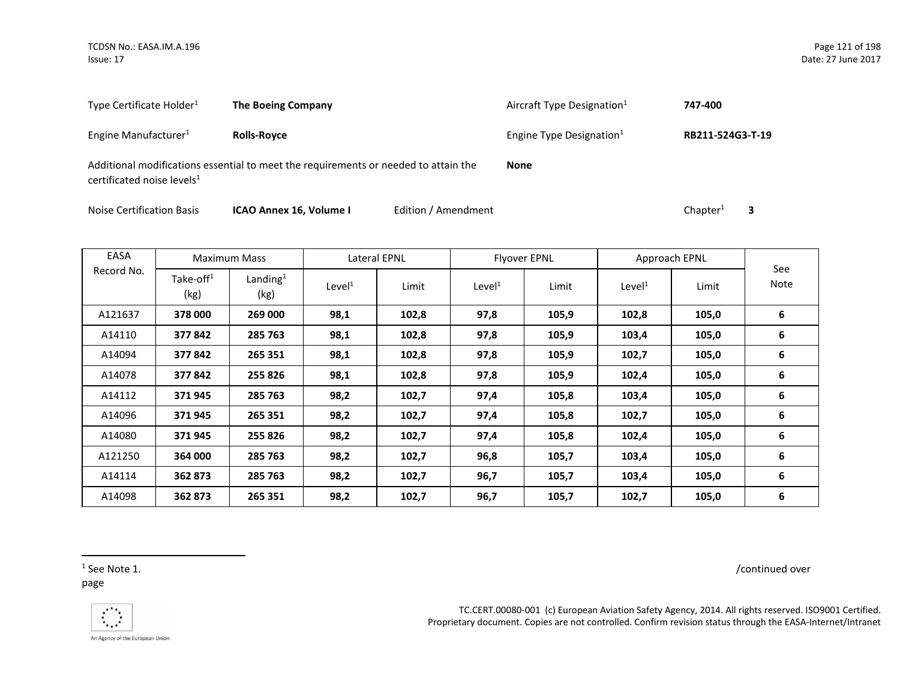| | | | |
|---|---|---|---|
| Type Certificate Holder[1] | **The Boeing Company** | Aircraft Type Designation[1] | **747-400** |
| Engine Manufacturer[1] | **Rolls-Royce** | Engine Type Designation[1] | **RB211-524G3-T-19** |
| Additional modifications essential to meet the requirements or needed to attain the certificated noise levels[1] | | **None** | |

Noise Certification Basis **ICAO Annex 16, Volume I** Edition / Amendment Chapter[1] **3**

| EASA Record No. | Maximum Mass | | Lateral EPNL | | Flyover EPNL | | Approach EPNL | | See Note |
|---|---|---|---|---|---|---|---|---|---|
| | Take-off[1] (kg) | Landing[1] (kg) | Level[1] | Limit | Level[1] | Limit | Level[1] | Limit | |
| A121637 | **378 000** | **269 000** | **98,1** | **102,8** | **97,8** | **105,9** | **102,8** | **105,0** | **6** |
| A14110 | **377 842** | **285 763** | **98,1** | **102,8** | **97,8** | **105,9** | **103,4** | **105,0** | **6** |
| A14094 | **377 842** | **265 351** | **98,1** | **102,8** | **97,8** | **105,9** | **102,7** | **105,0** | **6** |
| A14078 | **377 842** | **255 826** | **98,1** | **102,8** | **97,8** | **105,9** | **102,4** | **105,0** | **6** |
| A14112 | **371 945** | **285 763** | **98,2** | **102,7** | **97,4** | **105,8** | **103,4** | **105,0** | **6** |
| A14096 | **371 945** | **265 351** | **98,2** | **102,7** | **97,4** | **105,8** | **102,7** | **105,0** | **6** |
| A14080 | **371 945** | **255 826** | **98,2** | **102,7** | **97,4** | **105,8** | **102,4** | **105,0** | **6** |
| A121250 | **364 000** | **285 763** | **98,2** | **102,7** | **96,8** | **105,7** | **103,4** | **105,0** | **6** |
| A14114 | **362 873** | **285 763** | **98,2** | **102,7** | **96,7** | **105,7** | **103,4** | **105,0** | **6** |
| A14098 | **362 873** | **265 351** | **98,2** | **102,7** | **96,7** | **105,7** | **102,7** | **105,0** | **6** |

/continued over page

[1] See Note 1.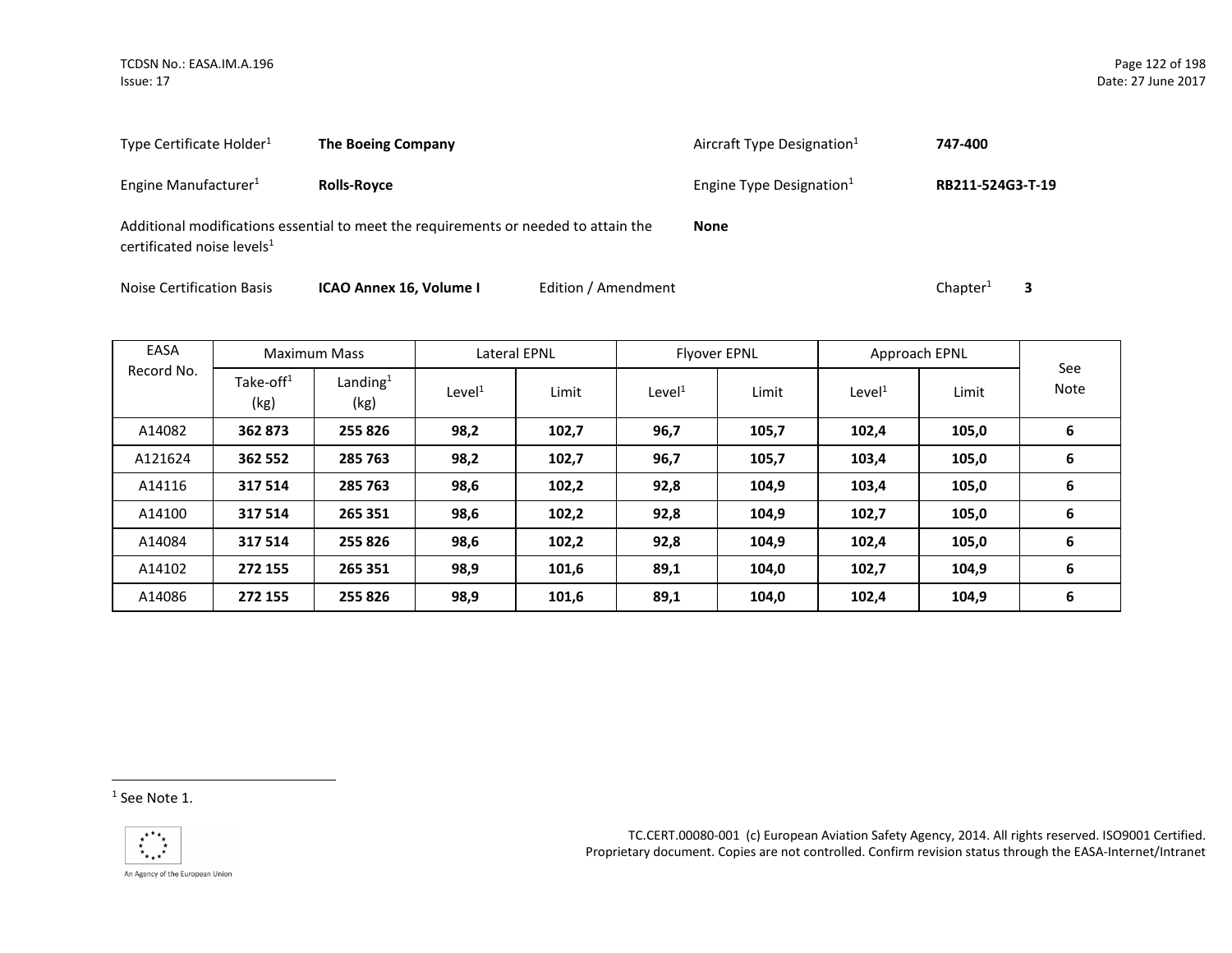Type Certificate Holder[1] **The Boeing Company** Aircraft Type Designation[1] **747-400**

Engine Manufacturer[1] **Rolls-Royce** Engine Type Designation[1] **RB211-524G3-T-19**

Additional modifications essential to meet the requirements or needed to attain the certificated noise levels[1] **None**

Noise Certification Basis **ICAO Annex 16, Volume I** Edition / Amendment Chapter[1] **3**

| EASA Record No. | Maximum Mass | | Lateral EPNL | | Flyover EPNL | | Approach EPNL | | See Note |
|---|---|---|---|---|---|---|---|---|---|
| | Take-off[1] (kg) | Landing[1] (kg) | Level[1] | Limit | Level[1] | Limit | Level[1] | Limit | |
| A14082 | **362 873** | **255 826** | **98,2** | **102,7** | **96,7** | **105,7** | **102,4** | **105,0** | **6** |
| A121624 | **362 552** | **285 763** | **98,2** | **102,7** | **96,7** | **105,7** | **103,4** | **105,0** | **6** |
| A14116 | **317 514** | **285 763** | **98,6** | **102,2** | **92,8** | **104,9** | **103,4** | **105,0** | **6** |
| A14100 | **317 514** | **265 351** | **98,6** | **102,2** | **92,8** | **104,9** | **102,7** | **105,0** | **6** |
| A14084 | **317 514** | **255 826** | **98,6** | **102,2** | **92,8** | **104,9** | **102,4** | **105,0** | **6** |
| A14102 | **272 155** | **265 351** | **98,9** | **101,6** | **89,1** | **104,0** | **102,7** | **104,9** | **6** |
| A14086 | **272 155** | **255 826** | **98,9** | **101,6** | **89,1** | **104,0** | **102,4** | **104,9** | **6** |

[1] See Note 1.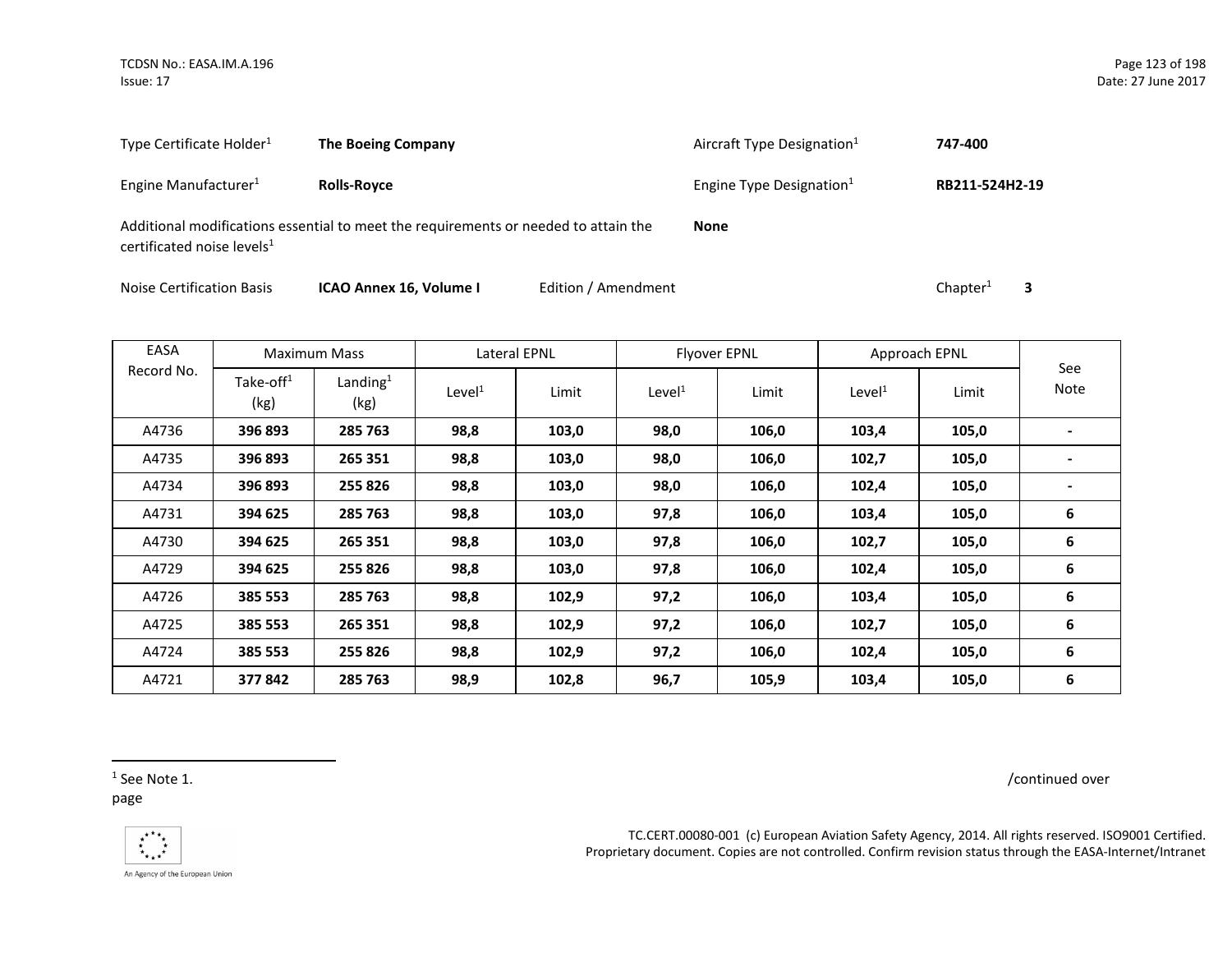| Type Certificate Holder[1] | **The Boeing Company** | Aircraft Type Designation[1] | **747-400** |
|---|---|---|---|
| Engine Manufacturer[1] | **Rolls-Royce** | Engine Type Designation[1] | **RB211-524H2-19** |

Additional modifications essential to meet the requirements or needed to attain the certificated noise levels[1] **None**

Noise Certification Basis **ICAO Annex 16, Volume I** Edition / Amendment Chapter[1] **3**

| EASA Record No. | Maximum Mass | | Lateral EPNL | | Flyover EPNL | | Approach EPNL | | See Note |
|---|---|---|---|---|---|---|---|---|---|
| | Take-off[1] (kg) | Landing[1] (kg) | Level[1] | Limit | Level[1] | Limit | Level[1] | Limit | |
| A4736 | **396 893** | **285 763** | **98,8** | **103,0** | **98,0** | **106,0** | **103,4** | **105,0** | **-** |
| A4735 | **396 893** | **265 351** | **98,8** | **103,0** | **98,0** | **106,0** | **102,7** | **105,0** | **-** |
| A4734 | **396 893** | **255 826** | **98,8** | **103,0** | **98,0** | **106,0** | **102,4** | **105,0** | **-** |
| A4731 | **394 625** | **285 763** | **98,8** | **103,0** | **97,8** | **106,0** | **103,4** | **105,0** | **6** |
| A4730 | **394 625** | **265 351** | **98,8** | **103,0** | **97,8** | **106,0** | **102,7** | **105,0** | **6** |
| A4729 | **394 625** | **255 826** | **98,8** | **103,0** | **97,8** | **106,0** | **102,4** | **105,0** | **6** |
| A4726 | **385 553** | **285 763** | **98,8** | **102,9** | **97,2** | **106,0** | **103,4** | **105,0** | **6** |
| A4725 | **385 553** | **265 351** | **98,8** | **102,9** | **97,2** | **106,0** | **102,7** | **105,0** | **6** |
| A4724 | **385 553** | **255 826** | **98,8** | **102,9** | **97,2** | **106,0** | **102,4** | **105,0** | **6** |
| A4721 | **377 842** | **285 763** | **98,9** | **102,8** | **96,7** | **105,9** | **103,4** | **105,0** | **6** |

[1] See Note 1.

/continued over page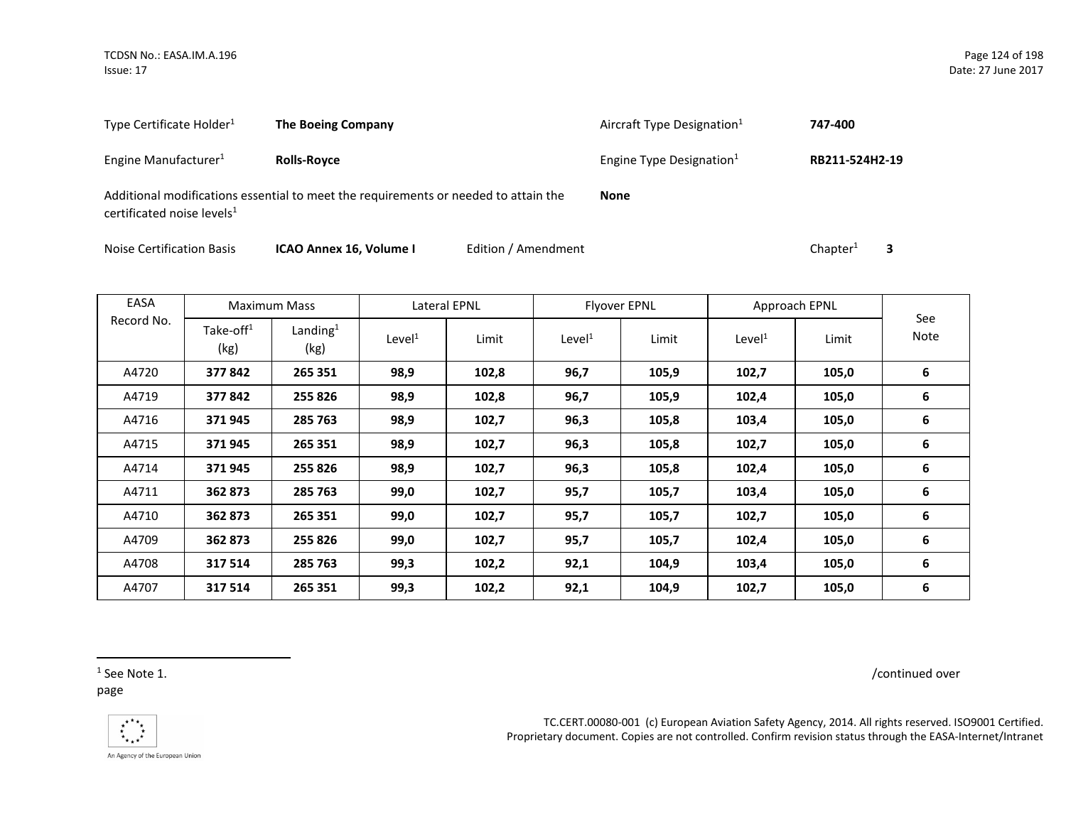Type Certificate Holder[1] **The Boeing Company** Aircraft Type Designation[1] **747-400**

Engine Manufacturer[1] **Rolls-Royce** Engine Type Designation[1] **RB211-524H2-19**

Additional modifications essential to meet the requirements or needed to attain the certificated noise levels[1] **None**

Noise Certification Basis **ICAO Annex 16, Volume I** Edition / Amendment Chapter[1] **3**

| EASA Record No. | Maximum Mass | | Lateral EPNL | | Flyover EPNL | | Approach EPNL | | See Note |
|---|---|---|---|---|---|---|---|---|---|
| | Take-off[1] (kg) | Landing[1] (kg) | Level[1] | Limit | Level[1] | Limit | Level[1] | Limit | |
| A4720 | **377 842** | **265 351** | **98,9** | **102,8** | **96,7** | **105,9** | **102,7** | **105,0** | **6** |
| A4719 | **377 842** | **255 826** | **98,9** | **102,8** | **96,7** | **105,9** | **102,4** | **105,0** | **6** |
| A4716 | **371 945** | **285 763** | **98,9** | **102,7** | **96,3** | **105,8** | **103,4** | **105,0** | **6** |
| A4715 | **371 945** | **265 351** | **98,9** | **102,7** | **96,3** | **105,8** | **102,7** | **105,0** | **6** |
| A4714 | **371 945** | **255 826** | **98,9** | **102,7** | **96,3** | **105,8** | **102,4** | **105,0** | **6** |
| A4711 | **362 873** | **285 763** | **99,0** | **102,7** | **95,7** | **105,7** | **103,4** | **105,0** | **6** |
| A4710 | **362 873** | **265 351** | **99,0** | **102,7** | **95,7** | **105,7** | **102,7** | **105,0** | **6** |
| A4709 | **362 873** | **255 826** | **99,0** | **102,7** | **95,7** | **105,7** | **102,4** | **105,0** | **6** |
| A4708 | **317 514** | **285 763** | **99,3** | **102,2** | **92,1** | **104,9** | **103,4** | **105,0** | **6** |
| A4707 | **317 514** | **265 351** | **99,3** | **102,2** | **92,1** | **104,9** | **102,7** | **105,0** | **6** |

[1] See Note 1.

/continued over page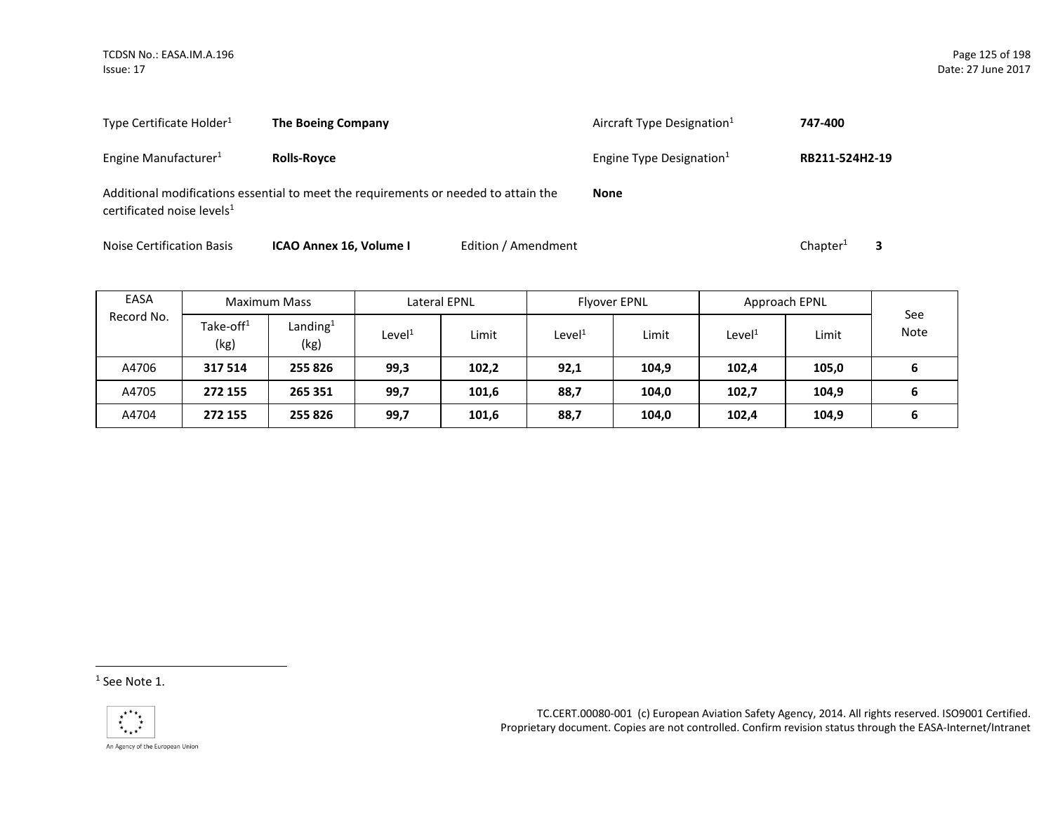Type Certificate Holder[1] **The Boeing Company**

Aircraft Type Designation[1] **747-400**

Engine Manufacturer[1] **Rolls-Royce**

Engine Type Designation[1] **RB211-524H2-19**

Additional modifications essential to meet the requirements or needed to attain the certificated noise levels[1] **None**

Noise Certification Basis **ICAO Annex 16, Volume I** Edition / Amendment Chapter[1] **3**

| EASA Record No. | Maximum Mass | | Lateral EPNL | | Flyover EPNL | | Approach EPNL | | See Note |
|---|---|---|---|---|---|---|---|---|---|
| | Take-off[1] (kg) | Landing[1] (kg) | Level[1] | Limit | Level[1] | Limit | Level[1] | Limit | |
| A4706 | **317 514** | **255 826** | **99,3** | **102,2** | **92,1** | **104,9** | **102,4** | **105,0** | **6** |
| A4705 | **272 155** | **265 351** | **99,7** | **101,6** | **88,7** | **104,0** | **102,7** | **104,9** | **6** |
| A4704 | **272 155** | **255 826** | **99,7** | **101,6** | **88,7** | **104,0** | **102,4** | **104,9** | **6** |

[1] See Note 1.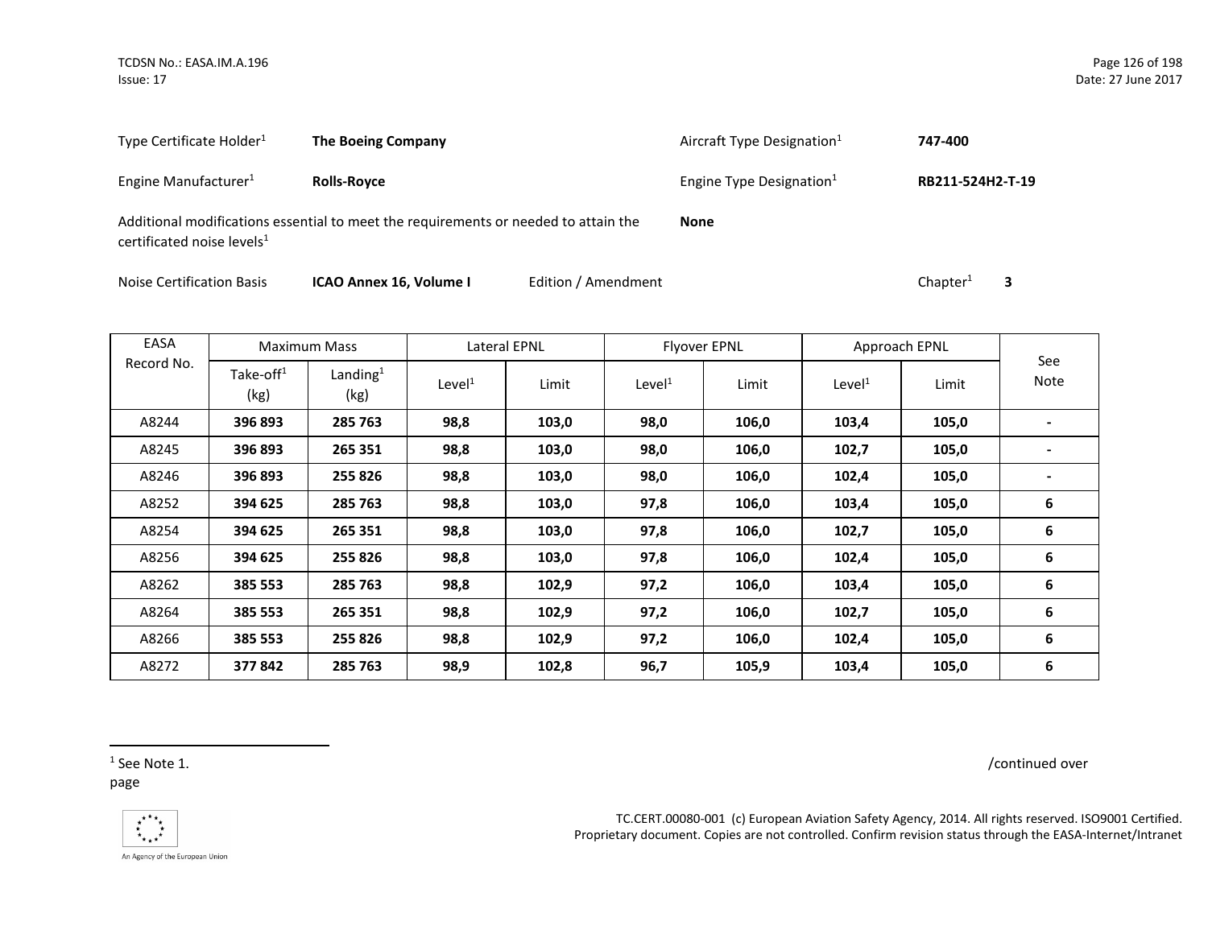| | | | |
|---|---|---|---|
| Type Certificate Holder[1] | **The Boeing Company** | Aircraft Type Designation[1] | **747-400** |
| Engine Manufacturer[1] | **Rolls-Royce** | Engine Type Designation[1] | **RB211-524H2-T-19** |

Additional modifications essential to meet the requirements or needed to attain the certificated noise levels[1] **None**

Noise Certification Basis **ICAO Annex 16, Volume I** Edition / Amendment Chapter[1] **3**

| EASA Record No. | Maximum Mass | | Lateral EPNL | | Flyover EPNL | | Approach EPNL | | See Note |
|---|---|---|---|---|---|---|---|---|---|
| | Take-off[1] (kg) | Landing[1] (kg) | Level[1] | Limit | Level[1] | Limit | Level[1] | Limit | |
| A8244 | **396 893** | **285 763** | **98,8** | **103,0** | **98,0** | **106,0** | **103,4** | **105,0** | **-** |
| A8245 | **396 893** | **265 351** | **98,8** | **103,0** | **98,0** | **106,0** | **102,7** | **105,0** | **-** |
| A8246 | **396 893** | **255 826** | **98,8** | **103,0** | **98,0** | **106,0** | **102,4** | **105,0** | **-** |
| A8252 | **394 625** | **285 763** | **98,8** | **103,0** | **97,8** | **106,0** | **103,4** | **105,0** | **6** |
| A8254 | **394 625** | **265 351** | **98,8** | **103,0** | **97,8** | **106,0** | **102,7** | **105,0** | **6** |
| A8256 | **394 625** | **255 826** | **98,8** | **103,0** | **97,8** | **106,0** | **102,4** | **105,0** | **6** |
| A8262 | **385 553** | **285 763** | **98,8** | **102,9** | **97,2** | **106,0** | **103,4** | **105,0** | **6** |
| A8264 | **385 553** | **265 351** | **98,8** | **102,9** | **97,2** | **106,0** | **102,7** | **105,0** | **6** |
| A8266 | **385 553** | **255 826** | **98,8** | **102,9** | **97,2** | **106,0** | **102,4** | **105,0** | **6** |
| A8272 | **377 842** | **285 763** | **98,9** | **102,8** | **96,7** | **105,9** | **103,4** | **105,0** | **6** |

/continued over page

[1] See Note 1.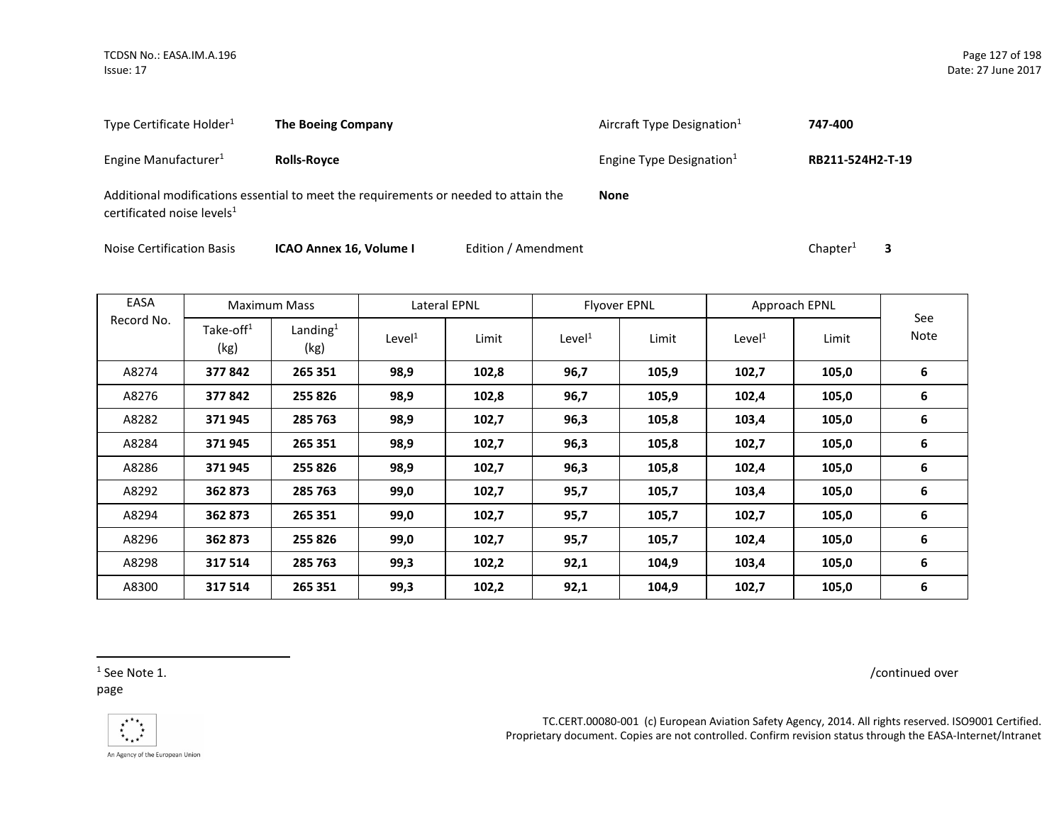| | | | |
|---|---|---|---|
| Type Certificate Holder[1] | **The Boeing Company** | Aircraft Type Designation[1] | **747-400** |
| Engine Manufacturer[1] | **Rolls-Royce** | Engine Type Designation[1] | **RB211-524H2-T-19** |

Additional modifications essential to meet the requirements or needed to attain the certificated noise levels[1] **None**

Noise Certification Basis **ICAO Annex 16, Volume I** Edition / Amendment Chapter[1] **3**

| EASA Record No. | Maximum Mass | | Lateral EPNL | | Flyover EPNL | | Approach EPNL | | See Note |
|---|---|---|---|---|---|---|---|---|---|
| | Take-off[1] (kg) | Landing[1] (kg) | Level[1] | Limit | Level[1] | Limit | Level[1] | Limit | |
| A8274 | **377 842** | **265 351** | **98,9** | **102,8** | **96,7** | **105,9** | **102,7** | **105,0** | **6** |
| A8276 | **377 842** | **255 826** | **98,9** | **102,8** | **96,7** | **105,9** | **102,4** | **105,0** | **6** |
| A8282 | **371 945** | **285 763** | **98,9** | **102,7** | **96,3** | **105,8** | **103,4** | **105,0** | **6** |
| A8284 | **371 945** | **265 351** | **98,9** | **102,7** | **96,3** | **105,8** | **102,7** | **105,0** | **6** |
| A8286 | **371 945** | **255 826** | **98,9** | **102,7** | **96,3** | **105,8** | **102,4** | **105,0** | **6** |
| A8292 | **362 873** | **285 763** | **99,0** | **102,7** | **95,7** | **105,7** | **103,4** | **105,0** | **6** |
| A8294 | **362 873** | **265 351** | **99,0** | **102,7** | **95,7** | **105,7** | **102,7** | **105,0** | **6** |
| A8296 | **362 873** | **255 826** | **99,0** | **102,7** | **95,7** | **105,7** | **102,4** | **105,0** | **6** |
| A8298 | **317 514** | **285 763** | **99,3** | **102,2** | **92,1** | **104,9** | **103,4** | **105,0** | **6** |
| A8300 | **317 514** | **265 351** | **99,3** | **102,2** | **92,1** | **104,9** | **102,7** | **105,0** | **6** |

[1] See Note 1.

/continued over page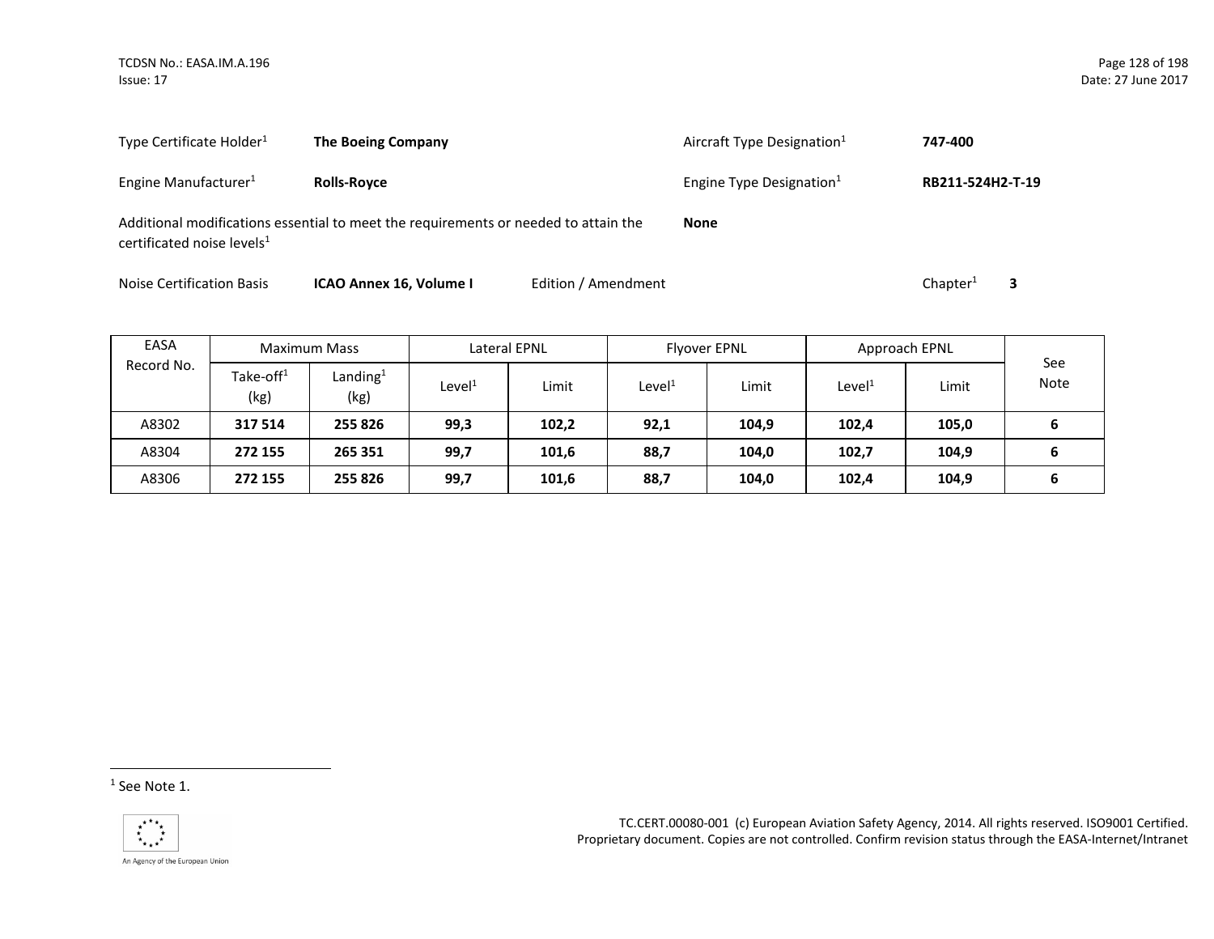| | | | |
|---|---|---|---|
| Type Certificate Holder[1] | **The Boeing Company** | Aircraft Type Designation[1] | **747-400** |
| Engine Manufacturer[1] | **Rolls-Royce** | Engine Type Designation[1] | **RB211-524H2-T-19** |

Additional modifications essential to meet the requirements or needed to attain the certificated noise levels[1] **None**

Noise Certification Basis **ICAO Annex 16, Volume I** Edition / Amendment Chapter[1] **3**

| EASA Record No. | Maximum Mass | | Lateral EPNL | | Flyover EPNL | | Approach EPNL | | See Note |
|---|---|---|---|---|---|---|---|---|---|
| | Take-off[1] (kg) | Landing[1] (kg) | Level[1] | Limit | Level[1] | Limit | Level[1] | Limit | |
| A8302 | **317 514** | **255 826** | **99,3** | **102,2** | **92,1** | **104,9** | **102,4** | **105,0** | **6** |
| A8304 | **272 155** | **265 351** | **99,7** | **101,6** | **88,7** | **104,0** | **102,7** | **104,9** | **6** |
| A8306 | **272 155** | **255 826** | **99,7** | **101,6** | **88,7** | **104,0** | **102,4** | **104,9** | **6** |

[1] See Note 1.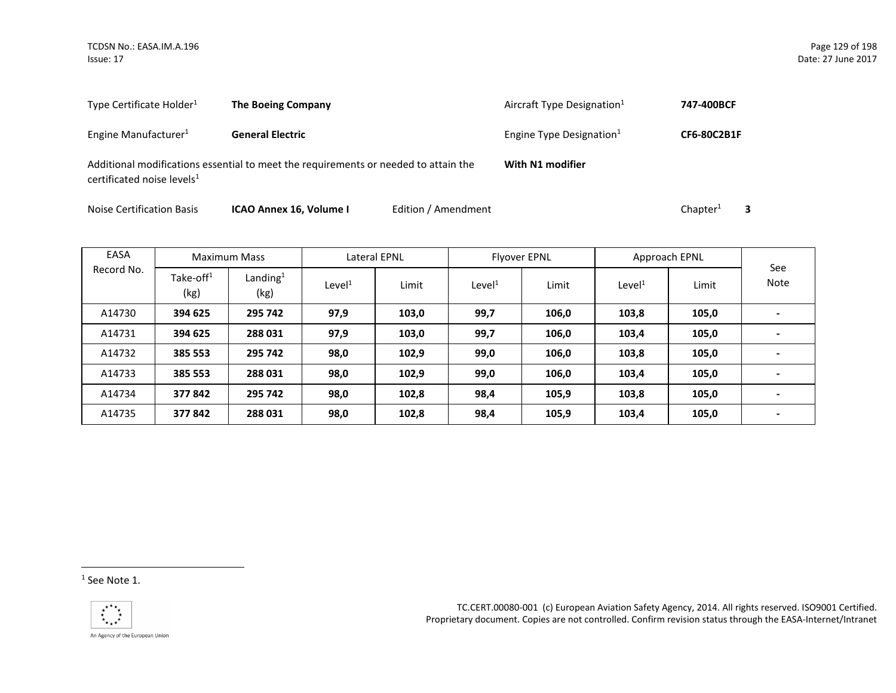Type Certificate Holder[1] **The Boeing Company**

Aircraft Type Designation[1] **747-400BCF**

Engine Manufacturer[1] **General Electric**

Engine Type Designation[1] **CF6-80C2B1F**

Additional modifications essential to meet the requirements or needed to attain the certificated noise levels[1] **With N1 modifier**

Noise Certification Basis **ICAO Annex 16, Volume I** Edition / Amendment Chapter[1] **3**

| EASA Record No. | Maximum Mass | | Lateral EPNL | | Flyover EPNL | | Approach EPNL | | See Note |
|---|---|---|---|---|---|---|---|---|---|
| | Take-off[1] (kg) | Landing[1] (kg) | Level[1] | Limit | Level[1] | Limit | Level[1] | Limit | |
| A14730 | **394 625** | **295 742** | **97,9** | **103,0** | **99,7** | **106,0** | **103,8** | **105,0** | **-** |
| A14731 | **394 625** | **288 031** | **97,9** | **103,0** | **99,7** | **106,0** | **103,4** | **105,0** | **-** |
| A14732 | **385 553** | **295 742** | **98,0** | **102,9** | **99,0** | **106,0** | **103,8** | **105,0** | **-** |
| A14733 | **385 553** | **288 031** | **98,0** | **102,9** | **99,0** | **106,0** | **103,4** | **105,0** | **-** |
| A14734 | **377 842** | **295 742** | **98,0** | **102,8** | **98,4** | **105,9** | **103,8** | **105,0** | **-** |
| A14735 | **377 842** | **288 031** | **98,0** | **102,8** | **98,4** | **105,9** | **103,4** | **105,0** | **-** |

[1] See Note 1.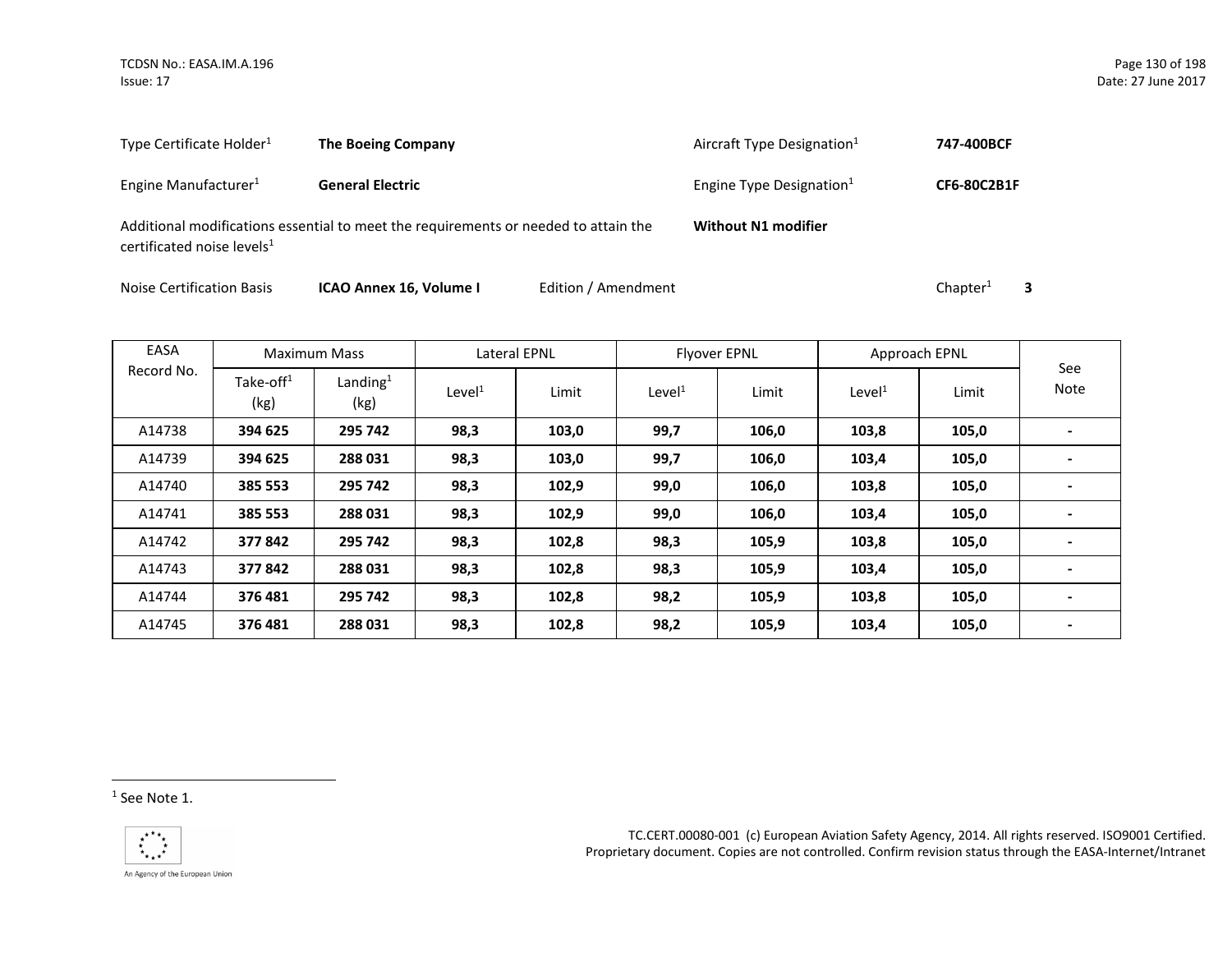| | | | |
|---|---|---|---|
| Type Certificate Holder[1] | **The Boeing Company** | Aircraft Type Designation[1] | **747-400BCF** |
| Engine Manufacturer[1] | **General Electric** | Engine Type Designation[1] | **CF6-80C2B1F** |
| Additional modifications essential to meet the requirements or needed to attain the certificated noise levels[1] | | **Without N1 modifier** | |
| Noise Certification Basis | **ICAO Annex 16, Volume I** | Edition / Amendment | Chapter[1] **3** |

| EASA Record No. | Maximum Mass | | Lateral EPNL | | Flyover EPNL | | Approach EPNL | | See Note |
|---|---|---|---|---|---|---|---|---|---|
| | Take-off[1] (kg) | Landing[1] (kg) | Level[1] | Limit | Level[1] | Limit | Level[1] | Limit | |
| A14738 | **394 625** | **295 742** | **98,3** | **103,0** | **99,7** | **106,0** | **103,8** | **105,0** | **-** |
| A14739 | **394 625** | **288 031** | **98,3** | **103,0** | **99,7** | **106,0** | **103,4** | **105,0** | **-** |
| A14740 | **385 553** | **295 742** | **98,3** | **102,9** | **99,0** | **106,0** | **103,8** | **105,0** | **-** |
| A14741 | **385 553** | **288 031** | **98,3** | **102,9** | **99,0** | **106,0** | **103,4** | **105,0** | **-** |
| A14742 | **377 842** | **295 742** | **98,3** | **102,8** | **98,3** | **105,9** | **103,8** | **105,0** | **-** |
| A14743 | **377 842** | **288 031** | **98,3** | **102,8** | **98,3** | **105,9** | **103,4** | **105,0** | **-** |
| A14744 | **376 481** | **295 742** | **98,3** | **102,8** | **98,2** | **105,9** | **103,8** | **105,0** | **-** |
| A14745 | **376 481** | **288 031** | **98,3** | **102,8** | **98,2** | **105,9** | **103,4** | **105,0** | **-** |

[1] See Note 1.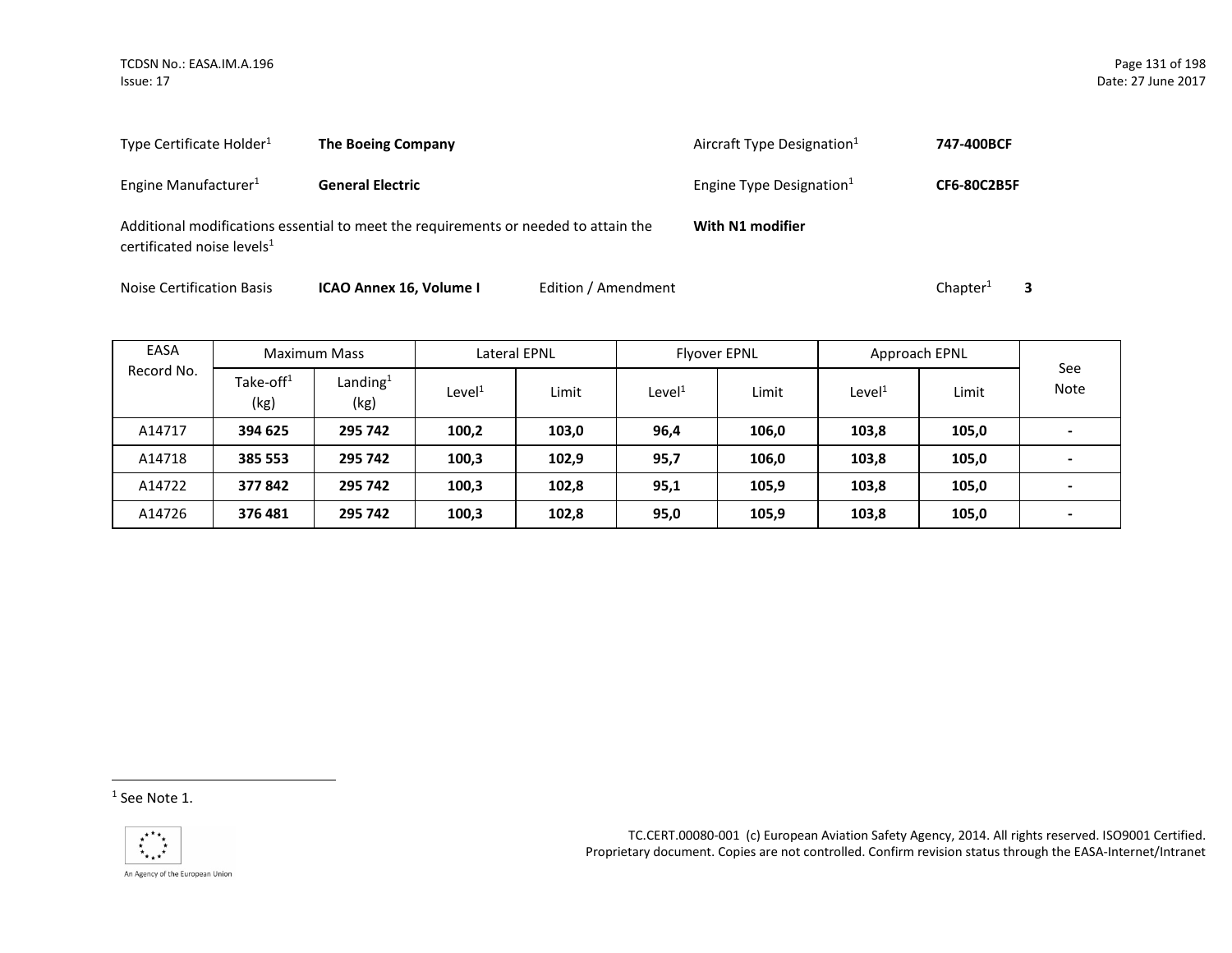Type Certificate Holder[1] **The Boeing Company**

Aircraft Type Designation[1] **747-400BCF**

Engine Manufacturer[1] **General Electric**

Engine Type Designation[1] **CF6-80C2B5F**

Additional modifications essential to meet the requirements or needed to attain the certificated noise levels[1] **With N1 modifier**

Noise Certification Basis **ICAO Annex 16, Volume I** Edition / Amendment Chapter[1] **3**

| EASA Record No. | Maximum Mass | | Lateral EPNL | | Flyover EPNL | | Approach EPNL | | See Note |
|---|---|---|---|---|---|---|---|---|---|
| | Take-off[1] (kg) | Landing[1] (kg) | Level[1] | Limit | Level[1] | Limit | Level[1] | Limit | |
| A14717 | **394 625** | **295 742** | **100,2** | **103,0** | **96,4** | **106,0** | **103,8** | **105,0** | **-** |
| A14718 | **385 553** | **295 742** | **100,3** | **102,9** | **95,7** | **106,0** | **103,8** | **105,0** | **-** |
| A14722 | **377 842** | **295 742** | **100,3** | **102,8** | **95,1** | **105,9** | **103,8** | **105,0** | **-** |
| A14726 | **376 481** | **295 742** | **100,3** | **102,8** | **95,0** | **105,9** | **103,8** | **105,0** | **-** |

[1] See Note 1.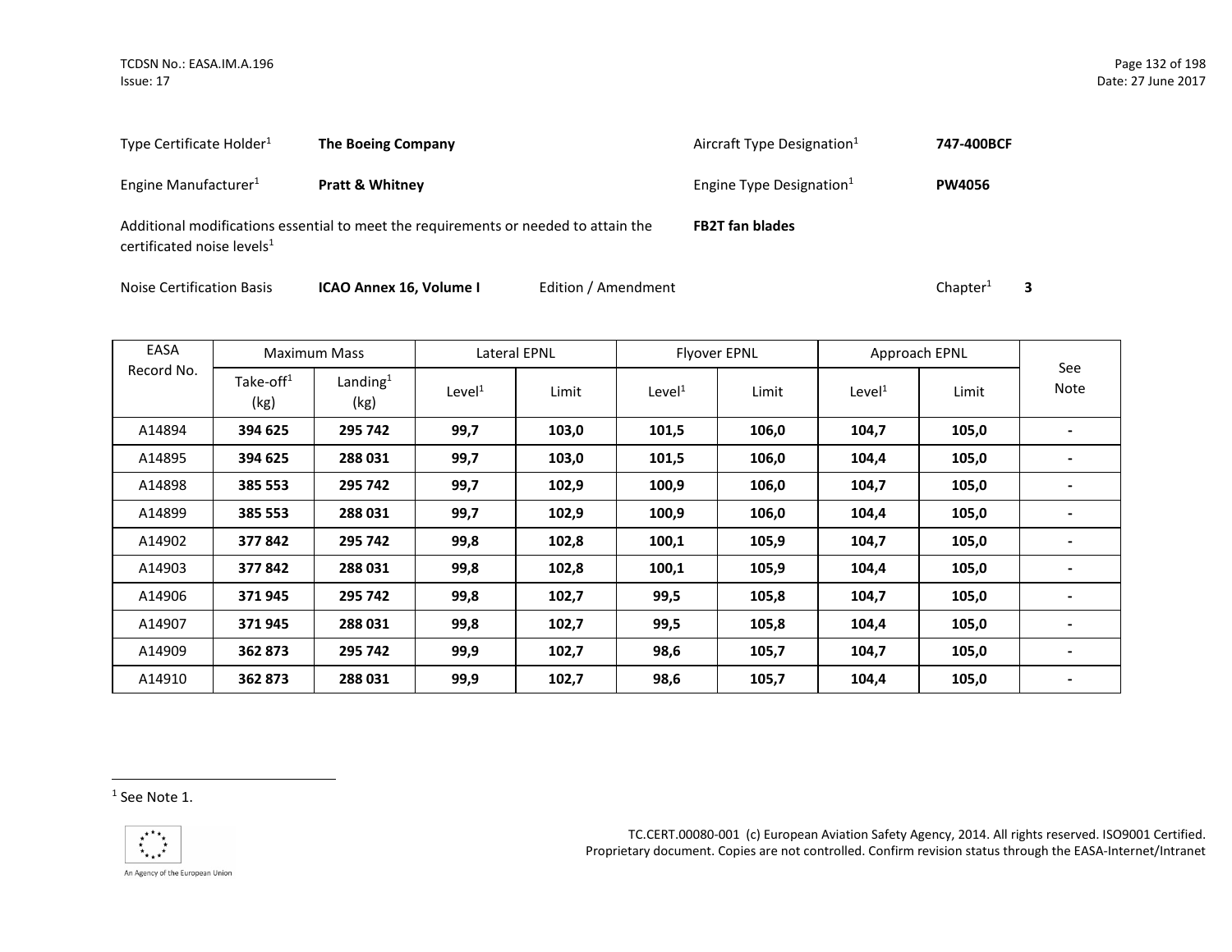Type Certificate Holder[1] **The Boeing Company**

Aircraft Type Designation[1] **747-400BCF**

Engine Manufacturer[1] **Pratt & Whitney**

Engine Type Designation[1] **PW4056**

Additional modifications essential to meet the requirements or needed to attain the certificated noise levels[1] **FB2T fan blades**

Noise Certification Basis **ICAO Annex 16, Volume I** Edition / Amendment Chapter[1] **3**

| EASA Record No. | Maximum Mass | | Lateral EPNL | | Flyover EPNL | | Approach EPNL | | See Note |
|---|---|---|---|---|---|---|---|---|---|
| | Take-off[1] (kg) | Landing[1] (kg) | Level[1] | Limit | Level[1] | Limit | Level[1] | Limit | |
| A14894 | **394 625** | **295 742** | **99,7** | **103,0** | **101,5** | **106,0** | **104,7** | **105,0** | **-** |
| A14895 | **394 625** | **288 031** | **99,7** | **103,0** | **101,5** | **106,0** | **104,4** | **105,0** | **-** |
| A14898 | **385 553** | **295 742** | **99,7** | **102,9** | **100,9** | **106,0** | **104,7** | **105,0** | **-** |
| A14899 | **385 553** | **288 031** | **99,7** | **102,9** | **100,9** | **106,0** | **104,4** | **105,0** | **-** |
| A14902 | **377 842** | **295 742** | **99,8** | **102,8** | **100,1** | **105,9** | **104,7** | **105,0** | **-** |
| A14903 | **377 842** | **288 031** | **99,8** | **102,8** | **100,1** | **105,9** | **104,4** | **105,0** | **-** |
| A14906 | **371 945** | **295 742** | **99,8** | **102,7** | **99,5** | **105,8** | **104,7** | **105,0** | **-** |
| A14907 | **371 945** | **288 031** | **99,8** | **102,7** | **99,5** | **105,8** | **104,4** | **105,0** | **-** |
| A14909 | **362 873** | **295 742** | **99,9** | **102,7** | **98,6** | **105,7** | **104,7** | **105,0** | **-** |
| A14910 | **362 873** | **288 031** | **99,9** | **102,7** | **98,6** | **105,7** | **104,4** | **105,0** | **-** |

[1] See Note 1.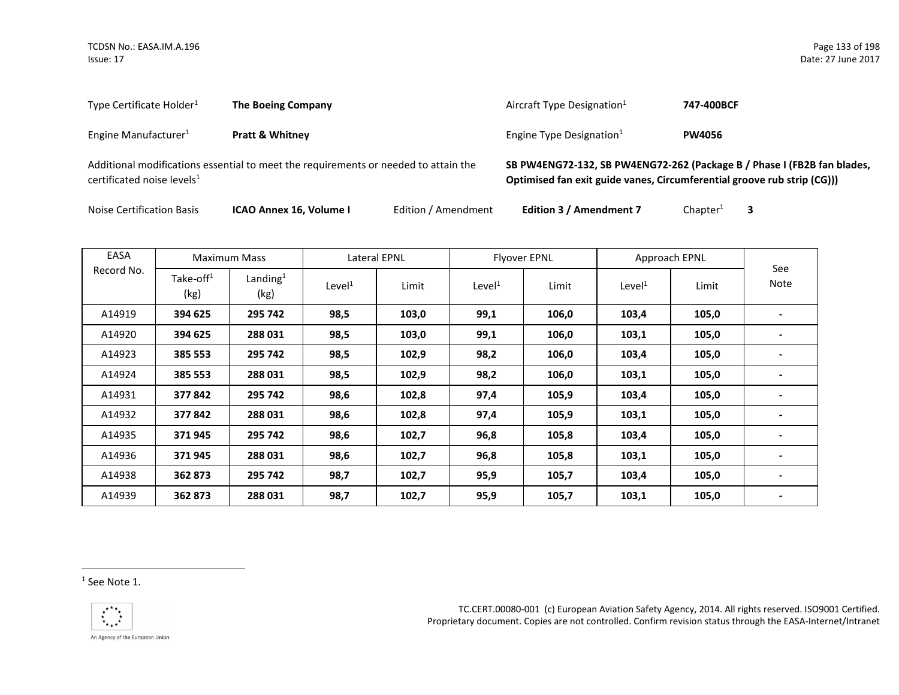Type Certificate Holder[1] **The Boeing Company**

Aircraft Type Designation[1] **747-400BCF**

Engine Manufacturer[1] **Pratt & Whitney**

Engine Type Designation[1] **PW4056**

Additional modifications essential to meet the requirements or needed to attain the certificated noise levels[1] **SB PW4ENG72-132, SB PW4ENG72-262 (Package B / Phase I (FB2B fan blades, Optimised fan exit guide vanes, Circumferential groove rub strip (CG)))**

Noise Certification Basis **ICAO Annex 16, Volume I** Edition / Amendment **Edition 3 / Amendment 7** Chapter[1] **3**

| EASA Record No. | Maximum Mass | | Lateral EPNL | | Flyover EPNL | | Approach EPNL | | See Note |
|---|---|---|---|---|---|---|---|---|---|
| | Take-off[1] (kg) | Landing[1] (kg) | Level[1] | Limit | Level[1] | Limit | Level[1] | Limit | |
| A14919 | **394 625** | **295 742** | **98,5** | **103,0** | **99,1** | **106,0** | **103,4** | **105,0** | **-** |
| A14920 | **394 625** | **288 031** | **98,5** | **103,0** | **99,1** | **106,0** | **103,1** | **105,0** | **-** |
| A14923 | **385 553** | **295 742** | **98,5** | **102,9** | **98,2** | **106,0** | **103,4** | **105,0** | **-** |
| A14924 | **385 553** | **288 031** | **98,5** | **102,9** | **98,2** | **106,0** | **103,1** | **105,0** | **-** |
| A14931 | **377 842** | **295 742** | **98,6** | **102,8** | **97,4** | **105,9** | **103,4** | **105,0** | **-** |
| A14932 | **377 842** | **288 031** | **98,6** | **102,8** | **97,4** | **105,9** | **103,1** | **105,0** | **-** |
| A14935 | **371 945** | **295 742** | **98,6** | **102,7** | **96,8** | **105,8** | **103,4** | **105,0** | **-** |
| A14936 | **371 945** | **288 031** | **98,6** | **102,7** | **96,8** | **105,8** | **103,1** | **105,0** | **-** |
| A14938 | **362 873** | **295 742** | **98,7** | **102,7** | **95,9** | **105,7** | **103,4** | **105,0** | **-** |
| A14939 | **362 873** | **288 031** | **98,7** | **102,7** | **95,9** | **105,7** | **103,1** | **105,0** | **-** |

[1] See Note 1.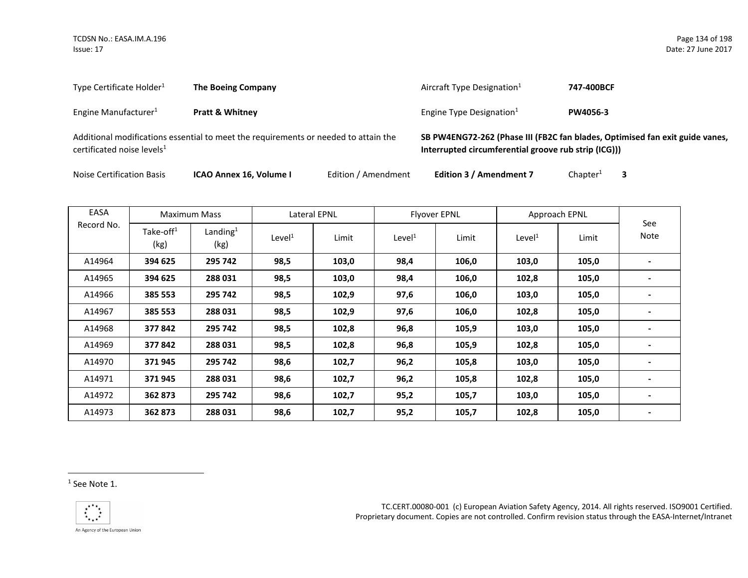| Type Certificate Holder[1] | **The Boeing Company** | Aircraft Type Designation[1] | **747-400BCF** |
|---|---|---|---|
| Engine Manufacturer[1] | **Pratt & Whitney** | Engine Type Designation[1] | **PW4056-3** |

Additional modifications essential to meet the requirements or needed to attain the certificated noise levels[1]: **SB PW4ENG72-262 (Phase III (FB2C fan blades, Optimised fan exit guide vanes, Interrupted circumferential groove rub strip (ICG)))**

Noise Certification Basis **ICAO Annex 16, Volume I** Edition / Amendment **Edition 3 / Amendment 7** Chapter[1] **3**

| EASA Record No. | Maximum Mass | | Lateral EPNL | | Flyover EPNL | | Approach EPNL | | See Note |
|---|---|---|---|---|---|---|---|---|---|
| | Take-off[1] (kg) | Landing[1] (kg) | Level[1] | Limit | Level[1] | Limit | Level[1] | Limit | |
| A14964 | **394 625** | **295 742** | **98,5** | **103,0** | **98,4** | **106,0** | **103,0** | **105,0** | **-** |
| A14965 | **394 625** | **288 031** | **98,5** | **103,0** | **98,4** | **106,0** | **102,8** | **105,0** | **-** |
| A14966 | **385 553** | **295 742** | **98,5** | **102,9** | **97,6** | **106,0** | **103,0** | **105,0** | **-** |
| A14967 | **385 553** | **288 031** | **98,5** | **102,9** | **97,6** | **106,0** | **102,8** | **105,0** | **-** |
| A14968 | **377 842** | **295 742** | **98,5** | **102,8** | **96,8** | **105,9** | **103,0** | **105,0** | **-** |
| A14969 | **377 842** | **288 031** | **98,5** | **102,8** | **96,8** | **105,9** | **102,8** | **105,0** | **-** |
| A14970 | **371 945** | **295 742** | **98,6** | **102,7** | **96,2** | **105,8** | **103,0** | **105,0** | **-** |
| A14971 | **371 945** | **288 031** | **98,6** | **102,7** | **96,2** | **105,8** | **102,8** | **105,0** | **-** |
| A14972 | **362 873** | **295 742** | **98,6** | **102,7** | **95,2** | **105,7** | **103,0** | **105,0** | **-** |
| A14973 | **362 873** | **288 031** | **98,6** | **102,7** | **95,2** | **105,7** | **102,8** | **105,0** | **-** |

[1] See Note 1.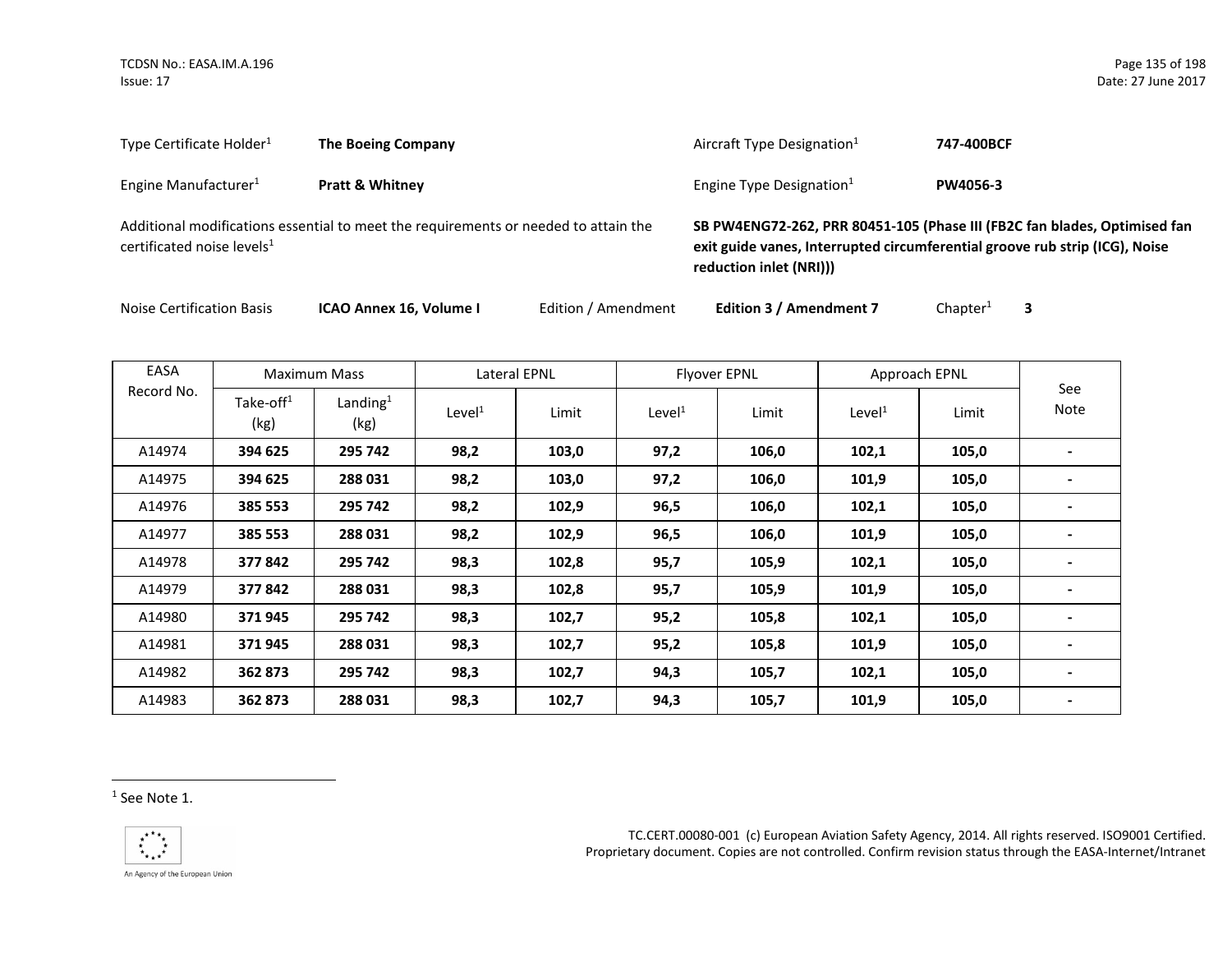Type Certificate Holder[1] **The Boeing Company**

Aircraft Type Designation[1] **747-400BCF**

Engine Manufacturer[1] **Pratt & Whitney**

Engine Type Designation[1] **PW4056-3**

Additional modifications essential to meet the requirements or needed to attain the certificated noise levels[1]

**SB PW4ENG72-262, PRR 80451-105 (Phase III (FB2C fan blades, Optimised fan exit guide vanes, Interrupted circumferential groove rub strip (ICG), Noise reduction inlet (NRI)))**

Noise Certification Basis **ICAO Annex 16, Volume I** Edition / Amendment **Edition 3 / Amendment 7** Chapter[1] **3**

| EASA Record No. | Maximum Mass | | Lateral EPNL | | Flyover EPNL | | Approach EPNL | | See Note |
|---|---|---|---|---|---|---|---|---|---|
| | Take-off[1] (kg) | Landing[1] (kg) | Level[1] | Limit | Level[1] | Limit | Level[1] | Limit | |
| A14974 | **394 625** | **295 742** | **98,2** | **103,0** | **97,2** | **106,0** | **102,1** | **105,0** | **-** |
| A14975 | **394 625** | **288 031** | **98,2** | **103,0** | **97,2** | **106,0** | **101,9** | **105,0** | **-** |
| A14976 | **385 553** | **295 742** | **98,2** | **102,9** | **96,5** | **106,0** | **102,1** | **105,0** | **-** |
| A14977 | **385 553** | **288 031** | **98,2** | **102,9** | **96,5** | **106,0** | **101,9** | **105,0** | **-** |
| A14978 | **377 842** | **295 742** | **98,3** | **102,8** | **95,7** | **105,9** | **102,1** | **105,0** | **-** |
| A14979 | **377 842** | **288 031** | **98,3** | **102,8** | **95,7** | **105,9** | **101,9** | **105,0** | **-** |
| A14980 | **371 945** | **295 742** | **98,3** | **102,7** | **95,2** | **105,8** | **102,1** | **105,0** | **-** |
| A14981 | **371 945** | **288 031** | **98,3** | **102,7** | **95,2** | **105,8** | **101,9** | **105,0** | **-** |
| A14982 | **362 873** | **295 742** | **98,3** | **102,7** | **94,3** | **105,7** | **102,1** | **105,0** | **-** |
| A14983 | **362 873** | **288 031** | **98,3** | **102,7** | **94,3** | **105,7** | **101,9** | **105,0** | **-** |

[1] See Note 1.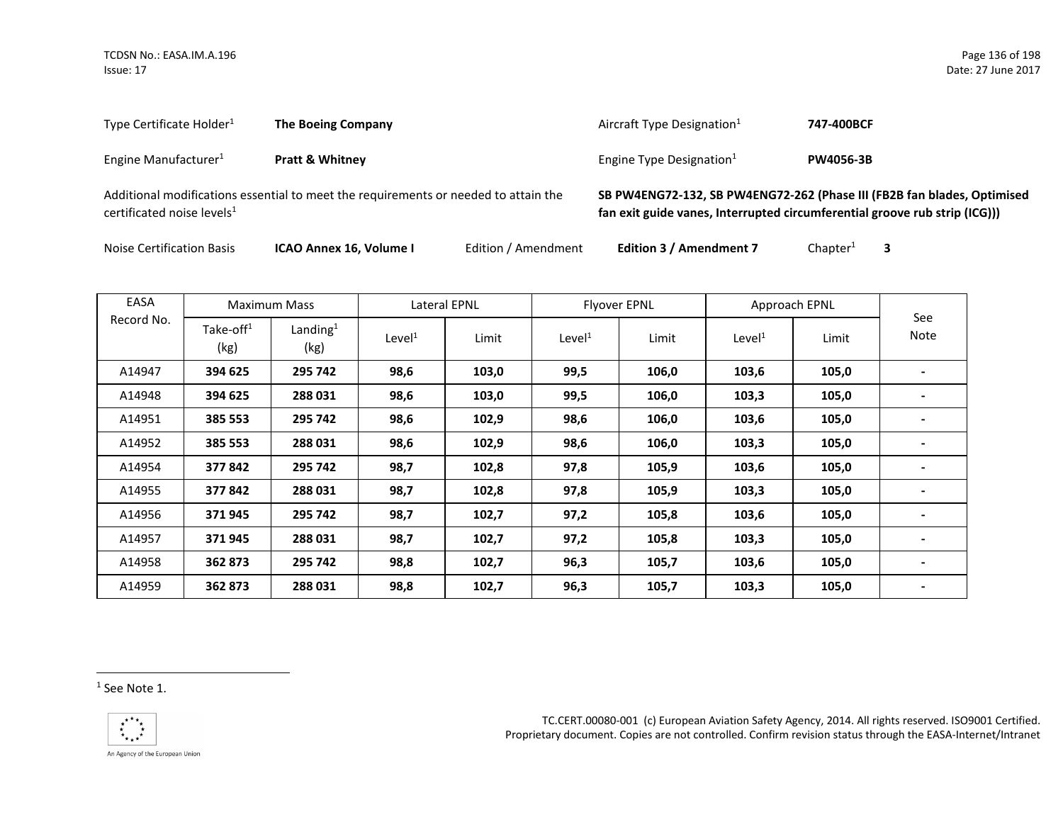Type Certificate Holder[1] **The Boeing Company**

Aircraft Type Designation[1] **747-400BCF**

Engine Manufacturer[1] **Pratt & Whitney**

Engine Type Designation[1] **PW4056-3B**

Additional modifications essential to meet the requirements or needed to attain the certificated noise levels[1] **SB PW4ENG72-132, SB PW4ENG72-262 (Phase III (FB2B fan blades, Optimised fan exit guide vanes, Interrupted circumferential groove rub strip (ICG)))**

Noise Certification Basis **ICAO Annex 16, Volume I** Edition / Amendment **Edition 3 / Amendment 7** Chapter[1] **3**

| EASA Record No. | Maximum Mass | | Lateral EPNL | | Flyover EPNL | | Approach EPNL | | See Note |
|---|---|---|---|---|---|---|---|---|---|
| | Take-off[1] (kg) | Landing[1] (kg) | Level[1] | Limit | Level[1] | Limit | Level[1] | Limit | |
| A14947 | **394 625** | **295 742** | **98,6** | **103,0** | **99,5** | **106,0** | **103,6** | **105,0** | **-** |
| A14948 | **394 625** | **288 031** | **98,6** | **103,0** | **99,5** | **106,0** | **103,3** | **105,0** | **-** |
| A14951 | **385 553** | **295 742** | **98,6** | **102,9** | **98,6** | **106,0** | **103,6** | **105,0** | **-** |
| A14952 | **385 553** | **288 031** | **98,6** | **102,9** | **98,6** | **106,0** | **103,3** | **105,0** | **-** |
| A14954 | **377 842** | **295 742** | **98,7** | **102,8** | **97,8** | **105,9** | **103,6** | **105,0** | **-** |
| A14955 | **377 842** | **288 031** | **98,7** | **102,8** | **97,8** | **105,9** | **103,3** | **105,0** | **-** |
| A14956 | **371 945** | **295 742** | **98,7** | **102,7** | **97,2** | **105,8** | **103,6** | **105,0** | **-** |
| A14957 | **371 945** | **288 031** | **98,7** | **102,7** | **97,2** | **105,8** | **103,3** | **105,0** | **-** |
| A14958 | **362 873** | **295 742** | **98,8** | **102,7** | **96,3** | **105,7** | **103,6** | **105,0** | **-** |
| A14959 | **362 873** | **288 031** | **98,8** | **102,7** | **96,3** | **105,7** | **103,3** | **105,0** | **-** |

[1] See Note 1.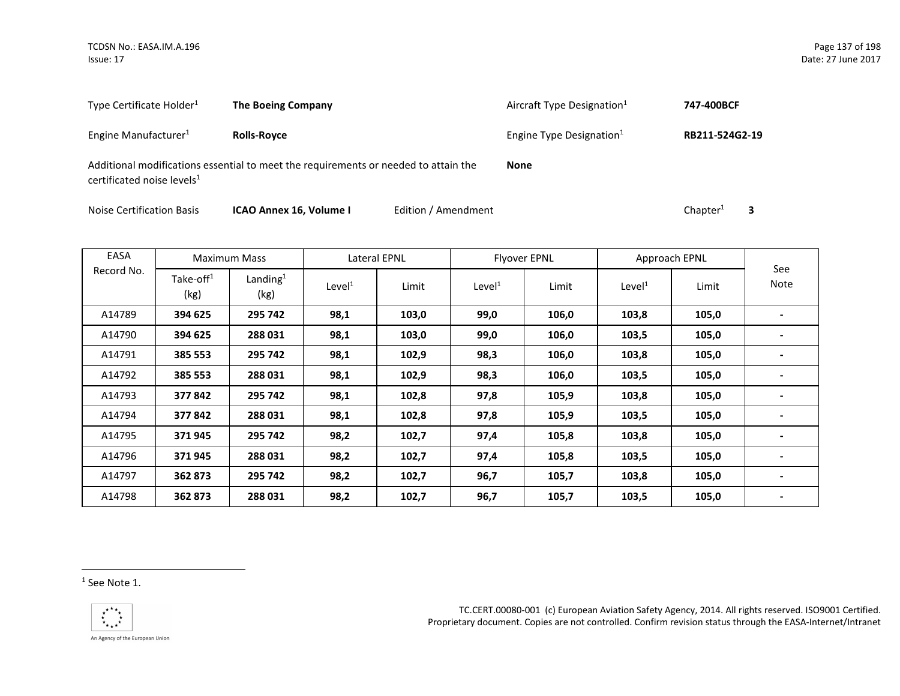| Type Certificate Holder[1] | **The Boeing Company** | Aircraft Type Designation[1] | **747-400BCF** |
|---|---|---|---|
| Engine Manufacturer[1] | **Rolls-Royce** | Engine Type Designation[1] | **RB211-524G2-19** |

Additional modifications essential to meet the requirements or needed to attain the certificated noise levels[1] **None**

Noise Certification Basis **ICAO Annex 16, Volume I** Edition / Amendment Chapter[1] **3**

| EASA Record No. | Maximum Mass | | Lateral EPNL | | Flyover EPNL | | Approach EPNL | | See Note |
|---|---|---|---|---|---|---|---|---|---|
| | Take-off[1] (kg) | Landing[1] (kg) | Level[1] | Limit | Level[1] | Limit | Level[1] | Limit | |
| A14789 | **394 625** | **295 742** | **98,1** | **103,0** | **99,0** | **106,0** | **103,8** | **105,0** | **-** |
| A14790 | **394 625** | **288 031** | **98,1** | **103,0** | **99,0** | **106,0** | **103,5** | **105,0** | **-** |
| A14791 | **385 553** | **295 742** | **98,1** | **102,9** | **98,3** | **106,0** | **103,8** | **105,0** | **-** |
| A14792 | **385 553** | **288 031** | **98,1** | **102,9** | **98,3** | **106,0** | **103,5** | **105,0** | **-** |
| A14793 | **377 842** | **295 742** | **98,1** | **102,8** | **97,8** | **105,9** | **103,8** | **105,0** | **-** |
| A14794 | **377 842** | **288 031** | **98,1** | **102,8** | **97,8** | **105,9** | **103,5** | **105,0** | **-** |
| A14795 | **371 945** | **295 742** | **98,2** | **102,7** | **97,4** | **105,8** | **103,8** | **105,0** | **-** |
| A14796 | **371 945** | **288 031** | **98,2** | **102,7** | **97,4** | **105,8** | **103,5** | **105,0** | **-** |
| A14797 | **362 873** | **295 742** | **98,2** | **102,7** | **96,7** | **105,7** | **103,8** | **105,0** | **-** |
| A14798 | **362 873** | **288 031** | **98,2** | **102,7** | **96,7** | **105,7** | **103,5** | **105,0** | **-** |

[1] See Note 1.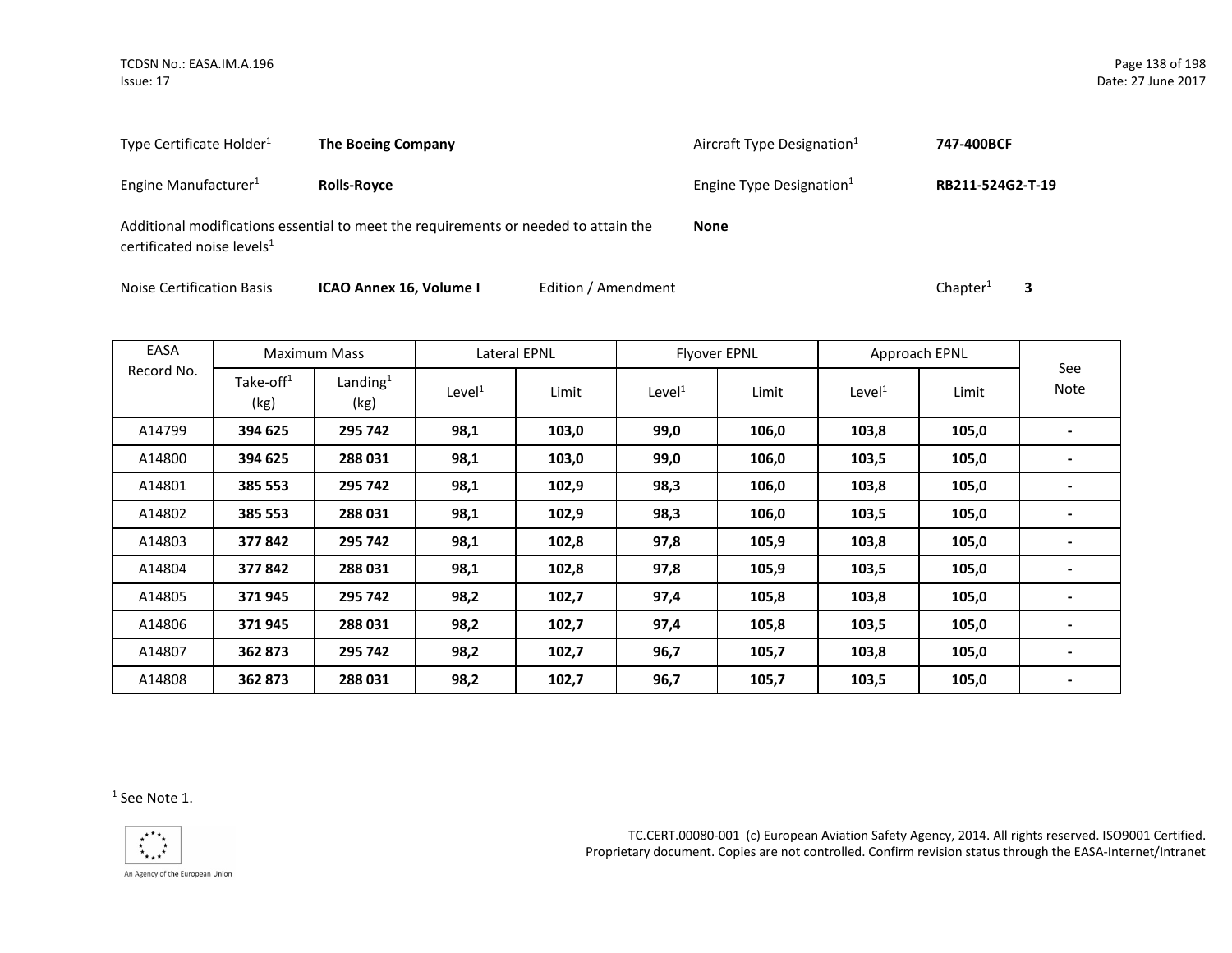| Type Certificate Holder[1] | **The Boeing Company** | Aircraft Type Designation[1] | **747-400BCF** |
|---|---|---|---|
| Engine Manufacturer[1] | **Rolls-Royce** | Engine Type Designation[1] | **RB211-524G2-T-19** |

Additional modifications essential to meet the requirements or needed to attain the certificated noise levels[1] **None**

Noise Certification Basis **ICAO Annex 16, Volume I** Edition / Amendment Chapter[1] **3**

| EASA Record No. | Maximum Mass | | Lateral EPNL | | Flyover EPNL | | Approach EPNL | | See Note |
|---|---|---|---|---|---|---|---|---|---|
| | Take-off[1] (kg) | Landing[1] (kg) | Level[1] | Limit | Level[1] | Limit | Level[1] | Limit | |
| A14799 | **394 625** | **295 742** | **98,1** | **103,0** | **99,0** | **106,0** | **103,8** | **105,0** | **-** |
| A14800 | **394 625** | **288 031** | **98,1** | **103,0** | **99,0** | **106,0** | **103,5** | **105,0** | **-** |
| A14801 | **385 553** | **295 742** | **98,1** | **102,9** | **98,3** | **106,0** | **103,8** | **105,0** | **-** |
| A14802 | **385 553** | **288 031** | **98,1** | **102,9** | **98,3** | **106,0** | **103,5** | **105,0** | **-** |
| A14803 | **377 842** | **295 742** | **98,1** | **102,8** | **97,8** | **105,9** | **103,8** | **105,0** | **-** |
| A14804 | **377 842** | **288 031** | **98,1** | **102,8** | **97,8** | **105,9** | **103,5** | **105,0** | **-** |
| A14805 | **371 945** | **295 742** | **98,2** | **102,7** | **97,4** | **105,8** | **103,8** | **105,0** | **-** |
| A14806 | **371 945** | **288 031** | **98,2** | **102,7** | **97,4** | **105,8** | **103,5** | **105,0** | **-** |
| A14807 | **362 873** | **295 742** | **98,2** | **102,7** | **96,7** | **105,7** | **103,8** | **105,0** | **-** |
| A14808 | **362 873** | **288 031** | **98,2** | **102,7** | **96,7** | **105,7** | **103,5** | **105,0** | **-** |

[1] See Note 1.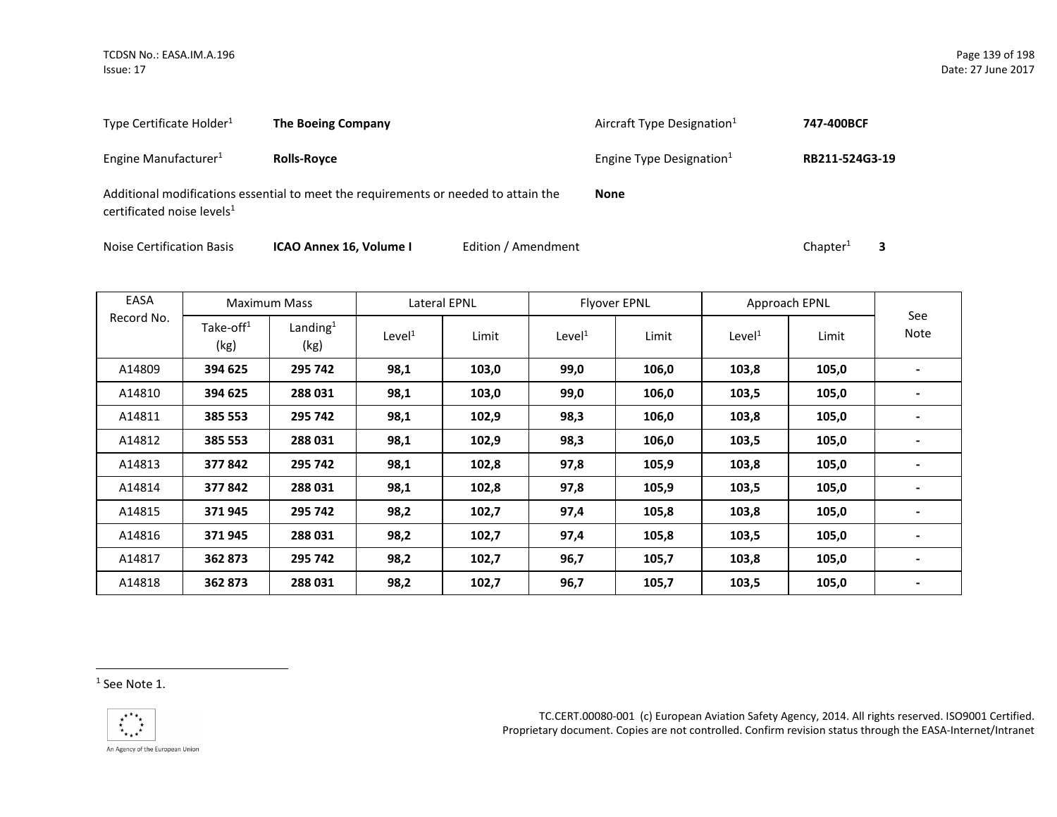| | | | |
|---|---|---|---|
| Type Certificate Holder[1] | **The Boeing Company** | Aircraft Type Designation[1] | **747-400BCF** |
| Engine Manufacturer[1] | **Rolls-Royce** | Engine Type Designation[1] | **RB211-524G3-19** |
| Additional modifications essential to meet the requirements or needed to attain the certificated noise levels[1] | | **None** | |

Noise Certification Basis **ICAO Annex 16, Volume I** Edition / Amendment Chapter[1] **3**

| EASA Record No. | Maximum Mass | | Lateral EPNL | | Flyover EPNL | | Approach EPNL | | See Note |
|---|---|---|---|---|---|---|---|---|---|
| | Take-off[1] (kg) | Landing[1] (kg) | Level[1] | Limit | Level[1] | Limit | Level[1] | Limit | |
| A14809 | **394 625** | **295 742** | **98,1** | **103,0** | **99,0** | **106,0** | **103,8** | **105,0** | **-** |
| A14810 | **394 625** | **288 031** | **98,1** | **103,0** | **99,0** | **106,0** | **103,5** | **105,0** | **-** |
| A14811 | **385 553** | **295 742** | **98,1** | **102,9** | **98,3** | **106,0** | **103,8** | **105,0** | **-** |
| A14812 | **385 553** | **288 031** | **98,1** | **102,9** | **98,3** | **106,0** | **103,5** | **105,0** | **-** |
| A14813 | **377 842** | **295 742** | **98,1** | **102,8** | **97,8** | **105,9** | **103,8** | **105,0** | **-** |
| A14814 | **377 842** | **288 031** | **98,1** | **102,8** | **97,8** | **105,9** | **103,5** | **105,0** | **-** |
| A14815 | **371 945** | **295 742** | **98,2** | **102,7** | **97,4** | **105,8** | **103,8** | **105,0** | **-** |
| A14816 | **371 945** | **288 031** | **98,2** | **102,7** | **97,4** | **105,8** | **103,5** | **105,0** | **-** |
| A14817 | **362 873** | **295 742** | **98,2** | **102,7** | **96,7** | **105,7** | **103,8** | **105,0** | **-** |
| A14818 | **362 873** | **288 031** | **98,2** | **102,7** | **96,7** | **105,7** | **103,5** | **105,0** | **-** |

[1] See Note 1.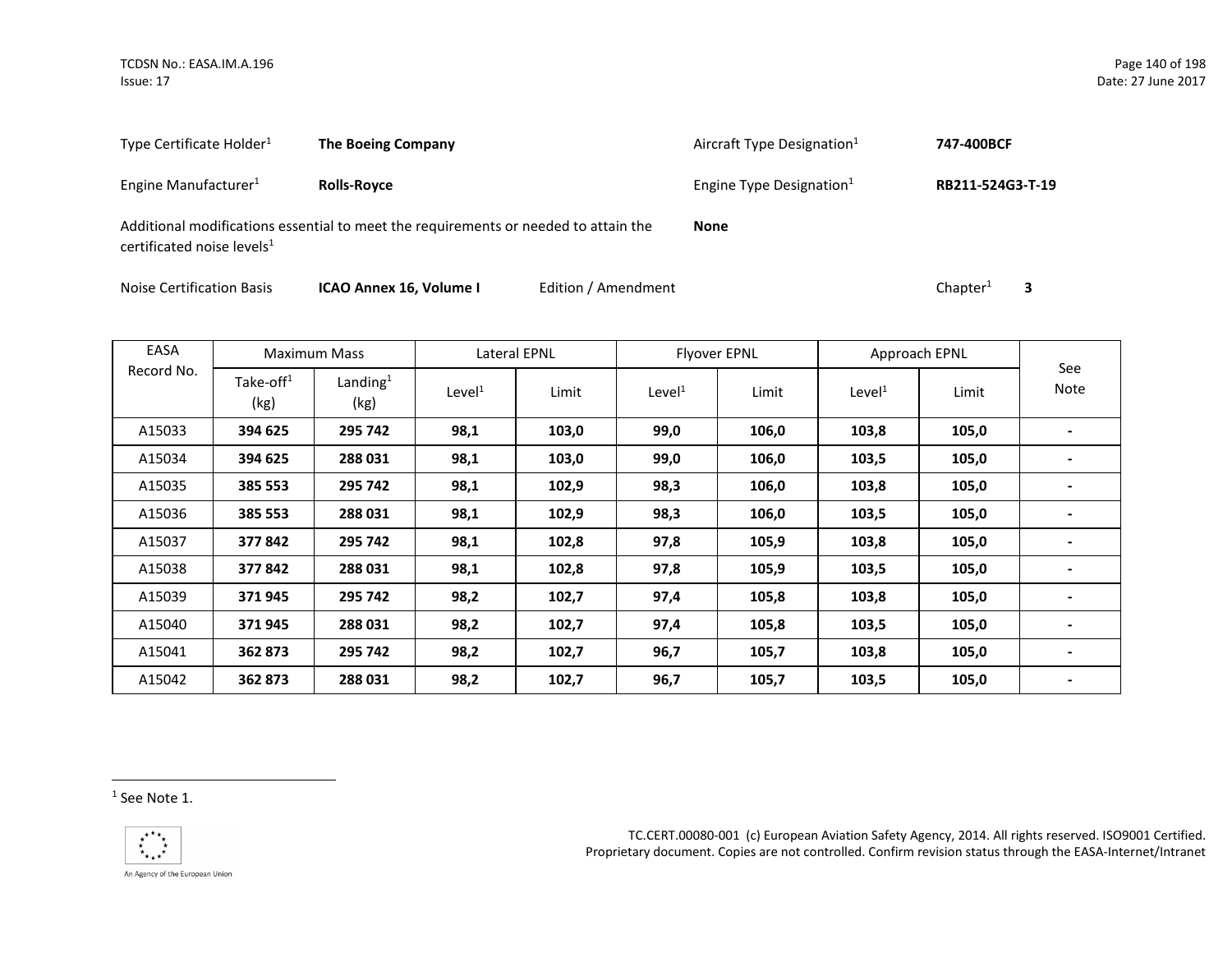Type Certificate Holder[1] **The Boeing Company**

Aircraft Type Designation[1] **747-400BCF**

Engine Manufacturer[1] **Rolls-Royce**

Engine Type Designation[1] **RB211-524G3-T-19**

Additional modifications essential to meet the requirements or needed to attain the certificated noise levels[1] **None**

Noise Certification Basis **ICAO Annex 16, Volume I** Edition / Amendment Chapter[1] **3**

| EASA Record No. | Maximum Mass | | Lateral EPNL | | Flyover EPNL | | Approach EPNL | | See Note |
|---|---|---|---|---|---|---|---|---|---|
| | Take-off[1] (kg) | Landing[1] (kg) | Level[1] | Limit | Level[1] | Limit | Level[1] | Limit | |
| A15033 | **394 625** | **295 742** | **98,1** | **103,0** | **99,0** | **106,0** | **103,8** | **105,0** | **-** |
| A15034 | **394 625** | **288 031** | **98,1** | **103,0** | **99,0** | **106,0** | **103,5** | **105,0** | **-** |
| A15035 | **385 553** | **295 742** | **98,1** | **102,9** | **98,3** | **106,0** | **103,8** | **105,0** | **-** |
| A15036 | **385 553** | **288 031** | **98,1** | **102,9** | **98,3** | **106,0** | **103,5** | **105,0** | **-** |
| A15037 | **377 842** | **295 742** | **98,1** | **102,8** | **97,8** | **105,9** | **103,8** | **105,0** | **-** |
| A15038 | **377 842** | **288 031** | **98,1** | **102,8** | **97,8** | **105,9** | **103,5** | **105,0** | **-** |
| A15039 | **371 945** | **295 742** | **98,2** | **102,7** | **97,4** | **105,8** | **103,8** | **105,0** | **-** |
| A15040 | **371 945** | **288 031** | **98,2** | **102,7** | **97,4** | **105,8** | **103,5** | **105,0** | **-** |
| A15041 | **362 873** | **295 742** | **98,2** | **102,7** | **96,7** | **105,7** | **103,8** | **105,0** | **-** |
| A15042 | **362 873** | **288 031** | **98,2** | **102,7** | **96,7** | **105,7** | **103,5** | **105,0** | **-** |

[1] See Note 1.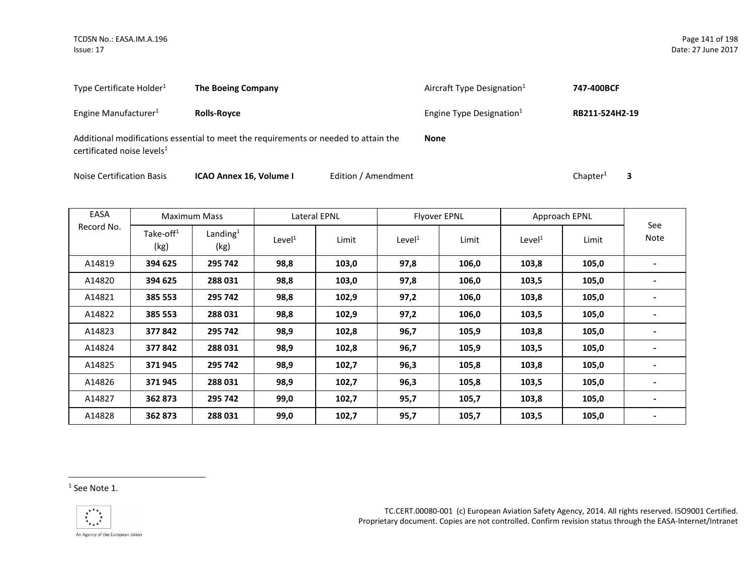| | | | |
|---|---|---|---|
| Type Certificate Holder[1] | **The Boeing Company** | Aircraft Type Designation[1] | **747-400BCF** |
| Engine Manufacturer[1] | **Rolls-Royce** | Engine Type Designation[1] | **RB211-524H2-19** |
| Additional modifications essential to meet the requirements or needed to attain the certificated noise levels[1] | | **None** | |
| Noise Certification Basis | **ICAO Annex 16, Volume I** | Edition / Amendment | Chapter[1] **3** |

| EASA Record No. | Maximum Mass | | Lateral EPNL | | Flyover EPNL | | Approach EPNL | | See Note |
|---|---|---|---|---|---|---|---|---|---|
| | Take-off[1] (kg) | Landing[1] (kg) | Level[1] | Limit | Level[1] | Limit | Level[1] | Limit | |
| A14819 | **394 625** | **295 742** | **98,8** | **103,0** | **97,8** | **106,0** | **103,8** | **105,0** | **-** |
| A14820 | **394 625** | **288 031** | **98,8** | **103,0** | **97,8** | **106,0** | **103,5** | **105,0** | **-** |
| A14821 | **385 553** | **295 742** | **98,8** | **102,9** | **97,2** | **106,0** | **103,8** | **105,0** | **-** |
| A14822 | **385 553** | **288 031** | **98,8** | **102,9** | **97,2** | **106,0** | **103,5** | **105,0** | **-** |
| A14823 | **377 842** | **295 742** | **98,9** | **102,8** | **96,7** | **105,9** | **103,8** | **105,0** | **-** |
| A14824 | **377 842** | **288 031** | **98,9** | **102,8** | **96,7** | **105,9** | **103,5** | **105,0** | **-** |
| A14825 | **371 945** | **295 742** | **98,9** | **102,7** | **96,3** | **105,8** | **103,8** | **105,0** | **-** |
| A14826 | **371 945** | **288 031** | **98,9** | **102,7** | **96,3** | **105,8** | **103,5** | **105,0** | **-** |
| A14827 | **362 873** | **295 742** | **99,0** | **102,7** | **95,7** | **105,7** | **103,8** | **105,0** | **-** |
| A14828 | **362 873** | **288 031** | **99,0** | **102,7** | **95,7** | **105,7** | **103,5** | **105,0** | **-** |

[1] See Note 1.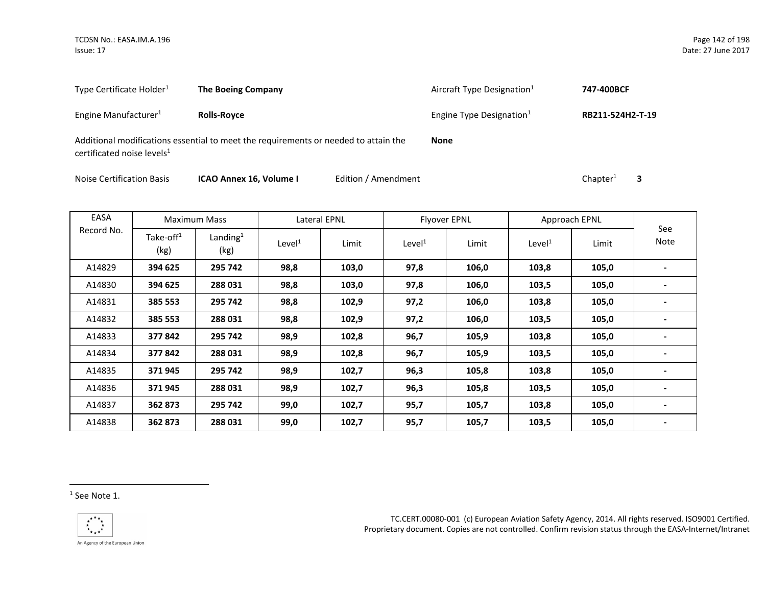| Type Certificate Holder[1] | **The Boeing Company** | Aircraft Type Designation[1] | **747-400BCF** |
|---|---|---|---|
| Engine Manufacturer[1] | **Rolls-Royce** | Engine Type Designation[1] | **RB211-524H2-T-19** |

Additional modifications essential to meet the requirements or needed to attain the certificated noise levels[1] **None**

Noise Certification Basis **ICAO Annex 16, Volume I** Edition / Amendment Chapter[1] **3**

| EASA Record No. | Maximum Mass | | Lateral EPNL | | Flyover EPNL | | Approach EPNL | | See Note |
|---|---|---|---|---|---|---|---|---|---|
| | Take-off[1] (kg) | Landing[1] (kg) | Level[1] | Limit | Level[1] | Limit | Level[1] | Limit | |
| A14829 | **394 625** | **295 742** | **98,8** | **103,0** | **97,8** | **106,0** | **103,8** | **105,0** | **-** |
| A14830 | **394 625** | **288 031** | **98,8** | **103,0** | **97,8** | **106,0** | **103,5** | **105,0** | **-** |
| A14831 | **385 553** | **295 742** | **98,8** | **102,9** | **97,2** | **106,0** | **103,8** | **105,0** | **-** |
| A14832 | **385 553** | **288 031** | **98,8** | **102,9** | **97,2** | **106,0** | **103,5** | **105,0** | **-** |
| A14833 | **377 842** | **295 742** | **98,9** | **102,8** | **96,7** | **105,9** | **103,8** | **105,0** | **-** |
| A14834 | **377 842** | **288 031** | **98,9** | **102,8** | **96,7** | **105,9** | **103,5** | **105,0** | **-** |
| A14835 | **371 945** | **295 742** | **98,9** | **102,7** | **96,3** | **105,8** | **103,8** | **105,0** | **-** |
| A14836 | **371 945** | **288 031** | **98,9** | **102,7** | **96,3** | **105,8** | **103,5** | **105,0** | **-** |
| A14837 | **362 873** | **295 742** | **99,0** | **102,7** | **95,7** | **105,7** | **103,8** | **105,0** | **-** |
| A14838 | **362 873** | **288 031** | **99,0** | **102,7** | **95,7** | **105,7** | **103,5** | **105,0** | **-** |

[1] See Note 1.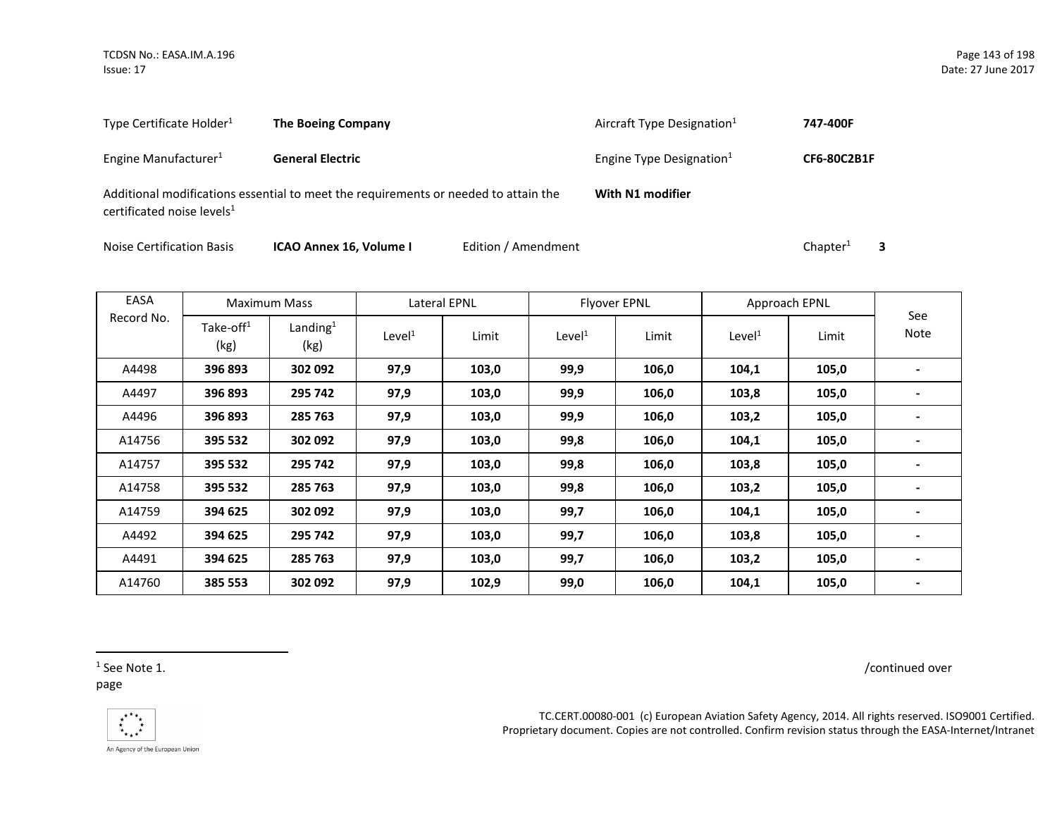| | | | |
|---|---|---|---|
| Type Certificate Holder[1] | **The Boeing Company** | Aircraft Type Designation[1] | **747-400F** |
| Engine Manufacturer[1] | **General Electric** | Engine Type Designation[1] | **CF6-80C2B1F** |

Additional modifications essential to meet the requirements or needed to attain the certificated noise levels[1] **With N1 modifier**

Noise Certification Basis **ICAO Annex 16, Volume I** Edition / Amendment Chapter[1] **3**

| EASA Record No. | Maximum Mass | | Lateral EPNL | | Flyover EPNL | | Approach EPNL | | See Note |
|---|---|---|---|---|---|---|---|---|---|
| | Take-off[1] (kg) | Landing[1] (kg) | Level[1] | Limit | Level[1] | Limit | Level[1] | Limit | |
| A4498 | **396 893** | **302 092** | **97,9** | **103,0** | **99,9** | **106,0** | **104,1** | **105,0** | **-** |
| A4497 | **396 893** | **295 742** | **97,9** | **103,0** | **99,9** | **106,0** | **103,8** | **105,0** | **-** |
| A4496 | **396 893** | **285 763** | **97,9** | **103,0** | **99,9** | **106,0** | **103,2** | **105,0** | **-** |
| A14756 | **395 532** | **302 092** | **97,9** | **103,0** | **99,8** | **106,0** | **104,1** | **105,0** | **-** |
| A14757 | **395 532** | **295 742** | **97,9** | **103,0** | **99,8** | **106,0** | **103,8** | **105,0** | **-** |
| A14758 | **395 532** | **285 763** | **97,9** | **103,0** | **99,8** | **106,0** | **103,2** | **105,0** | **-** |
| A14759 | **394 625** | **302 092** | **97,9** | **103,0** | **99,7** | **106,0** | **104,1** | **105,0** | **-** |
| A4492 | **394 625** | **295 742** | **97,9** | **103,0** | **99,7** | **106,0** | **103,8** | **105,0** | **-** |
| A4491 | **394 625** | **285 763** | **97,9** | **103,0** | **99,7** | **106,0** | **103,2** | **105,0** | **-** |
| A14760 | **385 553** | **302 092** | **97,9** | **102,9** | **99,0** | **106,0** | **104,1** | **105,0** | **-** |

[1] See Note 1.

/continued over page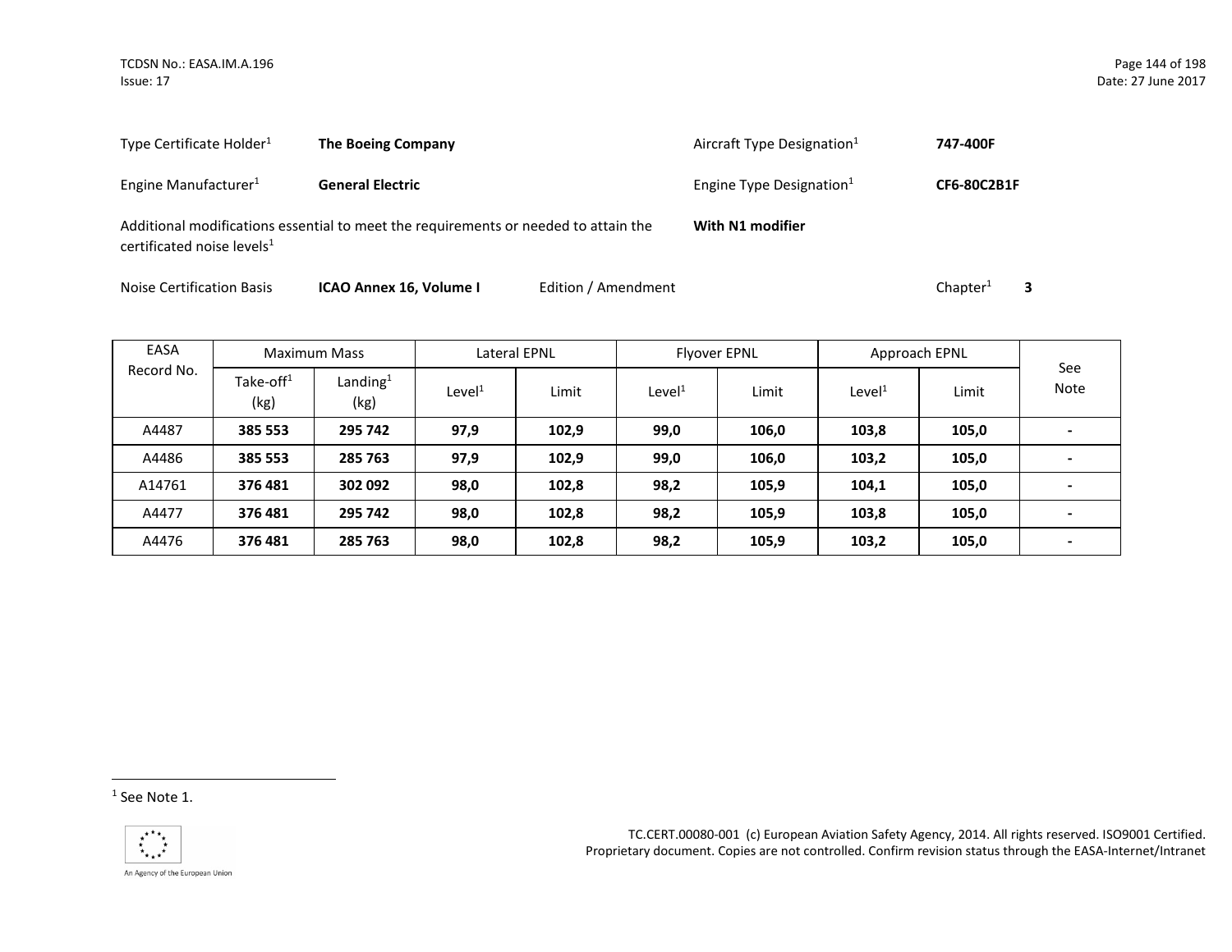Type Certificate Holder[1] **The Boeing Company** Aircraft Type Designation[1] **747-400F**

Engine Manufacturer[1] **General Electric** Engine Type Designation[1] **CF6-80C2B1F**

Additional modifications essential to meet the requirements or needed to attain the certificated noise levels[1] **With N1 modifier**

Noise Certification Basis **ICAO Annex 16, Volume I** Edition / Amendment Chapter[1] **3**

| EASA Record No. | Maximum Mass | | Lateral EPNL | | Flyover EPNL | | Approach EPNL | | See Note |
|---|---|---|---|---|---|---|---|---|---|
| | Take-off[1] (kg) | Landing[1] (kg) | Level[1] | Limit | Level[1] | Limit | Level[1] | Limit | |
| A4487 | **385 553** | **295 742** | **97,9** | **102,9** | **99,0** | **106,0** | **103,8** | **105,0** | **-** |
| A4486 | **385 553** | **285 763** | **97,9** | **102,9** | **99,0** | **106,0** | **103,2** | **105,0** | **-** |
| A14761 | **376 481** | **302 092** | **98,0** | **102,8** | **98,2** | **105,9** | **104,1** | **105,0** | **-** |
| A4477 | **376 481** | **295 742** | **98,0** | **102,8** | **98,2** | **105,9** | **103,8** | **105,0** | **-** |
| A4476 | **376 481** | **285 763** | **98,0** | **102,8** | **98,2** | **105,9** | **103,2** | **105,0** | **-** |

[1] See Note 1.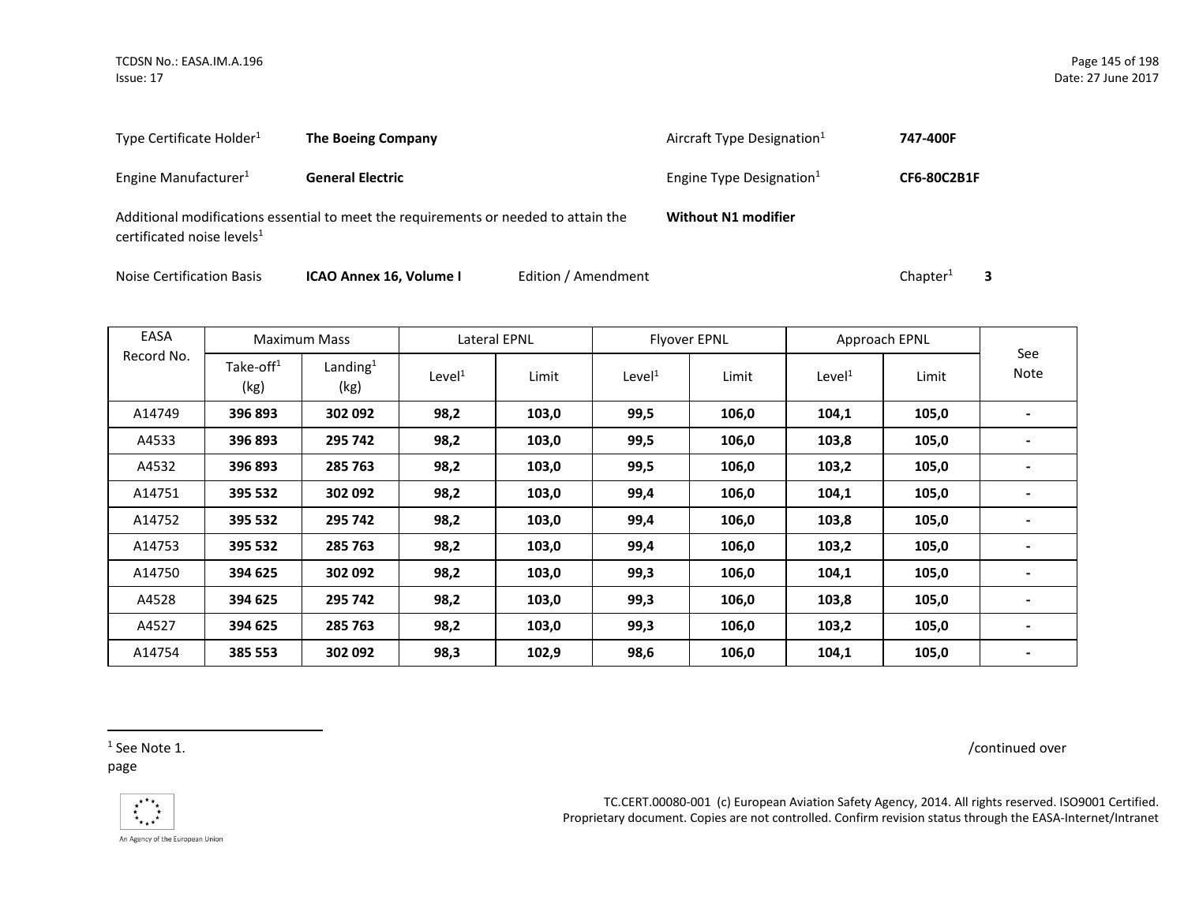Type Certificate Holder[1] **The Boeing Company** Aircraft Type Designation[1] **747-400F**

Engine Manufacturer[1] **General Electric** Engine Type Designation[1] **CF6-80C2B1F**

Additional modifications essential to meet the requirements or needed to attain the certificated noise levels[1] **Without N1 modifier**

Noise Certification Basis **ICAO Annex 16, Volume I** Edition / Amendment Chapter[1] **3**

| EASA Record No. | Maximum Mass | | Lateral EPNL | | Flyover EPNL | | Approach EPNL | | See Note |
|---|---|---|---|---|---|---|---|---|---|
| | Take-off[1] (kg) | Landing[1] (kg) | Level[1] | Limit | Level[1] | Limit | Level[1] | Limit | |
| A14749 | **396 893** | **302 092** | **98,2** | **103,0** | **99,5** | **106,0** | **104,1** | **105,0** | **-** |
| A4533 | **396 893** | **295 742** | **98,2** | **103,0** | **99,5** | **106,0** | **103,8** | **105,0** | **-** |
| A4532 | **396 893** | **285 763** | **98,2** | **103,0** | **99,5** | **106,0** | **103,2** | **105,0** | **-** |
| A14751 | **395 532** | **302 092** | **98,2** | **103,0** | **99,4** | **106,0** | **104,1** | **105,0** | **-** |
| A14752 | **395 532** | **295 742** | **98,2** | **103,0** | **99,4** | **106,0** | **103,8** | **105,0** | **-** |
| A14753 | **395 532** | **285 763** | **98,2** | **103,0** | **99,4** | **106,0** | **103,2** | **105,0** | **-** |
| A14750 | **394 625** | **302 092** | **98,2** | **103,0** | **99,3** | **106,0** | **104,1** | **105,0** | **-** |
| A4528 | **394 625** | **295 742** | **98,2** | **103,0** | **99,3** | **106,0** | **103,8** | **105,0** | **-** |
| A4527 | **394 625** | **285 763** | **98,2** | **103,0** | **99,3** | **106,0** | **103,2** | **105,0** | **-** |
| A14754 | **385 553** | **302 092** | **98,3** | **102,9** | **98,6** | **106,0** | **104,1** | **105,0** | **-** |

[1] See Note 1.

/continued over page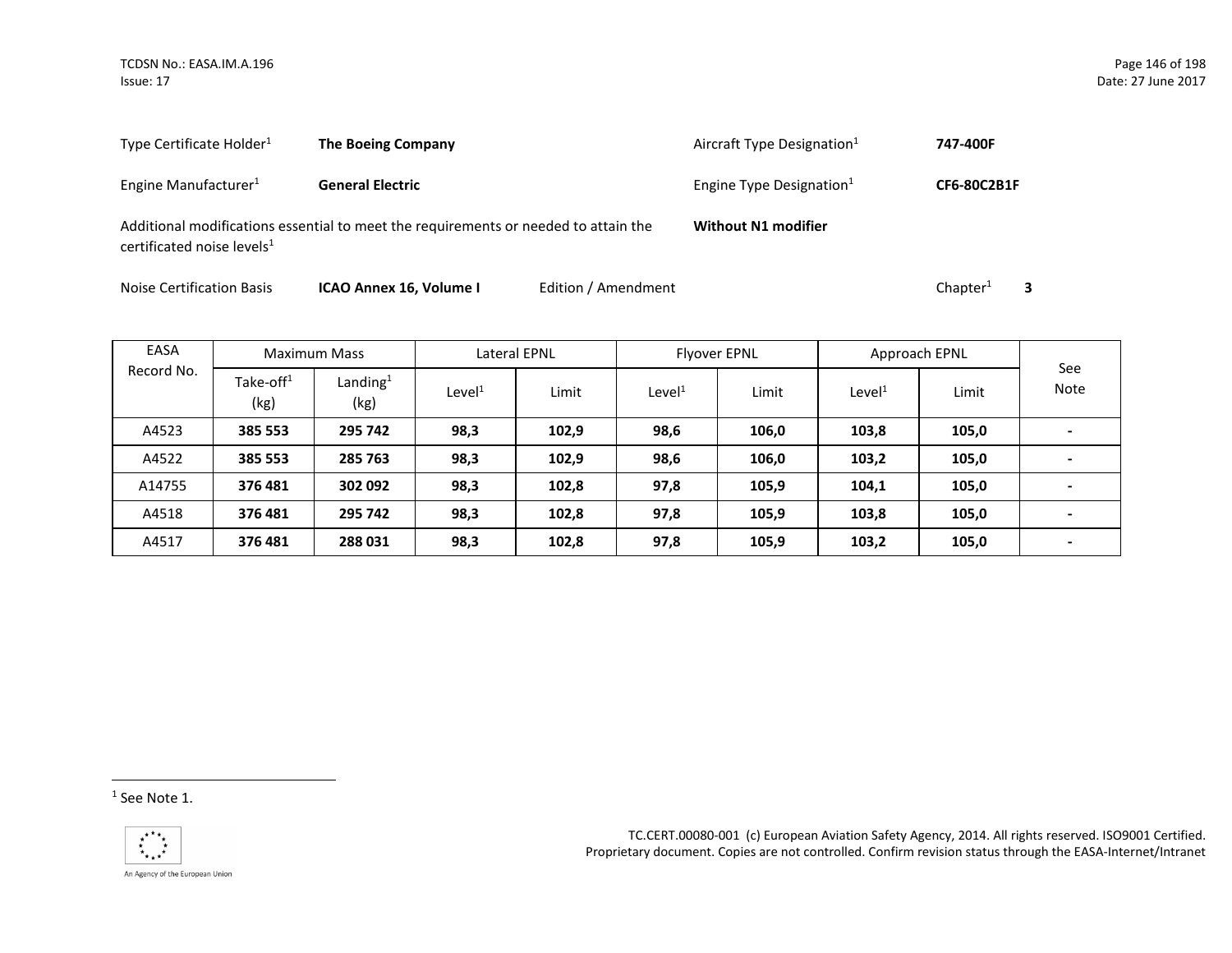Type Certificate Holder[1] **The Boeing Company**

Aircraft Type Designation[1] **747-400F**

Engine Manufacturer[1] **General Electric**

Engine Type Designation[1] **CF6-80C2B1F**

Additional modifications essential to meet the requirements or needed to attain the certificated noise levels[1] **Without N1 modifier**

Noise Certification Basis **ICAO Annex 16, Volume I** Edition / Amendment Chapter[1] **3**

| EASA Record No. | Maximum Mass | | Lateral EPNL | | Flyover EPNL | | Approach EPNL | | See Note |
|---|---|---|---|---|---|---|---|---|---|
| | Take-off[1] (kg) | Landing[1] (kg) | Level[1] | Limit | Level[1] | Limit | Level[1] | Limit | |
| A4523 | **385 553** | **295 742** | **98,3** | **102,9** | **98,6** | **106,0** | **103,8** | **105,0** | **-** |
| A4522 | **385 553** | **285 763** | **98,3** | **102,9** | **98,6** | **106,0** | **103,2** | **105,0** | **-** |
| A14755 | **376 481** | **302 092** | **98,3** | **102,8** | **97,8** | **105,9** | **104,1** | **105,0** | **-** |
| A4518 | **376 481** | **295 742** | **98,3** | **102,8** | **97,8** | **105,9** | **103,8** | **105,0** | **-** |
| A4517 | **376 481** | **288 031** | **98,3** | **102,8** | **97,8** | **105,9** | **103,2** | **105,0** | **-** |

[1] See Note 1.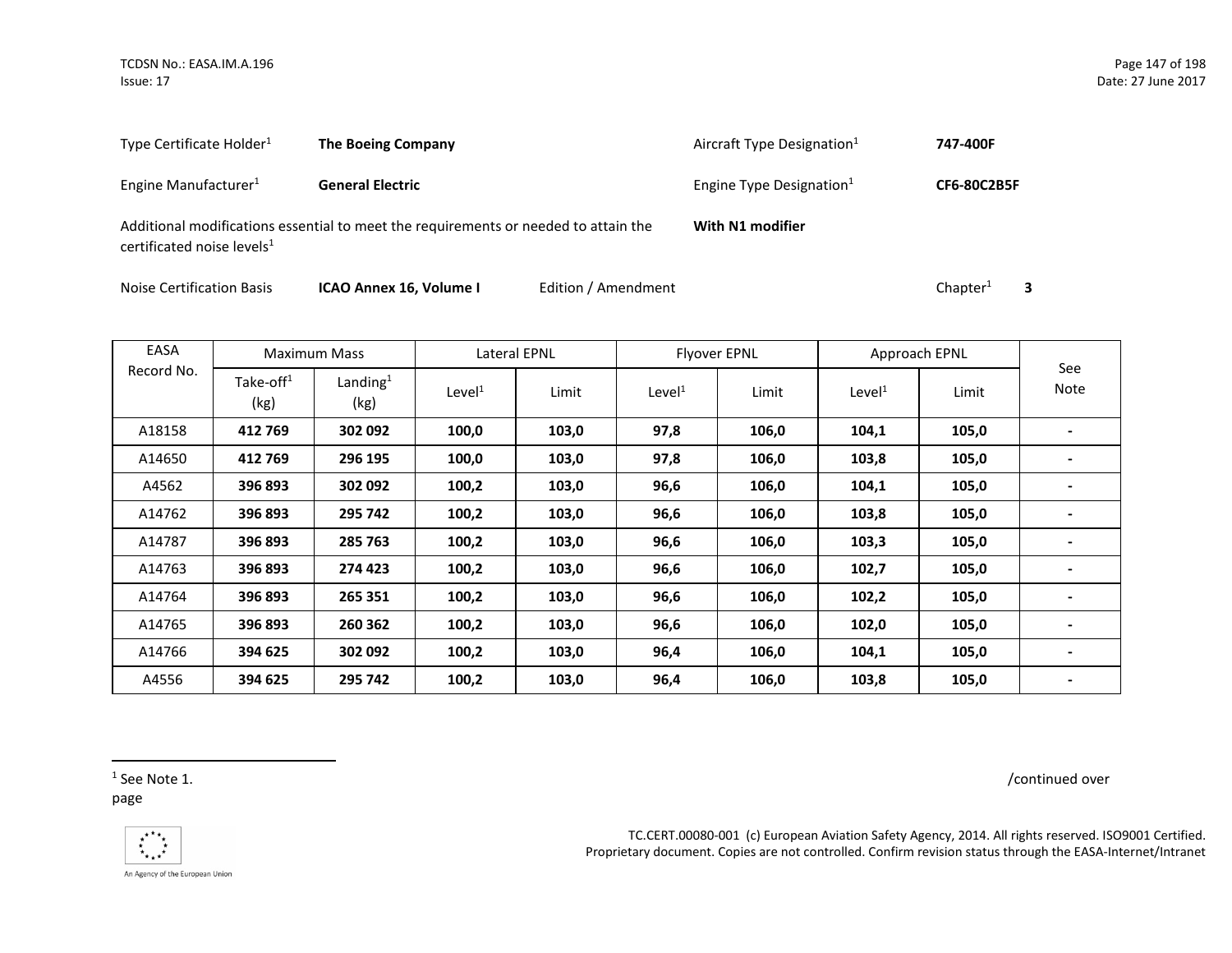Type Certificate Holder[1] **The Boeing Company**

Aircraft Type Designation[1] **747-400F**

Engine Manufacturer[1] **General Electric**

Engine Type Designation[1] **CF6-80C2B5F**

Additional modifications essential to meet the requirements or needed to attain the certificated noise levels[1] **With N1 modifier**

Noise Certification Basis **ICAO Annex 16, Volume I** Edition / Amendment Chapter[1] **3**

| EASA Record No. | Maximum Mass | | Lateral EPNL | | Flyover EPNL | | Approach EPNL | | See Note |
|---|---|---|---|---|---|---|---|---|---|
| | Take-off[1] (kg) | Landing[1] (kg) | Level[1] | Limit | Level[1] | Limit | Level[1] | Limit | |
| A18158 | **412 769** | **302 092** | **100,0** | **103,0** | **97,8** | **106,0** | **104,1** | **105,0** | **-** |
| A14650 | **412 769** | **296 195** | **100,0** | **103,0** | **97,8** | **106,0** | **103,8** | **105,0** | **-** |
| A4562 | **396 893** | **302 092** | **100,2** | **103,0** | **96,6** | **106,0** | **104,1** | **105,0** | **-** |
| A14762 | **396 893** | **295 742** | **100,2** | **103,0** | **96,6** | **106,0** | **103,8** | **105,0** | **-** |
| A14787 | **396 893** | **285 763** | **100,2** | **103,0** | **96,6** | **106,0** | **103,3** | **105,0** | **-** |
| A14763 | **396 893** | **274 423** | **100,2** | **103,0** | **96,6** | **106,0** | **102,7** | **105,0** | **-** |
| A14764 | **396 893** | **265 351** | **100,2** | **103,0** | **96,6** | **106,0** | **102,2** | **105,0** | **-** |
| A14765 | **396 893** | **260 362** | **100,2** | **103,0** | **96,6** | **106,0** | **102,0** | **105,0** | **-** |
| A14766 | **394 625** | **302 092** | **100,2** | **103,0** | **96,4** | **106,0** | **104,1** | **105,0** | **-** |
| A4556 | **394 625** | **295 742** | **100,2** | **103,0** | **96,4** | **106,0** | **103,8** | **105,0** | **-** |

[1] See Note 1.

/continued over page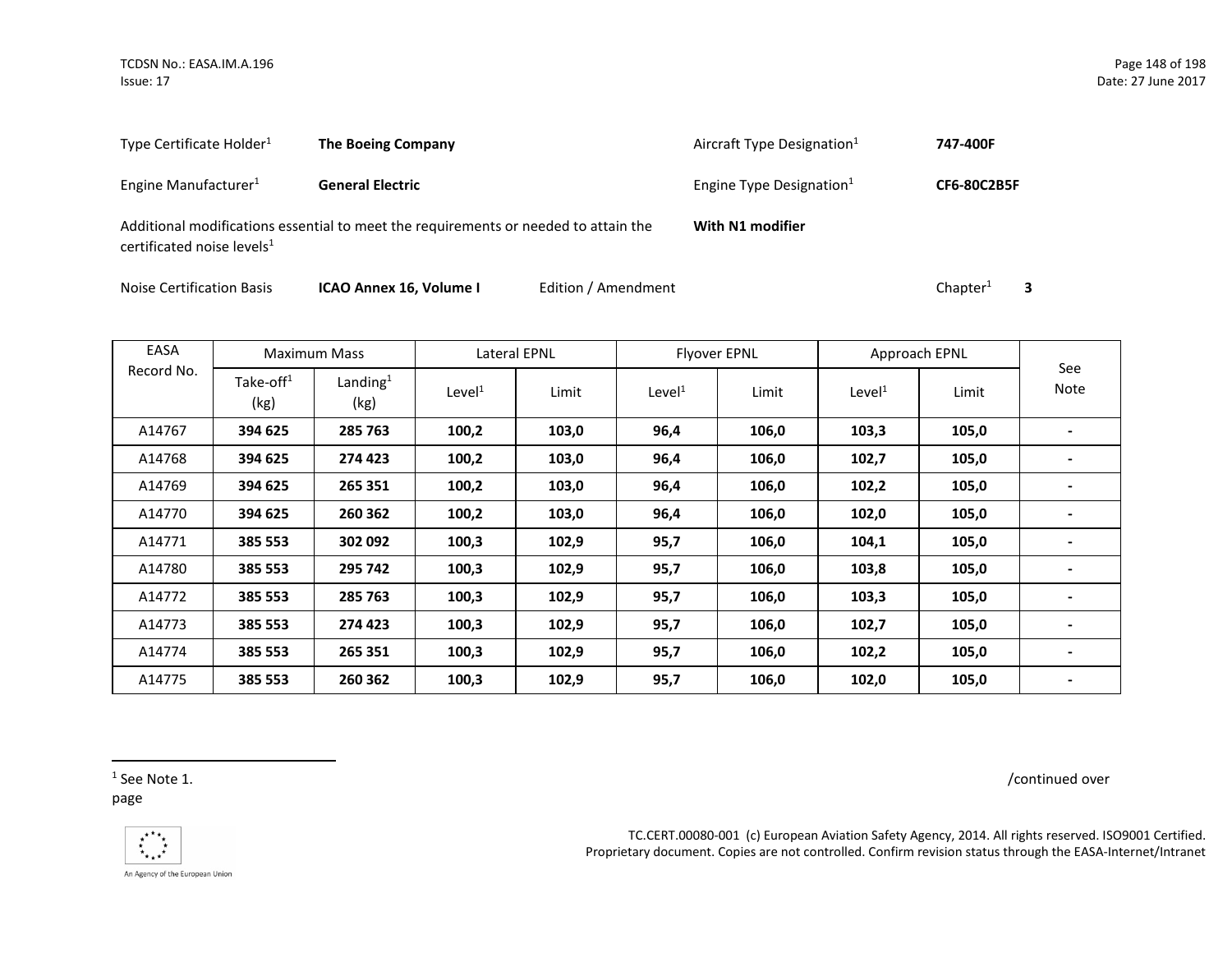Type Certificate Holder[1] **The Boeing Company**

Aircraft Type Designation[1] **747-400F**

Engine Manufacturer[1] **General Electric**

Engine Type Designation[1] **CF6-80C2B5F**

Additional modifications essential to meet the requirements or needed to attain the certificated noise levels[1] **With N1 modifier**

Noise Certification Basis **ICAO Annex 16, Volume I** Edition / Amendment Chapter[1] **3**

| EASA Record No. | Maximum Mass | | Lateral EPNL | | Flyover EPNL | | Approach EPNL | | See Note |
|---|---|---|---|---|---|---|---|---|---|
| | Take-off[1] (kg) | Landing[1] (kg) | Level[1] | Limit | Level[1] | Limit | Level[1] | Limit | |
| A14767 | **394 625** | **285 763** | **100,2** | **103,0** | **96,4** | **106,0** | **103,3** | **105,0** | **-** |
| A14768 | **394 625** | **274 423** | **100,2** | **103,0** | **96,4** | **106,0** | **102,7** | **105,0** | **-** |
| A14769 | **394 625** | **265 351** | **100,2** | **103,0** | **96,4** | **106,0** | **102,2** | **105,0** | **-** |
| A14770 | **394 625** | **260 362** | **100,2** | **103,0** | **96,4** | **106,0** | **102,0** | **105,0** | **-** |
| A14771 | **385 553** | **302 092** | **100,3** | **102,9** | **95,7** | **106,0** | **104,1** | **105,0** | **-** |
| A14780 | **385 553** | **295 742** | **100,3** | **102,9** | **95,7** | **106,0** | **103,8** | **105,0** | **-** |
| A14772 | **385 553** | **285 763** | **100,3** | **102,9** | **95,7** | **106,0** | **103,3** | **105,0** | **-** |
| A14773 | **385 553** | **274 423** | **100,3** | **102,9** | **95,7** | **106,0** | **102,7** | **105,0** | **-** |
| A14774 | **385 553** | **265 351** | **100,3** | **102,9** | **95,7** | **106,0** | **102,2** | **105,0** | **-** |
| A14775 | **385 553** | **260 362** | **100,3** | **102,9** | **95,7** | **106,0** | **102,0** | **105,0** | **-** |

[1] See Note 1.

/continued over page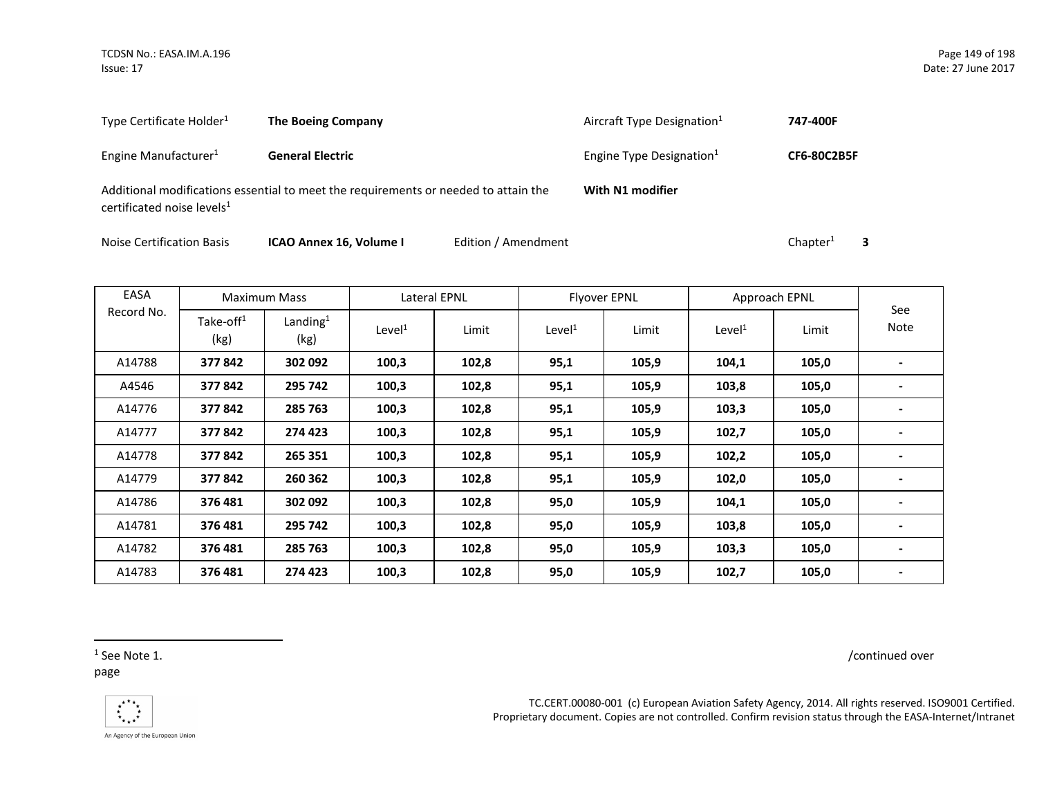Type Certificate Holder[1] **The Boeing Company**

Aircraft Type Designation[1] **747-400F**

Engine Manufacturer[1] **General Electric**

Engine Type Designation[1] **CF6-80C2B5F**

Additional modifications essential to meet the requirements or needed to attain the certificated noise levels[1] **With N1 modifier**

Noise Certification Basis **ICAO Annex 16, Volume I** Edition / Amendment Chapter[1] **3**

| EASA Record No. | Maximum Mass | | Lateral EPNL | | Flyover EPNL | | Approach EPNL | | See Note |
|---|---|---|---|---|---|---|---|---|---|
| | Take-off[1] (kg) | Landing[1] (kg) | Level[1] | Limit | Level[1] | Limit | Level[1] | Limit | |
| A14788 | **377 842** | **302 092** | **100,3** | **102,8** | **95,1** | **105,9** | **104,1** | **105,0** | **-** |
| A4546 | **377 842** | **295 742** | **100,3** | **102,8** | **95,1** | **105,9** | **103,8** | **105,0** | **-** |
| A14776 | **377 842** | **285 763** | **100,3** | **102,8** | **95,1** | **105,9** | **103,3** | **105,0** | **-** |
| A14777 | **377 842** | **274 423** | **100,3** | **102,8** | **95,1** | **105,9** | **102,7** | **105,0** | **-** |
| A14778 | **377 842** | **265 351** | **100,3** | **102,8** | **95,1** | **105,9** | **102,2** | **105,0** | **-** |
| A14779 | **377 842** | **260 362** | **100,3** | **102,8** | **95,1** | **105,9** | **102,0** | **105,0** | **-** |
| A14786 | **376 481** | **302 092** | **100,3** | **102,8** | **95,0** | **105,9** | **104,1** | **105,0** | **-** |
| A14781 | **376 481** | **295 742** | **100,3** | **102,8** | **95,0** | **105,9** | **103,8** | **105,0** | **-** |
| A14782 | **376 481** | **285 763** | **100,3** | **102,8** | **95,0** | **105,9** | **103,3** | **105,0** | **-** |
| A14783 | **376 481** | **274 423** | **100,3** | **102,8** | **95,0** | **105,9** | **102,7** | **105,0** | **-** |

[1] See Note 1.

/continued over page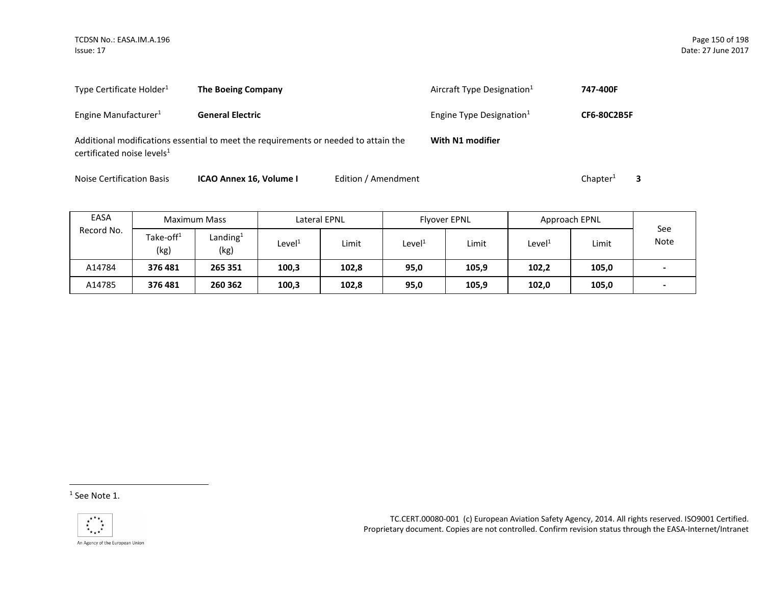Type Certificate Holder[1] **The Boeing Company** Aircraft Type Designation[1] **747-400F**

Engine Manufacturer[1] **General Electric** Engine Type Designation[1] **CF6-80C2B5F**

Additional modifications essential to meet the requirements or needed to attain the certificated noise levels[1] **With N1 modifier**

Noise Certification Basis **ICAO Annex 16, Volume I** Edition / Amendment Chapter[1] **3**

| EASA Record No. | Maximum Mass | | Lateral EPNL | | Flyover EPNL | | Approach EPNL | | See Note |
|---|---|---|---|---|---|---|---|---|---|
| | Take-off[1] (kg) | Landing[1] (kg) | Level[1] | Limit | Level[1] | Limit | Level[1] | Limit | |
| A14784 | **376 481** | **265 351** | **100,3** | **102,8** | **95,0** | **105,9** | **102,2** | **105,0** | **-** |
| A14785 | **376 481** | **260 362** | **100,3** | **102,8** | **95,0** | **105,9** | **102,0** | **105,0** | **-** |

[1] See Note 1.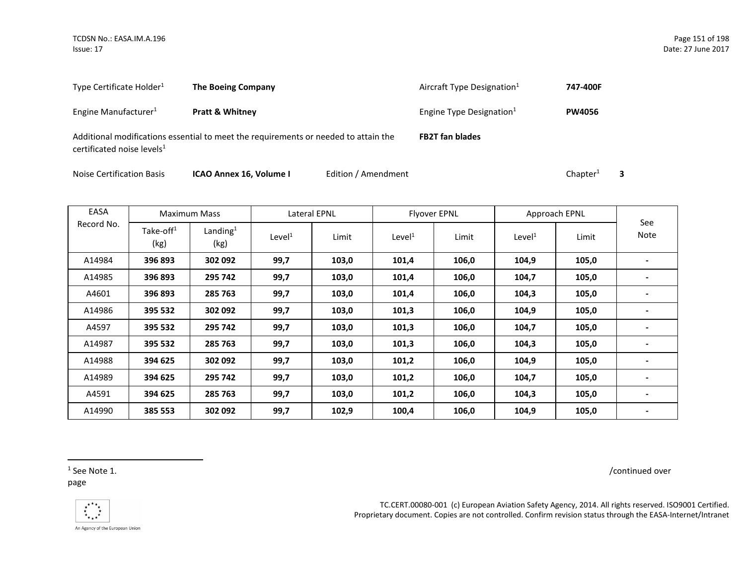Type Certificate Holder[1] **The Boeing Company** Aircraft Type Designation[1] **747-400F**

Engine Manufacturer[1] **Pratt & Whitney** Engine Type Designation[1] **PW4056**

Additional modifications essential to meet the requirements or needed to attain the certificated noise levels[1] **FB2T fan blades**

Noise Certification Basis **ICAO Annex 16, Volume I** Edition / Amendment Chapter[1] **3**

| EASA Record No. | Maximum Mass | | Lateral EPNL | | Flyover EPNL | | Approach EPNL | | See Note |
|---|---|---|---|---|---|---|---|---|---|
| | Take-off[1] (kg) | Landing[1] (kg) | Level[1] | Limit | Level[1] | Limit | Level[1] | Limit | |
| A14984 | **396 893** | **302 092** | **99,7** | **103,0** | **101,4** | **106,0** | **104,9** | **105,0** | **-** |
| A14985 | **396 893** | **295 742** | **99,7** | **103,0** | **101,4** | **106,0** | **104,7** | **105,0** | **-** |
| A4601 | **396 893** | **285 763** | **99,7** | **103,0** | **101,4** | **106,0** | **104,3** | **105,0** | **-** |
| A14986 | **395 532** | **302 092** | **99,7** | **103,0** | **101,3** | **106,0** | **104,9** | **105,0** | **-** |
| A4597 | **395 532** | **295 742** | **99,7** | **103,0** | **101,3** | **106,0** | **104,7** | **105,0** | **-** |
| A14987 | **395 532** | **285 763** | **99,7** | **103,0** | **101,3** | **106,0** | **104,3** | **105,0** | **-** |
| A14988 | **394 625** | **302 092** | **99,7** | **103,0** | **101,2** | **106,0** | **104,9** | **105,0** | **-** |
| A14989 | **394 625** | **295 742** | **99,7** | **103,0** | **101,2** | **106,0** | **104,7** | **105,0** | **-** |
| A4591 | **394 625** | **285 763** | **99,7** | **103,0** | **101,2** | **106,0** | **104,3** | **105,0** | **-** |
| A14990 | **385 553** | **302 092** | **99,7** | **102,9** | **100,4** | **106,0** | **104,9** | **105,0** | **-** |

[1] See Note 1.

/continued over page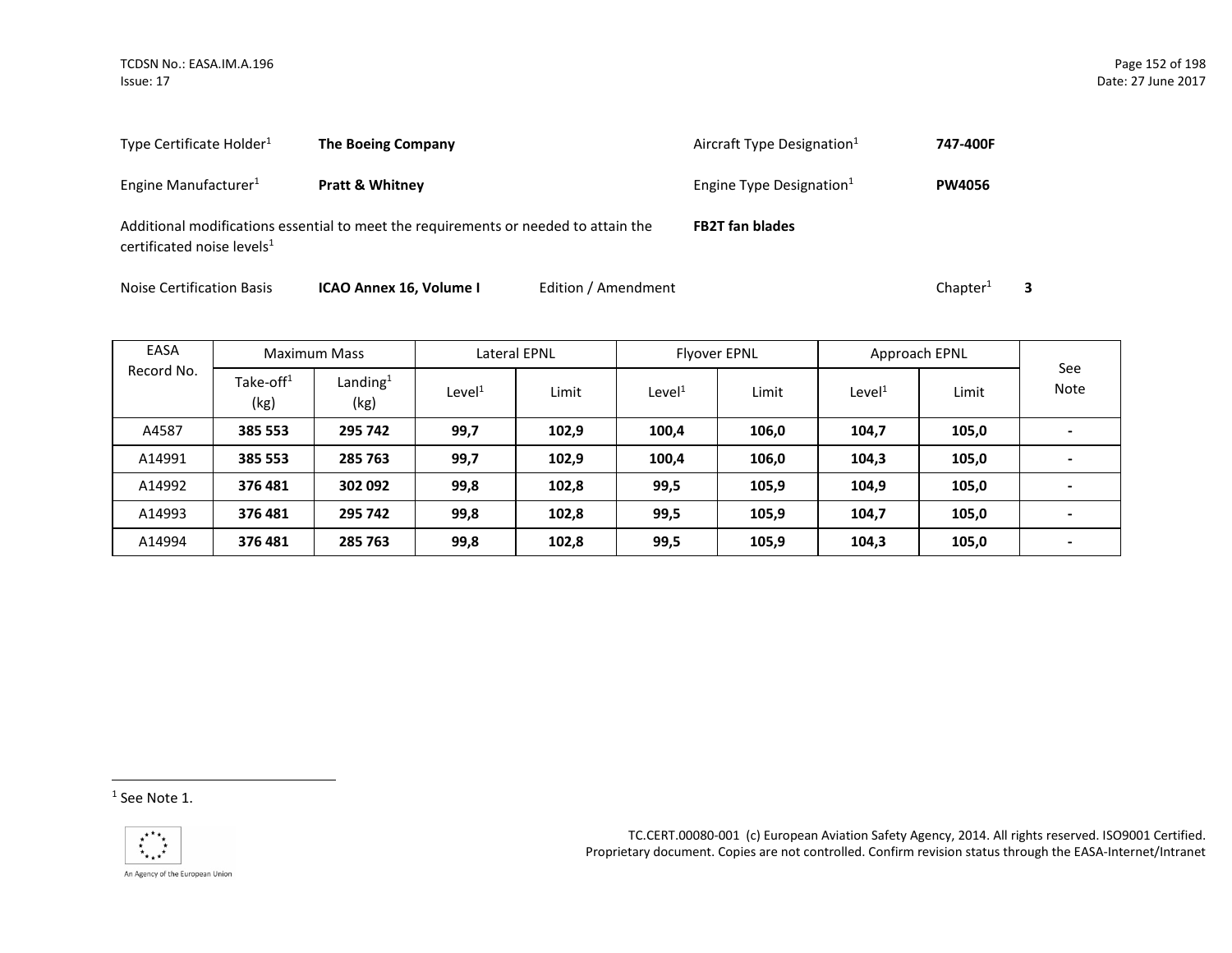Type Certificate Holder[1] **The Boeing Company**

Aircraft Type Designation[1] **747-400F**

Engine Manufacturer[1] **Pratt & Whitney**

Engine Type Designation[1] **PW4056**

Additional modifications essential to meet the requirements or needed to attain the certificated noise levels[1] **FB2T fan blades**

Noise Certification Basis **ICAO Annex 16, Volume I** Edition / Amendment Chapter[1] **3**

| EASA Record No. | Maximum Mass | | Lateral EPNL | | Flyover EPNL | | Approach EPNL | | See Note |
|---|---|---|---|---|---|---|---|---|---|
| | Take-off[1] (kg) | Landing[1] (kg) | Level[1] | Limit | Level[1] | Limit | Level[1] | Limit | |
| A4587 | **385 553** | **295 742** | **99,7** | **102,9** | **100,4** | **106,0** | **104,7** | **105,0** | **-** |
| A14991 | **385 553** | **285 763** | **99,7** | **102,9** | **100,4** | **106,0** | **104,3** | **105,0** | **-** |
| A14992 | **376 481** | **302 092** | **99,8** | **102,8** | **99,5** | **105,9** | **104,9** | **105,0** | **-** |
| A14993 | **376 481** | **295 742** | **99,8** | **102,8** | **99,5** | **105,9** | **104,7** | **105,0** | **-** |
| A14994 | **376 481** | **285 763** | **99,8** | **102,8** | **99,5** | **105,9** | **104,3** | **105,0** | **-** |

[1] See Note 1.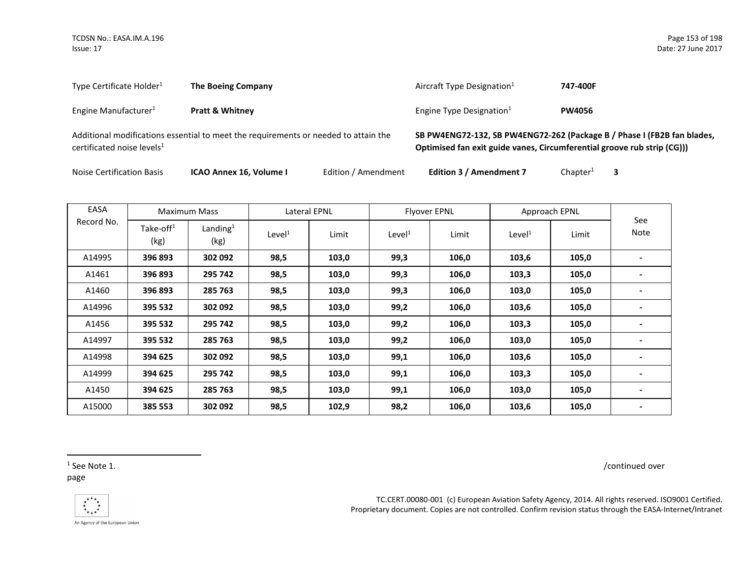Type Certificate Holder[1] **The Boeing Company**

Aircraft Type Designation[1] **747-400F**

Engine Manufacturer[1] **Pratt & Whitney**

Engine Type Designation[1] **PW4056**

Additional modifications essential to meet the requirements or needed to attain the certificated noise levels[1] **SB PW4ENG72-132, SB PW4ENG72-262 (Package B / Phase I (FB2B fan blades, Optimised fan exit guide vanes, Circumferential groove rub strip (CG)))**

Noise Certification Basis **ICAO Annex 16, Volume I** Edition / Amendment **Edition 3 / Amendment 7** Chapter[1] **3**

| EASA Record No. | Maximum Mass | | Lateral EPNL | | Flyover EPNL | | Approach EPNL | | See Note |
|---|---|---|---|---|---|---|---|---|---|
| | Take-off[1] (kg) | Landing[1] (kg) | Level[1] | Limit | Level[1] | Limit | Level[1] | Limit | |
| A14995 | **396 893** | **302 092** | **98,5** | **103,0** | **99,3** | **106,0** | **103,6** | **105,0** | **-** |
| A1461 | **396 893** | **295 742** | **98,5** | **103,0** | **99,3** | **106,0** | **103,3** | **105,0** | **-** |
| A1460 | **396 893** | **285 763** | **98,5** | **103,0** | **99,3** | **106,0** | **103,0** | **105,0** | **-** |
| A14996 | **395 532** | **302 092** | **98,5** | **103,0** | **99,2** | **106,0** | **103,6** | **105,0** | **-** |
| A1456 | **395 532** | **295 742** | **98,5** | **103,0** | **99,2** | **106,0** | **103,3** | **105,0** | **-** |
| A14997 | **395 532** | **285 763** | **98,5** | **103,0** | **99,2** | **106,0** | **103,0** | **105,0** | **-** |
| A14998 | **394 625** | **302 092** | **98,5** | **103,0** | **99,1** | **106,0** | **103,6** | **105,0** | **-** |
| A14999 | **394 625** | **295 742** | **98,5** | **103,0** | **99,1** | **106,0** | **103,3** | **105,0** | **-** |
| A1450 | **394 625** | **285 763** | **98,5** | **103,0** | **99,1** | **106,0** | **103,0** | **105,0** | **-** |
| A15000 | **385 553** | **302 092** | **98,5** | **102,9** | **98,2** | **106,0** | **103,6** | **105,0** | **-** |

[1] See Note 1.

/continued over page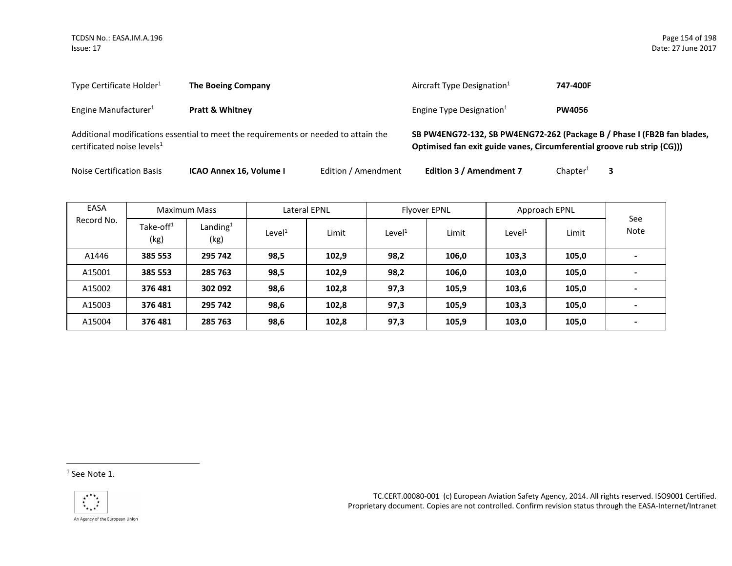Type Certificate Holder[1] **The Boeing Company**

Aircraft Type Designation[1] **747-400F**

Engine Manufacturer[1] **Pratt & Whitney**

Engine Type Designation[1] **PW4056**

Additional modifications essential to meet the requirements or needed to attain the certificated noise levels[1] **SB PW4ENG72-132, SB PW4ENG72-262 (Package B / Phase I (FB2B fan blades, Optimised fan exit guide vanes, Circumferential groove rub strip (CG)))**

Noise Certification Basis **ICAO Annex 16, Volume I** Edition / Amendment **Edition 3 / Amendment 7** Chapter[1] **3**

| EASA Record No. | Maximum Mass | | Lateral EPNL | | Flyover EPNL | | Approach EPNL | | See Note |
|---|---|---|---|---|---|---|---|---|---|
| | Take-off[1] (kg) | Landing[1] (kg) | Level[1] | Limit | Level[1] | Limit | Level[1] | Limit | |
| A1446 | **385 553** | **295 742** | **98,5** | **102,9** | **98,2** | **106,0** | **103,3** | **105,0** | **-** |
| A15001 | **385 553** | **285 763** | **98,5** | **102,9** | **98,2** | **106,0** | **103,0** | **105,0** | **-** |
| A15002 | **376 481** | **302 092** | **98,6** | **102,8** | **97,3** | **105,9** | **103,6** | **105,0** | **-** |
| A15003 | **376 481** | **295 742** | **98,6** | **102,8** | **97,3** | **105,9** | **103,3** | **105,0** | **-** |
| A15004 | **376 481** | **285 763** | **98,6** | **102,8** | **97,3** | **105,9** | **103,0** | **105,0** | **-** |

[1] See Note 1.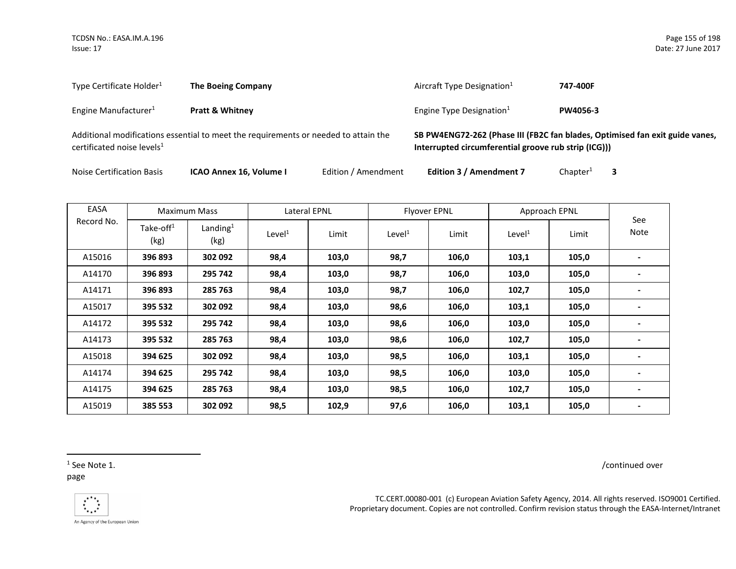Type Certificate Holder[1] **The Boeing Company**

Aircraft Type Designation[1] **747-400F**

Engine Manufacturer[1] **Pratt & Whitney**

Engine Type Designation[1] **PW4056-3**

Additional modifications essential to meet the requirements or needed to attain the certificated noise levels[1] **SB PW4ENG72-262 (Phase III (FB2C fan blades, Optimised fan exit guide vanes, Interrupted circumferential groove rub strip (ICG)))**

Noise Certification Basis **ICAO Annex 16, Volume I** Edition / Amendment **Edition 3 / Amendment 7** Chapter[1] **3**

| EASA Record No. | Maximum Mass | | Lateral EPNL | | Flyover EPNL | | Approach EPNL | | See Note |
|---|---|---|---|---|---|---|---|---|---|
| | Take-off[1] (kg) | Landing[1] (kg) | Level[1] | Limit | Level[1] | Limit | Level[1] | Limit | |
| A15016 | **396 893** | **302 092** | **98,4** | **103,0** | **98,7** | **106,0** | **103,1** | **105,0** | **-** |
| A14170 | **396 893** | **295 742** | **98,4** | **103,0** | **98,7** | **106,0** | **103,0** | **105,0** | **-** |
| A14171 | **396 893** | **285 763** | **98,4** | **103,0** | **98,7** | **106,0** | **102,7** | **105,0** | **-** |
| A15017 | **395 532** | **302 092** | **98,4** | **103,0** | **98,6** | **106,0** | **103,1** | **105,0** | **-** |
| A14172 | **395 532** | **295 742** | **98,4** | **103,0** | **98,6** | **106,0** | **103,0** | **105,0** | **-** |
| A14173 | **395 532** | **285 763** | **98,4** | **103,0** | **98,6** | **106,0** | **102,7** | **105,0** | **-** |
| A15018 | **394 625** | **302 092** | **98,4** | **103,0** | **98,5** | **106,0** | **103,1** | **105,0** | **-** |
| A14174 | **394 625** | **295 742** | **98,4** | **103,0** | **98,5** | **106,0** | **103,0** | **105,0** | **-** |
| A14175 | **394 625** | **285 763** | **98,4** | **103,0** | **98,5** | **106,0** | **102,7** | **105,0** | **-** |
| A15019 | **385 553** | **302 092** | **98,5** | **102,9** | **97,6** | **106,0** | **103,1** | **105,0** | **-** |

[1] See Note 1.

/continued over page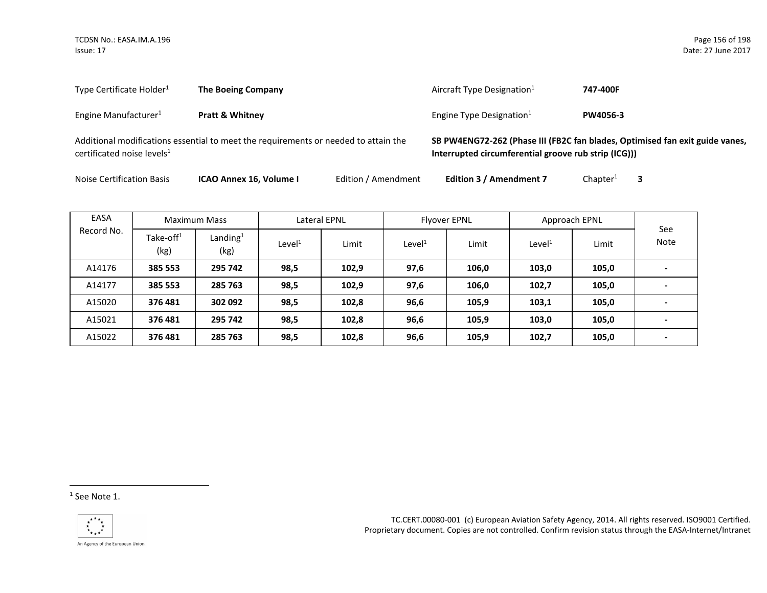Type Certificate Holder[1] **The Boeing Company**

Aircraft Type Designation[1] **747-400F**

Engine Manufacturer[1] **Pratt & Whitney**

Engine Type Designation[1] **PW4056-3**

Additional modifications essential to meet the requirements or needed to attain the certificated noise levels[1] **SB PW4ENG72-262 (Phase III (FB2C fan blades, Optimised fan exit guide vanes, Interrupted circumferential groove rub strip (ICG)))**

Noise Certification Basis **ICAO Annex 16, Volume I** Edition / Amendment **Edition 3 / Amendment 7** Chapter[1] **3**

| EASA Record No. | Maximum Mass | | Lateral EPNL | | Flyover EPNL | | Approach EPNL | | See Note |
|---|---|---|---|---|---|---|---|---|---|
| | Take-off[1] (kg) | Landing[1] (kg) | Level[1] | Limit | Level[1] | Limit | Level[1] | Limit | |
| A14176 | **385 553** | **295 742** | **98,5** | **102,9** | **97,6** | **106,0** | **103,0** | **105,0** | **-** |
| A14177 | **385 553** | **285 763** | **98,5** | **102,9** | **97,6** | **106,0** | **102,7** | **105,0** | **-** |
| A15020 | **376 481** | **302 092** | **98,5** | **102,8** | **96,6** | **105,9** | **103,1** | **105,0** | **-** |
| A15021 | **376 481** | **295 742** | **98,5** | **102,8** | **96,6** | **105,9** | **103,0** | **105,0** | **-** |
| A15022 | **376 481** | **285 763** | **98,5** | **102,8** | **96,6** | **105,9** | **102,7** | **105,0** | **-** |

[1] See Note 1.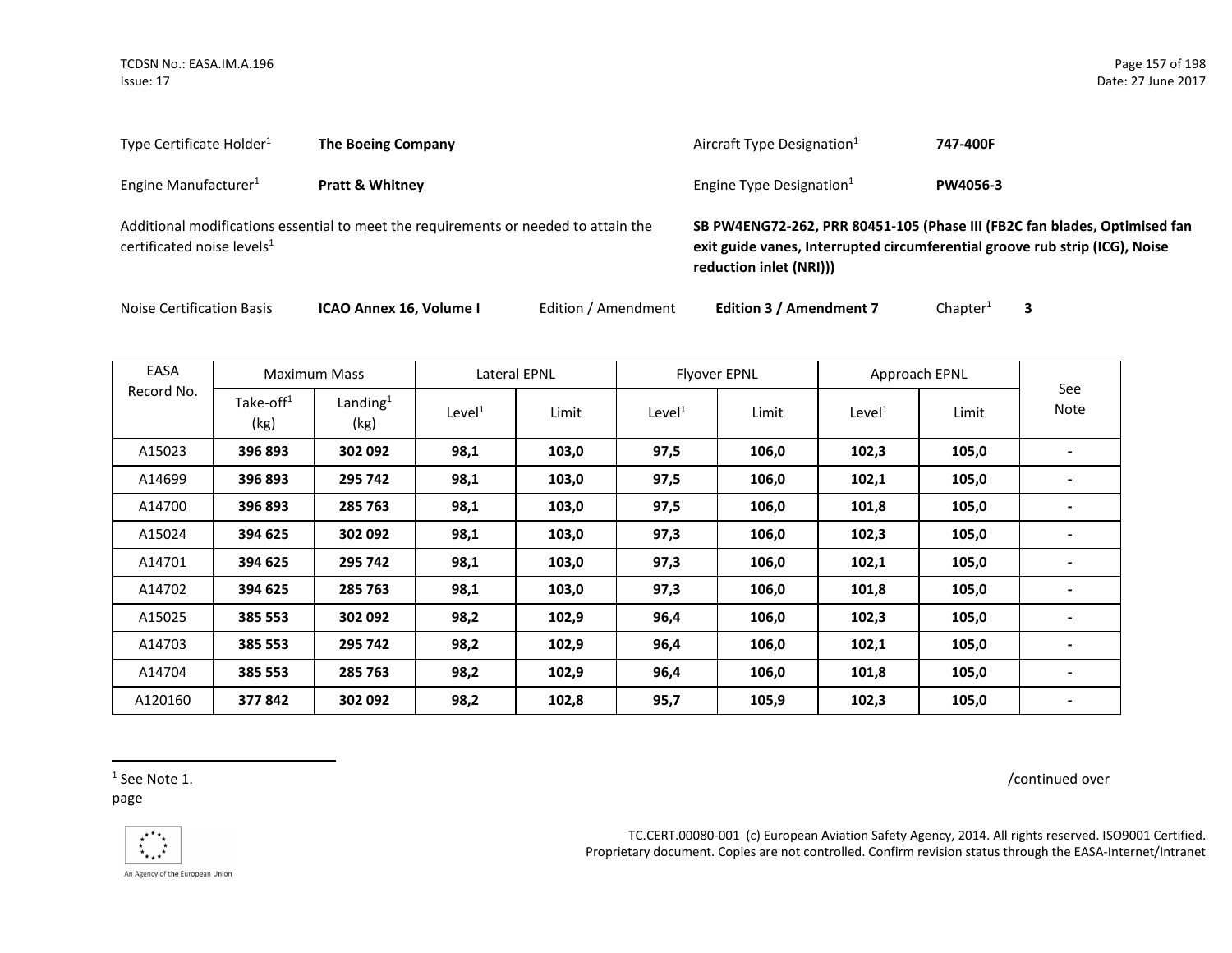Type Certificate Holder[1] **The Boeing Company**

Aircraft Type Designation[1] **747-400F**

Engine Manufacturer[1] **Pratt & Whitney**

Engine Type Designation[1] **PW4056-3**

Additional modifications essential to meet the requirements or needed to attain the certificated noise levels[1] **SB PW4ENG72-262, PRR 80451-105 (Phase III (FB2C fan blades, Optimised fan exit guide vanes, Interrupted circumferential groove rub strip (ICG), Noise reduction inlet (NRI)))**

Noise Certification Basis **ICAO Annex 16, Volume I** Edition / Amendment **Edition 3 / Amendment 7** Chapter[1] **3**

| EASA Record No. | Maximum Mass | | Lateral EPNL | | Flyover EPNL | | Approach EPNL | | See Note |
|---|---|---|---|---|---|---|---|---|---|
| | Take-off[1] (kg) | Landing[1] (kg) | Level[1] | Limit | Level[1] | Limit | Level[1] | Limit | |
| A15023 | **396 893** | **302 092** | **98,1** | **103,0** | **97,5** | **106,0** | **102,3** | **105,0** | **-** |
| A14699 | **396 893** | **295 742** | **98,1** | **103,0** | **97,5** | **106,0** | **102,1** | **105,0** | **-** |
| A14700 | **396 893** | **285 763** | **98,1** | **103,0** | **97,5** | **106,0** | **101,8** | **105,0** | **-** |
| A15024 | **394 625** | **302 092** | **98,1** | **103,0** | **97,3** | **106,0** | **102,3** | **105,0** | **-** |
| A14701 | **394 625** | **295 742** | **98,1** | **103,0** | **97,3** | **106,0** | **102,1** | **105,0** | **-** |
| A14702 | **394 625** | **285 763** | **98,1** | **103,0** | **97,3** | **106,0** | **101,8** | **105,0** | **-** |
| A15025 | **385 553** | **302 092** | **98,2** | **102,9** | **96,4** | **106,0** | **102,3** | **105,0** | **-** |
| A14703 | **385 553** | **295 742** | **98,2** | **102,9** | **96,4** | **106,0** | **102,1** | **105,0** | **-** |
| A14704 | **385 553** | **285 763** | **98,2** | **102,9** | **96,4** | **106,0** | **101,8** | **105,0** | **-** |
| A120160 | **377 842** | **302 092** | **98,2** | **102,8** | **95,7** | **105,9** | **102,3** | **105,0** | **-** |

[1] See Note 1.

/continued over page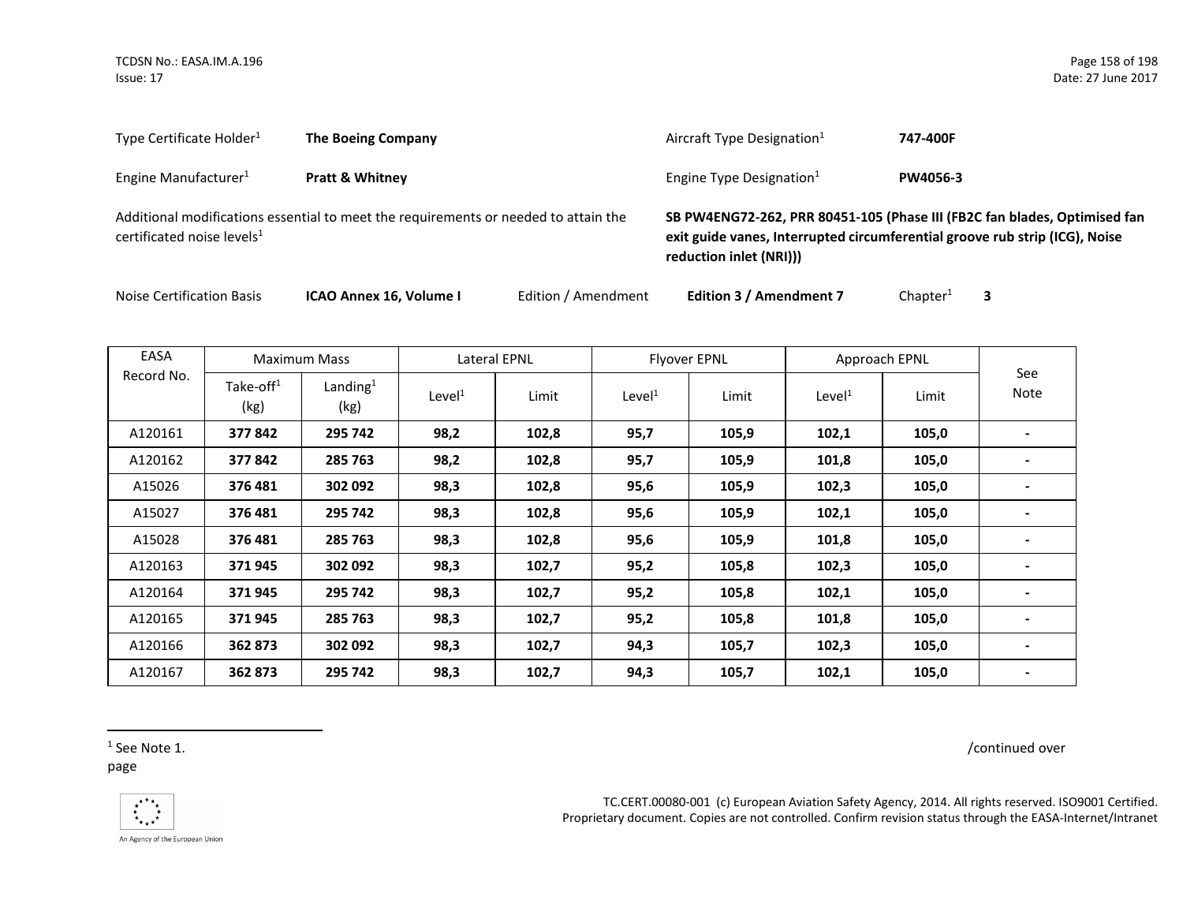Type Certificate Holder[1] **The Boeing Company**

Aircraft Type Designation[1] **747-400F**

Engine Manufacturer[1] **Pratt & Whitney**

Engine Type Designation[1] **PW4056-3**

Additional modifications essential to meet the requirements or needed to attain the certificated noise levels[1] **SB PW4ENG72-262, PRR 80451-105 (Phase III (FB2C fan blades, Optimised fan exit guide vanes, Interrupted circumferential groove rub strip (ICG), Noise reduction inlet (NRI)))**

Noise Certification Basis **ICAO Annex 16, Volume I** Edition / Amendment **Edition 3 / Amendment 7** Chapter[1] **3**

| EASA Record No. | Maximum Mass | | Lateral EPNL | | Flyover EPNL | | Approach EPNL | | See Note |
|---|---|---|---|---|---|---|---|---|---|
| | Take-off[1] (kg) | Landing[1] (kg) | Level[1] | Limit | Level[1] | Limit | Level[1] | Limit | |
| A120161 | **377 842** | **295 742** | **98,2** | **102,8** | **95,7** | **105,9** | **102,1** | **105,0** | **-** |
| A120162 | **377 842** | **285 763** | **98,2** | **102,8** | **95,7** | **105,9** | **101,8** | **105,0** | **-** |
| A15026 | **376 481** | **302 092** | **98,3** | **102,8** | **95,6** | **105,9** | **102,3** | **105,0** | **-** |
| A15027 | **376 481** | **295 742** | **98,3** | **102,8** | **95,6** | **105,9** | **102,1** | **105,0** | **-** |
| A15028 | **376 481** | **285 763** | **98,3** | **102,8** | **95,6** | **105,9** | **101,8** | **105,0** | **-** |
| A120163 | **371 945** | **302 092** | **98,3** | **102,7** | **95,2** | **105,8** | **102,3** | **105,0** | **-** |
| A120164 | **371 945** | **295 742** | **98,3** | **102,7** | **95,2** | **105,8** | **102,1** | **105,0** | **-** |
| A120165 | **371 945** | **285 763** | **98,3** | **102,7** | **95,2** | **105,8** | **101,8** | **105,0** | **-** |
| A120166 | **362 873** | **302 092** | **98,3** | **102,7** | **94,3** | **105,7** | **102,3** | **105,0** | **-** |
| A120167 | **362 873** | **295 742** | **98,3** | **102,7** | **94,3** | **105,7** | **102,1** | **105,0** | **-** |

[1] See Note 1.

/continued over page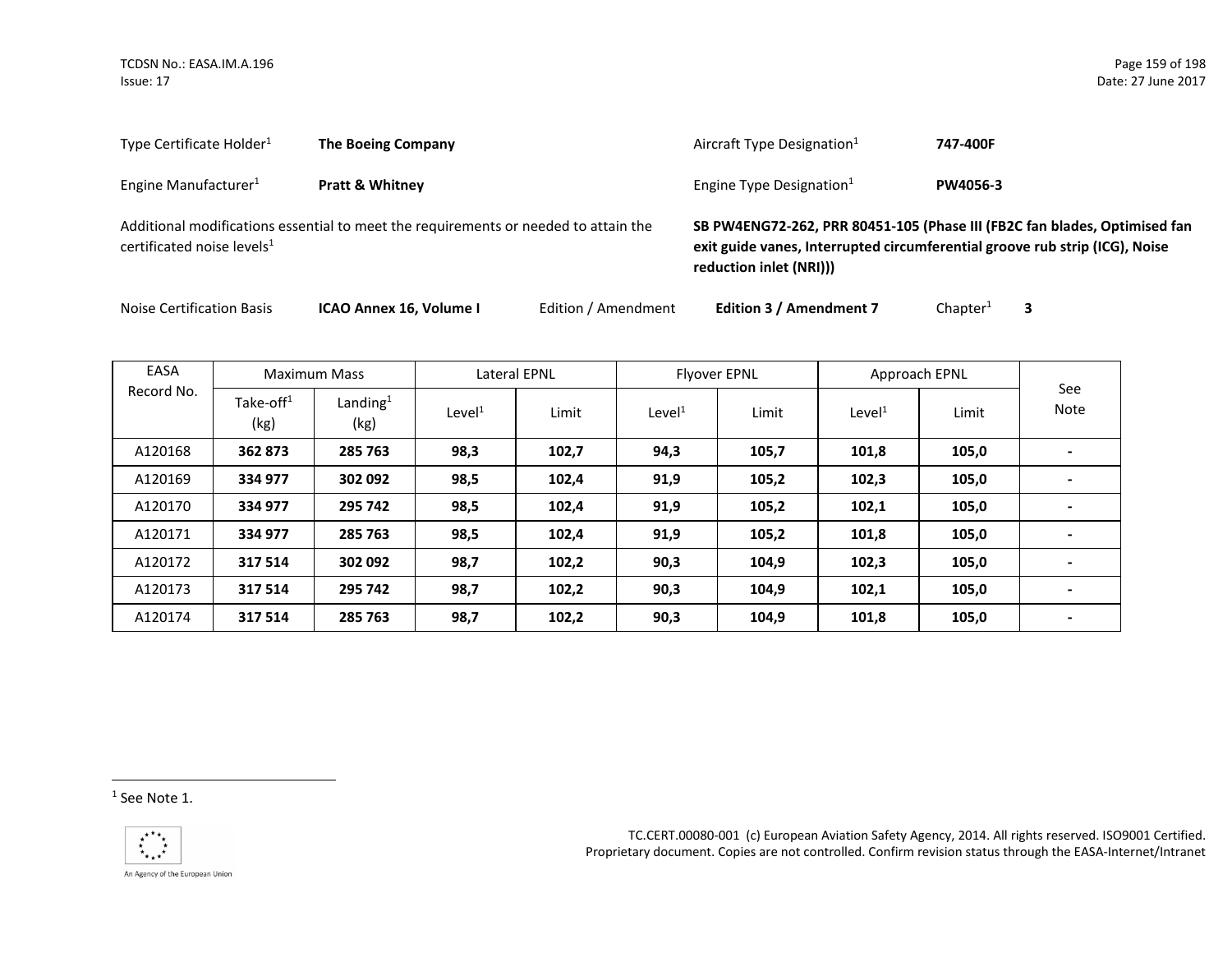Type Certificate Holder[1] **The Boeing Company**

Aircraft Type Designation[1] **747-400F**

Engine Manufacturer[1] **Pratt & Whitney**

Engine Type Designation[1] **PW4056-3**

Additional modifications essential to meet the requirements or needed to attain the certificated noise levels[1]

**SB PW4ENG72-262, PRR 80451-105 (Phase III (FB2C fan blades, Optimised fan exit guide vanes, Interrupted circumferential groove rub strip (ICG), Noise reduction inlet (NRI)))**

Noise Certification Basis **ICAO Annex 16, Volume I** Edition / Amendment **Edition 3 / Amendment 7** Chapter[1] **3**

| EASA Record No. | Maximum Mass | | Lateral EPNL | | Flyover EPNL | | Approach EPNL | | See Note |
|---|---|---|---|---|---|---|---|---|---|
| | Take-off[1] (kg) | Landing[1] (kg) | Level[1] | Limit | Level[1] | Limit | Level[1] | Limit | |
| A120168 | **362 873** | **285 763** | **98,3** | **102,7** | **94,3** | **105,7** | **101,8** | **105,0** | **-** |
| A120169 | **334 977** | **302 092** | **98,5** | **102,4** | **91,9** | **105,2** | **102,3** | **105,0** | **-** |
| A120170 | **334 977** | **295 742** | **98,5** | **102,4** | **91,9** | **105,2** | **102,1** | **105,0** | **-** |
| A120171 | **334 977** | **285 763** | **98,5** | **102,4** | **91,9** | **105,2** | **101,8** | **105,0** | **-** |
| A120172 | **317 514** | **302 092** | **98,7** | **102,2** | **90,3** | **104,9** | **102,3** | **105,0** | **-** |
| A120173 | **317 514** | **295 742** | **98,7** | **102,2** | **90,3** | **104,9** | **102,1** | **105,0** | **-** |
| A120174 | **317 514** | **285 763** | **98,7** | **102,2** | **90,3** | **104,9** | **101,8** | **105,0** | **-** |

[1] See Note 1.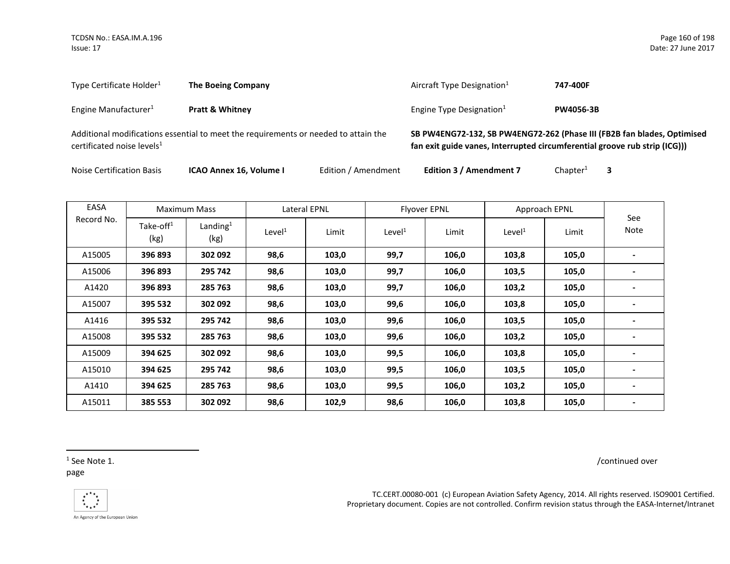| | | | |
|---|---|---|---|
| Type Certificate Holder[1] | **The Boeing Company** | Aircraft Type Designation[1] | **747-400F** |
| Engine Manufacturer[1] | **Pratt & Whitney** | Engine Type Designation[1] | **PW4056-3B** |

Additional modifications essential to meet the requirements or needed to attain the certificated noise levels[1]: **SB PW4ENG72-132, SB PW4ENG72-262 (Phase III (FB2B fan blades, Optimised fan exit guide vanes, Interrupted circumferential groove rub strip (ICG)))**

Noise Certification Basis: **ICAO Annex 16, Volume I** Edition / Amendment: **Edition 3 / Amendment 7** Chapter[1]: **3**

| EASA Record No. | Maximum Mass | | Lateral EPNL | | Flyover EPNL | | Approach EPNL | | See Note |
|---|---|---|---|---|---|---|---|---|---|
| | Take-off[1] (kg) | Landing[1] (kg) | Level[1] | Limit | Level[1] | Limit | Level[1] | Limit | |
| A15005 | **396 893** | **302 092** | **98,6** | **103,0** | **99,7** | **106,0** | **103,8** | **105,0** | **-** |
| A15006 | **396 893** | **295 742** | **98,6** | **103,0** | **99,7** | **106,0** | **103,5** | **105,0** | **-** |
| A1420 | **396 893** | **285 763** | **98,6** | **103,0** | **99,7** | **106,0** | **103,2** | **105,0** | **-** |
| A15007 | **395 532** | **302 092** | **98,6** | **103,0** | **99,6** | **106,0** | **103,8** | **105,0** | **-** |
| A1416 | **395 532** | **295 742** | **98,6** | **103,0** | **99,6** | **106,0** | **103,5** | **105,0** | **-** |
| A15008 | **395 532** | **285 763** | **98,6** | **103,0** | **99,6** | **106,0** | **103,2** | **105,0** | **-** |
| A15009 | **394 625** | **302 092** | **98,6** | **103,0** | **99,5** | **106,0** | **103,8** | **105,0** | **-** |
| A15010 | **394 625** | **295 742** | **98,6** | **103,0** | **99,5** | **106,0** | **103,5** | **105,0** | **-** |
| A1410 | **394 625** | **285 763** | **98,6** | **103,0** | **99,5** | **106,0** | **103,2** | **105,0** | **-** |
| A15011 | **385 553** | **302 092** | **98,6** | **102,9** | **98,6** | **106,0** | **103,8** | **105,0** | **-** |

[1] See Note 1.

/continued over page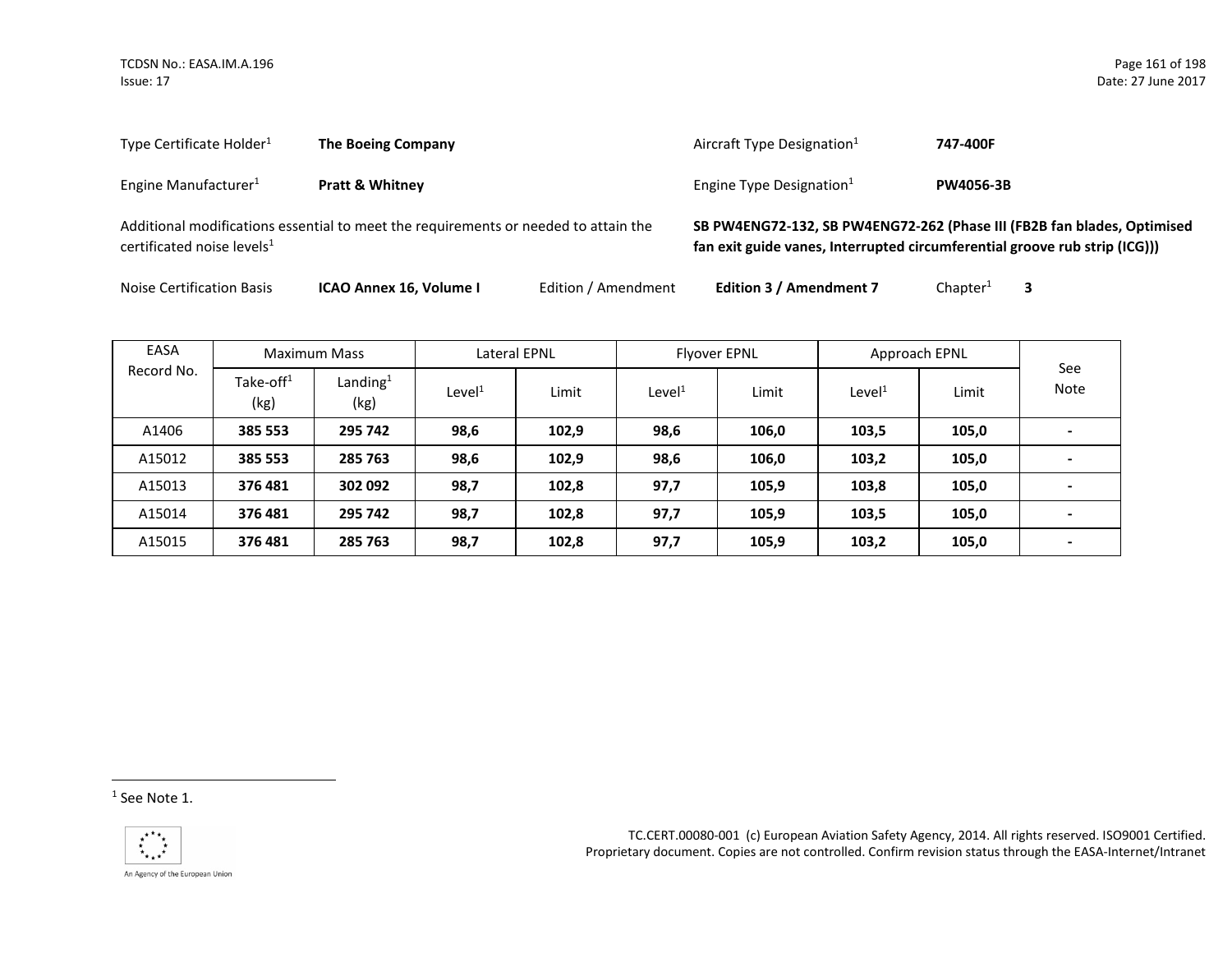Type Certificate Holder[1] **The Boeing Company**

Aircraft Type Designation[1] **747-400F**

Engine Manufacturer[1] **Pratt & Whitney**

Engine Type Designation[1] **PW4056-3B**

Additional modifications essential to meet the requirements or needed to attain the certificated noise levels[1]
**SB PW4ENG72-132, SB PW4ENG72-262 (Phase III (FB2B fan blades, Optimised fan exit guide vanes, Interrupted circumferential groove rub strip (ICG)))**

Noise Certification Basis **ICAO Annex 16, Volume I** Edition / Amendment **Edition 3 / Amendment 7** Chapter[1] **3**

| EASA Record No. | Maximum Mass | | Lateral EPNL | | Flyover EPNL | | Approach EPNL | | See Note |
|---|---|---|---|---|---|---|---|---|---|
| | Take-off[1] (kg) | Landing[1] (kg) | Level[1] | Limit | Level[1] | Limit | Level[1] | Limit | |
| A1406 | **385 553** | **295 742** | **98,6** | **102,9** | **98,6** | **106,0** | **103,5** | **105,0** | **-** |
| A15012 | **385 553** | **285 763** | **98,6** | **102,9** | **98,6** | **106,0** | **103,2** | **105,0** | **-** |
| A15013 | **376 481** | **302 092** | **98,7** | **102,8** | **97,7** | **105,9** | **103,8** | **105,0** | **-** |
| A15014 | **376 481** | **295 742** | **98,7** | **102,8** | **97,7** | **105,9** | **103,5** | **105,0** | **-** |
| A15015 | **376 481** | **285 763** | **98,7** | **102,8** | **97,7** | **105,9** | **103,2** | **105,0** | **-** |

[1] See Note 1.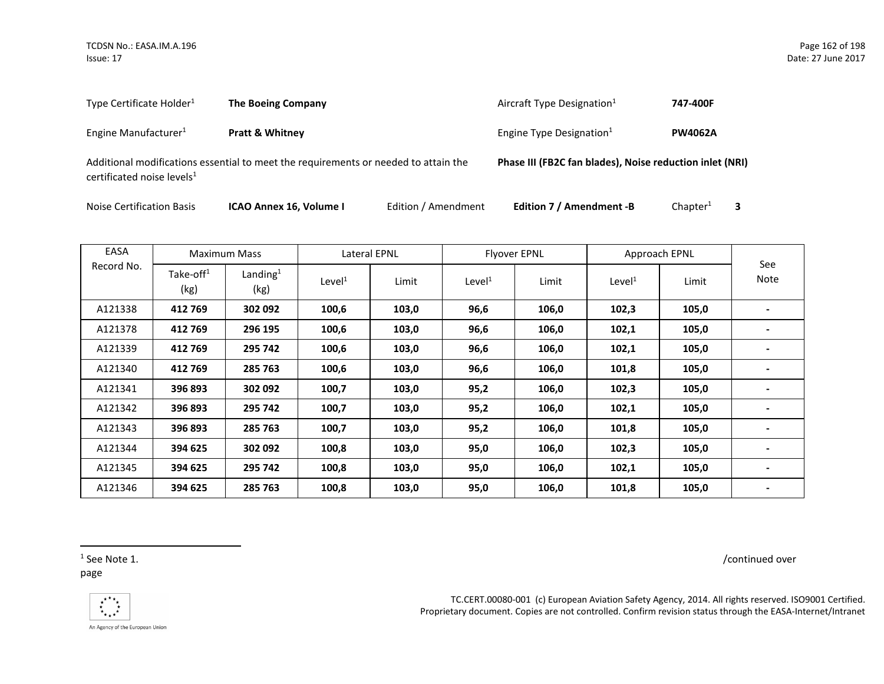Type Certificate Holder[1] **The Boeing Company** Aircraft Type Designation[1] **747-400F**

Engine Manufacturer[1] **Pratt & Whitney** Engine Type Designation[1] **PW4062A**

Additional modifications essential to meet the requirements or needed to attain the certificated noise levels[1] **Phase III (FB2C fan blades), Noise reduction inlet (NRI)**

Noise Certification Basis **ICAO Annex 16, Volume I** Edition / Amendment **Edition 7 / Amendment -B** Chapter[1] **3**

| EASA Record No. | Maximum Mass | | Lateral EPNL | | Flyover EPNL | | Approach EPNL | | See Note |
|---|---|---|---|---|---|---|---|---|---|
| | Take-off[1] (kg) | Landing[1] (kg) | Level[1] | Limit | Level[1] | Limit | Level[1] | Limit | |
| A121338 | **412 769** | **302 092** | **100,6** | **103,0** | **96,6** | **106,0** | **102,3** | **105,0** | **-** |
| A121378 | **412 769** | **296 195** | **100,6** | **103,0** | **96,6** | **106,0** | **102,1** | **105,0** | **-** |
| A121339 | **412 769** | **295 742** | **100,6** | **103,0** | **96,6** | **106,0** | **102,1** | **105,0** | **-** |
| A121340 | **412 769** | **285 763** | **100,6** | **103,0** | **96,6** | **106,0** | **101,8** | **105,0** | **-** |
| A121341 | **396 893** | **302 092** | **100,7** | **103,0** | **95,2** | **106,0** | **102,3** | **105,0** | **-** |
| A121342 | **396 893** | **295 742** | **100,7** | **103,0** | **95,2** | **106,0** | **102,1** | **105,0** | **-** |
| A121343 | **396 893** | **285 763** | **100,7** | **103,0** | **95,2** | **106,0** | **101,8** | **105,0** | **-** |
| A121344 | **394 625** | **302 092** | **100,8** | **103,0** | **95,0** | **106,0** | **102,3** | **105,0** | **-** |
| A121345 | **394 625** | **295 742** | **100,8** | **103,0** | **95,0** | **106,0** | **102,1** | **105,0** | **-** |
| A121346 | **394 625** | **285 763** | **100,8** | **103,0** | **95,0** | **106,0** | **101,8** | **105,0** | **-** |

[1] See Note 1.

/continued over page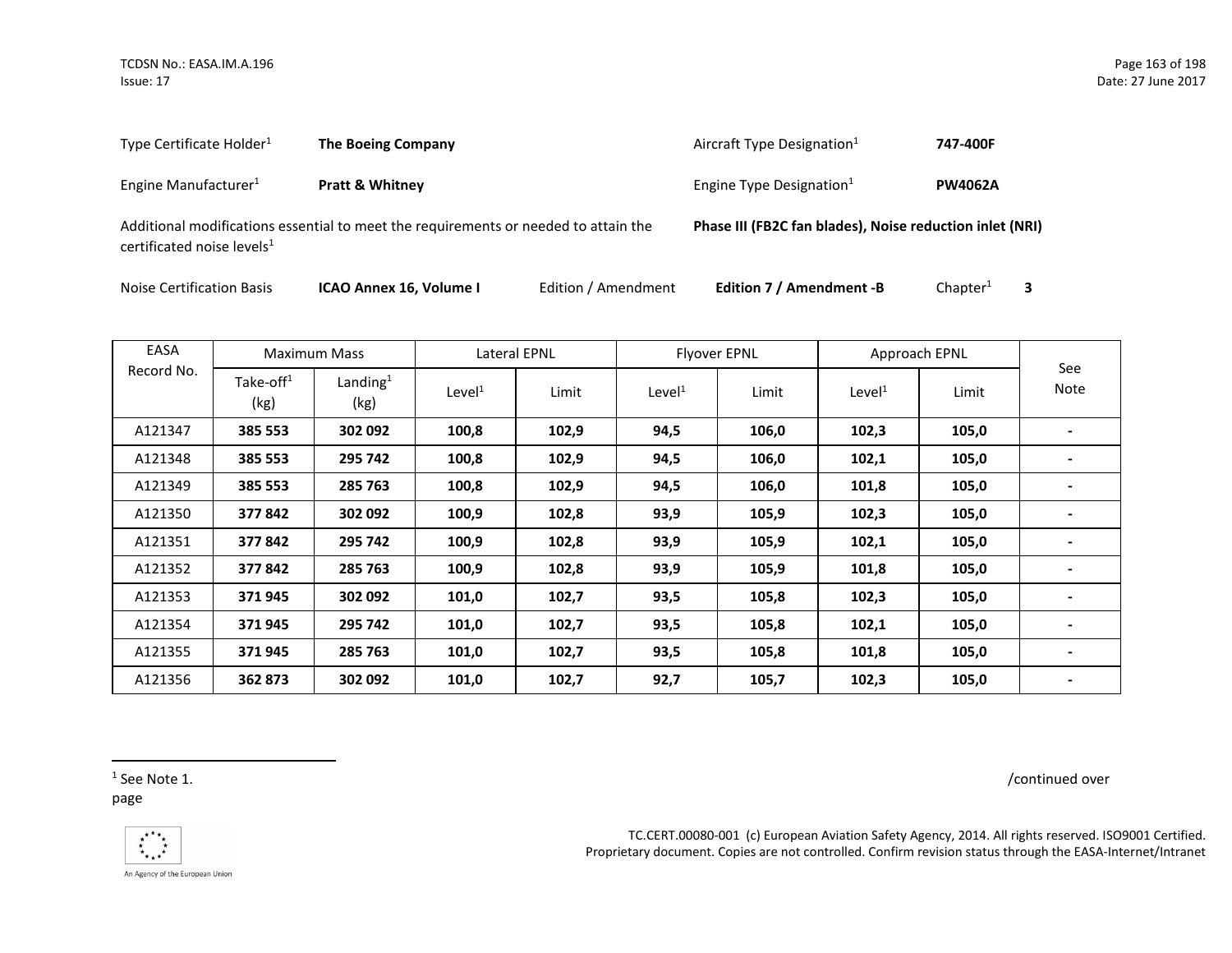Type Certificate Holder[1] **The Boeing Company** Aircraft Type Designation[1] **747-400F**

Engine Manufacturer[1] **Pratt & Whitney** Engine Type Designation[1] **PW4062A**

Additional modifications essential to meet the requirements or needed to attain the certificated noise levels[1] **Phase III (FB2C fan blades), Noise reduction inlet (NRI)**

Noise Certification Basis **ICAO Annex 16, Volume I** Edition / Amendment **Edition 7 / Amendment -B** Chapter[1] **3**

| EASA Record No. | Maximum Mass | | Lateral EPNL | | Flyover EPNL | | Approach EPNL | | See Note |
|---|---|---|---|---|---|---|---|---|---|
| | Take-off[1] (kg) | Landing[1] (kg) | Level[1] | Limit | Level[1] | Limit | Level[1] | Limit | |
| A121347 | **385 553** | **302 092** | **100,8** | **102,9** | **94,5** | **106,0** | **102,3** | **105,0** | **-** |
| A121348 | **385 553** | **295 742** | **100,8** | **102,9** | **94,5** | **106,0** | **102,1** | **105,0** | **-** |
| A121349 | **385 553** | **285 763** | **100,8** | **102,9** | **94,5** | **106,0** | **101,8** | **105,0** | **-** |
| A121350 | **377 842** | **302 092** | **100,9** | **102,8** | **93,9** | **105,9** | **102,3** | **105,0** | **-** |
| A121351 | **377 842** | **295 742** | **100,9** | **102,8** | **93,9** | **105,9** | **102,1** | **105,0** | **-** |
| A121352 | **377 842** | **285 763** | **100,9** | **102,8** | **93,9** | **105,9** | **101,8** | **105,0** | **-** |
| A121353 | **371 945** | **302 092** | **101,0** | **102,7** | **93,5** | **105,8** | **102,3** | **105,0** | **-** |
| A121354 | **371 945** | **295 742** | **101,0** | **102,7** | **93,5** | **105,8** | **102,1** | **105,0** | **-** |
| A121355 | **371 945** | **285 763** | **101,0** | **102,7** | **93,5** | **105,8** | **101,8** | **105,0** | **-** |
| A121356 | **362 873** | **302 092** | **101,0** | **102,7** | **92,7** | **105,7** | **102,3** | **105,0** | **-** |

[1] See Note 1.

/continued over page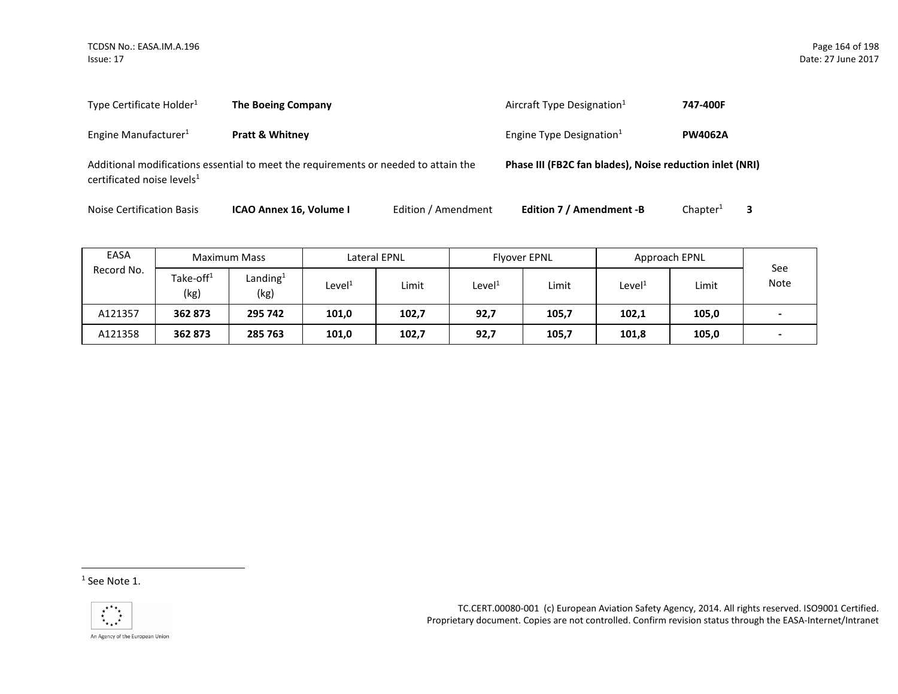Type Certificate Holder[1] **The Boeing Company** Aircraft Type Designation[1] **747-400F**

Engine Manufacturer[1] **Pratt & Whitney** Engine Type Designation[1] **PW4062A**

Additional modifications essential to meet the requirements or needed to attain the certificated noise levels[1] **Phase III (FB2C fan blades), Noise reduction inlet (NRI)**

Noise Certification Basis **ICAO Annex 16, Volume I** Edition / Amendment **Edition 7 / Amendment -B** Chapter[1] **3**

| EASA Record No. | Maximum Mass | | Lateral EPNL | | Flyover EPNL | | Approach EPNL | | See Note |
|---|---|---|---|---|---|---|---|---|---|
| | Take-off[1] (kg) | Landing[1] (kg) | Level[1] | Limit | Level[1] | Limit | Level[1] | Limit | |
| A121357 | **362 873** | **295 742** | **101,0** | **102,7** | **92,7** | **105,7** | **102,1** | **105,0** | **-** |
| A121358 | **362 873** | **285 763** | **101,0** | **102,7** | **92,7** | **105,7** | **101,8** | **105,0** | **-** |

[1] See Note 1.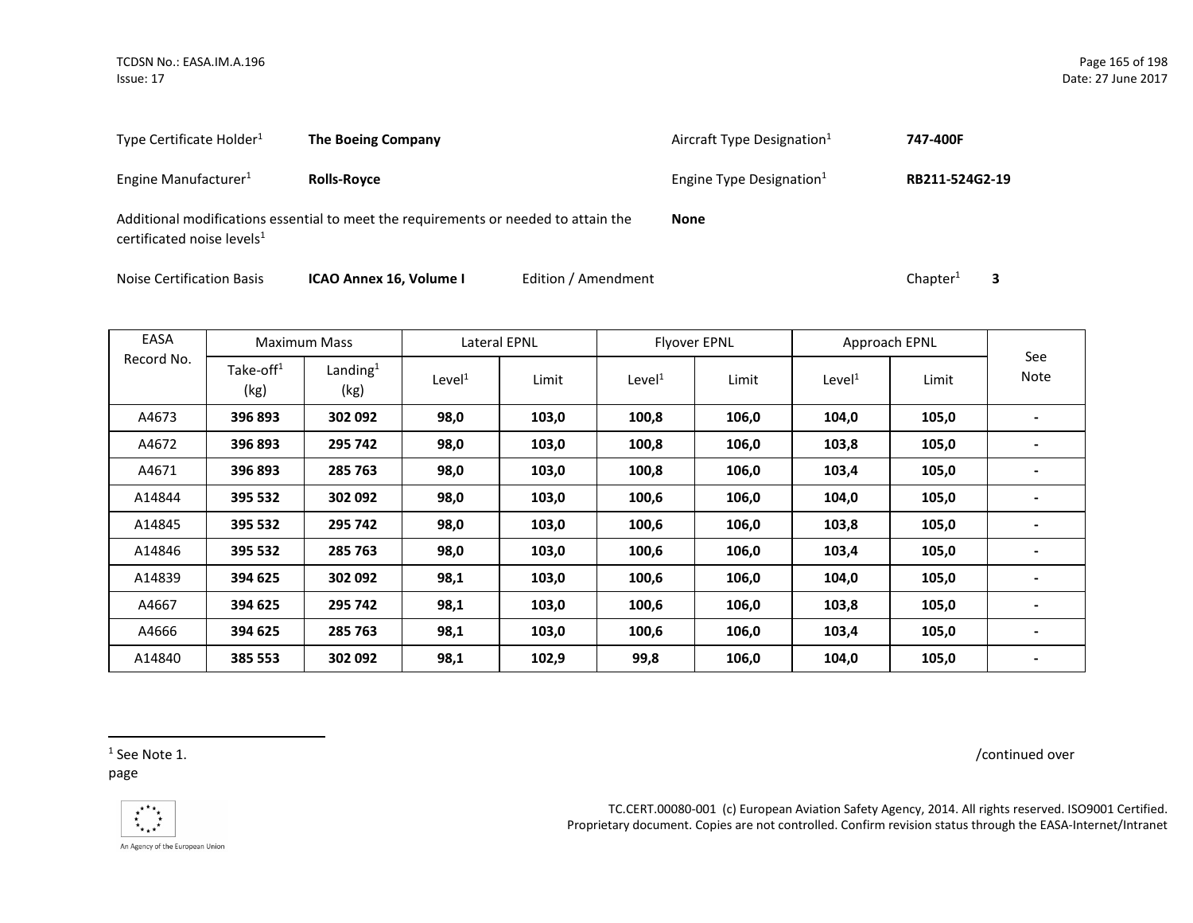| | | | |
|---|---|---|---|
| Type Certificate Holder[1] | **The Boeing Company** | Aircraft Type Designation[1] | **747-400F** |
| Engine Manufacturer[1] | **Rolls-Royce** | Engine Type Designation[1] | **RB211-524G2-19** |

Additional modifications essential to meet the requirements or needed to attain the certificated noise levels[1] **None**

Noise Certification Basis **ICAO Annex 16, Volume I** Edition / Amendment Chapter[1] **3**

| EASA Record No. | Maximum Mass | | Lateral EPNL | | Flyover EPNL | | Approach EPNL | | See Note |
|---|---|---|---|---|---|---|---|---|---|
| | Take-off[1] (kg) | Landing[1] (kg) | Level[1] | Limit | Level[1] | Limit | Level[1] | Limit | |
| A4673 | **396 893** | **302 092** | **98,0** | **103,0** | **100,8** | **106,0** | **104,0** | **105,0** | **-** |
| A4672 | **396 893** | **295 742** | **98,0** | **103,0** | **100,8** | **106,0** | **103,8** | **105,0** | **-** |
| A4671 | **396 893** | **285 763** | **98,0** | **103,0** | **100,8** | **106,0** | **103,4** | **105,0** | **-** |
| A14844 | **395 532** | **302 092** | **98,0** | **103,0** | **100,6** | **106,0** | **104,0** | **105,0** | **-** |
| A14845 | **395 532** | **295 742** | **98,0** | **103,0** | **100,6** | **106,0** | **103,8** | **105,0** | **-** |
| A14846 | **395 532** | **285 763** | **98,0** | **103,0** | **100,6** | **106,0** | **103,4** | **105,0** | **-** |
| A14839 | **394 625** | **302 092** | **98,1** | **103,0** | **100,6** | **106,0** | **104,0** | **105,0** | **-** |
| A4667 | **394 625** | **295 742** | **98,1** | **103,0** | **100,6** | **106,0** | **103,8** | **105,0** | **-** |
| A4666 | **394 625** | **285 763** | **98,1** | **103,0** | **100,6** | **106,0** | **103,4** | **105,0** | **-** |
| A14840 | **385 553** | **302 092** | **98,1** | **102,9** | **99,8** | **106,0** | **104,0** | **105,0** | **-** |

[1] See Note 1.

/continued over page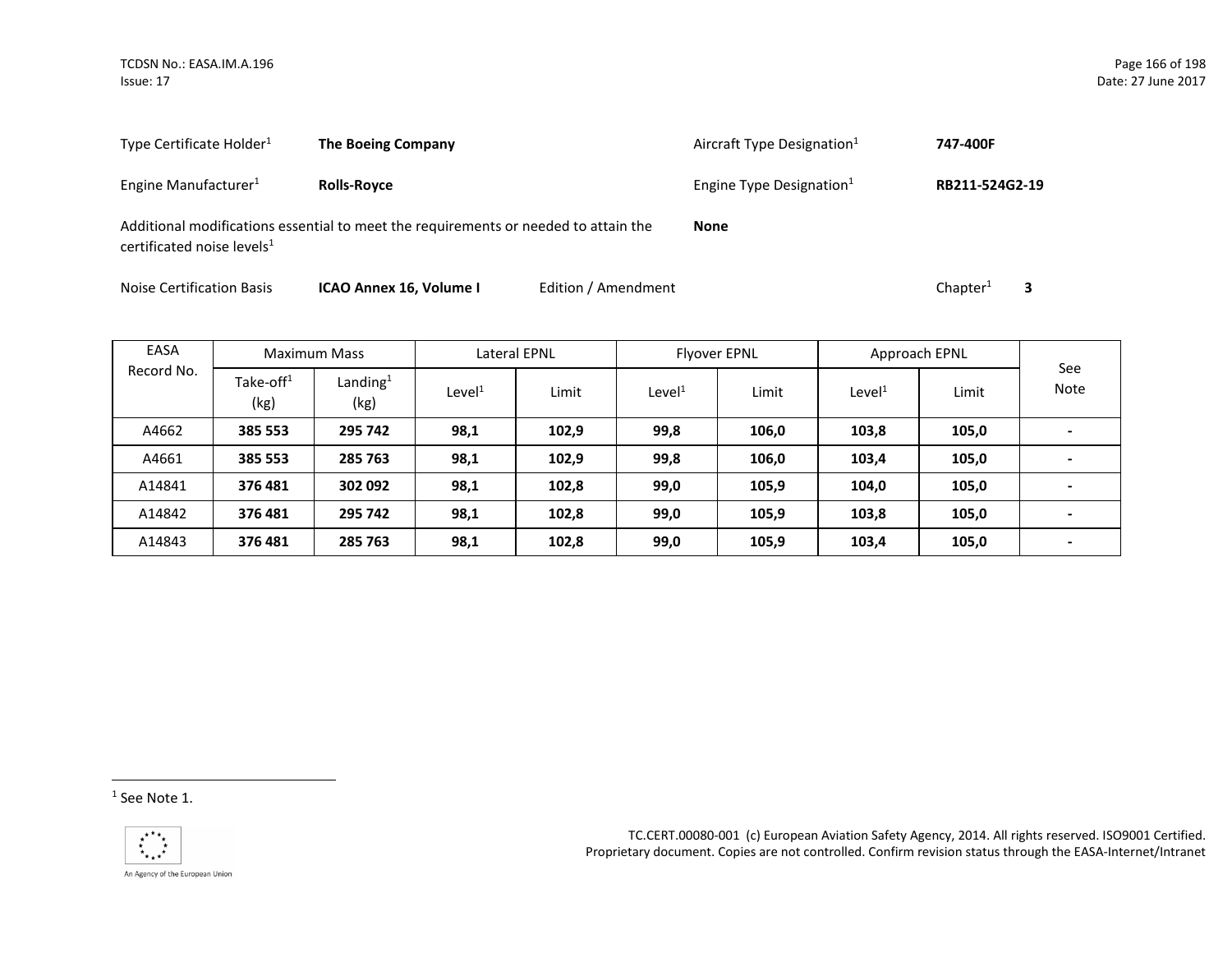Type Certificate Holder[1] **The Boeing Company** Aircraft Type Designation[1] **747-400F**

Engine Manufacturer[1] **Rolls-Royce** Engine Type Designation[1] **RB211-524G2-19**

Additional modifications essential to meet the requirements or needed to attain the certificated noise levels[1] **None**

Noise Certification Basis **ICAO Annex 16, Volume I** Edition / Amendment Chapter[1] **3**

| EASA Record No. | Maximum Mass | | Lateral EPNL | | Flyover EPNL | | Approach EPNL | | See Note |
|---|---|---|---|---|---|---|---|---|---|
| | Take-off[1] (kg) | Landing[1] (kg) | Level[1] | Limit | Level[1] | Limit | Level[1] | Limit | |
| A4662 | **385 553** | **295 742** | **98,1** | **102,9** | **99,8** | **106,0** | **103,8** | **105,0** | **-** |
| A4661 | **385 553** | **285 763** | **98,1** | **102,9** | **99,8** | **106,0** | **103,4** | **105,0** | **-** |
| A14841 | **376 481** | **302 092** | **98,1** | **102,8** | **99,0** | **105,9** | **104,0** | **105,0** | **-** |
| A14842 | **376 481** | **295 742** | **98,1** | **102,8** | **99,0** | **105,9** | **103,8** | **105,0** | **-** |
| A14843 | **376 481** | **285 763** | **98,1** | **102,8** | **99,0** | **105,9** | **103,4** | **105,0** | **-** |

[1] See Note 1.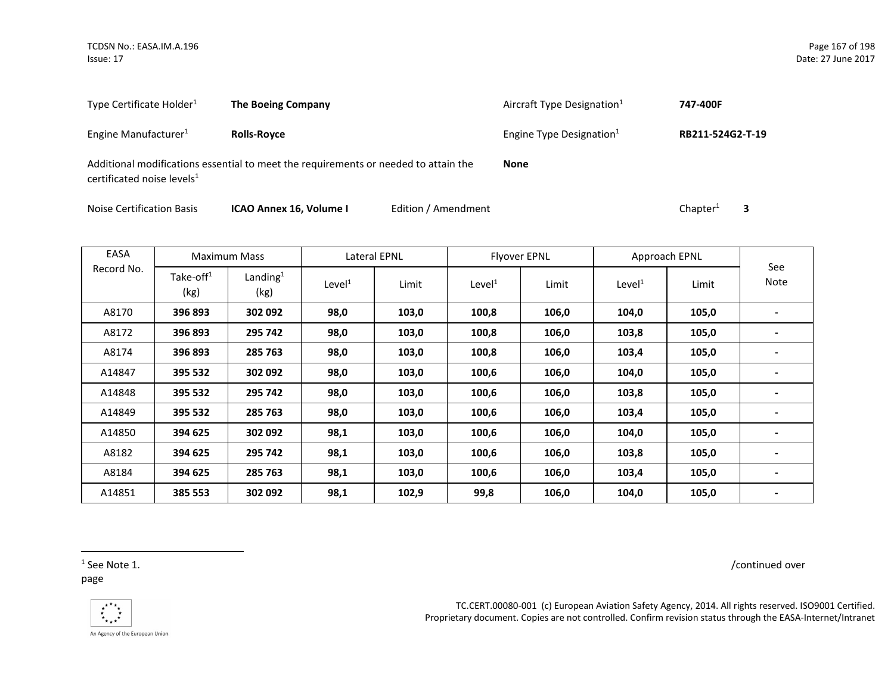Type Certificate Holder[1] **The Boeing Company** Aircraft Type Designation[1] **747-400F**

Engine Manufacturer[1] **Rolls-Royce** Engine Type Designation[1] **RB211-524G2-T-19**

Additional modifications essential to meet the requirements or needed to attain the certificated noise levels[1] **None**

Noise Certification Basis **ICAO Annex 16, Volume I** Edition / Amendment Chapter[1] **3**

| EASA Record No. | Maximum Mass | | Lateral EPNL | | Flyover EPNL | | Approach EPNL | | See Note |
|---|---|---|---|---|---|---|---|---|---|
| | Take-off[1] (kg) | Landing[1] (kg) | Level[1] | Limit | Level[1] | Limit | Level[1] | Limit | |
| A8170 | **396 893** | **302 092** | **98,0** | **103,0** | **100,8** | **106,0** | **104,0** | **105,0** | **-** |
| A8172 | **396 893** | **295 742** | **98,0** | **103,0** | **100,8** | **106,0** | **103,8** | **105,0** | **-** |
| A8174 | **396 893** | **285 763** | **98,0** | **103,0** | **100,8** | **106,0** | **103,4** | **105,0** | **-** |
| A14847 | **395 532** | **302 092** | **98,0** | **103,0** | **100,6** | **106,0** | **104,0** | **105,0** | **-** |
| A14848 | **395 532** | **295 742** | **98,0** | **103,0** | **100,6** | **106,0** | **103,8** | **105,0** | **-** |
| A14849 | **395 532** | **285 763** | **98,0** | **103,0** | **100,6** | **106,0** | **103,4** | **105,0** | **-** |
| A14850 | **394 625** | **302 092** | **98,1** | **103,0** | **100,6** | **106,0** | **104,0** | **105,0** | **-** |
| A8182 | **394 625** | **295 742** | **98,1** | **103,0** | **100,6** | **106,0** | **103,8** | **105,0** | **-** |
| A8184 | **394 625** | **285 763** | **98,1** | **103,0** | **100,6** | **106,0** | **103,4** | **105,0** | **-** |
| A14851 | **385 553** | **302 092** | **98,1** | **102,9** | **99,8** | **106,0** | **104,0** | **105,0** | **-** |

[1] See Note 1.

/continued over page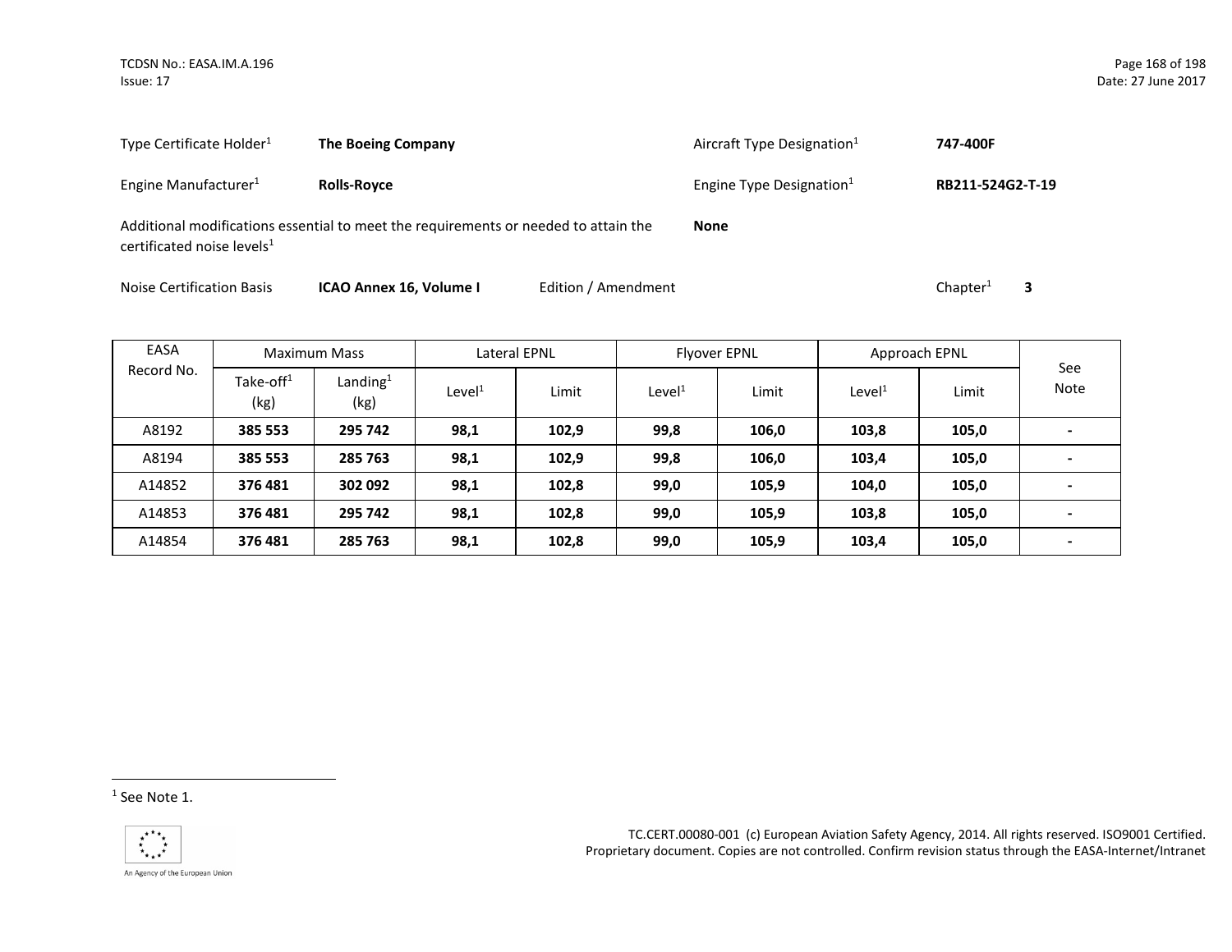Type Certificate Holder[1] **The Boeing Company** | Aircraft Type Designation[1] **747-400F**

Engine Manufacturer[1] **Rolls-Royce** | Engine Type Designation[1] **RB211-524G2-T-19**

Additional modifications essential to meet the requirements or needed to attain the certificated noise levels[1] **None**

Noise Certification Basis **ICAO Annex 16, Volume I** Edition / Amendment Chapter[1] **3**

| EASA Record No. | Maximum Mass | | Lateral EPNL | | Flyover EPNL | | Approach EPNL | | See Note |
|---|---|---|---|---|---|---|---|---|---|
| | Take-off[1] (kg) | Landing[1] (kg) | Level[1] | Limit | Level[1] | Limit | Level[1] | Limit | |
| A8192 | **385 553** | **295 742** | **98,1** | **102,9** | **99,8** | **106,0** | **103,8** | **105,0** | **-** |
| A8194 | **385 553** | **285 763** | **98,1** | **102,9** | **99,8** | **106,0** | **103,4** | **105,0** | **-** |
| A14852 | **376 481** | **302 092** | **98,1** | **102,8** | **99,0** | **105,9** | **104,0** | **105,0** | **-** |
| A14853 | **376 481** | **295 742** | **98,1** | **102,8** | **99,0** | **105,9** | **103,8** | **105,0** | **-** |
| A14854 | **376 481** | **285 763** | **98,1** | **102,8** | **99,0** | **105,9** | **103,4** | **105,0** | **-** |

[1] See Note 1.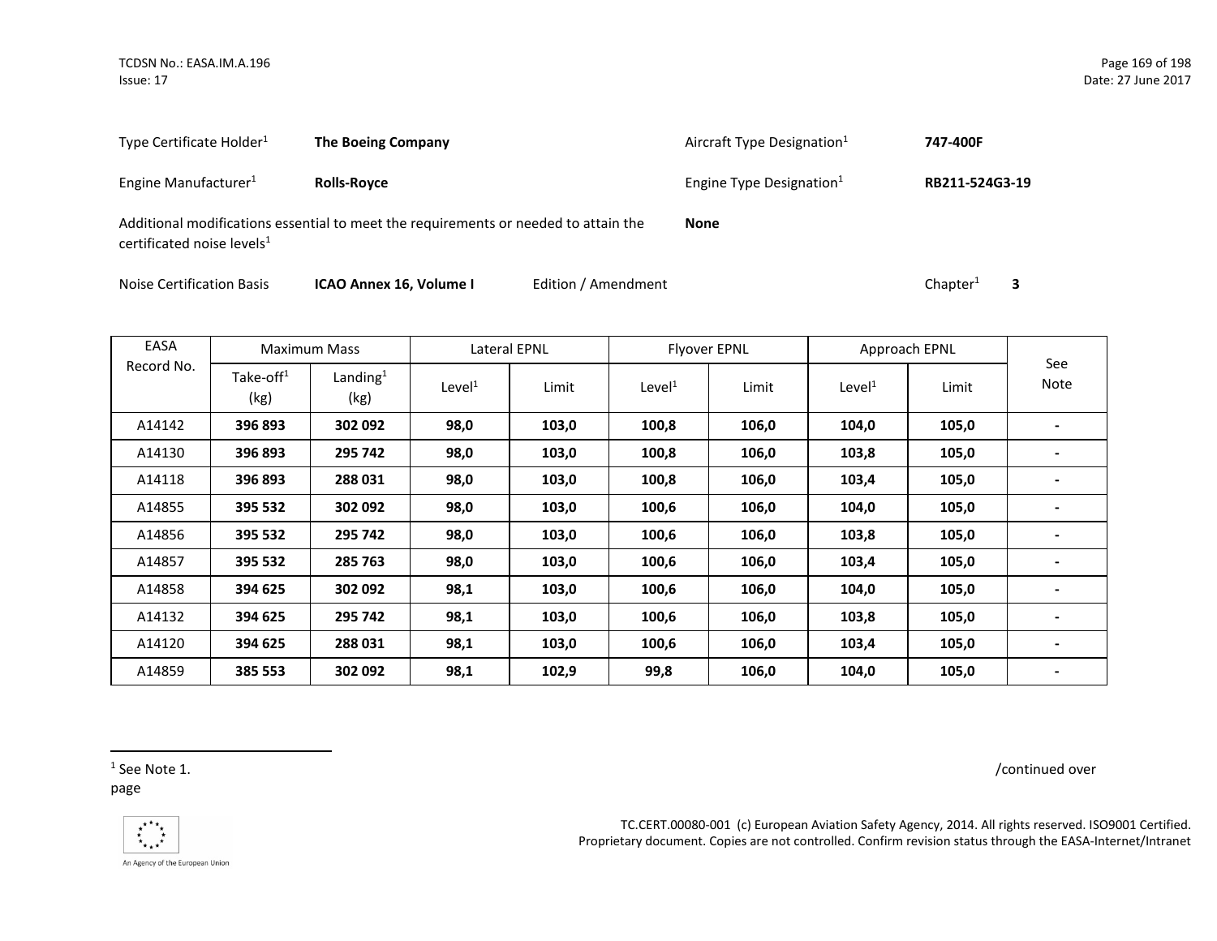Type Certificate Holder[1] **The Boeing Company** Aircraft Type Designation[1] **747-400F**

Engine Manufacturer[1] **Rolls-Royce** Engine Type Designation[1] **RB211-524G3-19**

Additional modifications essential to meet the requirements or needed to attain the certificated noise levels[1] **None**

Noise Certification Basis **ICAO Annex 16, Volume I** Edition / Amendment Chapter[1] **3**

| EASA Record No. | Maximum Mass | | Lateral EPNL | | Flyover EPNL | | Approach EPNL | | See Note |
|---|---|---|---|---|---|---|---|---|---|
| | Take-off[1] (kg) | Landing[1] (kg) | Level[1] | Limit | Level[1] | Limit | Level[1] | Limit | |
| A14142 | **396 893** | **302 092** | **98,0** | **103,0** | **100,8** | **106,0** | **104,0** | **105,0** | **-** |
| A14130 | **396 893** | **295 742** | **98,0** | **103,0** | **100,8** | **106,0** | **103,8** | **105,0** | **-** |
| A14118 | **396 893** | **288 031** | **98,0** | **103,0** | **100,8** | **106,0** | **103,4** | **105,0** | **-** |
| A14855 | **395 532** | **302 092** | **98,0** | **103,0** | **100,6** | **106,0** | **104,0** | **105,0** | **-** |
| A14856 | **395 532** | **295 742** | **98,0** | **103,0** | **100,6** | **106,0** | **103,8** | **105,0** | **-** |
| A14857 | **395 532** | **285 763** | **98,0** | **103,0** | **100,6** | **106,0** | **103,4** | **105,0** | **-** |
| A14858 | **394 625** | **302 092** | **98,1** | **103,0** | **100,6** | **106,0** | **104,0** | **105,0** | **-** |
| A14132 | **394 625** | **295 742** | **98,1** | **103,0** | **100,6** | **106,0** | **103,8** | **105,0** | **-** |
| A14120 | **394 625** | **288 031** | **98,1** | **103,0** | **100,6** | **106,0** | **103,4** | **105,0** | **-** |
| A14859 | **385 553** | **302 092** | **98,1** | **102,9** | **99,8** | **106,0** | **104,0** | **105,0** | **-** |

[1] See Note 1.

/continued over page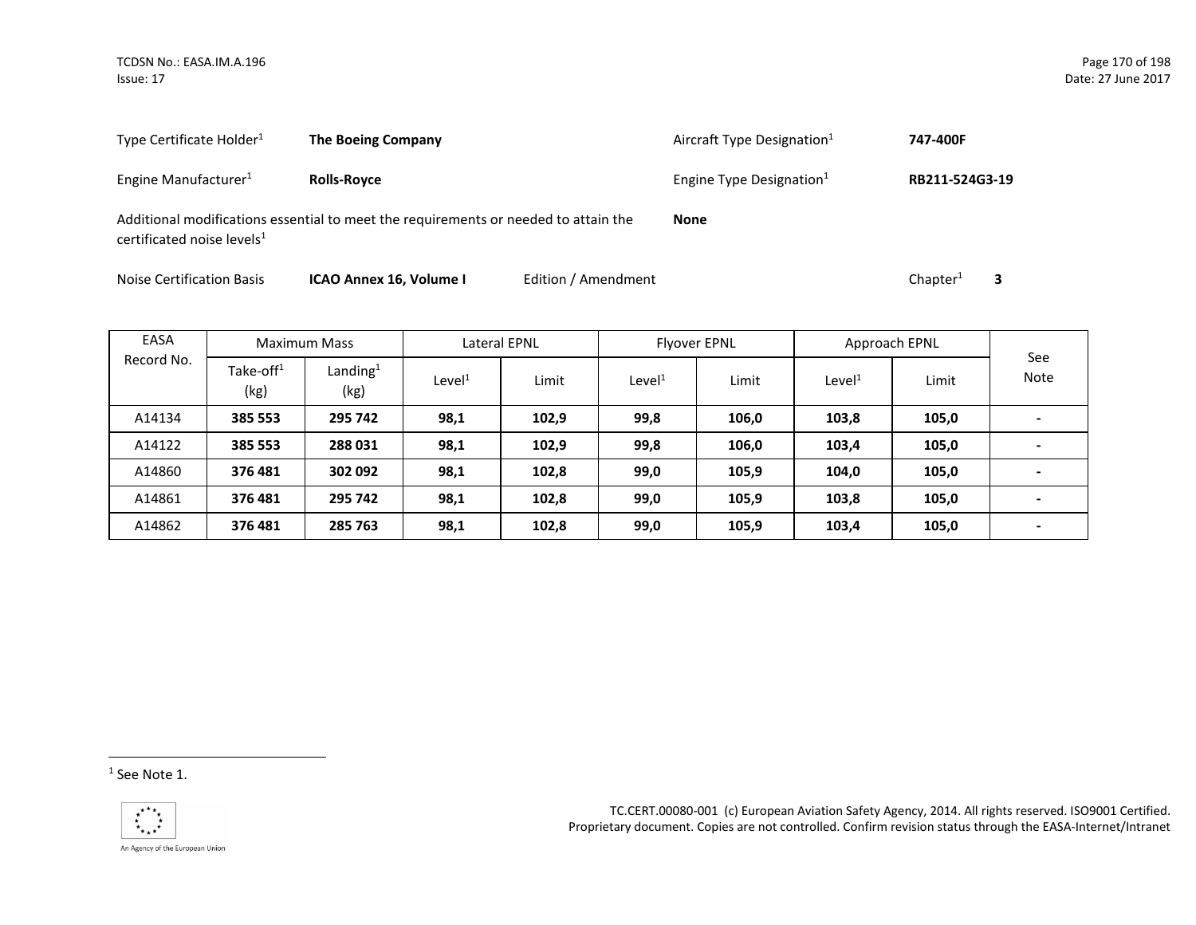Type Certificate Holder[1] **The Boeing Company**

Aircraft Type Designation[1] **747-400F**

Engine Manufacturer[1] **Rolls-Royce**

Engine Type Designation[1] **RB211-524G3-19**

Additional modifications essential to meet the requirements or needed to attain the certificated noise levels[1] **None**

Noise Certification Basis **ICAO Annex 16, Volume I** Edition / Amendment Chapter[1] **3**

| EASA Record No. | Maximum Mass | | Lateral EPNL | | Flyover EPNL | | Approach EPNL | | See Note |
|---|---|---|---|---|---|---|---|---|---|
| | Take-off[1] (kg) | Landing[1] (kg) | Level[1] | Limit | Level[1] | Limit | Level[1] | Limit | |
| A14134 | **385 553** | **295 742** | **98,1** | **102,9** | **99,8** | **106,0** | **103,8** | **105,0** | **-** |
| A14122 | **385 553** | **288 031** | **98,1** | **102,9** | **99,8** | **106,0** | **103,4** | **105,0** | **-** |
| A14860 | **376 481** | **302 092** | **98,1** | **102,8** | **99,0** | **105,9** | **104,0** | **105,0** | **-** |
| A14861 | **376 481** | **295 742** | **98,1** | **102,8** | **99,0** | **105,9** | **103,8** | **105,0** | **-** |
| A14862 | **376 481** | **285 763** | **98,1** | **102,8** | **99,0** | **105,9** | **103,4** | **105,0** | **-** |

[1] See Note 1.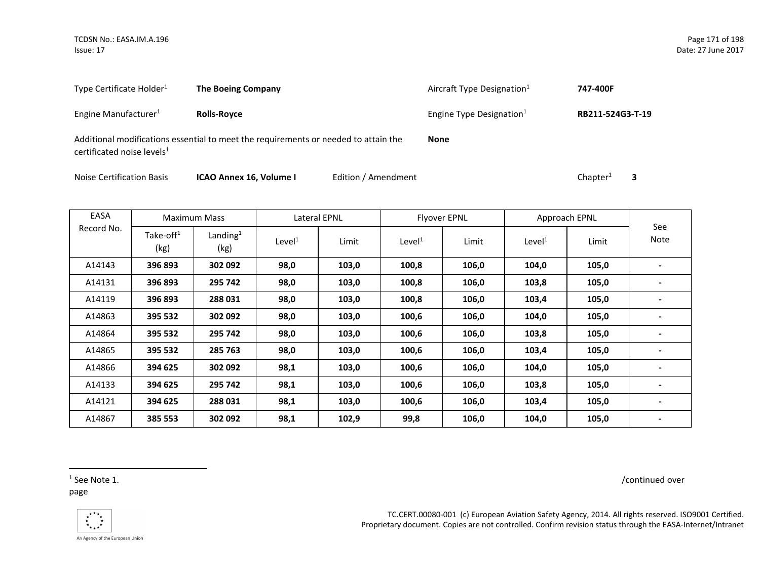Type Certificate Holder[1] **The Boeing Company**

Aircraft Type Designation[1] **747-400F**

Engine Manufacturer[1] **Rolls-Royce**

Engine Type Designation[1] **RB211-524G3-T-19**

Additional modifications essential to meet the requirements or needed to attain the certificated noise levels[1] **None**

Noise Certification Basis **ICAO Annex 16, Volume I** Edition / Amendment Chapter[1] **3**

| EASA Record No. | Maximum Mass | | Lateral EPNL | | Flyover EPNL | | Approach EPNL | | See Note |
|---|---|---|---|---|---|---|---|---|---|
| | Take-off[1] (kg) | Landing[1] (kg) | Level[1] | Limit | Level[1] | Limit | Level[1] | Limit | |
| A14143 | **396 893** | **302 092** | **98,0** | **103,0** | **100,8** | **106,0** | **104,0** | **105,0** | **-** |
| A14131 | **396 893** | **295 742** | **98,0** | **103,0** | **100,8** | **106,0** | **103,8** | **105,0** | **-** |
| A14119 | **396 893** | **288 031** | **98,0** | **103,0** | **100,8** | **106,0** | **103,4** | **105,0** | **-** |
| A14863 | **395 532** | **302 092** | **98,0** | **103,0** | **100,6** | **106,0** | **104,0** | **105,0** | **-** |
| A14864 | **395 532** | **295 742** | **98,0** | **103,0** | **100,6** | **106,0** | **103,8** | **105,0** | **-** |
| A14865 | **395 532** | **285 763** | **98,0** | **103,0** | **100,6** | **106,0** | **103,4** | **105,0** | **-** |
| A14866 | **394 625** | **302 092** | **98,1** | **103,0** | **100,6** | **106,0** | **104,0** | **105,0** | **-** |
| A14133 | **394 625** | **295 742** | **98,1** | **103,0** | **100,6** | **106,0** | **103,8** | **105,0** | **-** |
| A14121 | **394 625** | **288 031** | **98,1** | **103,0** | **100,6** | **106,0** | **103,4** | **105,0** | **-** |
| A14867 | **385 553** | **302 092** | **98,1** | **102,9** | **99,8** | **106,0** | **104,0** | **105,0** | **-** |

[1] See Note 1.

/continued over page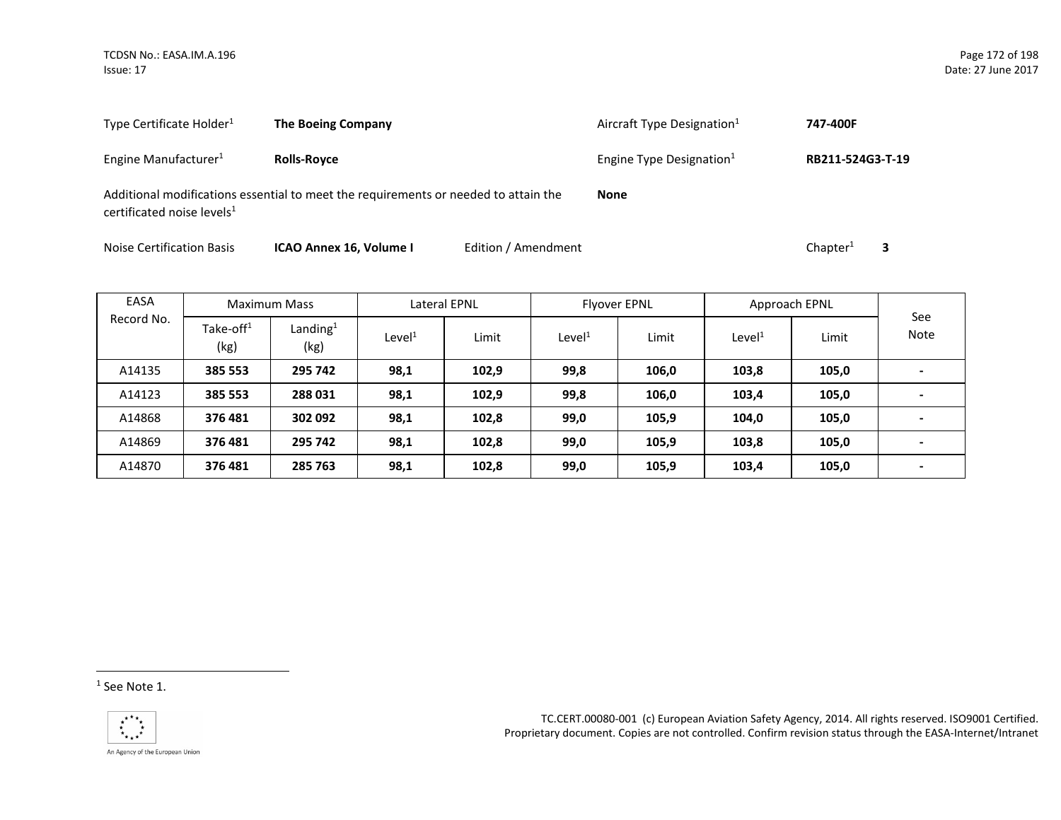Type Certificate Holder[1] **The Boeing Company**

Aircraft Type Designation[1] **747-400F**

Engine Manufacturer[1] **Rolls-Royce**

Engine Type Designation[1] **RB211-524G3-T-19**

Additional modifications essential to meet the requirements or needed to attain the certificated noise levels[1] **None**

Noise Certification Basis **ICAO Annex 16, Volume I** Edition / Amendment Chapter[1] **3**

| EASA Record No. | Maximum Mass | | Lateral EPNL | | Flyover EPNL | | Approach EPNL | | See Note |
|---|---|---|---|---|---|---|---|---|---|
| | Take-off[1] (kg) | Landing[1] (kg) | Level[1] | Limit | Level[1] | Limit | Level[1] | Limit | |
| A14135 | **385 553** | **295 742** | **98,1** | **102,9** | **99,8** | **106,0** | **103,8** | **105,0** | **-** |
| A14123 | **385 553** | **288 031** | **98,1** | **102,9** | **99,8** | **106,0** | **103,4** | **105,0** | **-** |
| A14868 | **376 481** | **302 092** | **98,1** | **102,8** | **99,0** | **105,9** | **104,0** | **105,0** | **-** |
| A14869 | **376 481** | **295 742** | **98,1** | **102,8** | **99,0** | **105,9** | **103,8** | **105,0** | **-** |
| A14870 | **376 481** | **285 763** | **98,1** | **102,8** | **99,0** | **105,9** | **103,4** | **105,0** | **-** |

[1] See Note 1.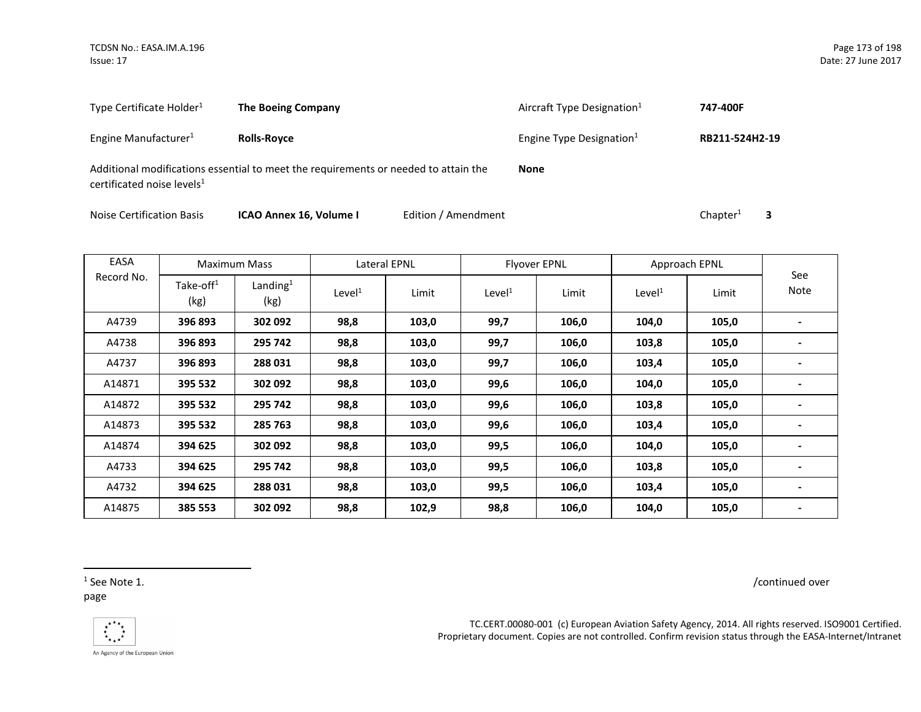Type Certificate Holder[1] **The Boeing Company**

Aircraft Type Designation[1] **747-400F**

Engine Manufacturer[1] **Rolls-Royce**

Engine Type Designation[1] **RB211-524H2-19**

Additional modifications essential to meet the requirements or needed to attain the certificated noise levels[1] **None**

Noise Certification Basis **ICAO Annex 16, Volume I** Edition / Amendment Chapter[1] **3**

| EASA Record No. | Maximum Mass | | Lateral EPNL | | Flyover EPNL | | Approach EPNL | | See Note |
|---|---|---|---|---|---|---|---|---|---|
| | Take-off[1] (kg) | Landing[1] (kg) | Level[1] | Limit | Level[1] | Limit | Level[1] | Limit | |
| A4739 | **396 893** | **302 092** | **98,8** | **103,0** | **99,7** | **106,0** | **104,0** | **105,0** | **-** |
| A4738 | **396 893** | **295 742** | **98,8** | **103,0** | **99,7** | **106,0** | **103,8** | **105,0** | **-** |
| A4737 | **396 893** | **288 031** | **98,8** | **103,0** | **99,7** | **106,0** | **103,4** | **105,0** | **-** |
| A14871 | **395 532** | **302 092** | **98,8** | **103,0** | **99,6** | **106,0** | **104,0** | **105,0** | **-** |
| A14872 | **395 532** | **295 742** | **98,8** | **103,0** | **99,6** | **106,0** | **103,8** | **105,0** | **-** |
| A14873 | **395 532** | **285 763** | **98,8** | **103,0** | **99,6** | **106,0** | **103,4** | **105,0** | **-** |
| A14874 | **394 625** | **302 092** | **98,8** | **103,0** | **99,5** | **106,0** | **104,0** | **105,0** | **-** |
| A4733 | **394 625** | **295 742** | **98,8** | **103,0** | **99,5** | **106,0** | **103,8** | **105,0** | **-** |
| A4732 | **394 625** | **288 031** | **98,8** | **103,0** | **99,5** | **106,0** | **103,4** | **105,0** | **-** |
| A14875 | **385 553** | **302 092** | **98,8** | **102,9** | **98,8** | **106,0** | **104,0** | **105,0** | **-** |

[1] See Note 1.

/continued over page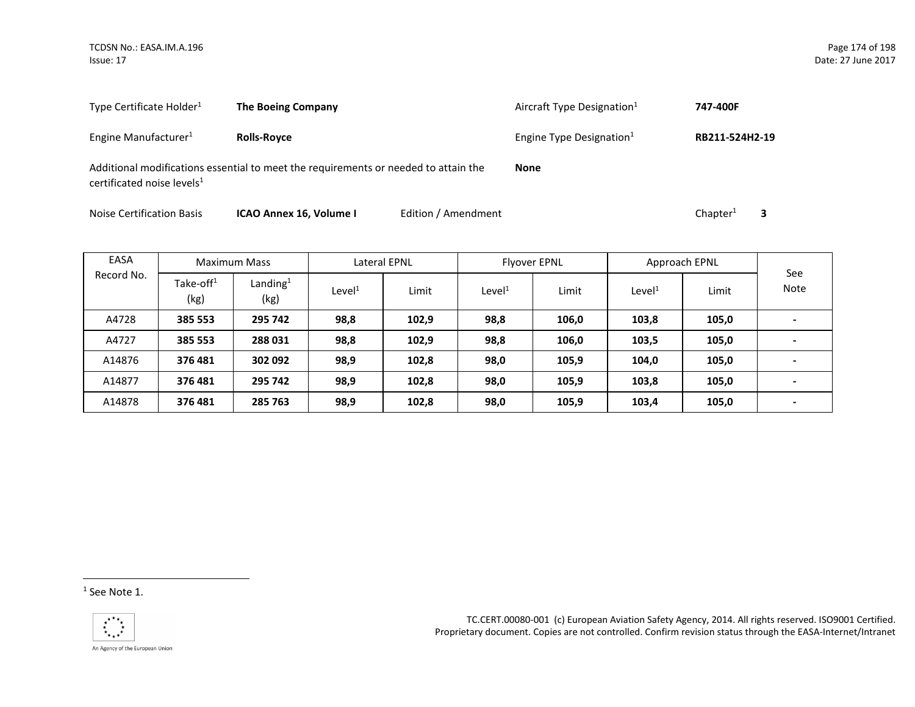| Type Certificate Holder[1] | **The Boeing Company** | Aircraft Type Designation[1] | **747-400F** |
|---|---|---|---|
| Engine Manufacturer[1] | **Rolls-Royce** | Engine Type Designation[1] | **RB211-524H2-19** |

Additional modifications essential to meet the requirements or needed to attain the certificated noise levels[1] **None**

Noise Certification Basis **ICAO Annex 16, Volume I** Edition / Amendment Chapter[1] **3**

| EASA Record No. | Maximum Mass | | Lateral EPNL | | Flyover EPNL | | Approach EPNL | | See Note |
|---|---|---|---|---|---|---|---|---|---|
| | Take-off[1] (kg) | Landing[1] (kg) | Level[1] | Limit | Level[1] | Limit | Level[1] | Limit | |
| A4728 | **385 553** | **295 742** | **98,8** | **102,9** | **98,8** | **106,0** | **103,8** | **105,0** | **-** |
| A4727 | **385 553** | **288 031** | **98,8** | **102,9** | **98,8** | **106,0** | **103,5** | **105,0** | **-** |
| A14876 | **376 481** | **302 092** | **98,9** | **102,8** | **98,0** | **105,9** | **104,0** | **105,0** | **-** |
| A14877 | **376 481** | **295 742** | **98,9** | **102,8** | **98,0** | **105,9** | **103,8** | **105,0** | **-** |
| A14878 | **376 481** | **285 763** | **98,9** | **102,8** | **98,0** | **105,9** | **103,4** | **105,0** | **-** |

[1] See Note 1.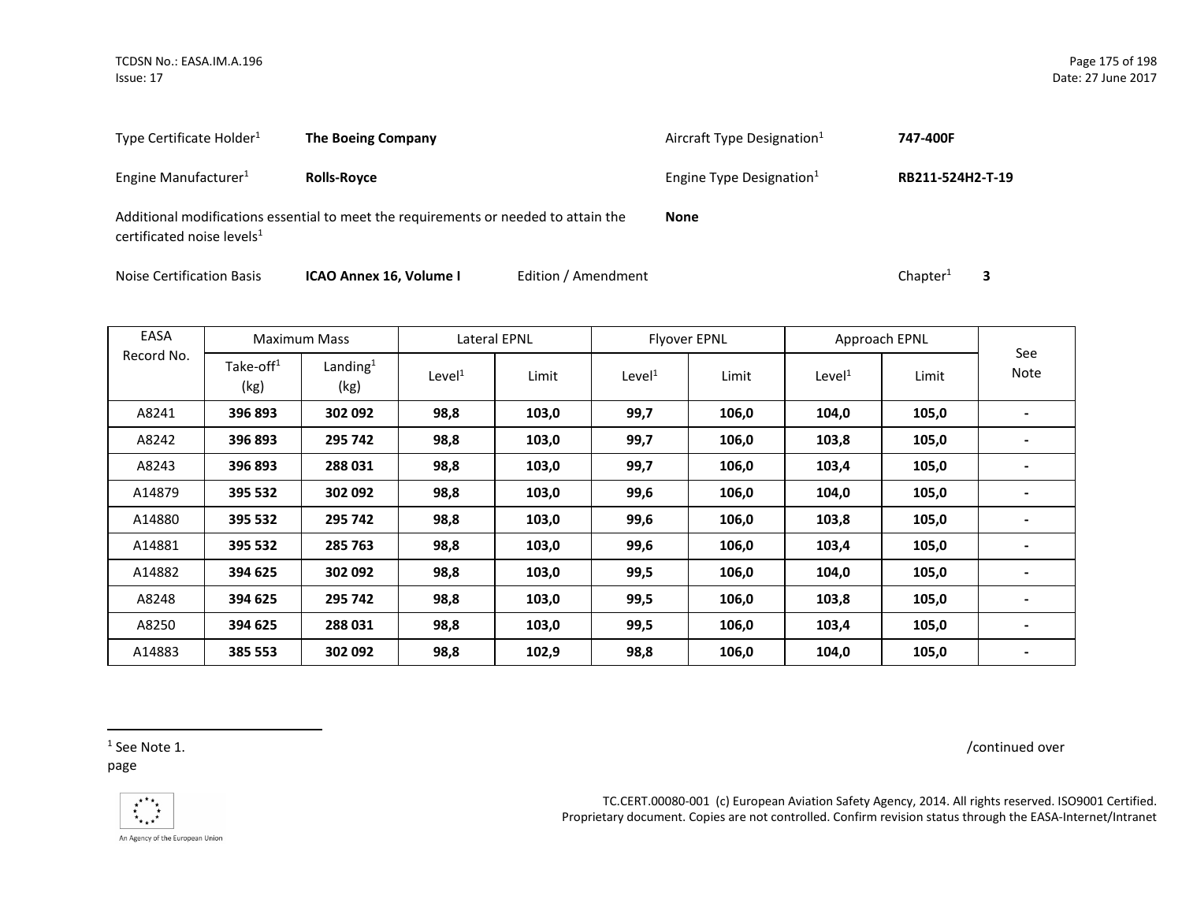Type Certificate Holder[1] **The Boeing Company**

Aircraft Type Designation[1] **747-400F**

Engine Manufacturer[1] **Rolls-Royce**

Engine Type Designation[1] **RB211-524H2-T-19**

Additional modifications essential to meet the requirements or needed to attain the certificated noise levels[1] **None**

Noise Certification Basis **ICAO Annex 16, Volume I** Edition / Amendment Chapter[1] **3**

| EASA Record No. | Maximum Mass | | Lateral EPNL | | Flyover EPNL | | Approach EPNL | | See Note |
|---|---|---|---|---|---|---|---|---|---|
| | Take-off[1] (kg) | Landing[1] (kg) | Level[1] | Limit | Level[1] | Limit | Level[1] | Limit | |
| A8241 | **396 893** | **302 092** | **98,8** | **103,0** | **99,7** | **106,0** | **104,0** | **105,0** | **-** |
| A8242 | **396 893** | **295 742** | **98,8** | **103,0** | **99,7** | **106,0** | **103,8** | **105,0** | **-** |
| A8243 | **396 893** | **288 031** | **98,8** | **103,0** | **99,7** | **106,0** | **103,4** | **105,0** | **-** |
| A14879 | **395 532** | **302 092** | **98,8** | **103,0** | **99,6** | **106,0** | **104,0** | **105,0** | **-** |
| A14880 | **395 532** | **295 742** | **98,8** | **103,0** | **99,6** | **106,0** | **103,8** | **105,0** | **-** |
| A14881 | **395 532** | **285 763** | **98,8** | **103,0** | **99,6** | **106,0** | **103,4** | **105,0** | **-** |
| A14882 | **394 625** | **302 092** | **98,8** | **103,0** | **99,5** | **106,0** | **104,0** | **105,0** | **-** |
| A8248 | **394 625** | **295 742** | **98,8** | **103,0** | **99,5** | **106,0** | **103,8** | **105,0** | **-** |
| A8250 | **394 625** | **288 031** | **98,8** | **103,0** | **99,5** | **106,0** | **103,4** | **105,0** | **-** |
| A14883 | **385 553** | **302 092** | **98,8** | **102,9** | **98,8** | **106,0** | **104,0** | **105,0** | **-** |

/continued over page

[1] See Note 1.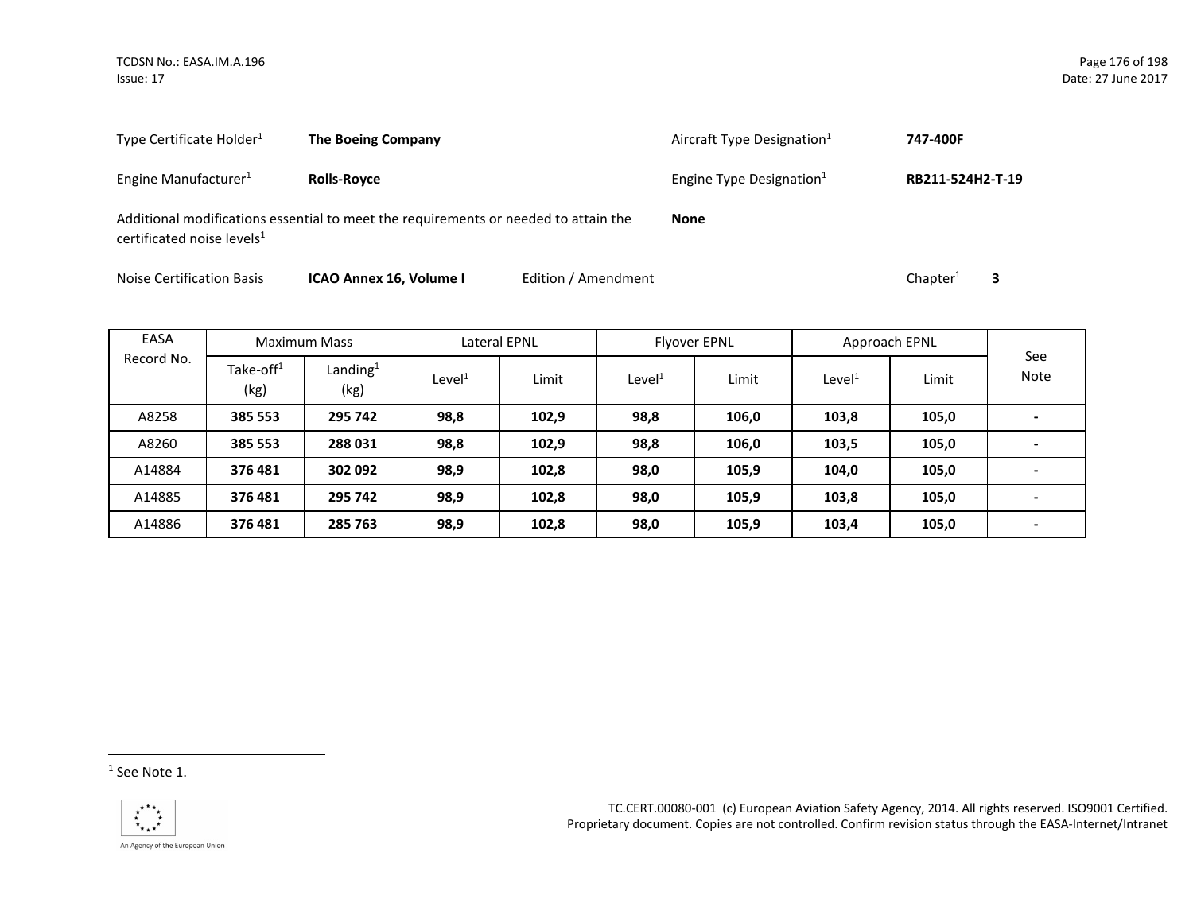Type Certificate Holder[1] **The Boeing Company**

Aircraft Type Designation[1] **747-400F**

Engine Manufacturer[1] **Rolls-Royce**

Engine Type Designation[1] **RB211-524H2-T-19**

Additional modifications essential to meet the requirements or needed to attain the certificated noise levels[1] **None**

Noise Certification Basis **ICAO Annex 16, Volume I** Edition / Amendment Chapter[1] **3**

| EASA Record No. | Maximum Mass | | Lateral EPNL | | Flyover EPNL | | Approach EPNL | | See Note |
|---|---|---|---|---|---|---|---|---|---|
| | Take-off[1] (kg) | Landing[1] (kg) | Level[1] | Limit | Level[1] | Limit | Level[1] | Limit | |
| A8258 | **385 553** | **295 742** | **98,8** | **102,9** | **98,8** | **106,0** | **103,8** | **105,0** | **-** |
| A8260 | **385 553** | **288 031** | **98,8** | **102,9** | **98,8** | **106,0** | **103,5** | **105,0** | **-** |
| A14884 | **376 481** | **302 092** | **98,9** | **102,8** | **98,0** | **105,9** | **104,0** | **105,0** | **-** |
| A14885 | **376 481** | **295 742** | **98,9** | **102,8** | **98,0** | **105,9** | **103,8** | **105,0** | **-** |
| A14886 | **376 481** | **285 763** | **98,9** | **102,8** | **98,0** | **105,9** | **103,4** | **105,0** | **-** |

[1] See Note 1.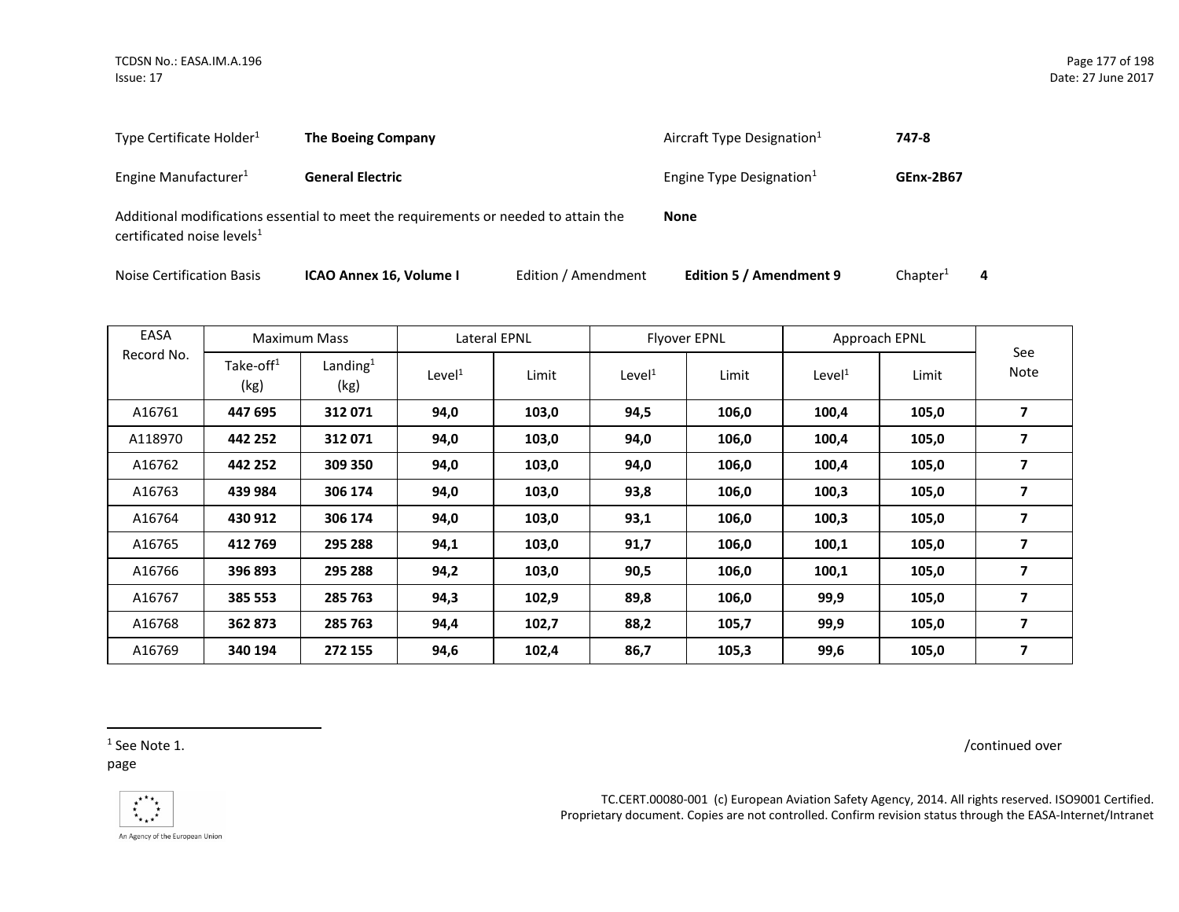Type Certificate Holder[1] **The Boeing Company** Aircraft Type Designation[1] **747-8**

Engine Manufacturer[1] **General Electric** Engine Type Designation[1] **GEnx-2B67**

Additional modifications essential to meet the requirements or needed to attain the certificated noise levels[1] **None**

Noise Certification Basis **ICAO Annex 16, Volume I** Edition / Amendment **Edition 5 / Amendment 9** Chapter[1] **4**

| EASA Record No. | Maximum Mass | | Lateral EPNL | | Flyover EPNL | | Approach EPNL | | See Note |
|---|---|---|---|---|---|---|---|---|---|
| | Take-off[1] (kg) | Landing[1] (kg) | Level[1] | Limit | Level[1] | Limit | Level[1] | Limit | |
| A16761 | **447 695** | **312 071** | **94,0** | **103,0** | **94,5** | **106,0** | **100,4** | **105,0** | **7** |
| A118970 | **442 252** | **312 071** | **94,0** | **103,0** | **94,0** | **106,0** | **100,4** | **105,0** | **7** |
| A16762 | **442 252** | **309 350** | **94,0** | **103,0** | **94,0** | **106,0** | **100,4** | **105,0** | **7** |
| A16763 | **439 984** | **306 174** | **94,0** | **103,0** | **93,8** | **106,0** | **100,3** | **105,0** | **7** |
| A16764 | **430 912** | **306 174** | **94,0** | **103,0** | **93,1** | **106,0** | **100,3** | **105,0** | **7** |
| A16765 | **412 769** | **295 288** | **94,1** | **103,0** | **91,7** | **106,0** | **100,1** | **105,0** | **7** |
| A16766 | **396 893** | **295 288** | **94,2** | **103,0** | **90,5** | **106,0** | **100,1** | **105,0** | **7** |
| A16767 | **385 553** | **285 763** | **94,3** | **102,9** | **89,8** | **106,0** | **99,9** | **105,0** | **7** |
| A16768 | **362 873** | **285 763** | **94,4** | **102,7** | **88,2** | **105,7** | **99,9** | **105,0** | **7** |
| A16769 | **340 194** | **272 155** | **94,6** | **102,4** | **86,7** | **105,3** | **99,6** | **105,0** | **7** |

[1] See Note 1.

/continued over page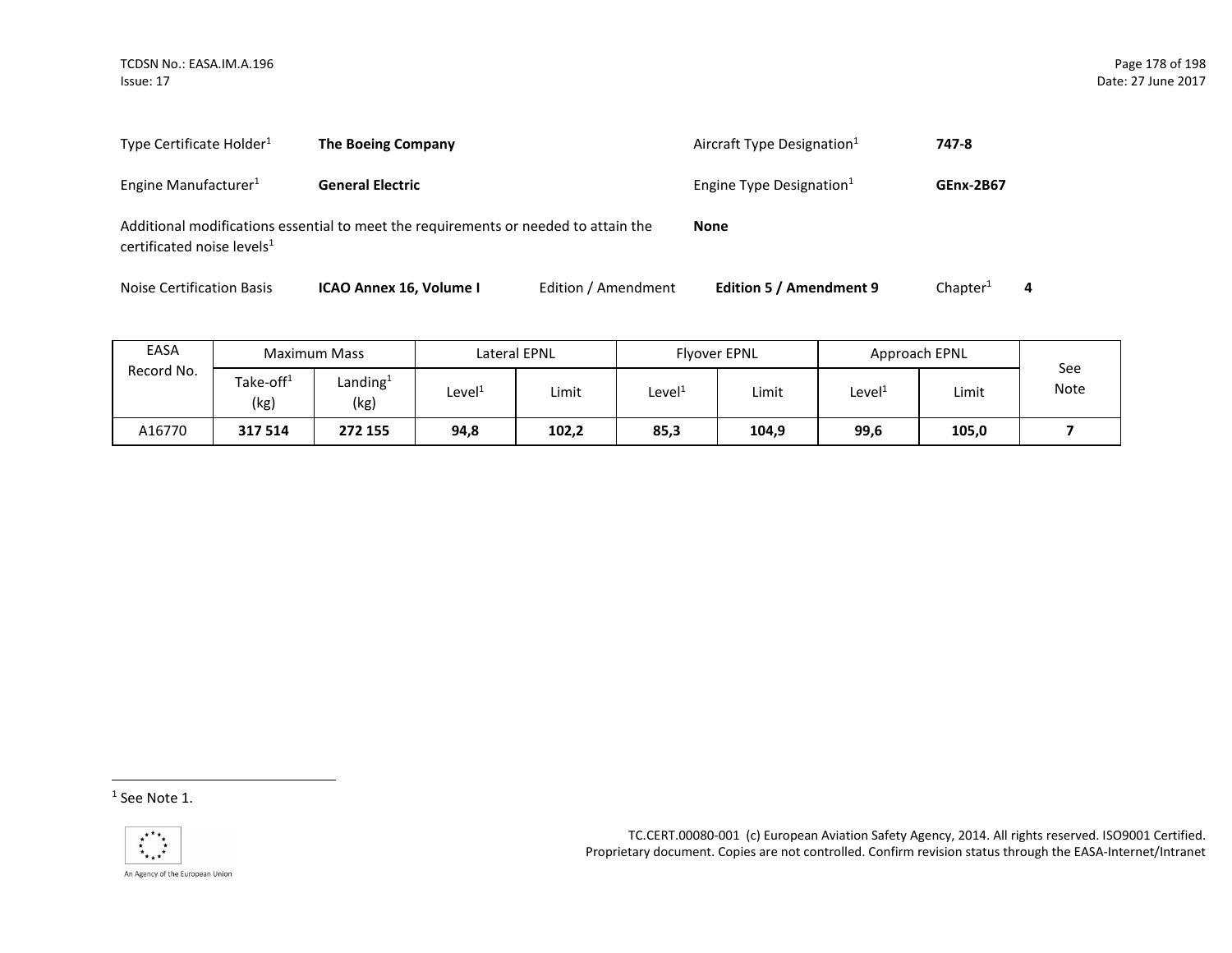Type Certificate Holder[1] **The Boeing Company**

Aircraft Type Designation[1] **747-8**

Engine Manufacturer[1] **General Electric**

Engine Type Designation[1] **GEnx-2B67**

Additional modifications essential to meet the requirements or needed to attain the certificated noise levels[1] **None**

Noise Certification Basis **ICAO Annex 16, Volume I** Edition / Amendment **Edition 5 / Amendment 9** Chapter[1] **4**

| EASA Record No. | Maximum Mass | | Lateral EPNL | | Flyover EPNL | | Approach EPNL | | See Note |
|---|---|---|---|---|---|---|---|---|---|
| | Take-off[1] (kg) | Landing[1] (kg) | Level[1] | Limit | Level[1] | Limit | Level[1] | Limit | |
| A16770 | **317 514** | **272 155** | **94,8** | **102,2** | **85,3** | **104,9** | **99,6** | **105,0** | **7** |

[1] See Note 1.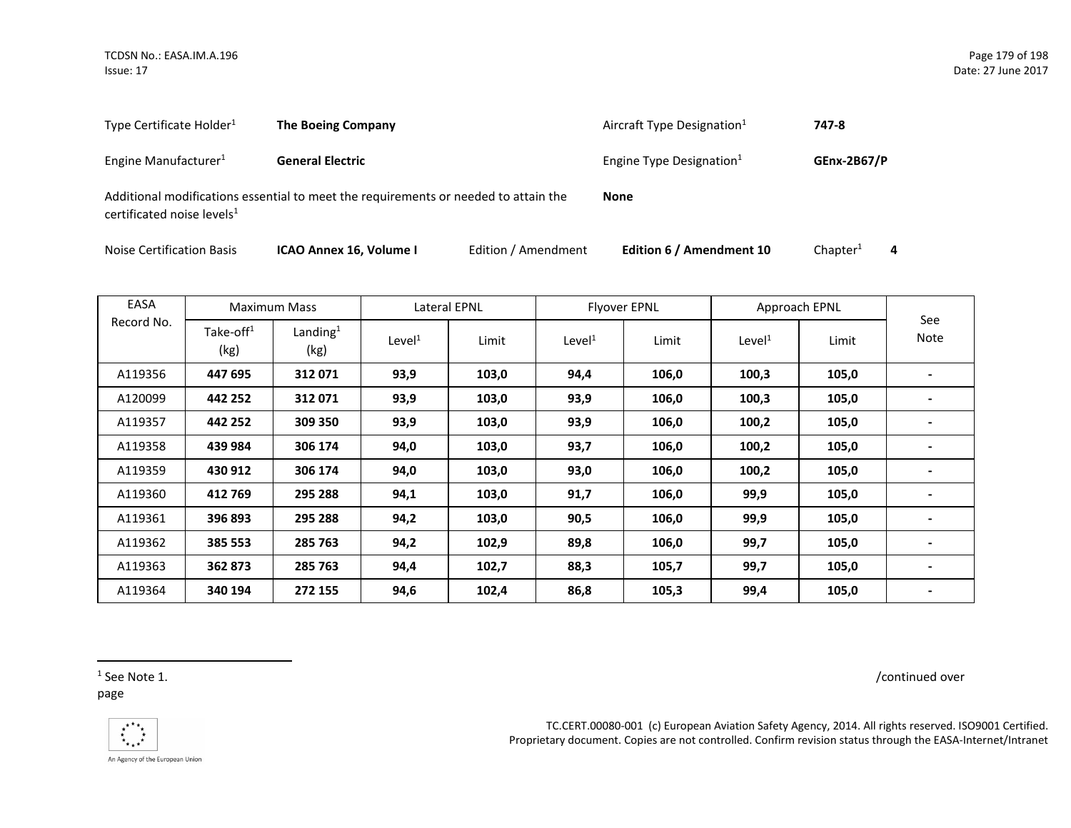| | | | |
|---|---|---|---|
| Type Certificate Holder[1] | **The Boeing Company** | Aircraft Type Designation[1] | **747-8** |
| Engine Manufacturer[1] | **General Electric** | Engine Type Designation[1] | **GEnx-2B67/P** |

Additional modifications essential to meet the requirements or needed to attain the certificated noise levels[1] **None**

Noise Certification Basis **ICAO Annex 16, Volume I** Edition / Amendment **Edition 6 / Amendment 10** Chapter[1] **4**

| EASA Record No. | Maximum Mass | | Lateral EPNL | | Flyover EPNL | | Approach EPNL | | See Note |
|---|---|---|---|---|---|---|---|---|---|
| | Take-off[1] (kg) | Landing[1] (kg) | Level[1] | Limit | Level[1] | Limit | Level[1] | Limit | |
| A119356 | **447 695** | **312 071** | **93,9** | **103,0** | **94,4** | **106,0** | **100,3** | **105,0** | **-** |
| A120099 | **442 252** | **312 071** | **93,9** | **103,0** | **93,9** | **106,0** | **100,3** | **105,0** | **-** |
| A119357 | **442 252** | **309 350** | **93,9** | **103,0** | **93,9** | **106,0** | **100,2** | **105,0** | **-** |
| A119358 | **439 984** | **306 174** | **94,0** | **103,0** | **93,7** | **106,0** | **100,2** | **105,0** | **-** |
| A119359 | **430 912** | **306 174** | **94,0** | **103,0** | **93,0** | **106,0** | **100,2** | **105,0** | **-** |
| A119360 | **412 769** | **295 288** | **94,1** | **103,0** | **91,7** | **106,0** | **99,9** | **105,0** | **-** |
| A119361 | **396 893** | **295 288** | **94,2** | **103,0** | **90,5** | **106,0** | **99,9** | **105,0** | **-** |
| A119362 | **385 553** | **285 763** | **94,2** | **102,9** | **89,8** | **106,0** | **99,7** | **105,0** | **-** |
| A119363 | **362 873** | **285 763** | **94,4** | **102,7** | **88,3** | **105,7** | **99,7** | **105,0** | **-** |
| A119364 | **340 194** | **272 155** | **94,6** | **102,4** | **86,8** | **105,3** | **99,4** | **105,0** | **-** |

[1] See Note 1.

/continued over page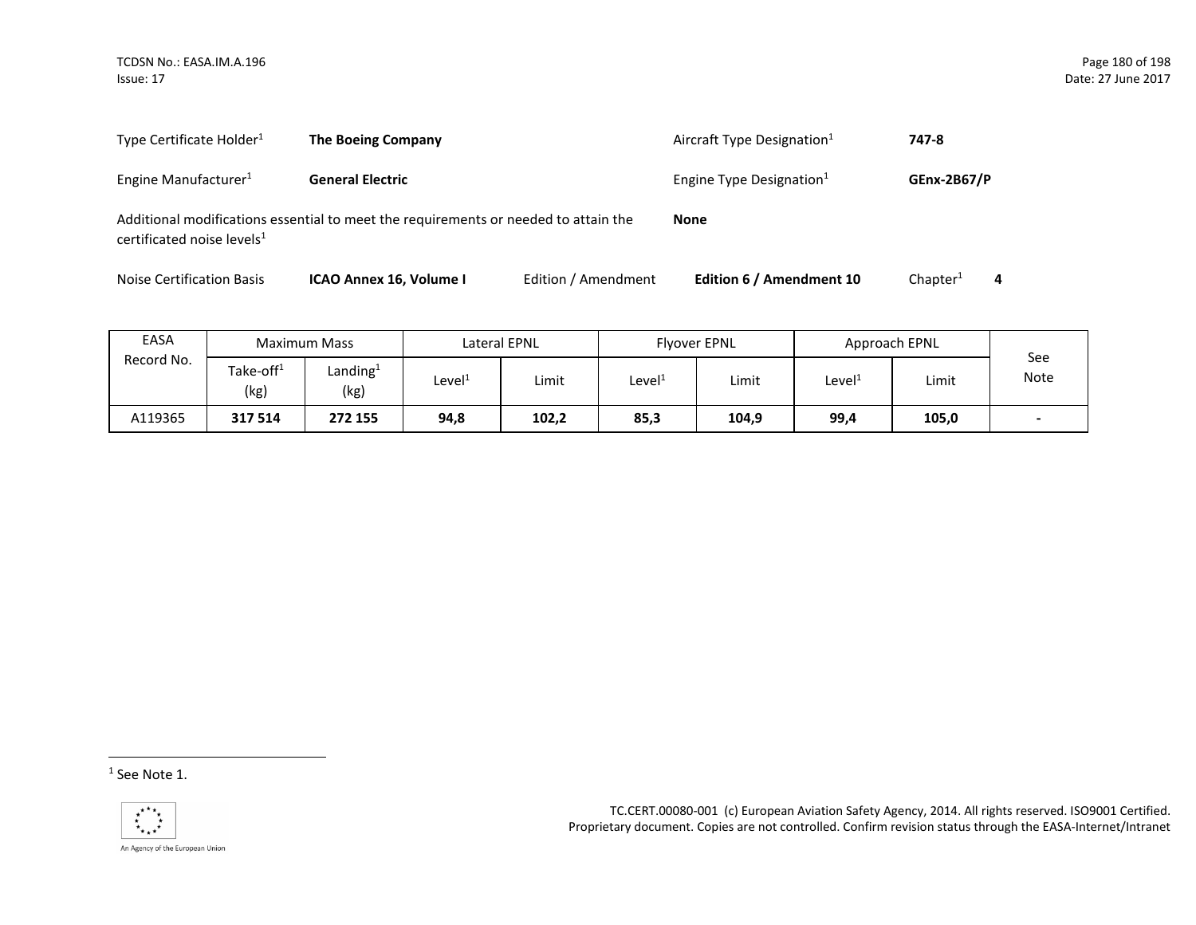| | | | |
|---|---|---|---|
| Type Certificate Holder[1] | **The Boeing Company** | Aircraft Type Designation[1] | **747-8** |
| Engine Manufacturer[1] | **General Electric** | Engine Type Designation[1] | **GEnx-2B67/P** |

Additional modifications essential to meet the requirements or needed to attain the certificated noise levels[1] **None**

Noise Certification Basis **ICAO Annex 16, Volume I** Edition / Amendment **Edition 6 / Amendment 10** Chapter[1] **4**

| EASA Record No. | Maximum Mass | | Lateral EPNL | | Flyover EPNL | | Approach EPNL | | See Note |
|---|---|---|---|---|---|---|---|---|---|
| | Take-off[1] (kg) | Landing[1] (kg) | Level[1] | Limit | Level[1] | Limit | Level[1] | Limit | |
| A119365 | **317 514** | **272 155** | **94,8** | **102,2** | **85,3** | **104,9** | **99,4** | **105,0** | **-** |

[1] See Note 1.

TC.CERT.00080-001 (c) European Aviation Safety Agency, 2014. All rights reserved. ISO9001 Certified. Proprietary document. Copies are not controlled. Confirm revision status through the EASA-Internet/Intranet

An Agency of the European Union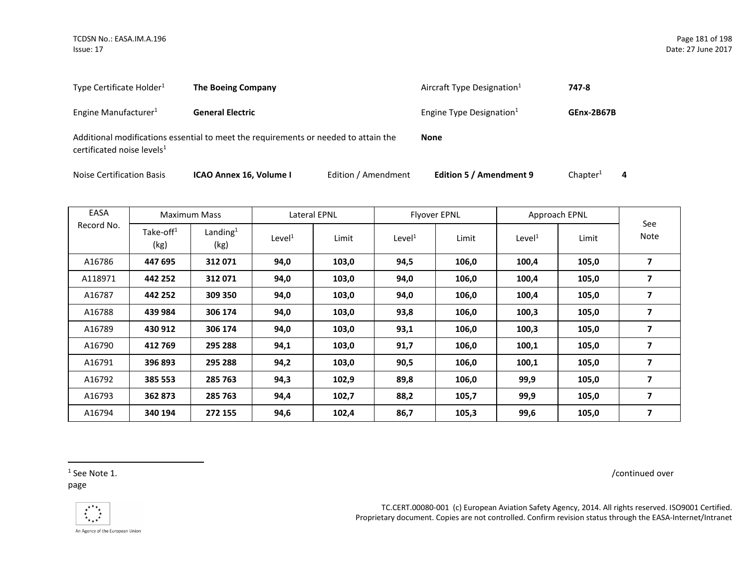Type Certificate Holder[1] **The Boeing Company** Aircraft Type Designation[1] **747-8**

Engine Manufacturer[1] **General Electric** Engine Type Designation[1] **GEnx-2B67B**

Additional modifications essential to meet the requirements or needed to attain the certificated noise levels[1] **None**

Noise Certification Basis **ICAO Annex 16, Volume I** Edition / Amendment **Edition 5 / Amendment 9** Chapter[1] **4**

| EASA Record No. | Maximum Mass | | Lateral EPNL | | Flyover EPNL | | Approach EPNL | | See Note |
|---|---|---|---|---|---|---|---|---|---|
| | Take-off[1] (kg) | Landing[1] (kg) | Level[1] | Limit | Level[1] | Limit | Level[1] | Limit | |
| A16786 | **447 695** | **312 071** | **94,0** | **103,0** | **94,5** | **106,0** | **100,4** | **105,0** | **7** |
| A118971 | **442 252** | **312 071** | **94,0** | **103,0** | **94,0** | **106,0** | **100,4** | **105,0** | **7** |
| A16787 | **442 252** | **309 350** | **94,0** | **103,0** | **94,0** | **106,0** | **100,4** | **105,0** | **7** |
| A16788 | **439 984** | **306 174** | **94,0** | **103,0** | **93,8** | **106,0** | **100,3** | **105,0** | **7** |
| A16789 | **430 912** | **306 174** | **94,0** | **103,0** | **93,1** | **106,0** | **100,3** | **105,0** | **7** |
| A16790 | **412 769** | **295 288** | **94,1** | **103,0** | **91,7** | **106,0** | **100,1** | **105,0** | **7** |
| A16791 | **396 893** | **295 288** | **94,2** | **103,0** | **90,5** | **106,0** | **100,1** | **105,0** | **7** |
| A16792 | **385 553** | **285 763** | **94,3** | **102,9** | **89,8** | **106,0** | **99,9** | **105,0** | **7** |
| A16793 | **362 873** | **285 763** | **94,4** | **102,7** | **88,2** | **105,7** | **99,9** | **105,0** | **7** |
| A16794 | **340 194** | **272 155** | **94,6** | **102,4** | **86,7** | **105,3** | **99,6** | **105,0** | **7** |

[1] See Note 1.

/continued over page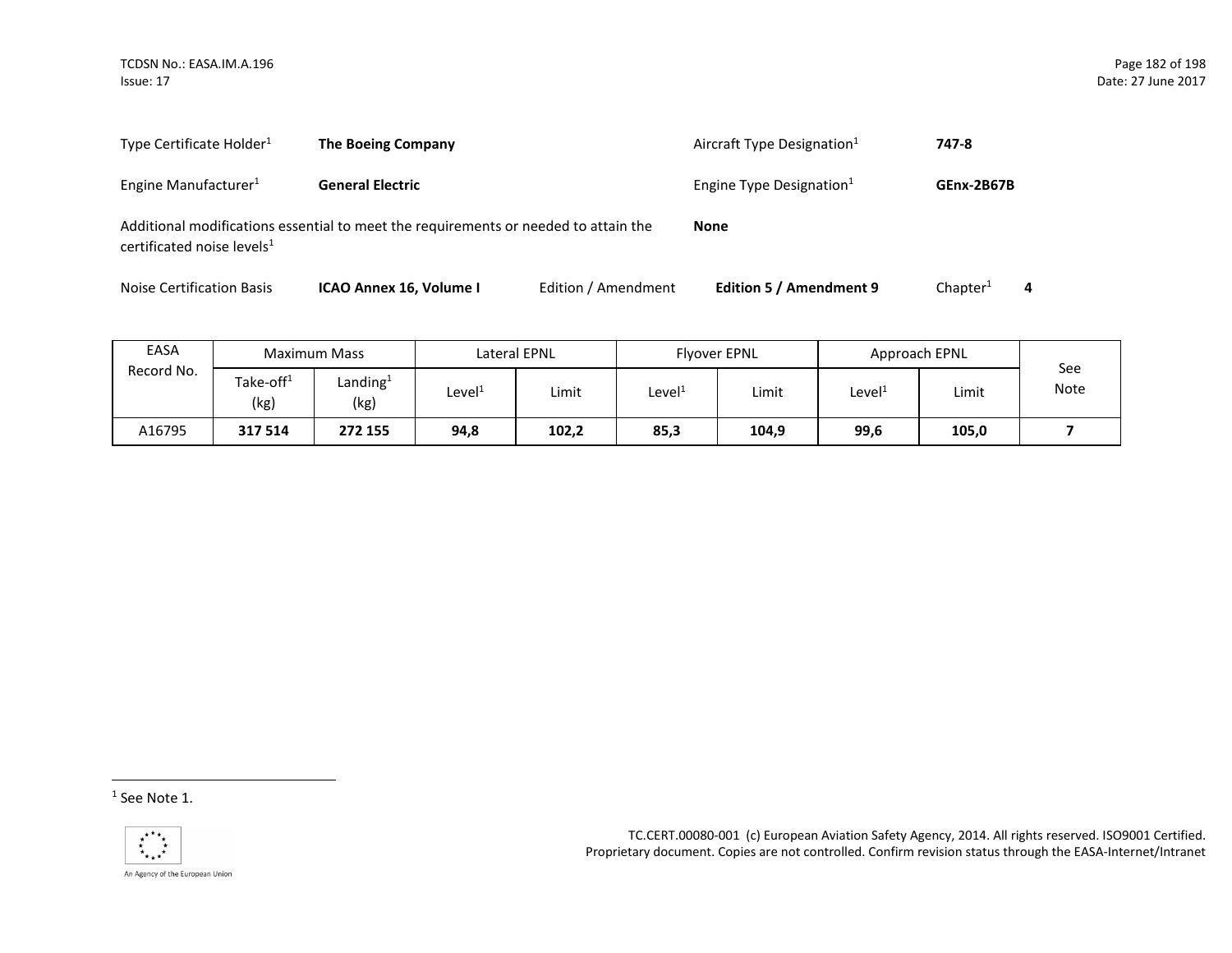Type Certificate Holder[1] **The Boeing Company** Aircraft Type Designation[1] **747-8**

Engine Manufacturer[1] **General Electric** Engine Type Designation[1] **GEnx-2B67B**

Additional modifications essential to meet the requirements or needed to attain the certificated noise levels[1] **None**

Noise Certification Basis **ICAO Annex 16, Volume I** Edition / Amendment **Edition 5 / Amendment 9** Chapter[1] **4**

| EASA Record No. | Maximum Mass | | Lateral EPNL | | Flyover EPNL | | Approach EPNL | | See Note |
|---|---|---|---|---|---|---|---|---|---|
| | Take-off[1] (kg) | Landing[1] (kg) | Level[1] | Limit | Level[1] | Limit | Level[1] | Limit | |
| A16795 | **317 514** | **272 155** | **94,8** | **102,2** | **85,3** | **104,9** | **99,6** | **105,0** | **7** |

[1] See Note 1.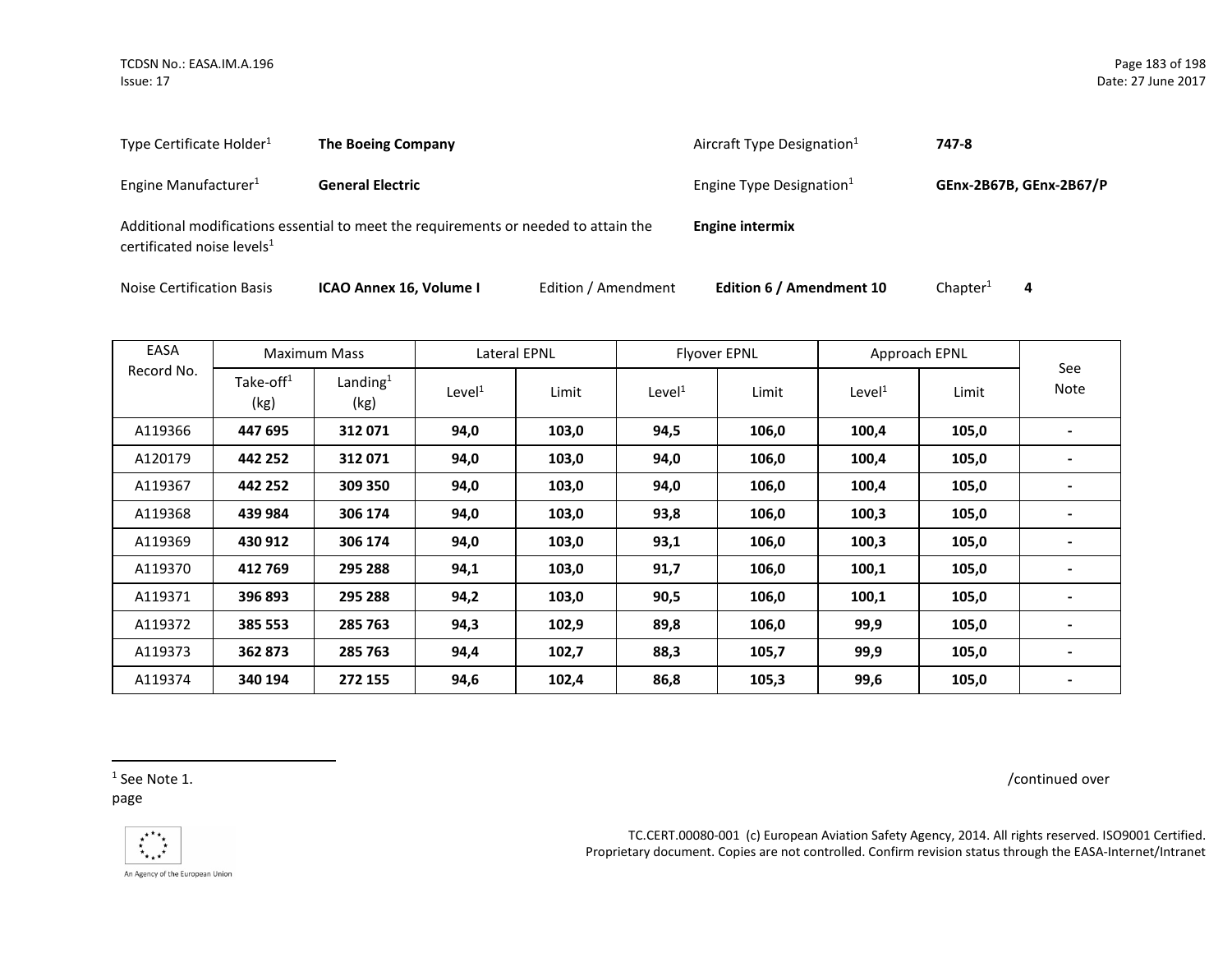Type Certificate Holder[1] **The Boeing Company** Aircraft Type Designation[1] **747-8**

Engine Manufacturer[1] **General Electric** Engine Type Designation[1] **GEnx-2B67B, GEnx-2B67/P**

Additional modifications essential to meet the requirements or needed to attain the certificated noise levels[1] **Engine intermix**

Noise Certification Basis **ICAO Annex 16, Volume I** Edition / Amendment **Edition 6 / Amendment 10** Chapter[1] **4**

| EASA Record No. | Maximum Mass | | Lateral EPNL | | Flyover EPNL | | Approach EPNL | | See Note |
|---|---|---|---|---|---|---|---|---|---|
| | Take-off[1] (kg) | Landing[1] (kg) | Level[1] | Limit | Level[1] | Limit | Level[1] | Limit | |
| A119366 | **447 695** | **312 071** | **94,0** | **103,0** | **94,5** | **106,0** | **100,4** | **105,0** | **-** |
| A120179 | **442 252** | **312 071** | **94,0** | **103,0** | **94,0** | **106,0** | **100,4** | **105,0** | **-** |
| A119367 | **442 252** | **309 350** | **94,0** | **103,0** | **94,0** | **106,0** | **100,4** | **105,0** | **-** |
| A119368 | **439 984** | **306 174** | **94,0** | **103,0** | **93,8** | **106,0** | **100,3** | **105,0** | **-** |
| A119369 | **430 912** | **306 174** | **94,0** | **103,0** | **93,1** | **106,0** | **100,3** | **105,0** | **-** |
| A119370 | **412 769** | **295 288** | **94,1** | **103,0** | **91,7** | **106,0** | **100,1** | **105,0** | **-** |
| A119371 | **396 893** | **295 288** | **94,2** | **103,0** | **90,5** | **106,0** | **100,1** | **105,0** | **-** |
| A119372 | **385 553** | **285 763** | **94,3** | **102,9** | **89,8** | **106,0** | **99,9** | **105,0** | **-** |
| A119373 | **362 873** | **285 763** | **94,4** | **102,7** | **88,3** | **105,7** | **99,9** | **105,0** | **-** |
| A119374 | **340 194** | **272 155** | **94,6** | **102,4** | **86,8** | **105,3** | **99,6** | **105,0** | **-** |

[1] See Note 1.

/continued over page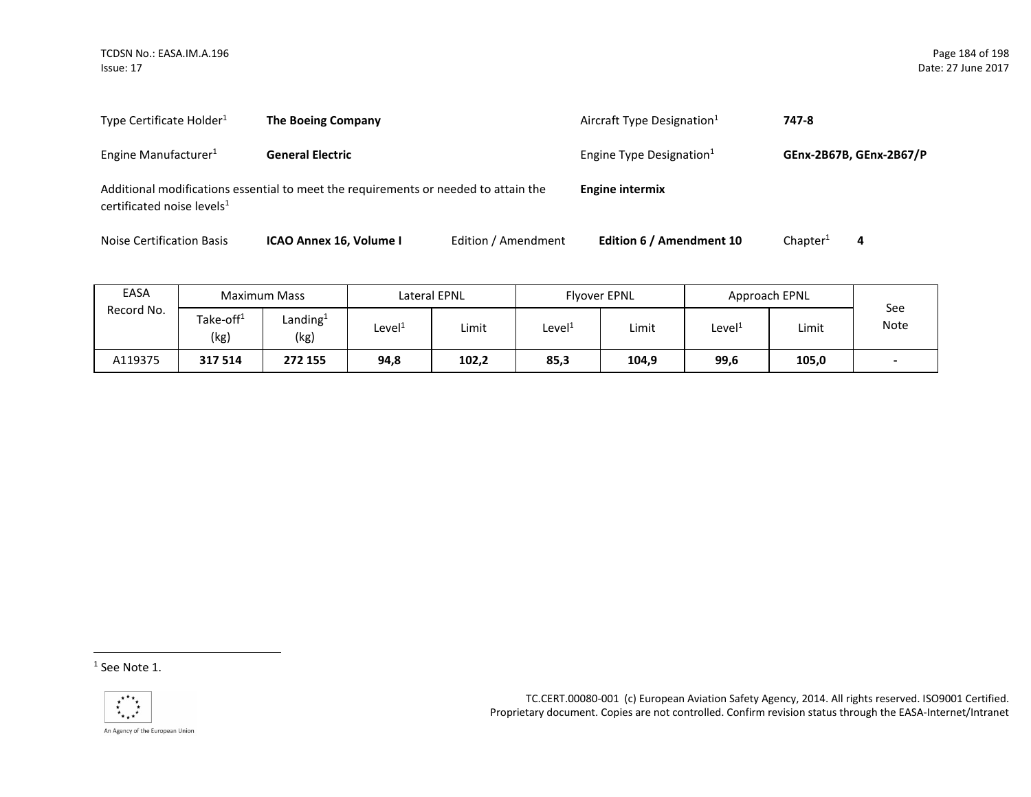Type Certificate Holder[1] **The Boeing Company** Aircraft Type Designation[1] **747-8**

Engine Manufacturer[1] **General Electric** Engine Type Designation[1] **GEnx-2B67B, GEnx-2B67/P**

Additional modifications essential to meet the requirements or needed to attain the certificated noise levels[1] **Engine intermix**

Noise Certification Basis **ICAO Annex 16, Volume I** Edition / Amendment **Edition 6 / Amendment 10** Chapter[1] **4**

| EASA Record No. | Maximum Mass | | Lateral EPNL | | Flyover EPNL | | Approach EPNL | | See Note |
|---|---|---|---|---|---|---|---|---|---|
| | Take-off[1] (kg) | Landing[1] (kg) | Level[1] | Limit | Level[1] | Limit | Level[1] | Limit | |
| A119375 | **317 514** | **272 155** | **94,8** | **102,2** | **85,3** | **104,9** | **99,6** | **105,0** | **-** |

[1] See Note 1.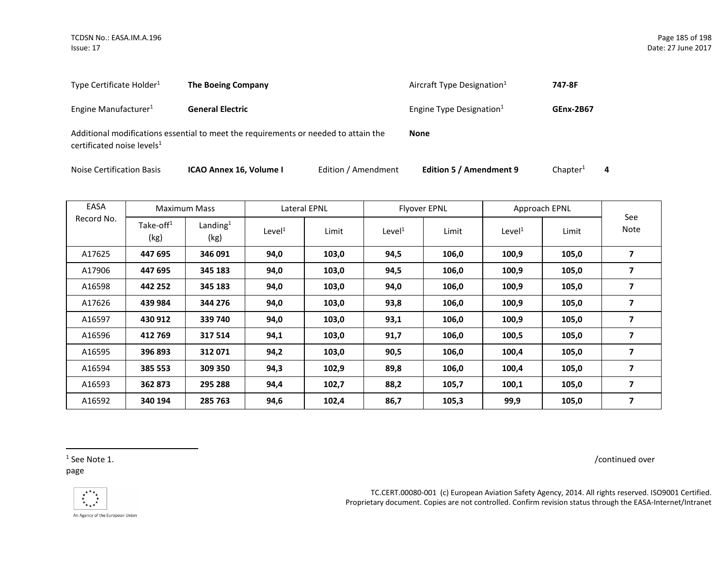Type Certificate Holder[1] **The Boeing Company** Aircraft Type Designation[1] **747-8F**

Engine Manufacturer[1] **General Electric** Engine Type Designation[1] **GEnx-2B67**

Additional modifications essential to meet the requirements or needed to attain the certificated noise levels[1] **None**

Noise Certification Basis **ICAO Annex 16, Volume I** Edition / Amendment **Edition 5 / Amendment 9** Chapter[1] **4**

| EASA Record No. | Maximum Mass | | Lateral EPNL | | Flyover EPNL | | Approach EPNL | | See Note |
|---|---|---|---|---|---|---|---|---|---|
| | Take-off[1] (kg) | Landing[1] (kg) | Level[1] | Limit | Level[1] | Limit | Level[1] | Limit | |
| A17625 | **447 695** | **346 091** | **94,0** | **103,0** | **94,5** | **106,0** | **100,9** | **105,0** | **7** |
| A17906 | **447 695** | **345 183** | **94,0** | **103,0** | **94,5** | **106,0** | **100,9** | **105,0** | **7** |
| A16598 | **442 252** | **345 183** | **94,0** | **103,0** | **94,0** | **106,0** | **100,9** | **105,0** | **7** |
| A17626 | **439 984** | **344 276** | **94,0** | **103,0** | **93,8** | **106,0** | **100,9** | **105,0** | **7** |
| A16597 | **430 912** | **339 740** | **94,0** | **103,0** | **93,1** | **106,0** | **100,9** | **105,0** | **7** |
| A16596 | **412 769** | **317 514** | **94,1** | **103,0** | **91,7** | **106,0** | **100,5** | **105,0** | **7** |
| A16595 | **396 893** | **312 071** | **94,2** | **103,0** | **90,5** | **106,0** | **100,4** | **105,0** | **7** |
| A16594 | **385 553** | **309 350** | **94,3** | **102,9** | **89,8** | **106,0** | **100,4** | **105,0** | **7** |
| A16593 | **362 873** | **295 288** | **94,4** | **102,7** | **88,2** | **105,7** | **100,1** | **105,0** | **7** |
| A16592 | **340 194** | **285 763** | **94,6** | **102,4** | **86,7** | **105,3** | **99,9** | **105,0** | **7** |

[1] See Note 1.

/continued over page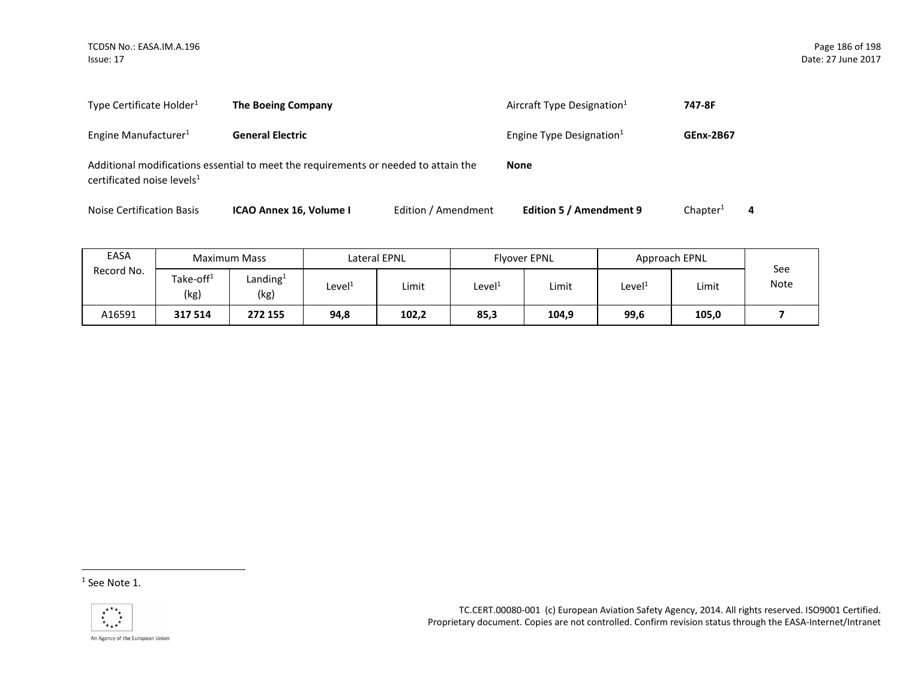Type Certificate Holder[1] **The Boeing Company**

Aircraft Type Designation[1] **747-8F**

Engine Manufacturer[1] **General Electric**

Engine Type Designation[1] **GEnx-2B67**

Additional modifications essential to meet the requirements or needed to attain the certificated noise levels[1] **None**

Noise Certification Basis **ICAO Annex 16, Volume I** Edition / Amendment **Edition 5 / Amendment 9** Chapter[1] **4**

| EASA Record No. | Maximum Mass | | Lateral EPNL | | Flyover EPNL | | Approach EPNL | | See Note |
|---|---|---|---|---|---|---|---|---|---|
| | Take-off[1] (kg) | Landing[1] (kg) | Level[1] | Limit | Level[1] | Limit | Level[1] | Limit | |
| A16591 | **317 514** | **272 155** | **94,8** | **102,2** | **85,3** | **104,9** | **99,6** | **105,0** | **7** |

[1] See Note 1.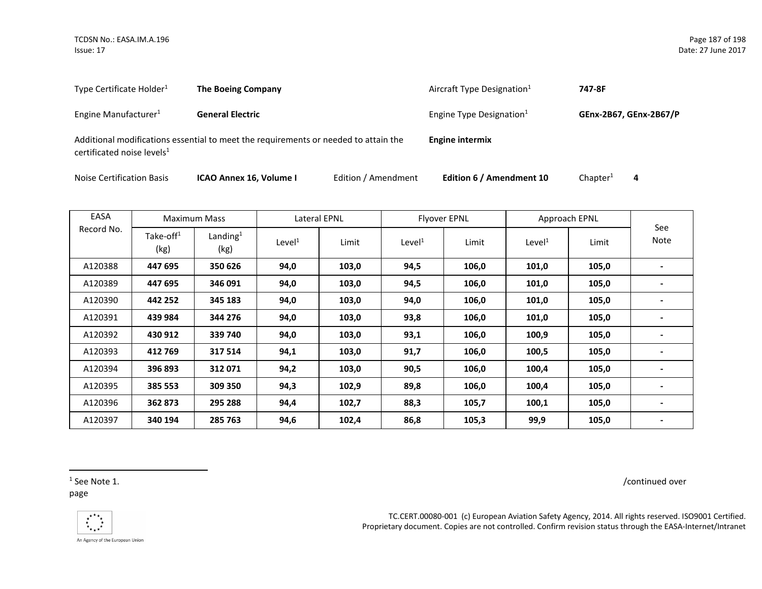Type Certificate Holder[1] **The Boeing Company**

Aircraft Type Designation[1] **747-8F**

Engine Manufacturer[1] **General Electric**

Engine Type Designation[1] **GEnx-2B67, GEnx-2B67/P**

Additional modifications essential to meet the requirements or needed to attain the certificated noise levels[1] **Engine intermix**

Noise Certification Basis **ICAO Annex 16, Volume I** Edition / Amendment **Edition 6 / Amendment 10** Chapter[1] **4**

| EASA Record No. | Maximum Mass | | Lateral EPNL | | Flyover EPNL | | Approach EPNL | | See Note |
|---|---|---|---|---|---|---|---|---|---|
| | Take-off[1] (kg) | Landing[1] (kg) | Level[1] | Limit | Level[1] | Limit | Level[1] | Limit | |
| A120388 | **447 695** | **350 626** | **94,0** | **103,0** | **94,5** | **106,0** | **101,0** | **105,0** | **-** |
| A120389 | **447 695** | **346 091** | **94,0** | **103,0** | **94,5** | **106,0** | **101,0** | **105,0** | **-** |
| A120390 | **442 252** | **345 183** | **94,0** | **103,0** | **94,0** | **106,0** | **101,0** | **105,0** | **-** |
| A120391 | **439 984** | **344 276** | **94,0** | **103,0** | **93,8** | **106,0** | **101,0** | **105,0** | **-** |
| A120392 | **430 912** | **339 740** | **94,0** | **103,0** | **93,1** | **106,0** | **100,9** | **105,0** | **-** |
| A120393 | **412 769** | **317 514** | **94,1** | **103,0** | **91,7** | **106,0** | **100,5** | **105,0** | **-** |
| A120394 | **396 893** | **312 071** | **94,2** | **103,0** | **90,5** | **106,0** | **100,4** | **105,0** | **-** |
| A120395 | **385 553** | **309 350** | **94,3** | **102,9** | **89,8** | **106,0** | **100,4** | **105,0** | **-** |
| A120396 | **362 873** | **295 288** | **94,4** | **102,7** | **88,3** | **105,7** | **100,1** | **105,0** | **-** |
| A120397 | **340 194** | **285 763** | **94,6** | **102,4** | **86,8** | **105,3** | **99,9** | **105,0** | **-** |

[1] See Note 1.

/continued over page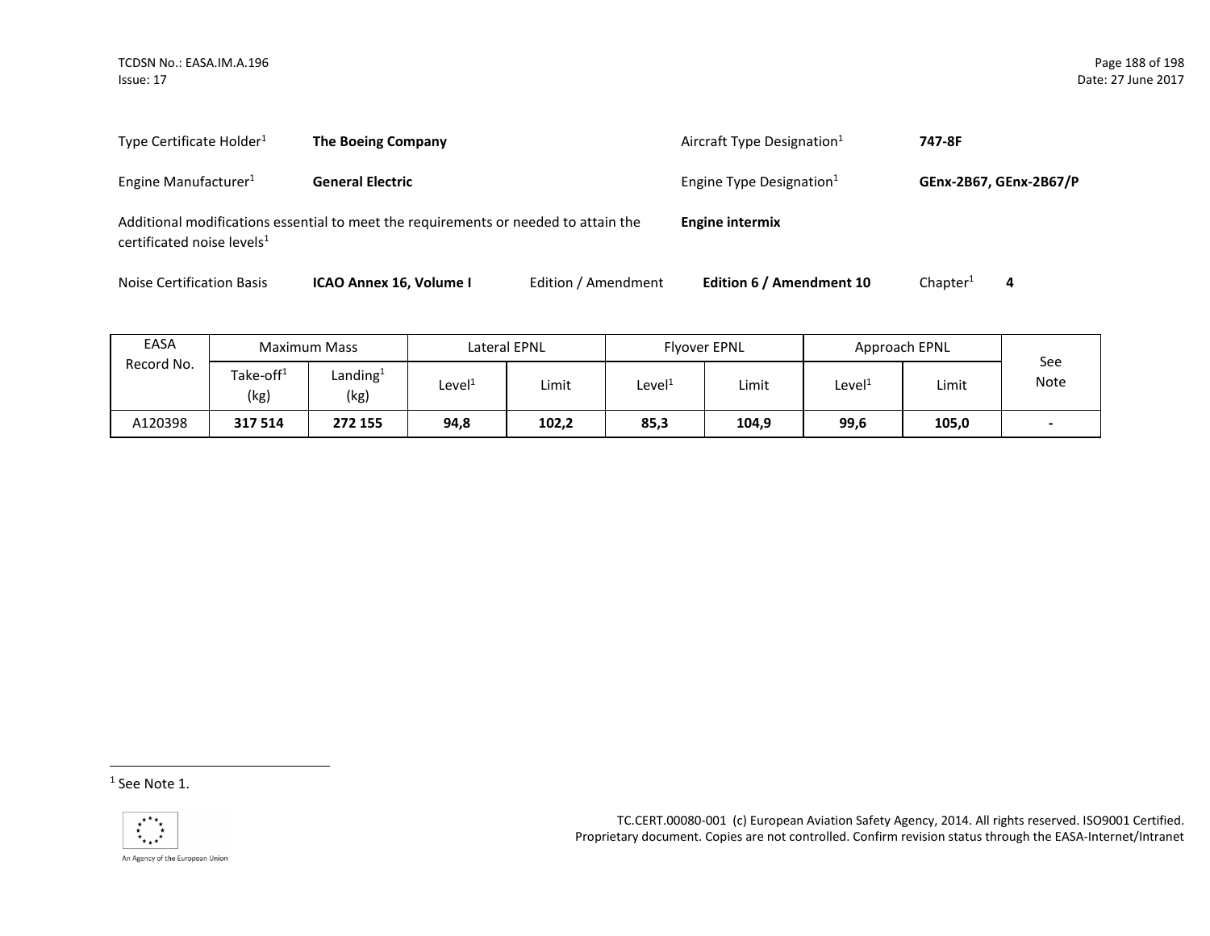Type Certificate Holder[1] **The Boeing Company**

Aircraft Type Designation[1] **747-8F**

Engine Manufacturer[1] **General Electric**

Engine Type Designation[1] **GEnx-2B67, GEnx-2B67/P**

Additional modifications essential to meet the requirements or needed to attain the certificated noise levels[1] **Engine intermix**

Noise Certification Basis **ICAO Annex 16, Volume I** Edition / Amendment **Edition 6 / Amendment 10** Chapter[1] **4**

| EASA Record No. | Maximum Mass | | Lateral EPNL | | Flyover EPNL | | Approach EPNL | | See Note |
|---|---|---|---|---|---|---|---|---|---|
| | Take-off[1] (kg) | Landing[1] (kg) | Level[1] | Limit | Level[1] | Limit | Level[1] | Limit | |
| A120398 | **317 514** | **272 155** | **94,8** | **102,2** | **85,3** | **104,9** | **99,6** | **105,0** | **-** |

[1] See Note 1.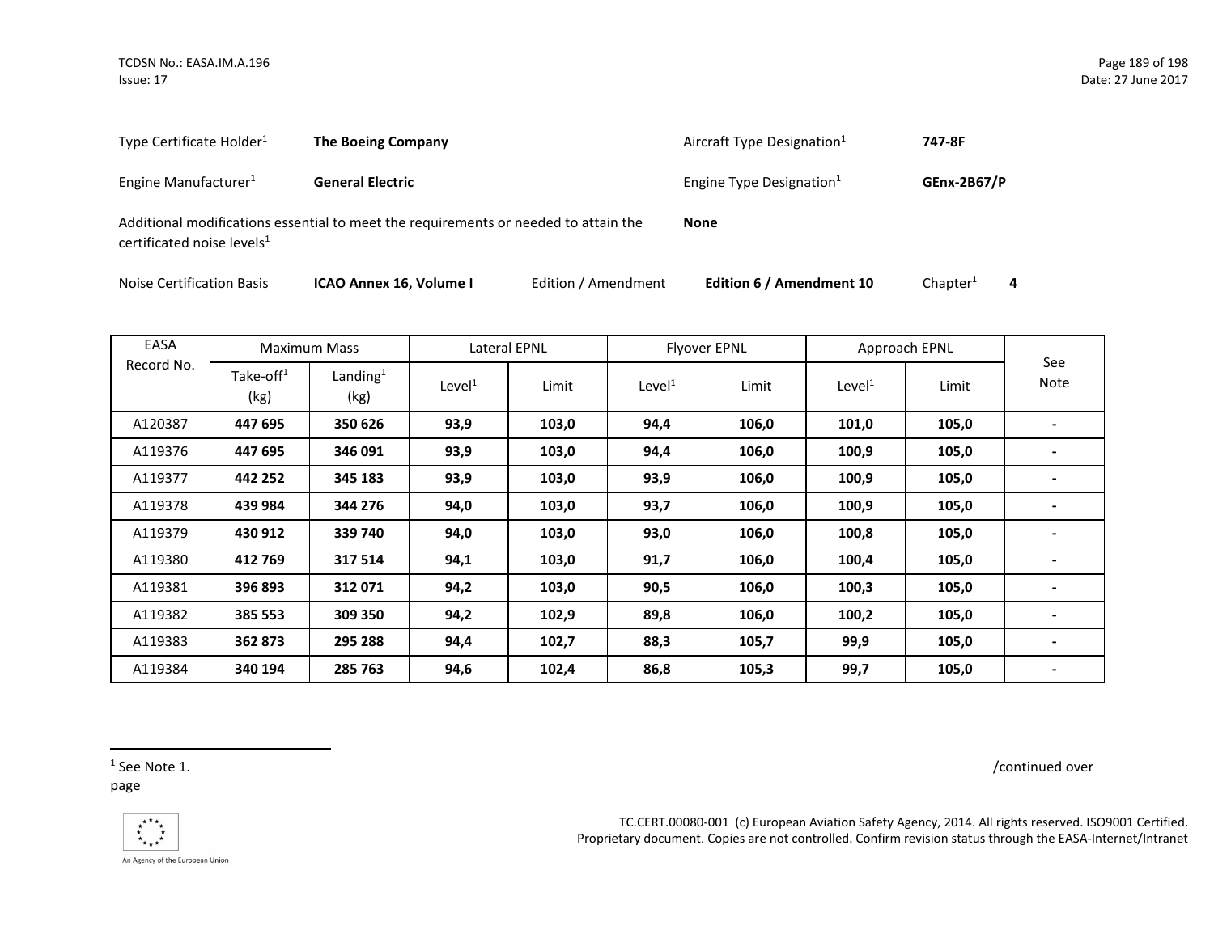Type Certificate Holder[1] **The Boeing Company** Aircraft Type Designation[1] **747-8F**

Engine Manufacturer[1] **General Electric** Engine Type Designation[1] **GEnx-2B67/P**

Additional modifications essential to meet the requirements or needed to attain the certificated noise levels[1] **None**

Noise Certification Basis **ICAO Annex 16, Volume I** Edition / Amendment **Edition 6 / Amendment 10** Chapter[1] **4**

| EASA Record No. | Maximum Mass | | Lateral EPNL | | Flyover EPNL | | Approach EPNL | | See Note |
|---|---|---|---|---|---|---|---|---|---|
| | Take-off[1] (kg) | Landing[1] (kg) | Level[1] | Limit | Level[1] | Limit | Level[1] | Limit | |
| A120387 | **447 695** | **350 626** | **93,9** | **103,0** | **94,4** | **106,0** | **101,0** | **105,0** | **-** |
| A119376 | **447 695** | **346 091** | **93,9** | **103,0** | **94,4** | **106,0** | **100,9** | **105,0** | **-** |
| A119377 | **442 252** | **345 183** | **93,9** | **103,0** | **93,9** | **106,0** | **100,9** | **105,0** | **-** |
| A119378 | **439 984** | **344 276** | **94,0** | **103,0** | **93,7** | **106,0** | **100,9** | **105,0** | **-** |
| A119379 | **430 912** | **339 740** | **94,0** | **103,0** | **93,0** | **106,0** | **100,8** | **105,0** | **-** |
| A119380 | **412 769** | **317 514** | **94,1** | **103,0** | **91,7** | **106,0** | **100,4** | **105,0** | **-** |
| A119381 | **396 893** | **312 071** | **94,2** | **103,0** | **90,5** | **106,0** | **100,3** | **105,0** | **-** |
| A119382 | **385 553** | **309 350** | **94,2** | **102,9** | **89,8** | **106,0** | **100,2** | **105,0** | **-** |
| A119383 | **362 873** | **295 288** | **94,4** | **102,7** | **88,3** | **105,7** | **99,9** | **105,0** | **-** |
| A119384 | **340 194** | **285 763** | **94,6** | **102,4** | **86,8** | **105,3** | **99,7** | **105,0** | **-** |

[1] See Note 1.

/continued over page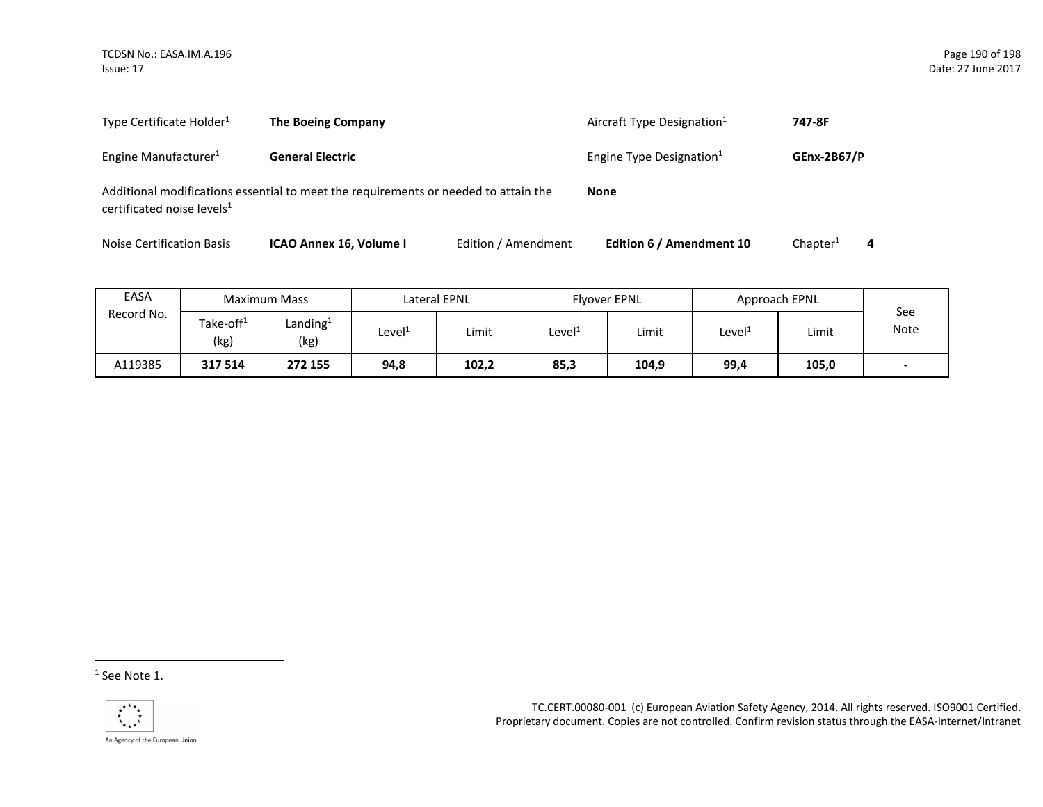Type Certificate Holder[1] **The Boeing Company** Aircraft Type Designation[1] **747-8F**

Engine Manufacturer[1] **General Electric** Engine Type Designation[1] **GEnx-2B67/P**

Additional modifications essential to meet the requirements or needed to attain the certificated noise levels[1] **None**

Noise Certification Basis **ICAO Annex 16, Volume I** Edition / Amendment **Edition 6 / Amendment 10** Chapter[1] **4**

| EASA Record No. | Maximum Mass | | Lateral EPNL | | Flyover EPNL | | Approach EPNL | | See Note |
|---|---|---|---|---|---|---|---|---|---|
| | Take-off[1] (kg) | Landing[1] (kg) | Level[1] | Limit | Level[1] | Limit | Level[1] | Limit | |
| A119385 | **317 514** | **272 155** | **94,8** | **102,2** | **85,3** | **104,9** | **99,4** | **105,0** | **-** |

[1] See Note 1.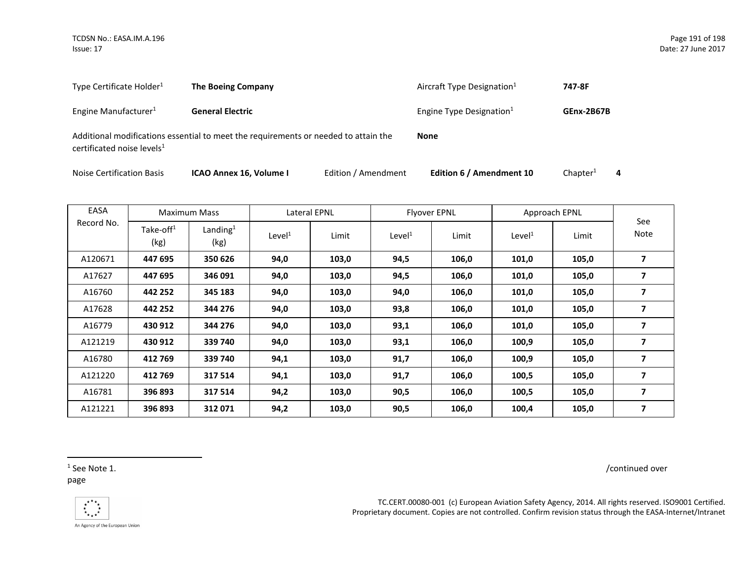| | | | |
|---|---|---|---|
| Type Certificate Holder[1] | **The Boeing Company** | Aircraft Type Designation[1] | **747-8F** |
| Engine Manufacturer[1] | **General Electric** | Engine Type Designation[1] | **GEnx-2B67B** |

Additional modifications essential to meet the requirements or needed to attain the certificated noise levels[1] **None**

Noise Certification Basis **ICAO Annex 16, Volume I** Edition / Amendment **Edition 6 / Amendment 10** Chapter[1] **4**

| EASA Record No. | Maximum Mass | | Lateral EPNL | | Flyover EPNL | | Approach EPNL | | See Note |
|---|---|---|---|---|---|---|---|---|---|
| | Take-off[1] (kg) | Landing[1] (kg) | Level[1] | Limit | Level[1] | Limit | Level[1] | Limit | |
| A120671 | **447 695** | **350 626** | **94,0** | **103,0** | **94,5** | **106,0** | **101,0** | **105,0** | **7** |
| A17627 | **447 695** | **346 091** | **94,0** | **103,0** | **94,5** | **106,0** | **101,0** | **105,0** | **7** |
| A16760 | **442 252** | **345 183** | **94,0** | **103,0** | **94,0** | **106,0** | **101,0** | **105,0** | **7** |
| A17628 | **442 252** | **344 276** | **94,0** | **103,0** | **93,8** | **106,0** | **101,0** | **105,0** | **7** |
| A16779 | **430 912** | **344 276** | **94,0** | **103,0** | **93,1** | **106,0** | **101,0** | **105,0** | **7** |
| A121219 | **430 912** | **339 740** | **94,0** | **103,0** | **93,1** | **106,0** | **100,9** | **105,0** | **7** |
| A16780 | **412 769** | **339 740** | **94,1** | **103,0** | **91,7** | **106,0** | **100,9** | **105,0** | **7** |
| A121220 | **412 769** | **317 514** | **94,1** | **103,0** | **91,7** | **106,0** | **100,5** | **105,0** | **7** |
| A16781 | **396 893** | **317 514** | **94,2** | **103,0** | **90,5** | **106,0** | **100,5** | **105,0** | **7** |
| A121221 | **396 893** | **312 071** | **94,2** | **103,0** | **90,5** | **106,0** | **100,4** | **105,0** | **7** |

[1] See Note 1.

/continued over page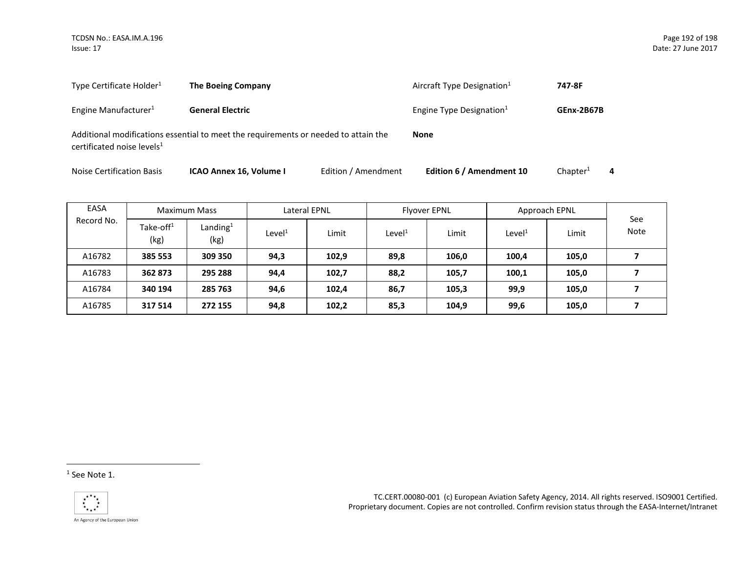Type Certificate Holder[1] **The Boeing Company**

Aircraft Type Designation[1] **747-8F**

Engine Manufacturer[1] **General Electric**

Engine Type Designation[1] **GEnx-2B67B**

Additional modifications essential to meet the requirements or needed to attain the certificated noise levels[1] **None**

Noise Certification Basis **ICAO Annex 16, Volume I** Edition / Amendment **Edition 6 / Amendment 10** Chapter[1] **4**

| EASA Record No. | Maximum Mass | | Lateral EPNL | | Flyover EPNL | | Approach EPNL | | See Note |
|---|---|---|---|---|---|---|---|---|---|
| | Take-off[1] (kg) | Landing[1] (kg) | Level[1] | Limit | Level[1] | Limit | Level[1] | Limit | |
| A16782 | **385 553** | **309 350** | **94,3** | **102,9** | **89,8** | **106,0** | **100,4** | **105,0** | **7** |
| A16783 | **362 873** | **295 288** | **94,4** | **102,7** | **88,2** | **105,7** | **100,1** | **105,0** | **7** |
| A16784 | **340 194** | **285 763** | **94,6** | **102,4** | **86,7** | **105,3** | **99,9** | **105,0** | **7** |
| A16785 | **317 514** | **272 155** | **94,8** | **102,2** | **85,3** | **104,9** | **99,6** | **105,0** | **7** |

[1] See Note 1.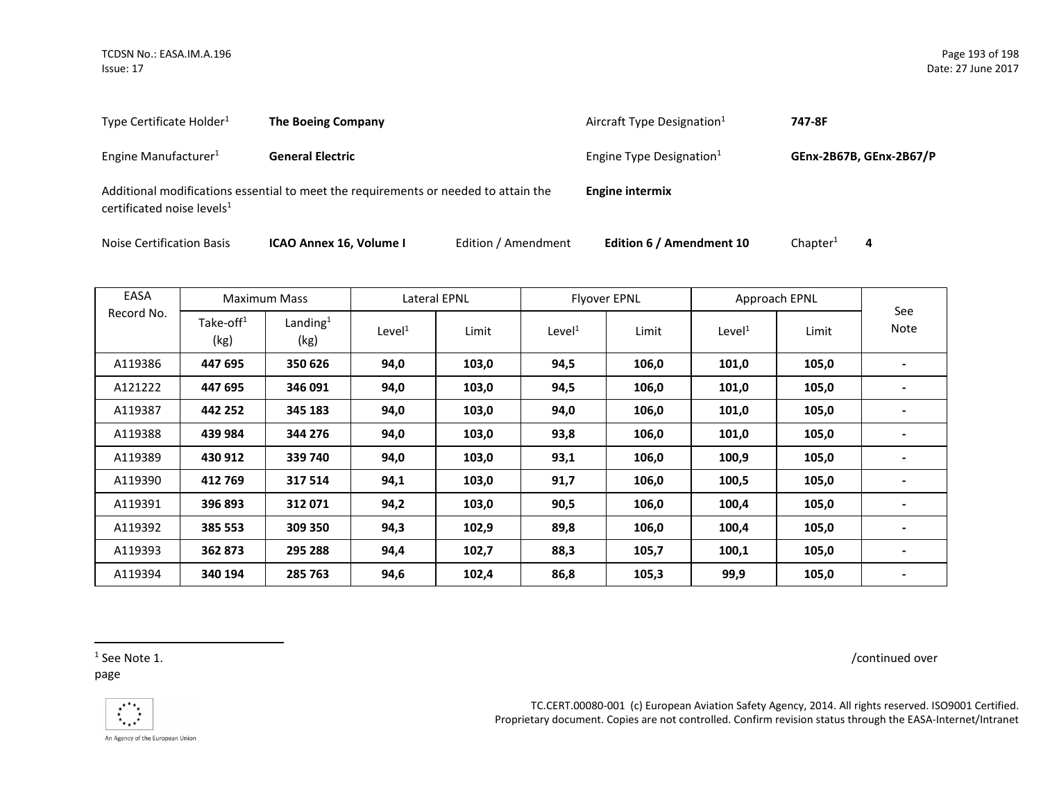| | | | |
|---|---|---|---|
| Type Certificate Holder[1] | **The Boeing Company** | Aircraft Type Designation[1] | **747-8F** |
| Engine Manufacturer[1] | **General Electric** | Engine Type Designation[1] | **GEnx-2B67B, GEnx-2B67/P** |

Additional modifications essential to meet the requirements or needed to attain the certificated noise levels[1] **Engine intermix**

Noise Certification Basis **ICAO Annex 16, Volume I** Edition / Amendment **Edition 6 / Amendment 10** Chapter[1] **4**

| EASA Record No. | Maximum Mass | | Lateral EPNL | | Flyover EPNL | | Approach EPNL | | See Note |
|---|---|---|---|---|---|---|---|---|---|
| | Take-off[1] (kg) | Landing[1] (kg) | Level[1] | Limit | Level[1] | Limit | Level[1] | Limit | |
| A119386 | **447 695** | **350 626** | **94,0** | **103,0** | **94,5** | **106,0** | **101,0** | **105,0** | **-** |
| A121222 | **447 695** | **346 091** | **94,0** | **103,0** | **94,5** | **106,0** | **101,0** | **105,0** | **-** |
| A119387 | **442 252** | **345 183** | **94,0** | **103,0** | **94,0** | **106,0** | **101,0** | **105,0** | **-** |
| A119388 | **439 984** | **344 276** | **94,0** | **103,0** | **93,8** | **106,0** | **101,0** | **105,0** | **-** |
| A119389 | **430 912** | **339 740** | **94,0** | **103,0** | **93,1** | **106,0** | **100,9** | **105,0** | **-** |
| A119390 | **412 769** | **317 514** | **94,1** | **103,0** | **91,7** | **106,0** | **100,5** | **105,0** | **-** |
| A119391 | **396 893** | **312 071** | **94,2** | **103,0** | **90,5** | **106,0** | **100,4** | **105,0** | **-** |
| A119392 | **385 553** | **309 350** | **94,3** | **102,9** | **89,8** | **106,0** | **100,4** | **105,0** | **-** |
| A119393 | **362 873** | **295 288** | **94,4** | **102,7** | **88,3** | **105,7** | **100,1** | **105,0** | **-** |
| A119394 | **340 194** | **285 763** | **94,6** | **102,4** | **86,8** | **105,3** | **99,9** | **105,0** | **-** |

[1] See Note 1.

/continued over page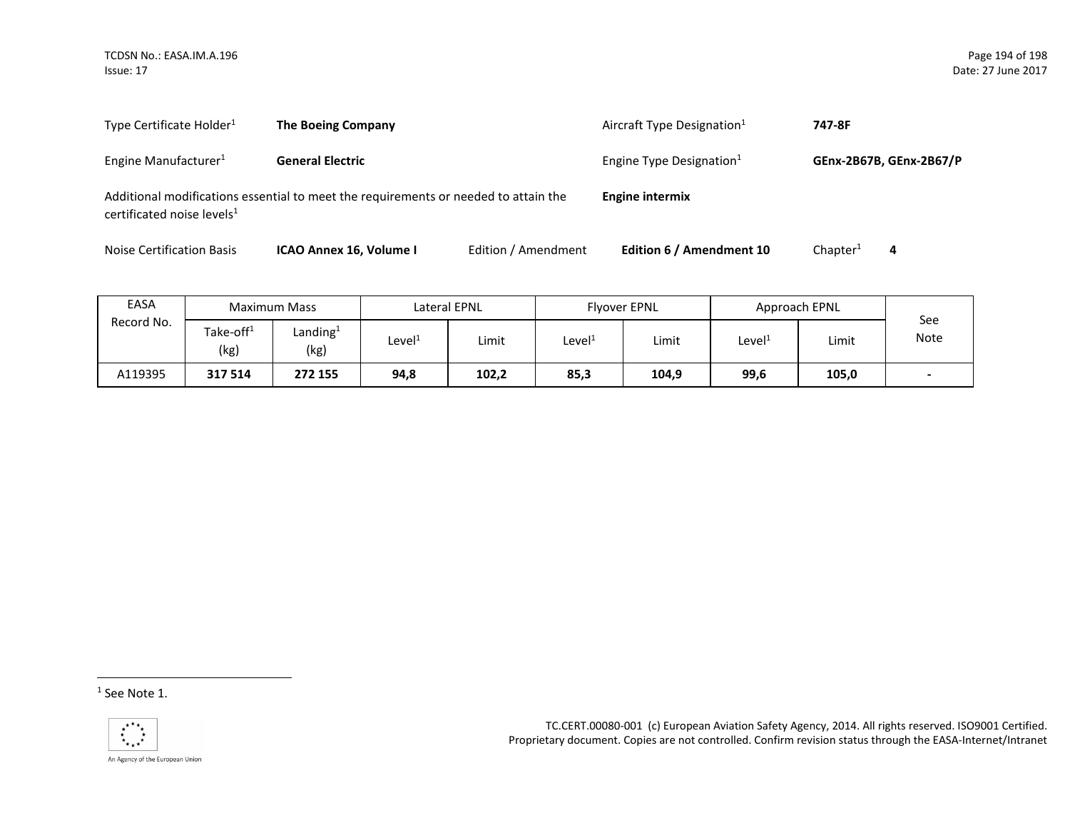Type Certificate Holder[1] **The Boeing Company** Aircraft Type Designation[1] **747-8F**

Engine Manufacturer[1] **General Electric** Engine Type Designation[1] **GEnx-2B67B, GEnx-2B67/P**

Additional modifications essential to meet the requirements or needed to attain the certificated noise levels[1] **Engine intermix**

Noise Certification Basis **ICAO Annex 16, Volume I** Edition / Amendment **Edition 6 / Amendment 10** Chapter[1] **4**

| EASA Record No. | Maximum Mass | | Lateral EPNL | | Flyover EPNL | | Approach EPNL | | See Note |
|---|---|---|---|---|---|---|---|---|---|
| | Take-off[1] (kg) | Landing[1] (kg) | Level[1] | Limit | Level[1] | Limit | Level[1] | Limit | |
| A119395 | **317 514** | **272 155** | **94,8** | **102,2** | **85,3** | **104,9** | **99,6** | **105,0** | **-** |

[1] See Note 1.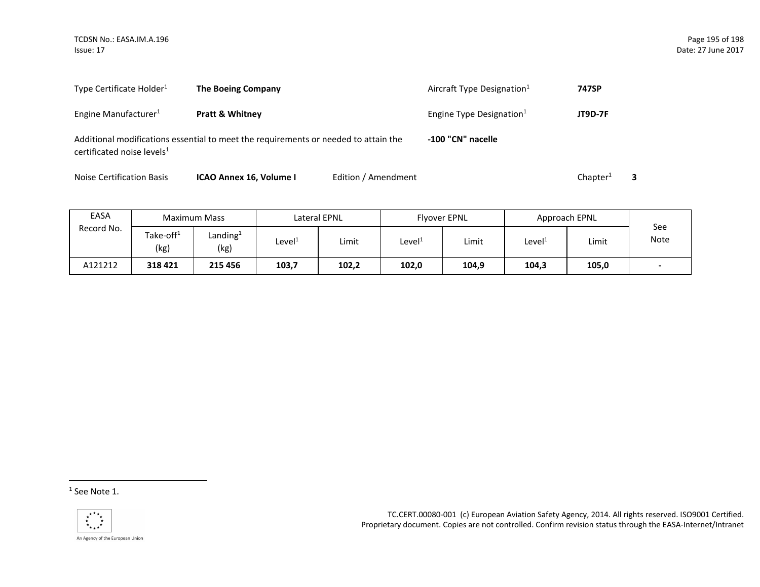| | | | |
|---|---|---|---|
| Type Certificate Holder[1] | **The Boeing Company** | Aircraft Type Designation[1] | **747SP** |
| Engine Manufacturer[1] | **Pratt & Whitney** | Engine Type Designation[1] | **JT9D-7F** |

Additional modifications essential to meet the requirements or needed to attain the certificated noise levels[1] **-100 "CN" nacelle**

Noise Certification Basis **ICAO Annex 16, Volume I** Edition / Amendment Chapter[1] **3**

| EASA Record No. | Maximum Mass | | Lateral EPNL | | Flyover EPNL | | Approach EPNL | | See Note |
|---|---|---|---|---|---|---|---|---|---|
| | Take-off[1] (kg) | Landing[1] (kg) | Level[1] | Limit | Level[1] | Limit | Level[1] | Limit | |
| A121212 | **318 421** | **215 456** | **103,7** | **102,2** | **102,0** | **104,9** | **104,3** | **105,0** | **-** |

[1] See Note 1.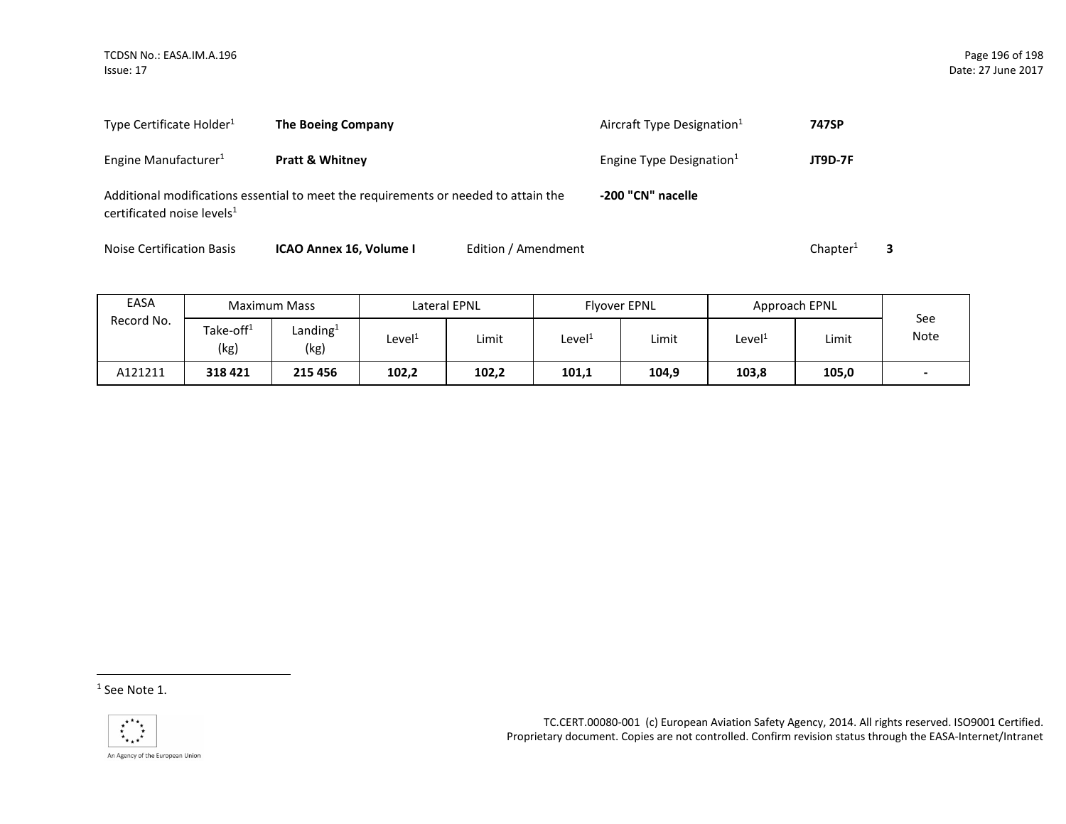Type Certificate Holder[1] **The Boeing Company**

Aircraft Type Designation[1] **747SP**

Engine Manufacturer[1] **Pratt & Whitney**

Engine Type Designation[1] **JT9D-7F**

Additional modifications essential to meet the requirements or needed to attain the certificated noise levels[1] **-200 "CN" nacelle**

Noise Certification Basis **ICAO Annex 16, Volume I** Edition / Amendment Chapter[1] **3**

| EASA Record No. | Maximum Mass | | Lateral EPNL | | Flyover EPNL | | Approach EPNL | | See Note |
|---|---|---|---|---|---|---|---|---|---|
| | Take-off[1] (kg) | Landing[1] (kg) | Level[1] | Limit | Level[1] | Limit | Level[1] | Limit | |
| A121211 | **318 421** | **215 456** | **102,2** | **102,2** | **101,1** | **104,9** | **103,8** | **105,0** | **-** |

[1] See Note 1.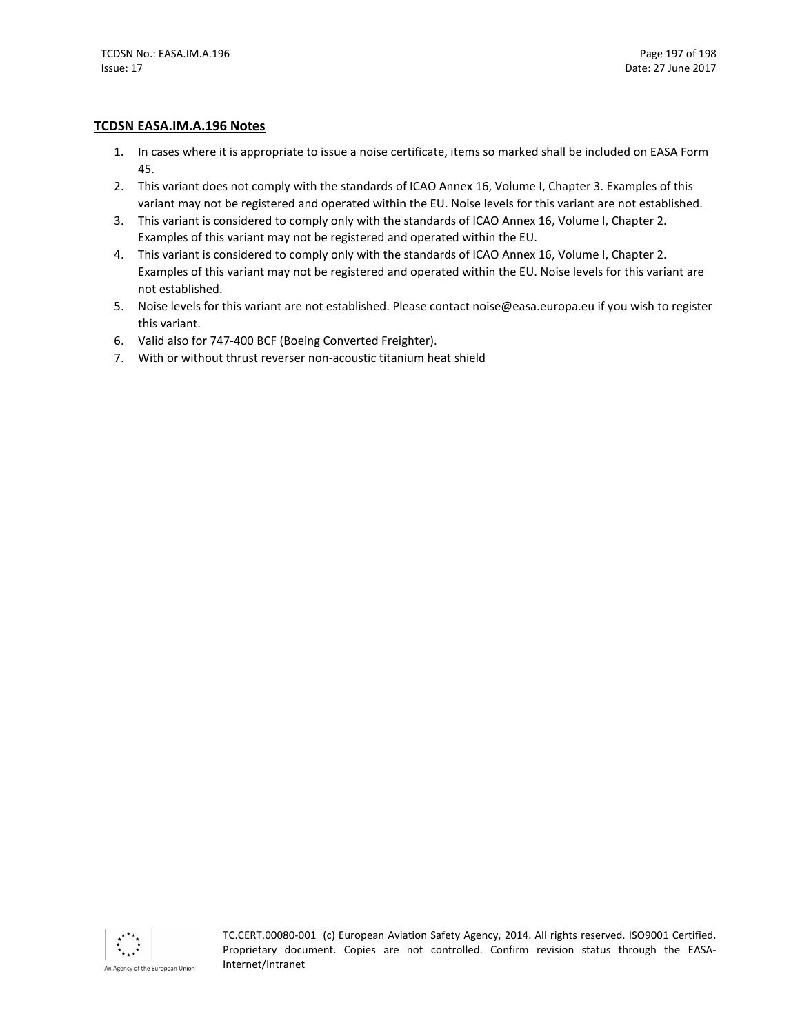**TCDSN EASA.IM.A.196 Notes**

1. In cases where it is appropriate to issue a noise certificate, items so marked shall be included on EASA Form 45.
2. This variant does not comply with the standards of ICAO Annex 16, Volume I, Chapter 3. Examples of this variant may not be registered and operated within the EU. Noise levels for this variant are not established.
3. This variant is considered to comply only with the standards of ICAO Annex 16, Volume I, Chapter 2. Examples of this variant may not be registered and operated within the EU.
4. This variant is considered to comply only with the standards of ICAO Annex 16, Volume I, Chapter 2. Examples of this variant may not be registered and operated within the EU. Noise levels for this variant are not established.
5. Noise levels for this variant are not established. Please contact noise@easa.europa.eu if you wish to register this variant.
6. Valid also for 747-400 BCF (Boeing Converted Freighter).
7. With or without thrust reverser non-acoustic titanium heat shield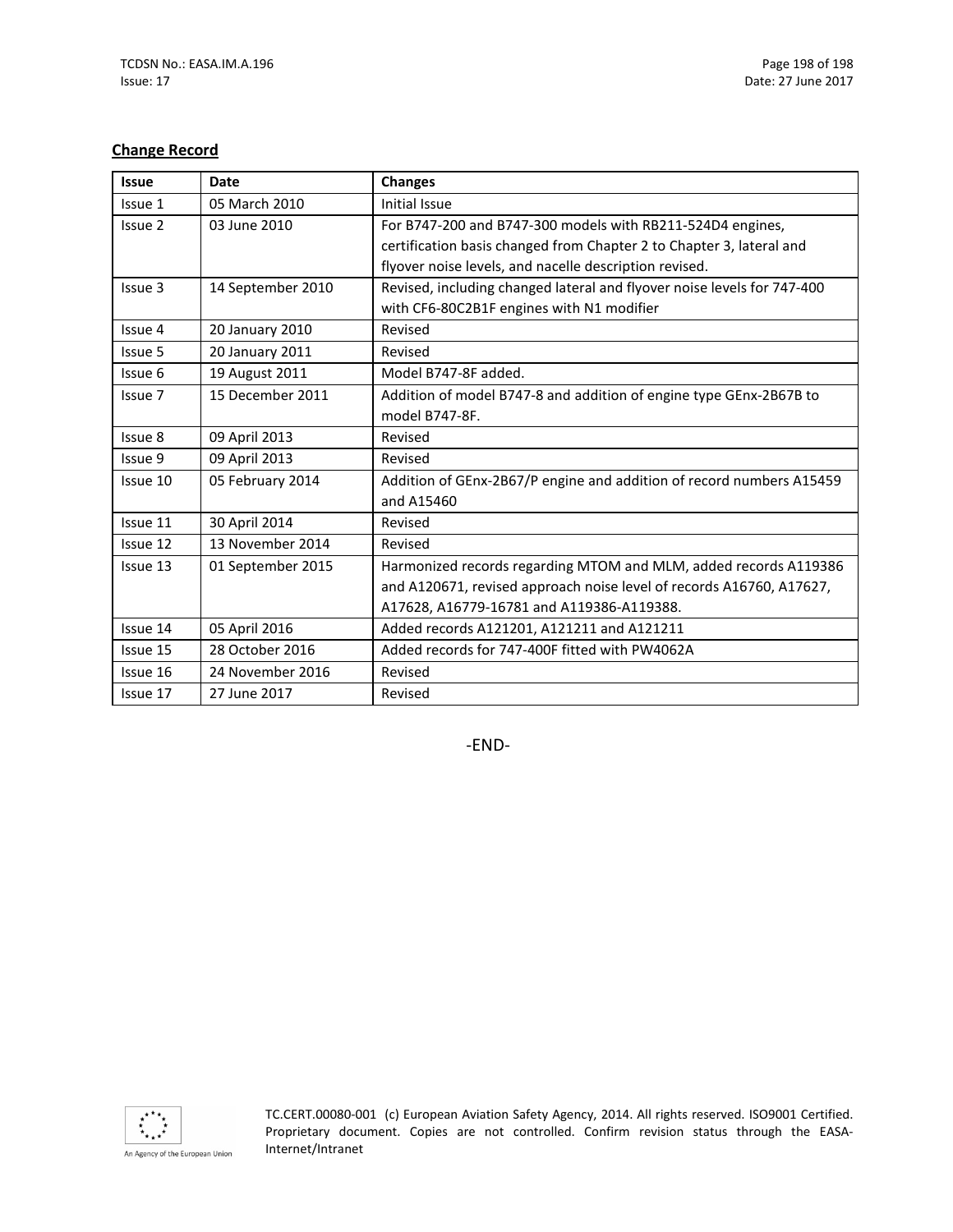## Change Record

| Issue | Date | Changes |
|---|---|---|
| Issue 1 | 05 March 2010 | Initial Issue |
| Issue 2 | 03 June 2010 | For B747-200 and B747-300 models with RB211-524D4 engines, certification basis changed from Chapter 2 to Chapter 3, lateral and flyover noise levels, and nacelle description revised. |
| Issue 3 | 14 September 2010 | Revised, including changed lateral and flyover noise levels for 747-400 with CF6-80C2B1F engines with N1 modifier |
| Issue 4 | 20 January 2010 | Revised |
| Issue 5 | 20 January 2011 | Revised |
| Issue 6 | 19 August 2011 | Model B747-8F added. |
| Issue 7 | 15 December 2011 | Addition of model B747-8 and addition of engine type GEnx-2B67B to model B747-8F. |
| Issue 8 | 09 April 2013 | Revised |
| Issue 9 | 09 April 2013 | Revised |
| Issue 10 | 05 February 2014 | Addition of GEnx-2B67/P engine and addition of record numbers A15459 and A15460 |
| Issue 11 | 30 April 2014 | Revised |
| Issue 12 | 13 November 2014 | Revised |
| Issue 13 | 01 September 2015 | Harmonized records regarding MTOM and MLM, added records A119386 and A120671, revised approach noise level of records A16760, A17627, A17628, A16779-16781 and A119386-A119388. |
| Issue 14 | 05 April 2016 | Added records A121201, A121211 and A121211 |
| Issue 15 | 28 October 2016 | Added records for 747-400F fitted with PW4062A |
| Issue 16 | 24 November 2016 | Revised |
| Issue 17 | 27 June 2017 | Revised |

-END-